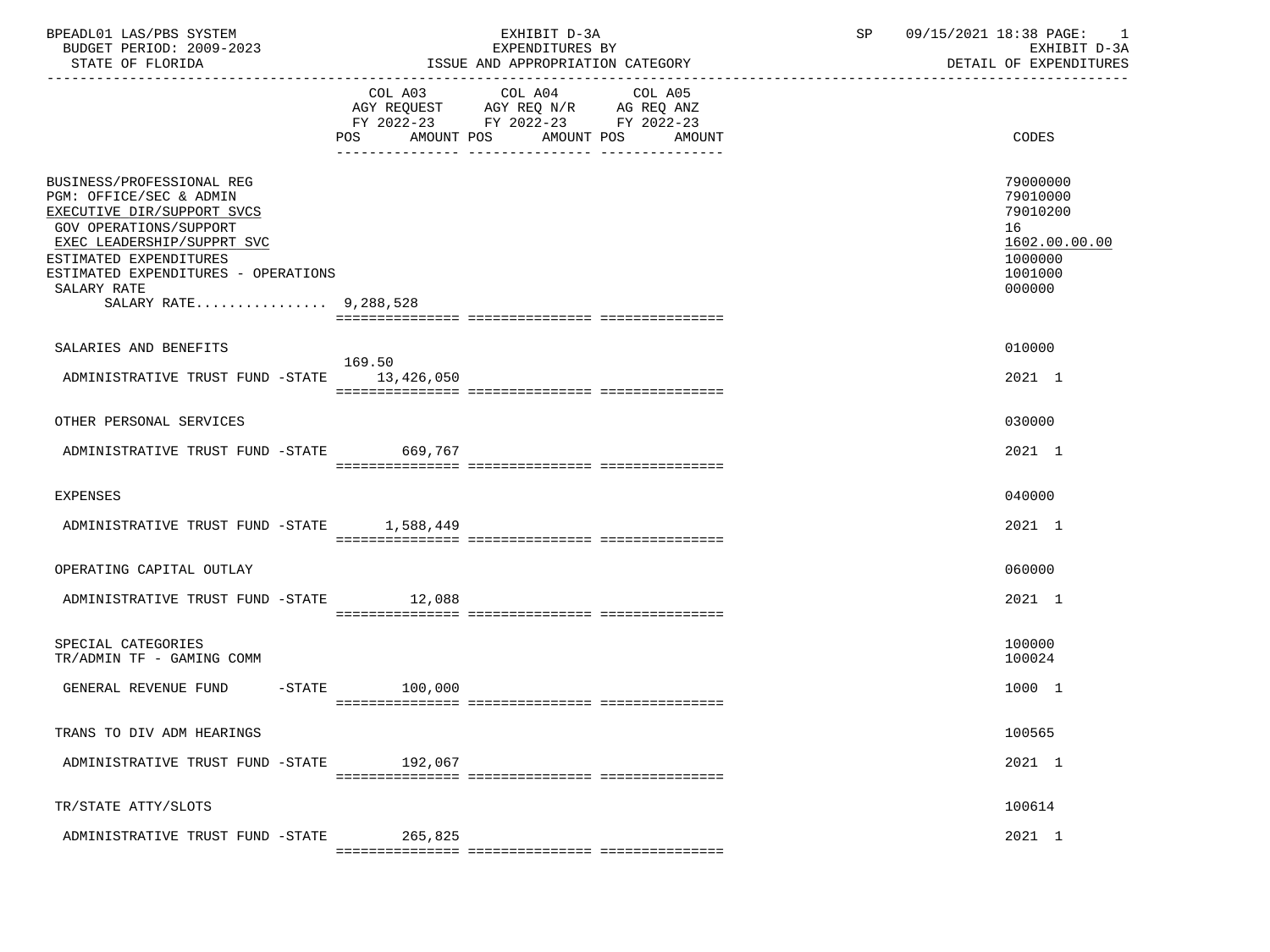BPEADL01 LAS/PBS SYSTEM — EXHIBIT D-3A — SP 09/15/2021 18:38

BUDGET PERIOD: 2009-2023 — EXPENDITURES BY — EXHIBIT D-3A

STATE OF FLORIDA — ISSUE AND APPROPRIATION CATEGORY — DETAIL OF EXPENDITURES

| | COL A03 AGY REQUEST FY 2022-23 POS | AMOUNT | COL A04 AGY REQ N/R FY 2022-23 POS | AMOUNT | COL A05 AG REQ ANZ FY 2022-23 POS | AMOUNT | CODES |
|---|---|---|---|---|---|---|---|
| BUSINESS/PROFESSIONAL REG | | | | | | | 79000000 |
| PGM: OFFICE/SEC & ADMIN | | | | | | | 79010000 |
| EXECUTIVE DIR/SUPPORT SVCS | | | | | | | 79010200 |
| GOV OPERATIONS/SUPPORT | | | | | | | 16 |
| EXEC LEADERSHIP/SUPPRT SVC | | | | | | | 1602.00.00.00 |
| ESTIMATED EXPENDITURES | | | | | | | 1000000 |
| ESTIMATED EXPENDITURES - OPERATIONS | | | | | | | 1001000 |
| SALARY RATE | | | | | | | 000000 |
| SALARY RATE................ 9,288,528 | | | | | | | |
| SALARIES AND BENEFITS | | | | | | | 010000 |
| ADMINISTRATIVE TRUST FUND -STATE | 169.50 | 13,426,050 | | | | | 2021 1 |
| OTHER PERSONAL SERVICES | | | | | | | 030000 |
| ADMINISTRATIVE TRUST FUND -STATE | | 669,767 | | | | | 2021 1 |
| EXPENSES | | | | | | | 040000 |
| ADMINISTRATIVE TRUST FUND -STATE | | 1,588,449 | | | | | 2021 1 |
| OPERATING CAPITAL OUTLAY | | | | | | | 060000 |
| ADMINISTRATIVE TRUST FUND -STATE | | 12,088 | | | | | 2021 1 |
| SPECIAL CATEGORIES | | | | | | | 100000 |
| TR/ADMIN TF - GAMING COMM | | | | | | | 100024 |
| GENERAL REVENUE FUND -STATE | | 100,000 | | | | | 1000 1 |
| TRANS TO DIV ADM HEARINGS | | | | | | | 100565 |
| ADMINISTRATIVE TRUST FUND -STATE | | 192,067 | | | | | 2021 1 |
| TR/STATE ATTY/SLOTS | | | | | | | 100614 |
| ADMINISTRATIVE TRUST FUND -STATE | | 265,825 | | | | | 2021 1 |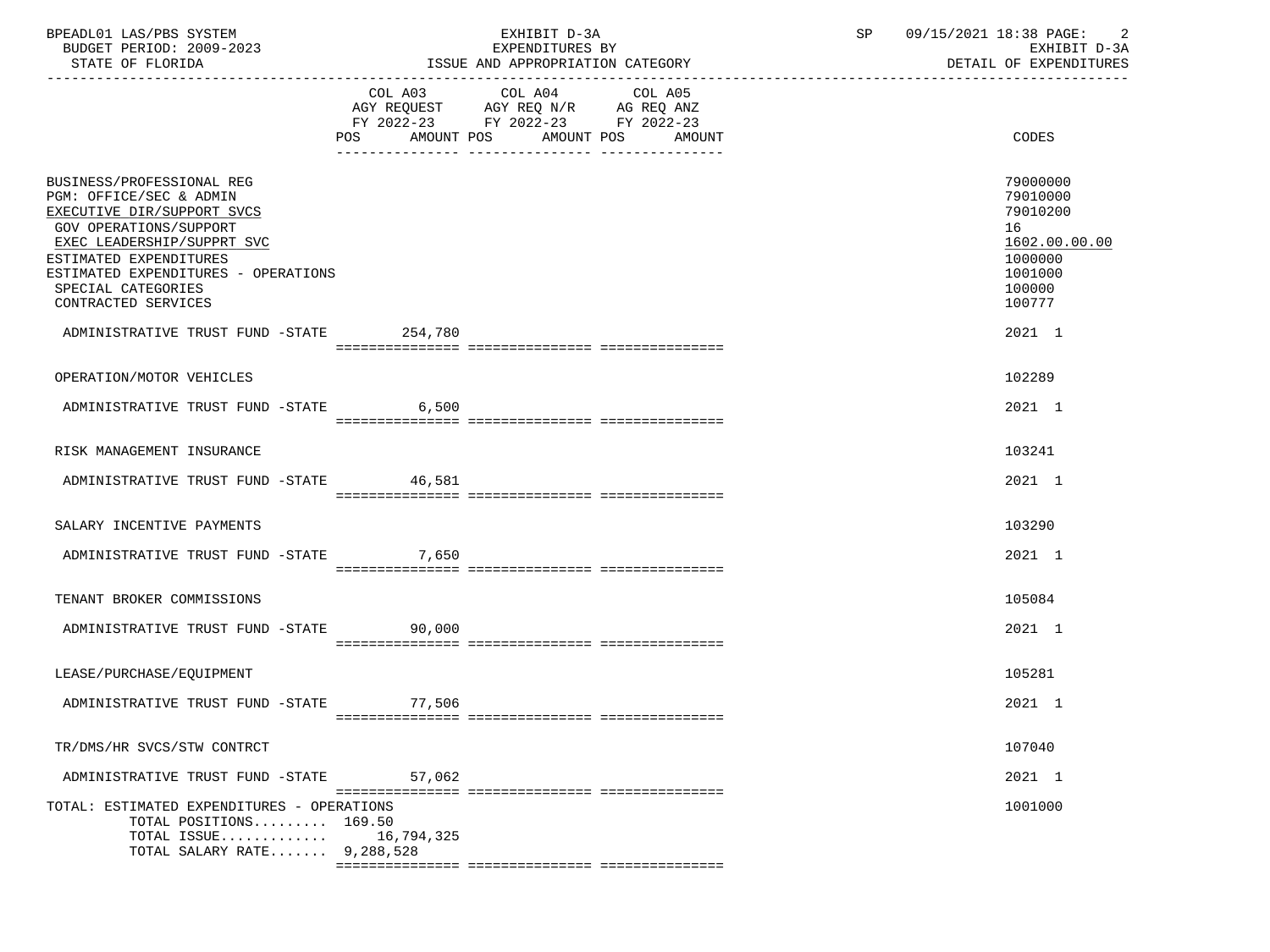BPEADL01 LAS/PBS SYSTEM
BUDGET PERIOD: 2009-2023
STATE OF FLORIDA

EXHIBIT D-3A
EXPENDITURES BY
ISSUE AND APPROPRIATION CATEGORY

SP 09/15/2021 18:38
EXHIBIT D-3A
DETAIL OF EXPENDITURES

| | COL A03 AGY REQUEST FY 2022-23 POS | AMOUNT | COL A04 AGY REQ N/R FY 2022-23 POS | AMOUNT | COL A05 AG REQ ANZ FY 2022-23 POS | AMOUNT | CODES |
|---|---|---|---|---|---|---|---|
| BUSINESS/PROFESSIONAL REG | | | | | | | 79000000 |
| PGM: OFFICE/SEC & ADMIN | | | | | | | 79010000 |
| EXECUTIVE DIR/SUPPORT SVCS | | | | | | | 79010200 |
| GOV OPERATIONS/SUPPORT | | | | | | | 16 |
| EXEC LEADERSHIP/SUPPRT SVC | | | | | | | 1602.00.00.00 |
| ESTIMATED EXPENDITURES | | | | | | | 1000000 |
| ESTIMATED EXPENDITURES - OPERATIONS | | | | | | | 1001000 |
| SPECIAL CATEGORIES | | | | | | | 100000 |
| CONTRACTED SERVICES | | | | | | | 100777 |
| ADMINISTRATIVE TRUST FUND -STATE | | 254,780 | | | | | 2021 1 |
| OPERATION/MOTOR VEHICLES | | | | | | | 102289 |
| ADMINISTRATIVE TRUST FUND -STATE | | 6,500 | | | | | 2021 1 |
| RISK MANAGEMENT INSURANCE | | | | | | | 103241 |
| ADMINISTRATIVE TRUST FUND -STATE | | 46,581 | | | | | 2021 1 |
| SALARY INCENTIVE PAYMENTS | | | | | | | 103290 |
| ADMINISTRATIVE TRUST FUND -STATE | | 7,650 | | | | | 2021 1 |
| TENANT BROKER COMMISSIONS | | | | | | | 105084 |
| ADMINISTRATIVE TRUST FUND -STATE | | 90,000 | | | | | 2021 1 |
| LEASE/PURCHASE/EQUIPMENT | | | | | | | 105281 |
| ADMINISTRATIVE TRUST FUND -STATE | | 77,506 | | | | | 2021 1 |
| TR/DMS/HR SVCS/STW CONTRCT | | | | | | | 107040 |
| ADMINISTRATIVE TRUST FUND -STATE | | 57,062 | | | | | 2021 1 |
| TOTAL: ESTIMATED EXPENDITURES - OPERATIONS | | | | | | | 1001000 |
| TOTAL POSITIONS......... | 169.50 | | | | | | |
| TOTAL ISSUE............. | | 16,794,325 | | | | | |
| TOTAL SALARY RATE....... | | 9,288,528 | | | | | |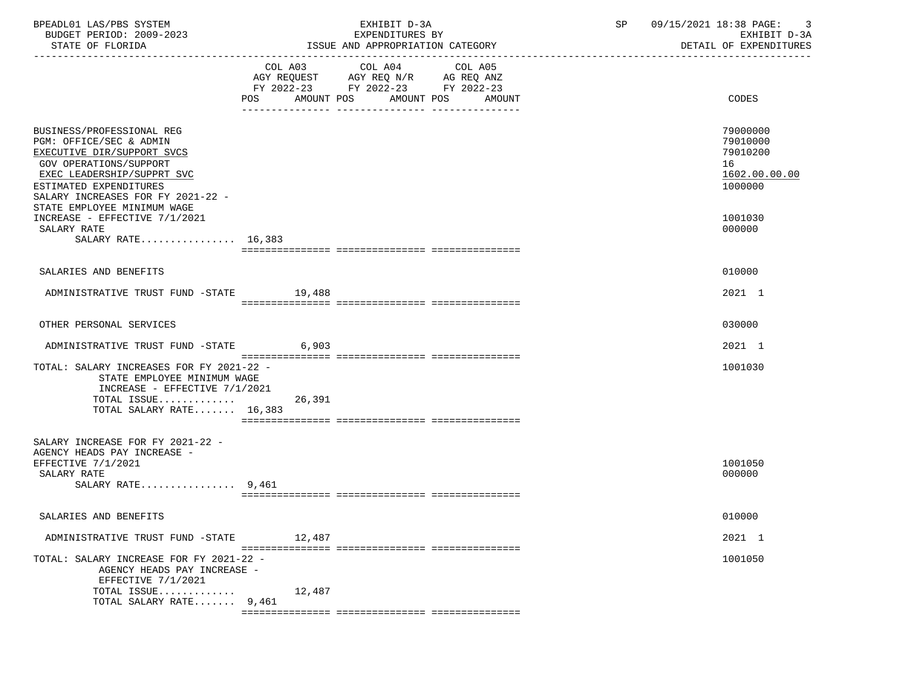BPEADL01 LAS/PBS SYSTEM — EXHIBIT D-3A — SP 09/15/2021 18:38

BUDGET PERIOD: 2009-2023 — EXPENDITURES BY — EXHIBIT D-3A

STATE OF FLORIDA — ISSUE AND APPROPRIATION CATEGORY — DETAIL OF EXPENDITURES

| | COL A03 AGY REQUEST FY 2022-23 POS AMOUNT | COL A04 AGY REQ N/R FY 2022-23 POS AMOUNT | COL A05 AG REQ ANZ FY 2022-23 POS AMOUNT | CODES |
|---|---|---|---|---|
| BUSINESS/PROFESSIONAL REG | | | | 79000000 |
| PGM: OFFICE/SEC & ADMIN | | | | 79010000 |
| EXECUTIVE DIR/SUPPORT SVCS | | | | 79010200 |
| GOV OPERATIONS/SUPPORT | | | | 16 |
| EXEC LEADERSHIP/SUPPRT SVC | | | | 1602.00.00.00 |
| ESTIMATED EXPENDITURES | | | | 1000000 |
| SALARY INCREASES FOR FY 2021-22 - STATE EMPLOYEE MINIMUM WAGE INCREASE - EFFECTIVE 7/1/2021 | | | | 1001030 |
| SALARY RATE | | | | 000000 |
| SALARY RATE................ 16,383 | | | | |
| SALARIES AND BENEFITS | | | | 010000 |
| ADMINISTRATIVE TRUST FUND -STATE | 19,488 | | | 2021 1 |
| OTHER PERSONAL SERVICES | | | | 030000 |
| ADMINISTRATIVE TRUST FUND -STATE | 6,903 | | | 2021 1 |
| TOTAL: SALARY INCREASES FOR FY 2021-22 - STATE EMPLOYEE MINIMUM WAGE INCREASE - EFFECTIVE 7/1/2021 | | | | 1001030 |
| TOTAL ISSUE............. | 26,391 | | | |
| TOTAL SALARY RATE....... 16,383 | | | | |
| SALARY INCREASE FOR FY 2021-22 - AGENCY HEADS PAY INCREASE - EFFECTIVE 7/1/2021 | | | | 1001050 |
| SALARY RATE | | | | 000000 |
| SALARY RATE................ 9,461 | | | | |
| SALARIES AND BENEFITS | | | | 010000 |
| ADMINISTRATIVE TRUST FUND -STATE | 12,487 | | | 2021 1 |
| TOTAL: SALARY INCREASE FOR FY 2021-22 - AGENCY HEADS PAY INCREASE - EFFECTIVE 7/1/2021 | | | | 1001050 |
| TOTAL ISSUE............. | 12,487 | | | |
| TOTAL SALARY RATE....... 9,461 | | | | |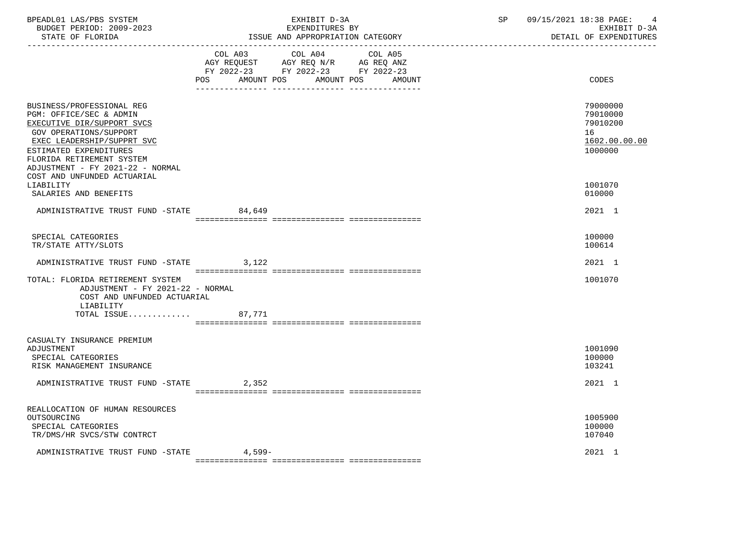BPEADL01 LAS/PBS SYSTEM | EXHIBIT D-3A | SP 09/15/2021 18:38
BUDGET PERIOD: 2009-2023 | EXPENDITURES BY | EXHIBIT D-3A
STATE OF FLORIDA | ISSUE AND APPROPRIATION CATEGORY | DETAIL OF EXPENDITURES

| | COL A03 AGY REQUEST FY 2022-23 POS AMOUNT | COL A04 AGY REQ N/R FY 2022-23 POS AMOUNT | COL A05 AG REQ ANZ FY 2022-23 POS AMOUNT | CODES |
|---|---|---|---|---|
| BUSINESS/PROFESSIONAL REG | | | | 79000000 |
| PGM: OFFICE/SEC & ADMIN | | | | 79010000 |
| EXECUTIVE DIR/SUPPORT SVCS | | | | 79010200 |
| GOV OPERATIONS/SUPPORT | | | | 16 |
| EXEC LEADERSHIP/SUPPRT SVC | | | | 1602.00.00.00 |
| ESTIMATED EXPENDITURES | | | | 1000000 |
| FLORIDA RETIREMENT SYSTEM ADJUSTMENT - FY 2021-22 - NORMAL COST AND UNFUNDED ACTUARIAL LIABILITY | | | | 1001070 |
| SALARIES AND BENEFITS | | | | 010000 |
| ADMINISTRATIVE TRUST FUND -STATE | 84,649 | | | 2021 1 |
| SPECIAL CATEGORIES | | | | 100000 |
| TR/STATE ATTY/SLOTS | | | | 100614 |
| ADMINISTRATIVE TRUST FUND -STATE | 3,122 | | | 2021 1 |
| TOTAL: FLORIDA RETIREMENT SYSTEM ADJUSTMENT - FY 2021-22 - NORMAL COST AND UNFUNDED ACTUARIAL LIABILITY | | | | 1001070 |
| TOTAL ISSUE............. | 87,771 | | | |
| CASUALTY INSURANCE PREMIUM ADJUSTMENT | | | | 1001090 |
| SPECIAL CATEGORIES | | | | 100000 |
| RISK MANAGEMENT INSURANCE | | | | 103241 |
| ADMINISTRATIVE TRUST FUND -STATE | 2,352 | | | 2021 1 |
| REALLOCATION OF HUMAN RESOURCES OUTSOURCING | | | | 1005900 |
| SPECIAL CATEGORIES | | | | 100000 |
| TR/DMS/HR SVCS/STW CONTRCT | | | | 107040 |
| ADMINISTRATIVE TRUST FUND -STATE | 4,599- | | | 2021 1 |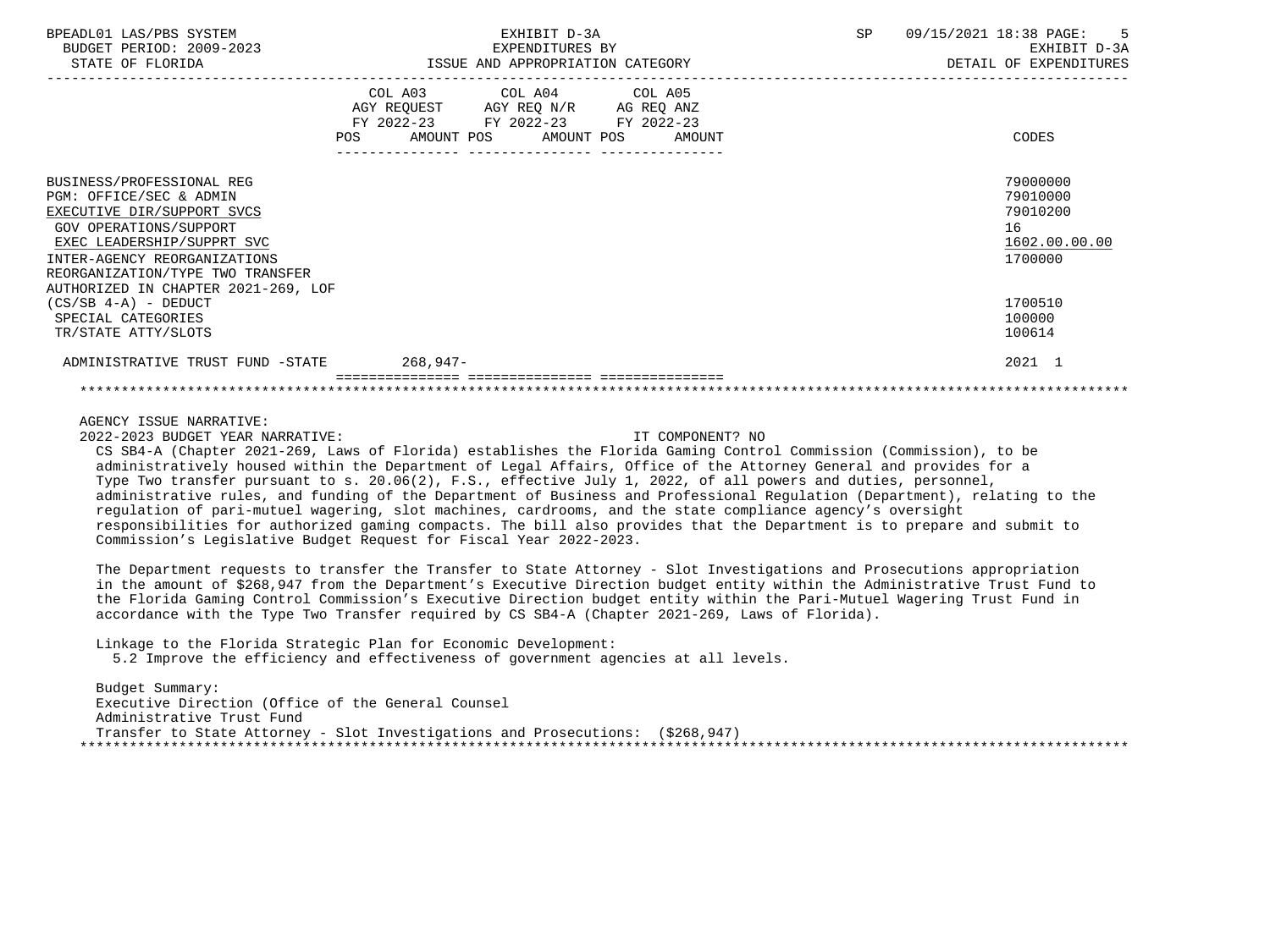| | COL A03 AGY REQUEST FY 2022-23 POS AMOUNT | COL A04 AGY REQ N/R FY 2022-23 POS AMOUNT | COL A05 AG REQ ANZ FY 2022-23 POS AMOUNT | CODES |
|---|---|---|---|---|
| BUSINESS/PROFESSIONAL REG | | | | 79000000 |
| PGM: OFFICE/SEC & ADMIN | | | | 79010000 |
| EXECUTIVE DIR/SUPPORT SVCS | | | | 79010200 |
| GOV OPERATIONS/SUPPORT | | | | 16 |
| EXEC LEADERSHIP/SUPPRT SVC | | | | 1602.00.00.00 |
| INTER-AGENCY REORGANIZATIONS | | | | 1700000 |
| REORGANIZATION/TYPE TWO TRANSFER AUTHORIZED IN CHAPTER 2021-269, LOF (CS/SB 4-A) - DEDUCT | | | | 1700510 |
| SPECIAL CATEGORIES | | | | 100000 |
| TR/STATE ATTY/SLOTS | | | | 100614 |
| ADMINISTRATIVE TRUST FUND -STATE | 268,947- | | | 2021 1 |

AGENCY ISSUE NARRATIVE:

2022-2023 BUDGET YEAR NARRATIVE: IT COMPONENT? NO

CS SB4-A (Chapter 2021-269, Laws of Florida) establishes the Florida Gaming Control Commission (Commission), to be administratively housed within the Department of Legal Affairs, Office of the Attorney General and provides for a Type Two transfer pursuant to s. 20.06(2), F.S., effective July 1, 2022, of all powers and duties, personnel, administrative rules, and funding of the Department of Business and Professional Regulation (Department), relating to the regulation of pari-mutuel wagering, slot machines, cardrooms, and the state compliance agency's oversight responsibilities for authorized gaming compacts. The bill also provides that the Department is to prepare and submit to Commission's Legislative Budget Request for Fiscal Year 2022-2023.

The Department requests to transfer the Transfer to State Attorney - Slot Investigations and Prosecutions appropriation in the amount of $268,947 from the Department's Executive Direction budget entity within the Administrative Trust Fund to the Florida Gaming Control Commission's Executive Direction budget entity within the Pari-Mutuel Wagering Trust Fund in accordance with the Type Two Transfer required by CS SB4-A (Chapter 2021-269, Laws of Florida).

Linkage to the Florida Strategic Plan for Economic Development:
5.2 Improve the efficiency and effectiveness of government agencies at all levels.

Budget Summary:
Executive Direction (Office of the General Counsel
Administrative Trust Fund
Transfer to State Attorney - Slot Investigations and Prosecutions: ($268,947)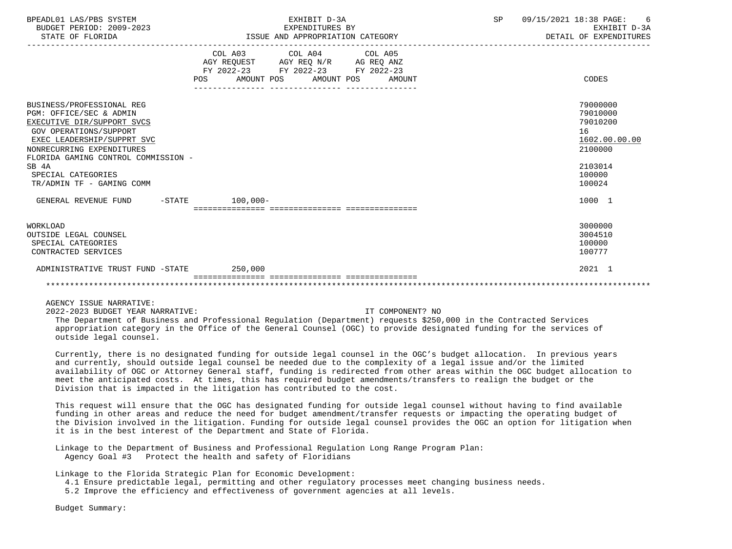BPEADL01 LAS/PBS SYSTEM — EXHIBIT D-3A — EXPENDITURES BY ISSUE AND APPROPRIATION CATEGORY
BUDGET PERIOD: 2009-2023 — STATE OF FLORIDA — DETAIL OF EXPENDITURES

| | COL A03 AGY REQUEST FY 2022-23 POS AMOUNT | COL A04 AGY REQ N/R FY 2022-23 POS AMOUNT | COL A05 AG REQ ANZ FY 2022-23 POS AMOUNT | CODES |
|---|---|---|---|---|
| BUSINESS/PROFESSIONAL REG | | | | 79000000 |
| PGM: OFFICE/SEC & ADMIN | | | | 79010000 |
| EXECUTIVE DIR/SUPPORT SVCS | | | | 79010200 |
| GOV OPERATIONS/SUPPORT | | | | 16 |
| EXEC LEADERSHIP/SUPPRT SVC | | | | 1602.00.00.00 |
| NONRECURRING EXPENDITURES | | | | 2100000 |
| FLORIDA GAMING CONTROL COMMISSION - SB 4A | | | | 2103014 |
| SPECIAL CATEGORIES | | | | 100000 |
| TR/ADMIN TF - GAMING COMM | | | | 100024 |
| GENERAL REVENUE FUND -STATE | 100,000- | | | 1000 1 |
| WORKLOAD | | | | 3000000 |
| OUTSIDE LEGAL COUNSEL | | | | 3004510 |
| SPECIAL CATEGORIES | | | | 100000 |
| CONTRACTED SERVICES | | | | 100777 |
| ADMINISTRATIVE TRUST FUND -STATE | 250,000 | | | 2021 1 |

AGENCY ISSUE NARRATIVE:

2022-2023 BUDGET YEAR NARRATIVE: IT COMPONENT? NO

The Department of Business and Professional Regulation (Department) requests $250,000 in the Contracted Services appropriation category in the Office of the General Counsel (OGC) to provide designated funding for the services of outside legal counsel.

Currently, there is no designated funding for outside legal counsel in the OGC's budget allocation. In previous years and currently, should outside legal counsel be needed due to the complexity of a legal issue and/or the limited availability of OGC or Attorney General staff, funding is redirected from other areas within the OGC budget allocation to meet the anticipated costs. At times, this has required budget amendments/transfers to realign the budget or the Division that is impacted in the litigation has contributed to the cost.

This request will ensure that the OGC has designated funding for outside legal counsel without having to find available funding in other areas and reduce the need for budget amendment/transfer requests or impacting the operating budget of the Division involved in the litigation. Funding for outside legal counsel provides the OGC an option for litigation when it is in the best interest of the Department and State of Florida.

Linkage to the Department of Business and Professional Regulation Long Range Program Plan:
Agency Goal #3 Protect the health and safety of Floridians

Linkage to the Florida Strategic Plan for Economic Development:
4.1 Ensure predictable legal, permitting and other regulatory processes meet changing business needs.
5.2 Improve the efficiency and effectiveness of government agencies at all levels.

Budget Summary: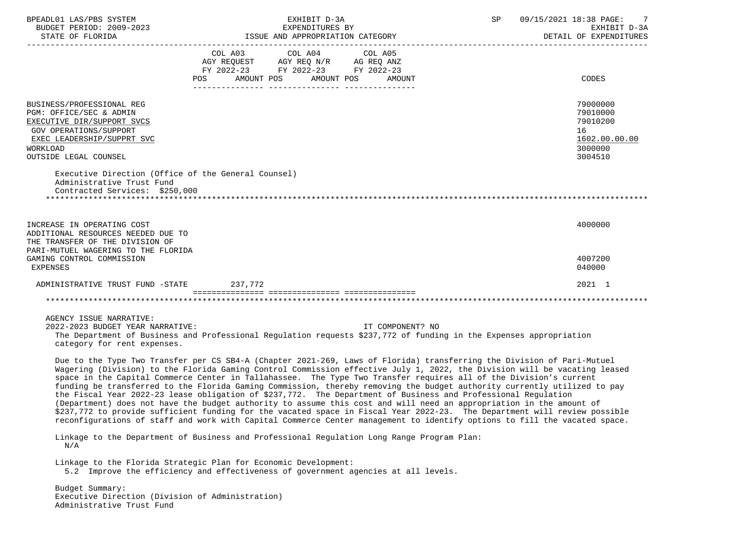| | COL A03 AGY REQUEST FY 2022-23 POS AMOUNT | COL A04 AGY REQ N/R FY 2022-23 POS AMOUNT | COL A05 AG REQ ANZ FY 2022-23 POS AMOUNT | CODES |
|---|---|---|---|---|
| BUSINESS/PROFESSIONAL REG | | | | 79000000 |
| PGM: OFFICE/SEC & ADMIN | | | | 79010000 |
| EXECUTIVE DIR/SUPPORT SVCS | | | | 79010200 |
| GOV OPERATIONS/SUPPORT | | | | 16 |
| EXEC LEADERSHIP/SUPPRT SVC | | | | 1602.00.00.00 |
| WORKLOAD | | | | 3000000 |
| OUTSIDE LEGAL COUNSEL | | | | 3004510 |

Executive Direction (Office of the General Counsel)
Administrative Trust Fund
Contracted Services: $250,000

******************************************************************************************************************

| | COL A03 | COL A04 | COL A05 | CODES |
|---|---|---|---|---|
| INCREASE IN OPERATING COST | | | | 4000000 |
| ADDITIONAL RESOURCES NEEDED DUE TO THE TRANSFER OF THE DIVISION OF PARI-MUTUEL WAGERING TO THE FLORIDA GAMING CONTROL COMMISSION | | | | 4007200 |
| EXPENSES | | | | 040000 |
| ADMINISTRATIVE TRUST FUND -STATE | 237,772 | | | 2021 1 |

******************************************************************************************************************

AGENCY ISSUE NARRATIVE:
2022-2023 BUDGET YEAR NARRATIVE: IT COMPONENT? NO

The Department of Business and Professional Regulation requests $237,772 of funding in the Expenses appropriation category for rent expenses.

Due to the Type Two Transfer per CS SB4-A (Chapter 2021-269, Laws of Florida) transferring the Division of Pari-Mutuel Wagering (Division) to the Florida Gaming Control Commission effective July 1, 2022, the Division will be vacating leased space in the Capital Commerce Center in Tallahassee. The Type Two Transfer requires all of the Division's current funding be transferred to the Florida Gaming Commission, thereby removing the budget authority currently utilized to pay the Fiscal Year 2022-23 lease obligation of $237,772. The Department of Business and Professional Regulation (Department) does not have the budget authority to assume this cost and will need an appropriation in the amount of $237,772 to provide sufficient funding for the vacated space in Fiscal Year 2022-23. The Department will review possible reconfigurations of staff and work with Capital Commerce Center management to identify options to fill the vacated space.

Linkage to the Department of Business and Professional Regulation Long Range Program Plan:
N/A

Linkage to the Florida Strategic Plan for Economic Development:
5.2 Improve the efficiency and effectiveness of government agencies at all levels.

Budget Summary:
Executive Direction (Division of Administration)
Administrative Trust Fund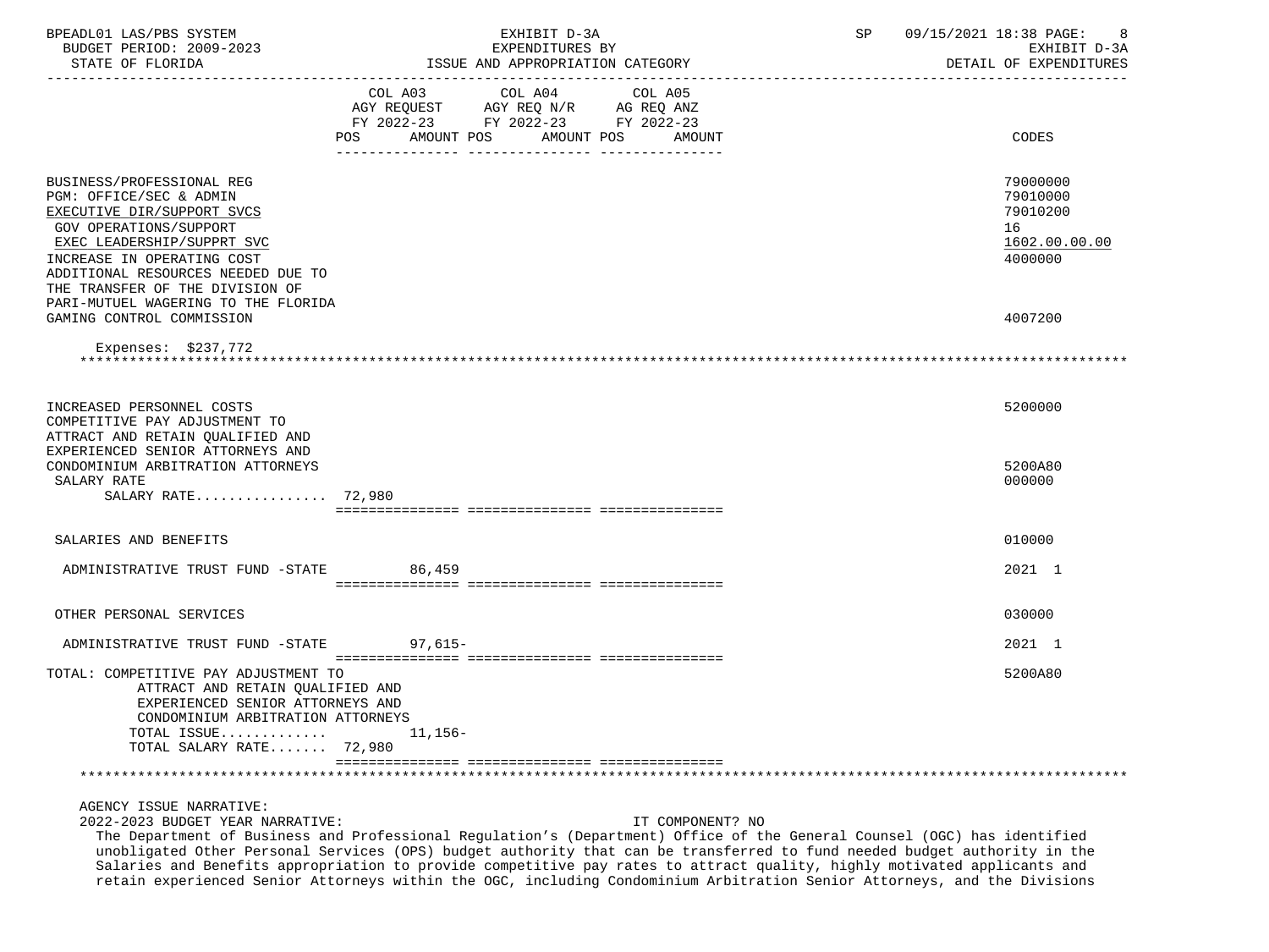BPEADL01 LAS/PBS SYSTEM — EXHIBIT D-3A — EXPENDITURES BY ISSUE AND APPROPRIATION CATEGORY
BUDGET PERIOD: 2009-2023 — STATE OF FLORIDA — DETAIL OF EXPENDITURES

| | COL A03 AGY REQUEST FY 2022-23 POS AMOUNT | COL A04 AGY REQ N/R FY 2022-23 POS AMOUNT | COL A05 AG REQ ANZ FY 2022-23 POS AMOUNT | CODES |
|---|---|---|---|---|
| BUSINESS/PROFESSIONAL REG | | | | 79000000 |
| PGM: OFFICE/SEC & ADMIN | | | | 79010000 |
| EXECUTIVE DIR/SUPPORT SVCS | | | | 79010200 |
| GOV OPERATIONS/SUPPORT | | | | 16 |
| EXEC LEADERSHIP/SUPPRT SVC | | | | 1602.00.00.00 |
| INCREASE IN OPERATING COST | | | | 4000000 |
| ADDITIONAL RESOURCES NEEDED DUE TO THE TRANSFER OF THE DIVISION OF PARI-MUTUEL WAGERING TO THE FLORIDA GAMING CONTROL COMMISSION | | | | 4007200 |

Expenses: $237,772

| | COL A03 AGY REQUEST FY 2022-23 POS AMOUNT | COL A04 AGY REQ N/R FY 2022-23 POS AMOUNT | COL A05 AG REQ ANZ FY 2022-23 POS AMOUNT | CODES |
|---|---|---|---|---|
| INCREASED PERSONNEL COSTS | | | | 5200000 |
| COMPETITIVE PAY ADJUSTMENT TO ATTRACT AND RETAIN QUALIFIED AND EXPERIENCED SENIOR ATTORNEYS AND CONDOMINIUM ARBITRATION ATTORNEYS | | | | 5200A80 |
| SALARY RATE | | | | 000000 |
| SALARY RATE................ | 72,980 | | | |
| SALARIES AND BENEFITS | | | | 010000 |
| ADMINISTRATIVE TRUST FUND -STATE | 86,459 | | | 2021 1 |
| OTHER PERSONAL SERVICES | | | | 030000 |
| ADMINISTRATIVE TRUST FUND -STATE | 97,615- | | | 2021 1 |
| TOTAL: COMPETITIVE PAY ADJUSTMENT TO ATTRACT AND RETAIN QUALIFIED AND EXPERIENCED SENIOR ATTORNEYS AND CONDOMINIUM ARBITRATION ATTORNEYS | | | | 5200A80 |
| TOTAL ISSUE............. | 11,156- | | | |
| TOTAL SALARY RATE....... | 72,980 | | | |

AGENCY ISSUE NARRATIVE:

2022-2023 BUDGET YEAR NARRATIVE: IT COMPONENT? NO

The Department of Business and Professional Regulation's (Department) Office of the General Counsel (OGC) has identified unobligated Other Personal Services (OPS) budget authority that can be transferred to fund needed budget authority in the Salaries and Benefits appropriation to provide competitive pay rates to attract quality, highly motivated applicants and retain experienced Senior Attorneys within the OGC, including Condominium Arbitration Senior Attorneys, and the Divisions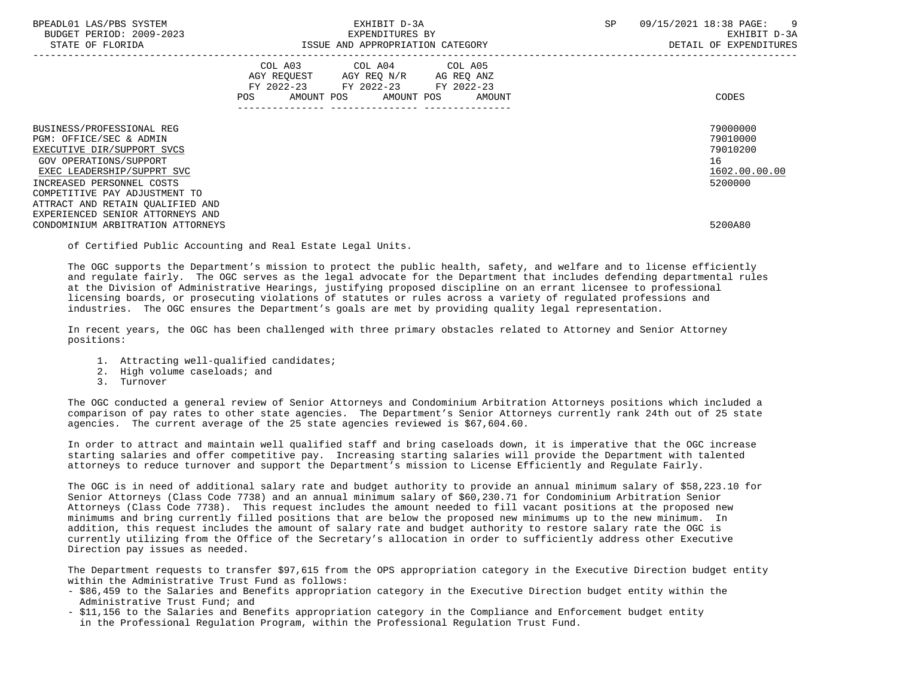| | COL A03 AGY REQUEST FY 2022-23 POS AMOUNT | COL A04 AGY REQ N/R FY 2022-23 POS AMOUNT | COL A05 AG REQ ANZ FY 2022-23 POS AMOUNT | CODES |
|---|---|---|---|---|
| BUSINESS/PROFESSIONAL REG | | | | 79000000 |
| PGM: OFFICE/SEC & ADMIN | | | | 79010000 |
| EXECUTIVE DIR/SUPPORT SVCS | | | | 79010200 |
| GOV OPERATIONS/SUPPORT | | | | 16 |
| EXEC LEADERSHIP/SUPPRT SVC | | | | 1602.00.00.00 |
| INCREASED PERSONNEL COSTS | | | | 5200000 |
| COMPETITIVE PAY ADJUSTMENT TO ATTRACT AND RETAIN QUALIFIED AND EXPERIENCED SENIOR ATTORNEYS AND CONDOMINIUM ARBITRATION ATTORNEYS | | | | 5200A80 |

of Certified Public Accounting and Real Estate Legal Units.

The OGC supports the Department's mission to protect the public health, safety, and welfare and to license efficiently and regulate fairly. The OGC serves as the legal advocate for the Department that includes defending departmental rules at the Division of Administrative Hearings, justifying proposed discipline on an errant licensee to professional licensing boards, or prosecuting violations of statutes or rules across a variety of regulated professions and industries. The OGC ensures the Department's goals are met by providing quality legal representation.

In recent years, the OGC has been challenged with three primary obstacles related to Attorney and Senior Attorney positions:

1. Attracting well-qualified candidates;
2. High volume caseloads; and
3. Turnover

The OGC conducted a general review of Senior Attorneys and Condominium Arbitration Attorneys positions which included a comparison of pay rates to other state agencies. The Department's Senior Attorneys currently rank 24th out of 25 state agencies. The current average of the 25 state agencies reviewed is $67,604.60.

In order to attract and maintain well qualified staff and bring caseloads down, it is imperative that the OGC increase starting salaries and offer competitive pay. Increasing starting salaries will provide the Department with talented attorneys to reduce turnover and support the Department's mission to License Efficiently and Regulate Fairly.

The OGC is in need of additional salary rate and budget authority to provide an annual minimum salary of $58,223.10 for Senior Attorneys (Class Code 7738) and an annual minimum salary of $60,230.71 for Condominium Arbitration Senior Attorneys (Class Code 7738). This request includes the amount needed to fill vacant positions at the proposed new minimums and bring currently filled positions that are below the proposed new minimums up to the new minimum. In addition, this request includes the amount of salary rate and budget authority to restore salary rate the OGC is currently utilizing from the Office of the Secretary's allocation in order to sufficiently address other Executive Direction pay issues as needed.

The Department requests to transfer $97,615 from the OPS appropriation category in the Executive Direction budget entity within the Administrative Trust Fund as follows:

- $86,459 to the Salaries and Benefits appropriation category in the Executive Direction budget entity within the Administrative Trust Fund; and
- $11,156 to the Salaries and Benefits appropriation category in the Compliance and Enforcement budget entity in the Professional Regulation Program, within the Professional Regulation Trust Fund.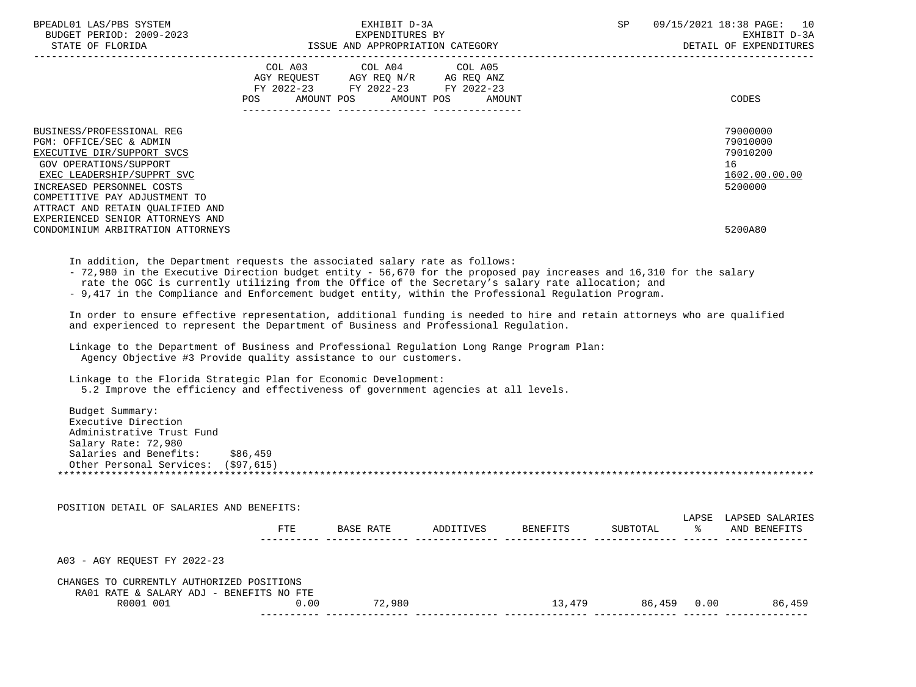BPEADL01 LAS/PBS SYSTEM — EXHIBIT D-3A — EXPENDITURES BY ISSUE AND APPROPRIATION CATEGORY — DETAIL OF EXPENDITURES
BUDGET PERIOD: 2009-2023
STATE OF FLORIDA

| | COL A03 AGY REQUEST FY 2022-23 POS AMOUNT | COL A04 AGY REQ N/R FY 2022-23 POS AMOUNT | COL A05 AG REQ ANZ FY 2022-23 POS AMOUNT | CODES |
|---|---|---|---|---|
| BUSINESS/PROFESSIONAL REG | | | | 79000000 |
| PGM: OFFICE/SEC & ADMIN | | | | 79010000 |
| EXECUTIVE DIR/SUPPORT SVCS | | | | 79010200 |
| GOV OPERATIONS/SUPPORT | | | | 16 |
| EXEC LEADERSHIP/SUPPRT SVC | | | | 1602.00.00.00 |
| INCREASED PERSONNEL COSTS | | | | 5200000 |
| COMPETITIVE PAY ADJUSTMENT TO ATTRACT AND RETAIN QUALIFIED AND EXPERIENCED SENIOR ATTORNEYS AND CONDOMINIUM ARBITRATION ATTORNEYS | | | | 5200A80 |

In addition, the Department requests the associated salary rate as follows:
- 72,980 in the Executive Direction budget entity - 56,670 for the proposed pay increases and 16,310 for the salary rate the OGC is currently utilizing from the Office of the Secretary's salary rate allocation; and
- 9,417 in the Compliance and Enforcement budget entity, within the Professional Regulation Program.

In order to ensure effective representation, additional funding is needed to hire and retain attorneys who are qualified and experienced to represent the Department of Business and Professional Regulation.

Linkage to the Department of Business and Professional Regulation Long Range Program Plan:
Agency Objective #3 Provide quality assistance to our customers.

Linkage to the Florida Strategic Plan for Economic Development:
5.2 Improve the efficiency and effectiveness of government agencies at all levels.

Budget Summary:
Executive Direction
Administrative Trust Fund
Salary Rate: 72,980
Salaries and Benefits: $86,459
Other Personal Services: ($97,615)

*******************************************************************************************************************

POSITION DETAIL OF SALARIES AND BENEFITS:

| | FTE | BASE RATE | ADDITIVES | BENEFITS | SUBTOTAL | LAPSE % | LAPSED SALARIES AND BENEFITS |
|---|---|---|---|---|---|---|---|
| A03 - AGY REQUEST FY 2022-23 | | | | | | | |
| CHANGES TO CURRENTLY AUTHORIZED POSITIONS | | | | | | | |
| RA01 RATE & SALARY ADJ - BENEFITS NO FTE | | | | | | | |
| R0001 001 | 0.00 | 72,980 | | 13,479 | 86,459 | 0.00 | 86,459 |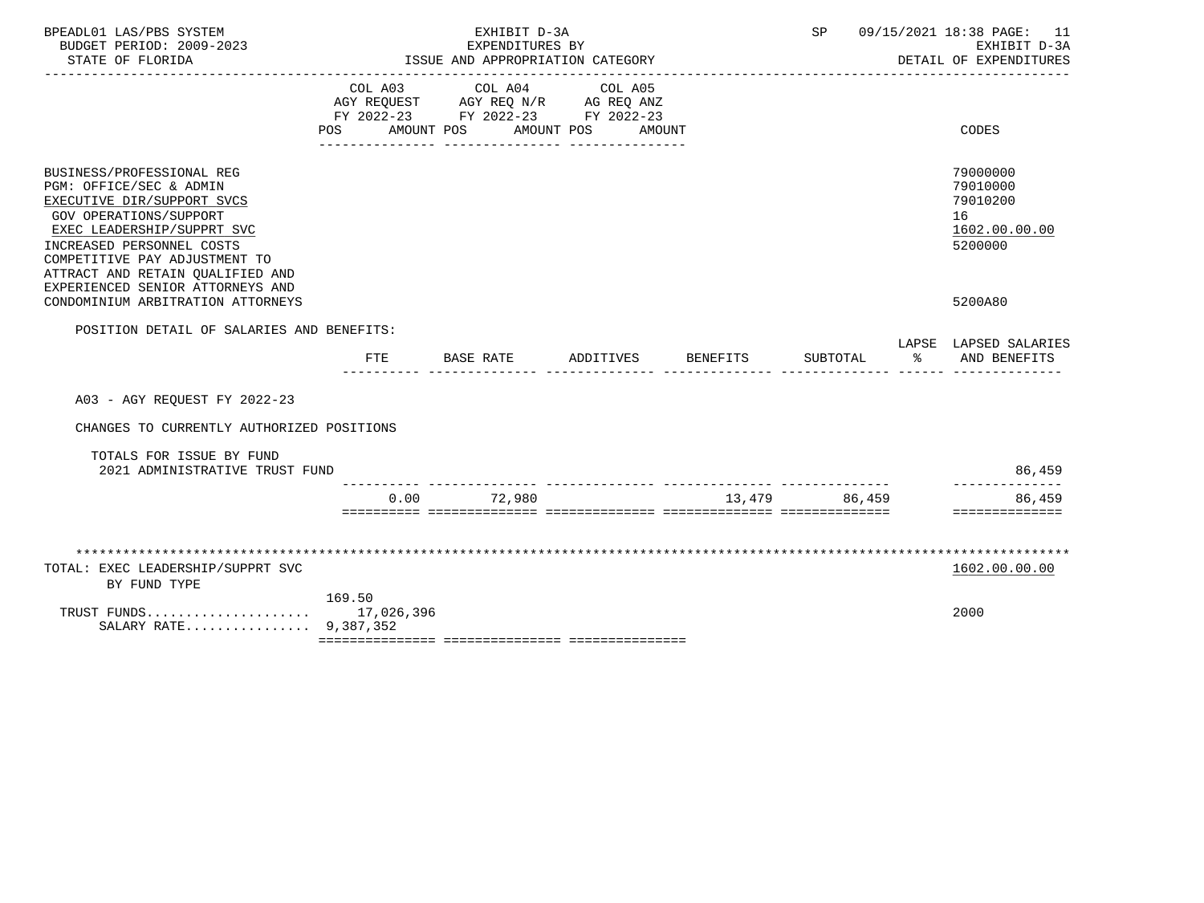BPEADL01 LAS/PBS SYSTEM | EXHIBIT D-3A | SP 09/15/2021 18:38

BUDGET PERIOD: 2009-2023 | EXPENDITURES BY | EXHIBIT D-3A

STATE OF FLORIDA | ISSUE AND APPROPRIATION CATEGORY | DETAIL OF EXPENDITURES

| | COL A03 AGY REQUEST FY 2022-23 POS AMOUNT | COL A04 AGY REQ N/R FY 2022-23 POS AMOUNT | COL A05 AG REQ ANZ FY 2022-23 POS AMOUNT | CODES |
|---|---|---|---|---|
| BUSINESS/PROFESSIONAL REG | | | | 79000000 |
| PGM: OFFICE/SEC & ADMIN | | | | 79010000 |
| EXECUTIVE DIR/SUPPORT SVCS | | | | 79010200 |
| GOV OPERATIONS/SUPPORT | | | | 16 |
| EXEC LEADERSHIP/SUPPRT SVC | | | | 1602.00.00.00 |
| INCREASED PERSONNEL COSTS | | | | 5200000 |
| COMPETITIVE PAY ADJUSTMENT TO ATTRACT AND RETAIN QUALIFIED AND EXPERIENCED SENIOR ATTORNEYS AND CONDOMINIUM ARBITRATION ATTORNEYS | | | | 5200A80 |

POSITION DETAIL OF SALARIES AND BENEFITS:

| | FTE | BASE RATE | ADDITIVES | BENEFITS | SUBTOTAL | LAPSE % | LAPSED SALARIES AND BENEFITS |
|---|---|---|---|---|---|---|---|
| A03 - AGY REQUEST FY 2022-23 | | | | | | | |
| CHANGES TO CURRENTLY AUTHORIZED POSITIONS | | | | | | | |
| TOTALS FOR ISSUE BY FUND | | | | | | | |
| 2021 ADMINISTRATIVE TRUST FUND | | | | | | | 86,459 |
| | 0.00 | 72,980 | | 13,479 | 86,459 | | 86,459 |

| TOTAL: EXEC LEADERSHIP/SUPPRT SVC | | 1602.00.00.00 |
|---|---|---|
| BY FUND TYPE | | |
| | 169.50 | |
| TRUST FUNDS.................... | 17,026,396 | 2000 |
| SALARY RATE................ | 9,387,352 | |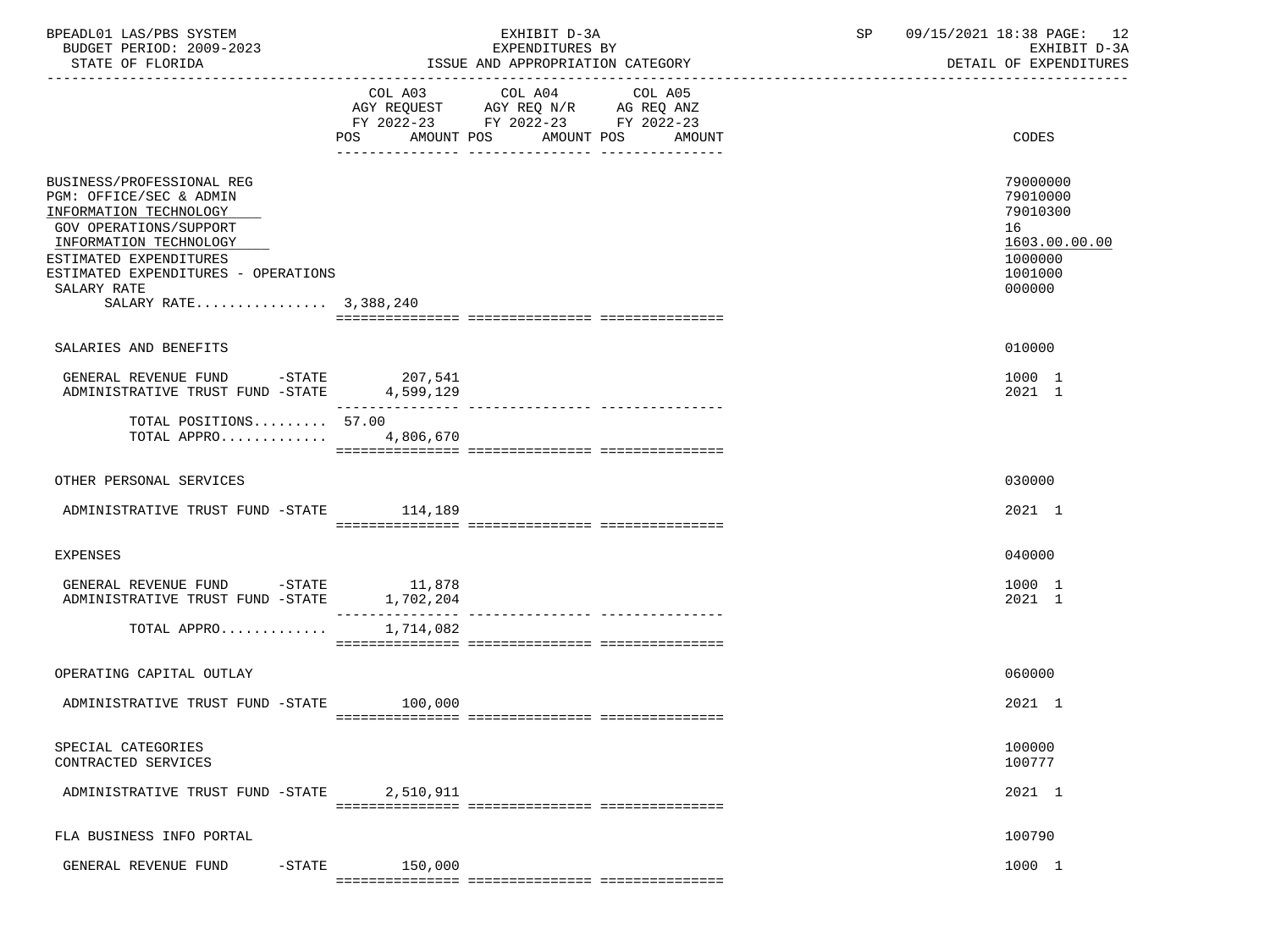BPEADL01 LAS/PBS SYSTEM | EXHIBIT D-3A | SP 09/15/2021 18:38 PAGE: 12
BUDGET PERIOD: 2009-2023 | EXPENDITURES BY | EXHIBIT D-3A
STATE OF FLORIDA | ISSUE AND APPROPRIATION CATEGORY | DETAIL OF EXPENDITURES

| | COL A03 AGY REQUEST FY 2022-23 POS AMOUNT | COL A04 AGY REQ N/R FY 2022-23 POS AMOUNT | COL A05 AG REQ ANZ FY 2022-23 POS AMOUNT | CODES |
|---|---|---|---|---|
| BUSINESS/PROFESSIONAL REG | | | | 79000000 |
| PGM: OFFICE/SEC & ADMIN | | | | 79010000 |
| INFORMATION TECHNOLOGY | | | | 79010300 |
| GOV OPERATIONS/SUPPORT | | | | 16 |
| INFORMATION TECHNOLOGY | | | | 1603.00.00.00 |
| ESTIMATED EXPENDITURES | | | | 1000000 |
| ESTIMATED EXPENDITURES - OPERATIONS | | | | 1001000 |
| SALARY RATE | | | | 000000 |
| SALARY RATE................ | 3,388,240 | | | |
| SALARIES AND BENEFITS | | | | 010000 |
| GENERAL REVENUE FUND -STATE | 207,541 | | | 1000 1 |
| ADMINISTRATIVE TRUST FUND -STATE | 4,599,129 | | | 2021 1 |
| TOTAL POSITIONS......... | 57.00 | | | |
| TOTAL APPRO............. | 4,806,670 | | | |
| OTHER PERSONAL SERVICES | | | | 030000 |
| ADMINISTRATIVE TRUST FUND -STATE | 114,189 | | | 2021 1 |
| EXPENSES | | | | 040000 |
| GENERAL REVENUE FUND -STATE | 11,878 | | | 1000 1 |
| ADMINISTRATIVE TRUST FUND -STATE | 1,702,204 | | | 2021 1 |
| TOTAL APPRO............. | 1,714,082 | | | |
| OPERATING CAPITAL OUTLAY | | | | 060000 |
| ADMINISTRATIVE TRUST FUND -STATE | 100,000 | | | 2021 1 |
| SPECIAL CATEGORIES | | | | 100000 |
| CONTRACTED SERVICES | | | | 100777 |
| ADMINISTRATIVE TRUST FUND -STATE | 2,510,911 | | | 2021 1 |
| FLA BUSINESS INFO PORTAL | | | | 100790 |
| GENERAL REVENUE FUND -STATE | 150,000 | | | 1000 1 |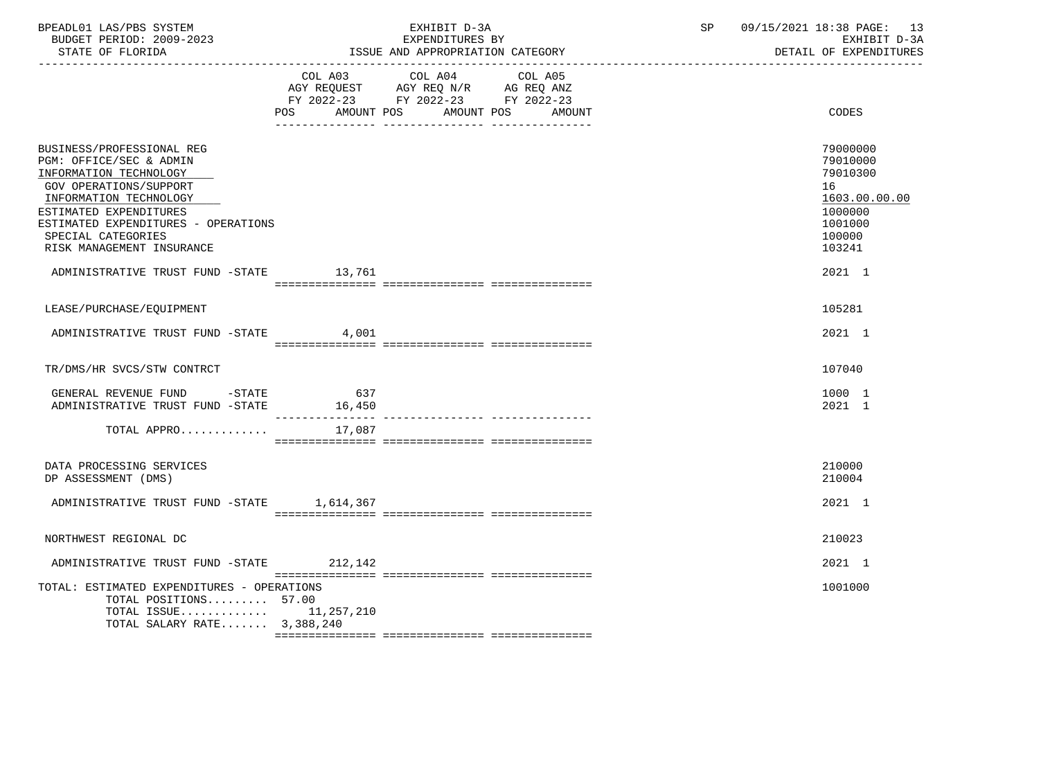BPEADL01 LAS/PBS SYSTEM — EXHIBIT D-3A — EXPENDITURES BY ISSUE AND APPROPRIATION CATEGORY

BUDGET PERIOD: 2009-2023 — STATE OF FLORIDA — SP 09/15/2021 18:38 — EXHIBIT D-3A DETAIL OF EXPENDITURES

| | COL A03 AGY REQUEST FY 2022-23 POS | AMOUNT | COL A04 AGY REQ N/R FY 2022-23 POS | AMOUNT | COL A05 AG REQ ANZ FY 2022-23 POS | AMOUNT | CODES |
|---|---|---|---|---|---|---|---|
| BUSINESS/PROFESSIONAL REG | | | | | | | 79000000 |
| PGM: OFFICE/SEC & ADMIN | | | | | | | 79010000 |
| INFORMATION TECHNOLOGY | | | | | | | 79010300 |
| GOV OPERATIONS/SUPPORT | | | | | | | 16 |
| INFORMATION TECHNOLOGY | | | | | | | 1603.00.00.00 |
| ESTIMATED EXPENDITURES | | | | | | | 1000000 |
| ESTIMATED EXPENDITURES - OPERATIONS | | | | | | | 1001000 |
| SPECIAL CATEGORIES | | | | | | | 100000 |
| RISK MANAGEMENT INSURANCE | | | | | | | 103241 |
| ADMINISTRATIVE TRUST FUND -STATE | | 13,761 | | | | | 2021 1 |
| LEASE/PURCHASE/EQUIPMENT | | | | | | | 105281 |
| ADMINISTRATIVE TRUST FUND -STATE | | 4,001 | | | | | 2021 1 |
| TR/DMS/HR SVCS/STW CONTRCT | | | | | | | 107040 |
| GENERAL REVENUE FUND -STATE | | 637 | | | | | 1000 1 |
| ADMINISTRATIVE TRUST FUND -STATE | | 16,450 | | | | | 2021 1 |
| TOTAL APPRO............. | | 17,087 | | | | | |
| DATA PROCESSING SERVICES | | | | | | | 210000 |
| DP ASSESSMENT (DMS) | | | | | | | 210004 |
| ADMINISTRATIVE TRUST FUND -STATE | | 1,614,367 | | | | | 2021 1 |
| NORTHWEST REGIONAL DC | | | | | | | 210023 |
| ADMINISTRATIVE TRUST FUND -STATE | | 212,142 | | | | | 2021 1 |
| TOTAL: ESTIMATED EXPENDITURES - OPERATIONS | | | | | | | 1001000 |
| TOTAL POSITIONS......... | 57.00 | | | | | | |
| TOTAL ISSUE............ | | 11,257,210 | | | | | |
| TOTAL SALARY RATE....... | | 3,388,240 | | | | | |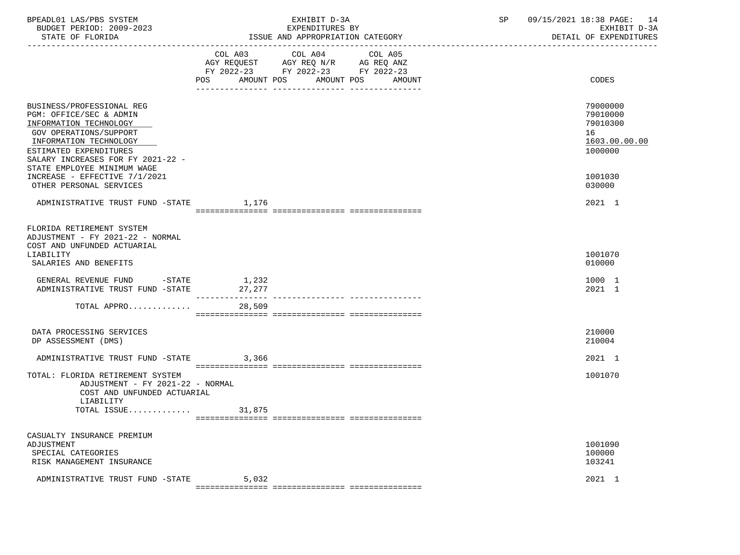| | COL A03 AGY REQUEST FY 2022-23 POS AMOUNT | COL A04 AGY REQ N/R FY 2022-23 POS AMOUNT | COL A05 AG REQ ANZ FY 2022-23 POS AMOUNT | CODES |
|---|---|---|---|---|
| BUSINESS/PROFESSIONAL REG | | | | 79000000 |
| PGM: OFFICE/SEC & ADMIN | | | | 79010000 |
| INFORMATION TECHNOLOGY | | | | 79010300 |
| GOV OPERATIONS/SUPPORT | | | | 16 |
| INFORMATION TECHNOLOGY | | | | 1603.00.00.00 |
| ESTIMATED EXPENDITURES | | | | 1000000 |
| SALARY INCREASES FOR FY 2021-22 - STATE EMPLOYEE MINIMUM WAGE INCREASE - EFFECTIVE 7/1/2021 | | | | 1001030 |
| OTHER PERSONAL SERVICES | | | | 030000 |
| ADMINISTRATIVE TRUST FUND -STATE | 1,176 | | | 2021 1 |
| FLORIDA RETIREMENT SYSTEM ADJUSTMENT - FY 2021-22 - NORMAL COST AND UNFUNDED ACTUARIAL LIABILITY | | | | 1001070 |
| SALARIES AND BENEFITS | | | | 010000 |
| GENERAL REVENUE FUND -STATE | 1,232 | | | 1000 1 |
| ADMINISTRATIVE TRUST FUND -STATE | 27,277 | | | 2021 1 |
| TOTAL APPRO............. | 28,509 | | | |
| DATA PROCESSING SERVICES | | | | 210000 |
| DP ASSESSMENT (DMS) | | | | 210004 |
| ADMINISTRATIVE TRUST FUND -STATE | 3,366 | | | 2021 1 |
| TOTAL: FLORIDA RETIREMENT SYSTEM ADJUSTMENT - FY 2021-22 - NORMAL COST AND UNFUNDED ACTUARIAL LIABILITY | | | | 1001070 |
| TOTAL ISSUE............. | 31,875 | | | |
| CASUALTY INSURANCE PREMIUM ADJUSTMENT | | | | 1001090 |
| SPECIAL CATEGORIES | | | | 100000 |
| RISK MANAGEMENT INSURANCE | | | | 103241 |
| ADMINISTRATIVE TRUST FUND -STATE | 5,032 | | | 2021 1 |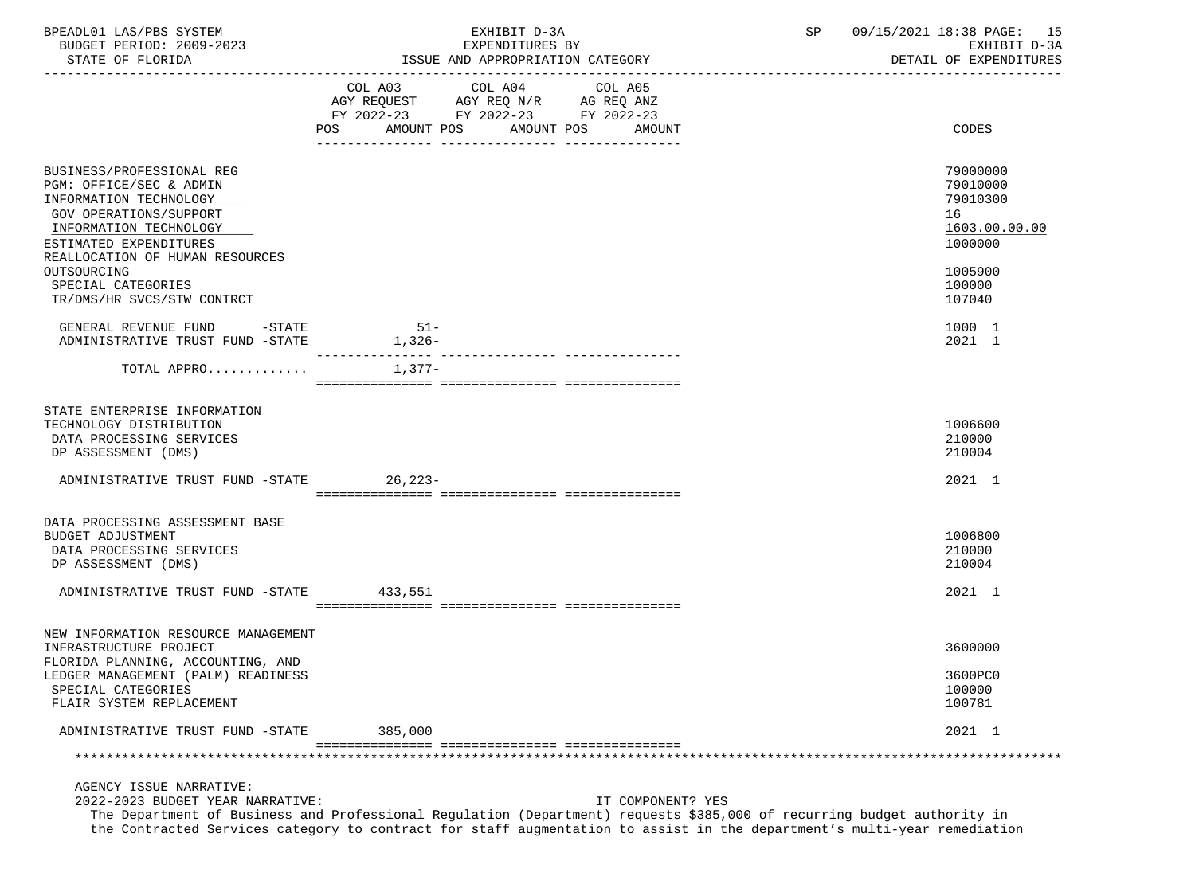EXHIBIT D-3A
EXPENDITURES BY
ISSUE AND APPROPRIATION CATEGORY

DETAIL OF EXPENDITURES

| | COL A03 AGY REQUEST FY 2022-23 POS AMOUNT | COL A04 AGY REQ N/R FY 2022-23 POS AMOUNT | COL A05 AG REQ ANZ FY 2022-23 POS AMOUNT | CODES |
|---|---|---|---|---|
| BUSINESS/PROFESSIONAL REG | | | | 79000000 |
| PGM: OFFICE/SEC & ADMIN | | | | 79010000 |
| INFORMATION TECHNOLOGY | | | | 79010300 |
| GOV OPERATIONS/SUPPORT | | | | 16 |
| INFORMATION TECHNOLOGY | | | | 1603.00.00.00 |
| ESTIMATED EXPENDITURES | | | | 1000000 |
| REALLOCATION OF HUMAN RESOURCES OUTSOURCING | | | | 1005900 |
| SPECIAL CATEGORIES | | | | 100000 |
| TR/DMS/HR SVCS/STW CONTRCT | | | | 107040 |
| GENERAL REVENUE FUND -STATE | 51- | | | 1000 1 |
| ADMINISTRATIVE TRUST FUND -STATE | 1,326- | | | 2021 1 |
| TOTAL APPRO............ | 1,377- | | | |
| STATE ENTERPRISE INFORMATION TECHNOLOGY DISTRIBUTION | | | | 1006600 |
| DATA PROCESSING SERVICES | | | | 210000 |
| DP ASSESSMENT (DMS) | | | | 210004 |
| ADMINISTRATIVE TRUST FUND -STATE | 26,223- | | | 2021 1 |
| DATA PROCESSING ASSESSMENT BASE BUDGET ADJUSTMENT | | | | 1006800 |
| DATA PROCESSING SERVICES | | | | 210000 |
| DP ASSESSMENT (DMS) | | | | 210004 |
| ADMINISTRATIVE TRUST FUND -STATE | 433,551 | | | 2021 1 |
| NEW INFORMATION RESOURCE MANAGEMENT INFRASTRUCTURE PROJECT | | | | 3600000 |
| FLORIDA PLANNING, ACCOUNTING, AND LEDGER MANAGEMENT (PALM) READINESS | | | | 3600PC0 |
| SPECIAL CATEGORIES | | | | 100000 |
| FLAIR SYSTEM REPLACEMENT | | | | 100781 |
| ADMINISTRATIVE TRUST FUND -STATE | 385,000 | | | 2021 1 |

AGENCY ISSUE NARRATIVE:

2022-2023 BUDGET YEAR NARRATIVE: IT COMPONENT? YES

The Department of Business and Professional Regulation (Department) requests $385,000 of recurring budget authority in the Contracted Services category to contract for staff augmentation to assist in the department's multi-year remediation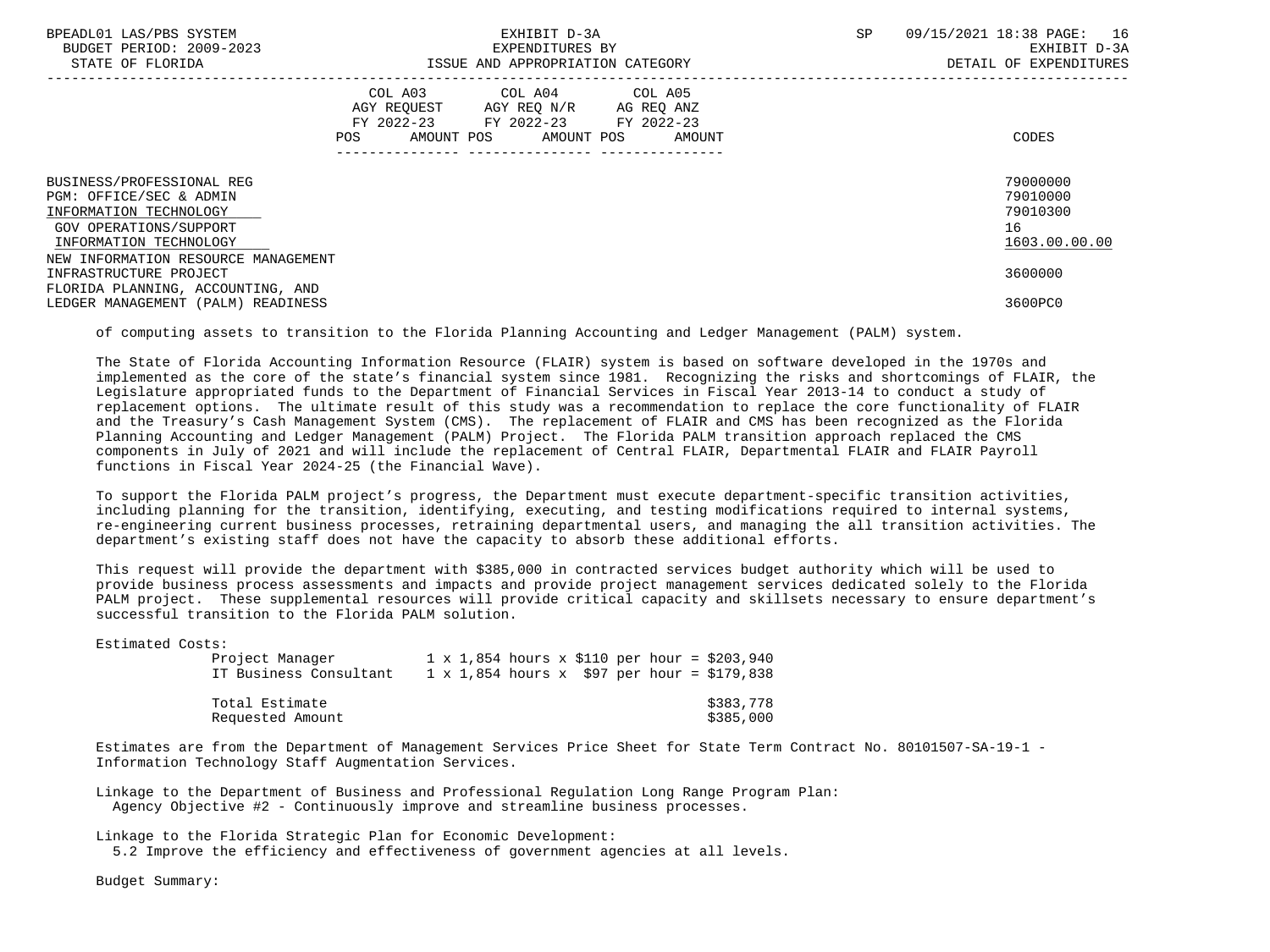| | COL A03 AGY REQUEST FY 2022-23 POS AMOUNT | COL A04 AGY REQ N/R FY 2022-23 POS AMOUNT | COL A05 AG REQ ANZ FY 2022-23 POS AMOUNT | CODES |
|---|---|---|---|---|
| BUSINESS/PROFESSIONAL REG | | | | 79000000 |
| PGM: OFFICE/SEC & ADMIN | | | | 79010000 |
| INFORMATION TECHNOLOGY | | | | 79010300 |
| GOV OPERATIONS/SUPPORT | | | | 16 |
| INFORMATION TECHNOLOGY | | | | 1603.00.00.00 |
| NEW INFORMATION RESOURCE MANAGEMENT INFRASTRUCTURE PROJECT | | | | 3600000 |
| FLORIDA PLANNING, ACCOUNTING, AND LEDGER MANAGEMENT (PALM) READINESS | | | | 3600PC0 |

of computing assets to transition to the Florida Planning Accounting and Ledger Management (PALM) system.

The State of Florida Accounting Information Resource (FLAIR) system is based on software developed in the 1970s and implemented as the core of the state's financial system since 1981. Recognizing the risks and shortcomings of FLAIR, the Legislature appropriated funds to the Department of Financial Services in Fiscal Year 2013-14 to conduct a study of replacement options. The ultimate result of this study was a recommendation to replace the core functionality of FLAIR and the Treasury's Cash Management System (CMS). The replacement of FLAIR and CMS has been recognized as the Florida Planning Accounting and Ledger Management (PALM) Project. The Florida PALM transition approach replaced the CMS components in July of 2021 and will include the replacement of Central FLAIR, Departmental FLAIR and FLAIR Payroll functions in Fiscal Year 2024-25 (the Financial Wave).

To support the Florida PALM project's progress, the Department must execute department-specific transition activities, including planning for the transition, identifying, executing, and testing modifications required to internal systems, re-engineering current business processes, retraining departmental users, and managing the all transition activities. The department's existing staff does not have the capacity to absorb these additional efforts.

This request will provide the department with $385,000 in contracted services budget authority which will be used to provide business process assessments and impacts and provide project management services dedicated solely to the Florida PALM project. These supplemental resources will provide critical capacity and skillsets necessary to ensure department's successful transition to the Florida PALM solution.

Estimated Costs:

| | | |
|---|---|---|
| Project Manager | 1 x 1,854 hours x $110 per hour = | $203,940 |
| IT Business Consultant | 1 x 1,854 hours x $97 per hour = | $179,838 |
| Total Estimate | | $383,778 |
| Requested Amount | | $385,000 |

Estimates are from the Department of Management Services Price Sheet for State Term Contract No. 80101507-SA-19-1 - Information Technology Staff Augmentation Services.

Linkage to the Department of Business and Professional Regulation Long Range Program Plan:
Agency Objective #2 - Continuously improve and streamline business processes.

Linkage to the Florida Strategic Plan for Economic Development:
5.2 Improve the efficiency and effectiveness of government agencies at all levels.

Budget Summary: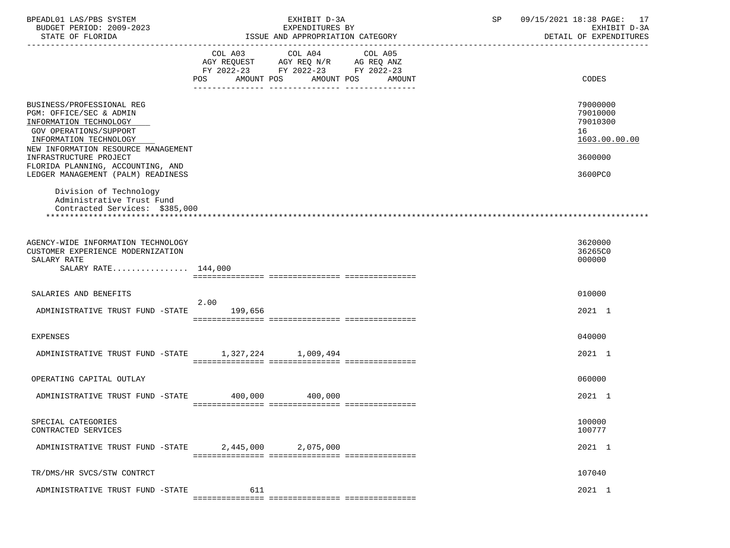BPEADL01 LAS/PBS SYSTEM | EXHIBIT D-3A | SP 09/15/2021 18:38

BUDGET PERIOD: 2009-2023 | EXPENDITURES BY | EXHIBIT D-3A

STATE OF FLORIDA | ISSUE AND APPROPRIATION CATEGORY | DETAIL OF EXPENDITURES

| | COL A03 AGY REQUEST FY 2022-23 POS AMOUNT | COL A04 AGY REQ N/R FY 2022-23 POS AMOUNT | COL A05 AG REQ ANZ FY 2022-23 POS AMOUNT | CODES |
|---|---|---|---|---|
| BUSINESS/PROFESSIONAL REG | | | | 79000000 |
| PGM: OFFICE/SEC & ADMIN | | | | 79010000 |
| INFORMATION TECHNOLOGY | | | | 79010300 |
| GOV OPERATIONS/SUPPORT | | | | 16 |
| INFORMATION TECHNOLOGY | | | | 1603.00.00.00 |
| NEW INFORMATION RESOURCE MANAGEMENT INFRASTRUCTURE PROJECT | | | | 3600000 |
| FLORIDA PLANNING, ACCOUNTING, AND LEDGER MANAGEMENT (PALM) READINESS | | | | 3600PC0 |
| Division of Technology Administrative Trust Fund Contracted Services: $385,000 | | | | |
| AGENCY-WIDE INFORMATION TECHNOLOGY | | | | 3620000 |
| CUSTOMER EXPERIENCE MODERNIZATION | | | | 36265C0 |
| SALARY RATE | | | | 000000 |
| SALARY RATE................ 144,000 | | | | |
| SALARIES AND BENEFITS | | | | 010000 |
| ADMINISTRATIVE TRUST FUND -STATE | 2.00 199,656 | | | 2021 1 |
| EXPENSES | | | | 040000 |
| ADMINISTRATIVE TRUST FUND -STATE | 1,327,224 | 1,009,494 | | 2021 1 |
| OPERATING CAPITAL OUTLAY | | | | 060000 |
| ADMINISTRATIVE TRUST FUND -STATE | 400,000 | 400,000 | | 2021 1 |
| SPECIAL CATEGORIES | | | | 100000 |
| CONTRACTED SERVICES | | | | 100777 |
| ADMINISTRATIVE TRUST FUND -STATE | 2,445,000 | 2,075,000 | | 2021 1 |
| TR/DMS/HR SVCS/STW CONTRCT | | | | 107040 |
| ADMINISTRATIVE TRUST FUND -STATE | 611 | | | 2021 1 |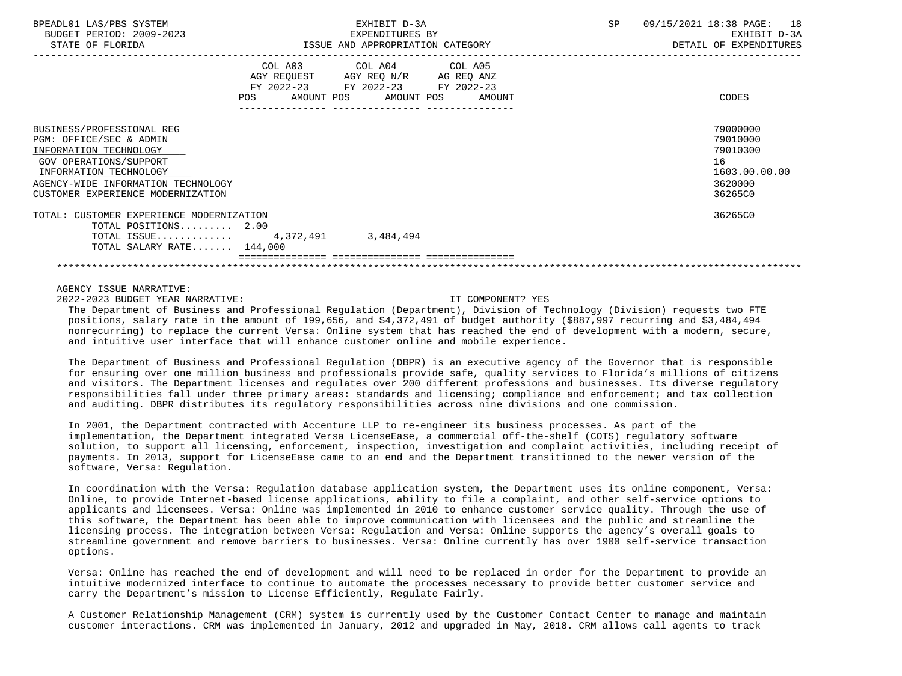| | COL A03 AGY REQUEST FY 2022-23 POS AMOUNT | COL A04 AGY REQ N/R FY 2022-23 POS AMOUNT | COL A05 AG REQ ANZ FY 2022-23 POS AMOUNT | CODES |
|---|---|---|---|---|
| BUSINESS/PROFESSIONAL REG | | | | 79000000 |
| PGM: OFFICE/SEC & ADMIN | | | | 79010000 |
| INFORMATION TECHNOLOGY | | | | 79010300 |
| GOV OPERATIONS/SUPPORT | | | | 16 |
| INFORMATION TECHNOLOGY | | | | 1603.00.00.00 |
| AGENCY-WIDE INFORMATION TECHNOLOGY | | | | 3620000 |
| CUSTOMER EXPERIENCE MODERNIZATION | | | | 36265C0 |
| TOTAL: CUSTOMER EXPERIENCE MODERNIZATION | | | | 36265C0 |
| TOTAL POSITIONS......... | 2.00 | | | |
| TOTAL ISSUE............. | 4,372,491 | 3,484,494 | | |
| TOTAL SALARY RATE....... | 144,000 | | | |

AGENCY ISSUE NARRATIVE:

2022-2023 BUDGET YEAR NARRATIVE: IT COMPONENT? YES

The Department of Business and Professional Regulation (Department), Division of Technology (Division) requests two FTE positions, salary rate in the amount of 199,656, and $4,372,491 of budget authority ($887,997 recurring and $3,484,494 nonrecurring) to replace the current Versa: Online system that has reached the end of development with a modern, secure, and intuitive user interface that will enhance customer online and mobile experience.

The Department of Business and Professional Regulation (DBPR) is an executive agency of the Governor that is responsible for ensuring over one million business and professionals provide safe, quality services to Florida's millions of citizens and visitors. The Department licenses and regulates over 200 different professions and businesses. Its diverse regulatory responsibilities fall under three primary areas: standards and licensing; compliance and enforcement; and tax collection and auditing. DBPR distributes its regulatory responsibilities across nine divisions and one commission.

In 2001, the Department contracted with Accenture LLP to re-engineer its business processes. As part of the implementation, the Department integrated Versa LicenseEase, a commercial off-the-shelf (COTS) regulatory software solution, to support all licensing, enforcement, inspection, investigation and complaint activities, including receipt of payments. In 2013, support for LicenseEase came to an end and the Department transitioned to the newer version of the software, Versa: Regulation.

In coordination with the Versa: Regulation database application system, the Department uses its online component, Versa: Online, to provide Internet-based license applications, ability to file a complaint, and other self-service options to applicants and licensees. Versa: Online was implemented in 2010 to enhance customer service quality. Through the use of this software, the Department has been able to improve communication with licensees and the public and streamline the licensing process. The integration between Versa: Regulation and Versa: Online supports the agency's overall goals to streamline government and remove barriers to businesses. Versa: Online currently has over 1900 self-service transaction options.

Versa: Online has reached the end of development and will need to be replaced in order for the Department to provide an intuitive modernized interface to continue to automate the processes necessary to provide better customer service and carry the Department's mission to License Efficiently, Regulate Fairly.

A Customer Relationship Management (CRM) system is currently used by the Customer Contact Center to manage and maintain customer interactions. CRM was implemented in January, 2012 and upgraded in May, 2018. CRM allows call agents to track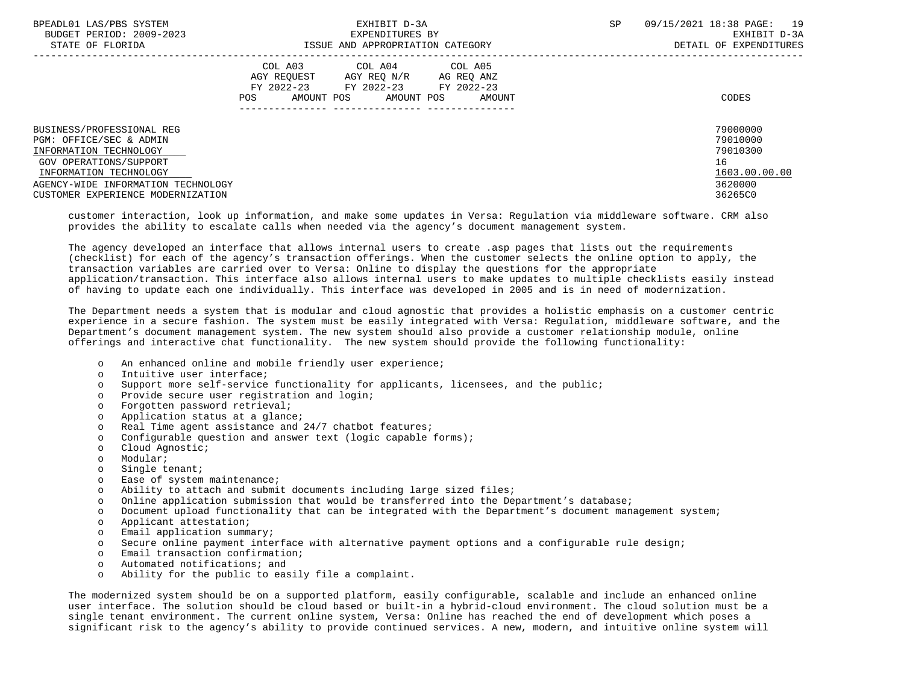| | COL A03 AGY REQUEST FY 2022-23 POS AMOUNT | COL A04 AGY REQ N/R FY 2022-23 POS AMOUNT | COL A05 AG REQ ANZ FY 2022-23 POS AMOUNT | CODES |
|---|---|---|---|---|
| BUSINESS/PROFESSIONAL REG | | | | 79000000 |
| PGM: OFFICE/SEC & ADMIN | | | | 79010000 |
| INFORMATION TECHNOLOGY | | | | 79010300 |
| GOV OPERATIONS/SUPPORT | | | | 16 |
| INFORMATION TECHNOLOGY | | | | 1603.00.00.00 |
| AGENCY-WIDE INFORMATION TECHNOLOGY | | | | 3620000 |
| CUSTOMER EXPERIENCE MODERNIZATION | | | | 36265C0 |

customer interaction, look up information, and make some updates in Versa: Regulation via middleware software. CRM also provides the ability to escalate calls when needed via the agency's document management system.

The agency developed an interface that allows internal users to create .asp pages that lists out the requirements (checklist) for each of the agency's transaction offerings. When the customer selects the online option to apply, the transaction variables are carried over to Versa: Online to display the questions for the appropriate application/transaction. This interface also allows internal users to make updates to multiple checklists easily instead of having to update each one individually. This interface was developed in 2005 and is in need of modernization.

The Department needs a system that is modular and cloud agnostic that provides a holistic emphasis on a customer centric experience in a secure fashion. The system must be easily integrated with Versa: Regulation, middleware software, and the Department's document management system. The new system should also provide a customer relationship module, online offerings and interactive chat functionality. The new system should provide the following functionality:

- An enhanced online and mobile friendly user experience;
- Intuitive user interface;
- Support more self-service functionality for applicants, licensees, and the public;
- Provide secure user registration and login;
- Forgotten password retrieval;
- Application status at a glance;
- Real Time agent assistance and 24/7 chatbot features;
- Configurable question and answer text (logic capable forms);
- Cloud Agnostic;
- Modular;
- Single tenant;
- Ease of system maintenance;
- Ability to attach and submit documents including large sized files;
- Online application submission that would be transferred into the Department's database;
- Document upload functionality that can be integrated with the Department's document management system;
- Applicant attestation;
- Email application summary;
- Secure online payment interface with alternative payment options and a configurable rule design;
- Email transaction confirmation;
- Automated notifications; and
- Ability for the public to easily file a complaint.

The modernized system should be on a supported platform, easily configurable, scalable and include an enhanced online user interface. The solution should be cloud based or built-in a hybrid-cloud environment. The cloud solution must be a single tenant environment. The current online system, Versa: Online has reached the end of development which poses a significant risk to the agency's ability to provide continued services. A new, modern, and intuitive online system will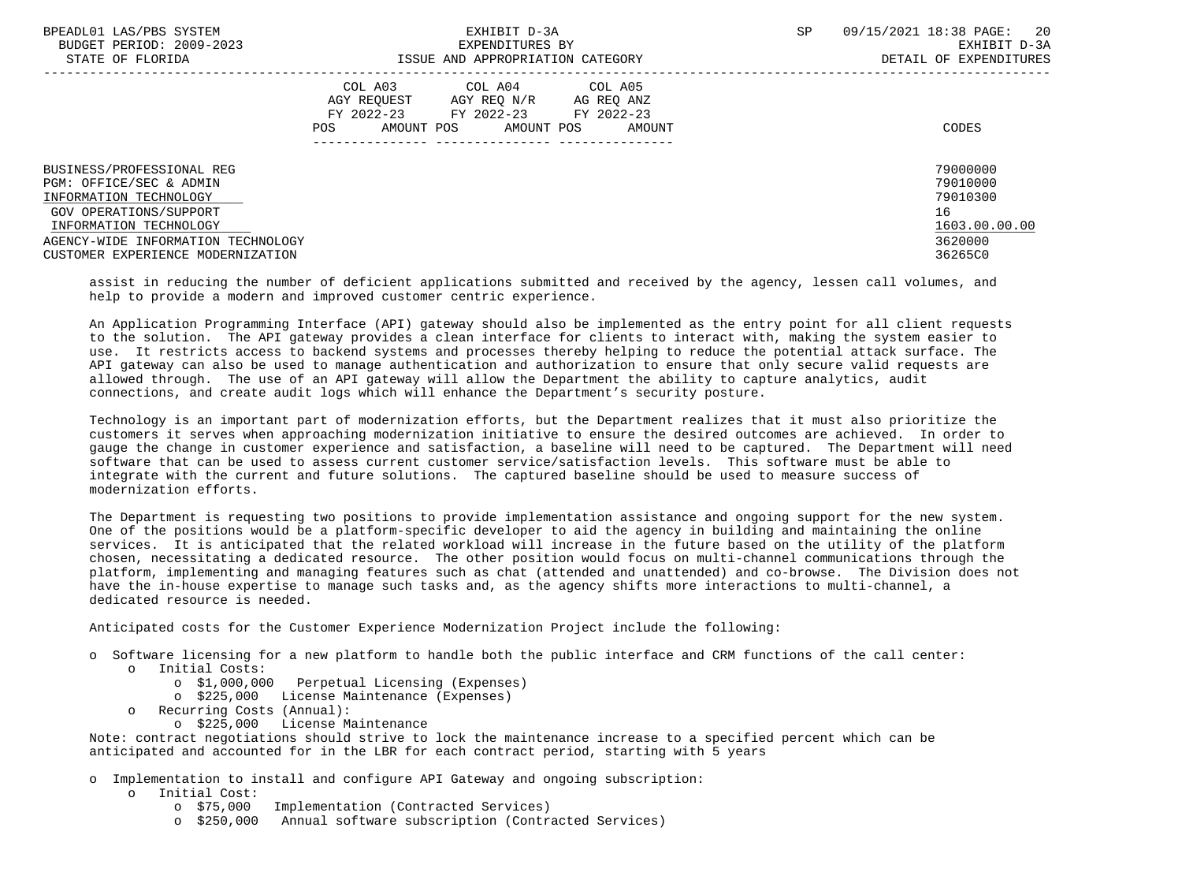| | COL A03 AGY REQUEST FY 2022-23 POS AMOUNT | COL A04 AGY REQ N/R FY 2022-23 POS AMOUNT | COL A05 AG REQ ANZ FY 2022-23 POS AMOUNT | CODES |
|---|---|---|---|---|
| BUSINESS/PROFESSIONAL REG | | | | 79000000 |
| PGM: OFFICE/SEC & ADMIN | | | | 79010000 |
| INFORMATION TECHNOLOGY | | | | 79010300 |
| GOV OPERATIONS/SUPPORT | | | | 16 |
| INFORMATION TECHNOLOGY | | | | 1603.00.00.00 |
| AGENCY-WIDE INFORMATION TECHNOLOGY | | | | 3620000 |
| CUSTOMER EXPERIENCE MODERNIZATION | | | | 36265C0 |

assist in reducing the number of deficient applications submitted and received by the agency, lessen call volumes, and help to provide a modern and improved customer centric experience.

An Application Programming Interface (API) gateway should also be implemented as the entry point for all client requests to the solution. The API gateway provides a clean interface for clients to interact with, making the system easier to use. It restricts access to backend systems and processes thereby helping to reduce the potential attack surface. The API gateway can also be used to manage authentication and authorization to ensure that only secure valid requests are allowed through. The use of an API gateway will allow the Department the ability to capture analytics, audit connections, and create audit logs which will enhance the Department's security posture.

Technology is an important part of modernization efforts, but the Department realizes that it must also prioritize the customers it serves when approaching modernization initiative to ensure the desired outcomes are achieved. In order to gauge the change in customer experience and satisfaction, a baseline will need to be captured. The Department will need software that can be used to assess current customer service/satisfaction levels. This software must be able to integrate with the current and future solutions. The captured baseline should be used to measure success of modernization efforts.

The Department is requesting two positions to provide implementation assistance and ongoing support for the new system. One of the positions would be a platform-specific developer to aid the agency in building and maintaining the online services. It is anticipated that the related workload will increase in the future based on the utility of the platform chosen, necessitating a dedicated resource. The other position would focus on multi-channel communications through the platform, implementing and managing features such as chat (attended and unattended) and co-browse. The Division does not have the in-house expertise to manage such tasks and, as the agency shifts more interactions to multi-channel, a dedicated resource is needed.

Anticipated costs for the Customer Experience Modernization Project include the following:

- Software licensing for a new platform to handle both the public interface and CRM functions of the call center:
  - Initial Costs:
    - $1,000,000 Perpetual Licensing (Expenses)
    - $225,000 License Maintenance (Expenses)
  - Recurring Costs (Annual):
    - $225,000 License Maintenance

Note: contract negotiations should strive to lock the maintenance increase to a specified percent which can be anticipated and accounted for in the LBR for each contract period, starting with 5 years

- Implementation to install and configure API Gateway and ongoing subscription:
  - Initial Cost:
    - $75,000 Implementation (Contracted Services)
    - $250,000 Annual software subscription (Contracted Services)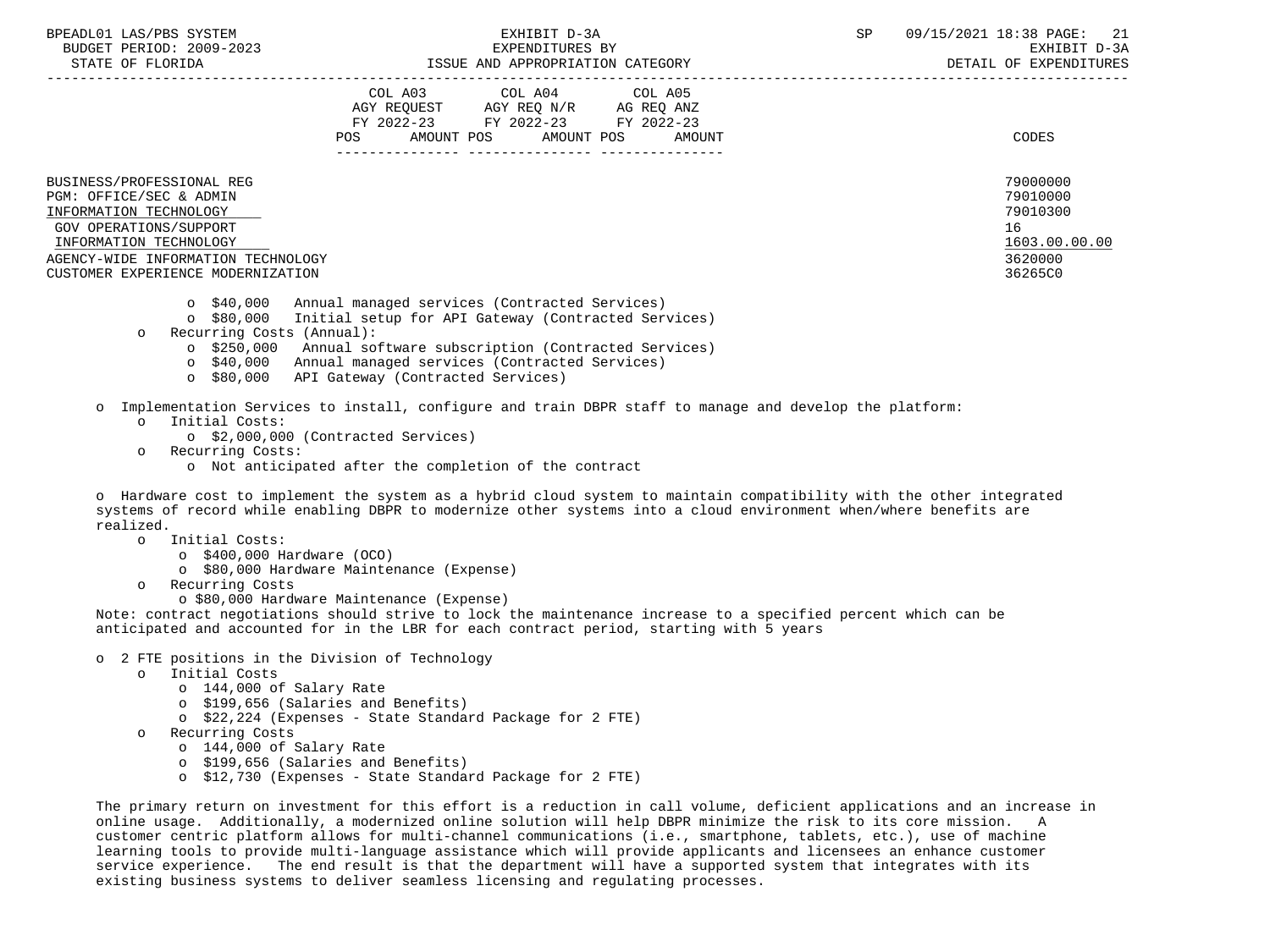| | COL A03 AGY REQUEST FY 2022-23 POS AMOUNT | COL A04 AGY REQ N/R FY 2022-23 POS AMOUNT | COL A05 AG REQ ANZ FY 2022-23 POS AMOUNT | CODES |
|---|---|---|---|---|
| BUSINESS/PROFESSIONAL REG | | | | 79000000 |
| PGM: OFFICE/SEC & ADMIN | | | | 79010000 |
| INFORMATION TECHNOLOGY | | | | 79010300 |
| GOV OPERATIONS/SUPPORT | | | | 16 |
| INFORMATION TECHNOLOGY | | | | 1603.00.00.00 |
| AGENCY-WIDE INFORMATION TECHNOLOGY | | | | 3620000 |
| CUSTOMER EXPERIENCE MODERNIZATION | | | | 36265C0 |

- $40,000 Annual managed services (Contracted Services)
- $80,000 Initial setup for API Gateway (Contracted Services)
- Recurring Costs (Annual):
  - $250,000 Annual software subscription (Contracted Services)
  - $40,000 Annual managed services (Contracted Services)
  - $80,000 API Gateway (Contracted Services)

- Implementation Services to install, configure and train DBPR staff to manage and develop the platform:
  - Initial Costs:
    - $2,000,000 (Contracted Services)
  - Recurring Costs:
    - Not anticipated after the completion of the contract

- Hardware cost to implement the system as a hybrid cloud system to maintain compatibility with the other integrated systems of record while enabling DBPR to modernize other systems into a cloud environment when/where benefits are realized.
  - Initial Costs:
    - $400,000 Hardware (OCO)
    - $80,000 Hardware Maintenance (Expense)
  - Recurring Costs
    - $80,000 Hardware Maintenance (Expense)

Note: contract negotiations should strive to lock the maintenance increase to a specified percent which can be anticipated and accounted for in the LBR for each contract period, starting with 5 years

- 2 FTE positions in the Division of Technology
  - Initial Costs
    - 144,000 of Salary Rate
    - $199,656 (Salaries and Benefits)
    - $22,224 (Expenses - State Standard Package for 2 FTE)
  - Recurring Costs
    - 144,000 of Salary Rate
    - $199,656 (Salaries and Benefits)
    - $12,730 (Expenses - State Standard Package for 2 FTE)

The primary return on investment for this effort is a reduction in call volume, deficient applications and an increase in online usage. Additionally, a modernized online solution will help DBPR minimize the risk to its core mission. A customer centric platform allows for multi-channel communications (i.e., smartphone, tablets, etc.), use of machine learning tools to provide multi-language assistance which will provide applicants and licensees an enhance customer service experience. The end result is that the department will have a supported system that integrates with its existing business systems to deliver seamless licensing and regulating processes.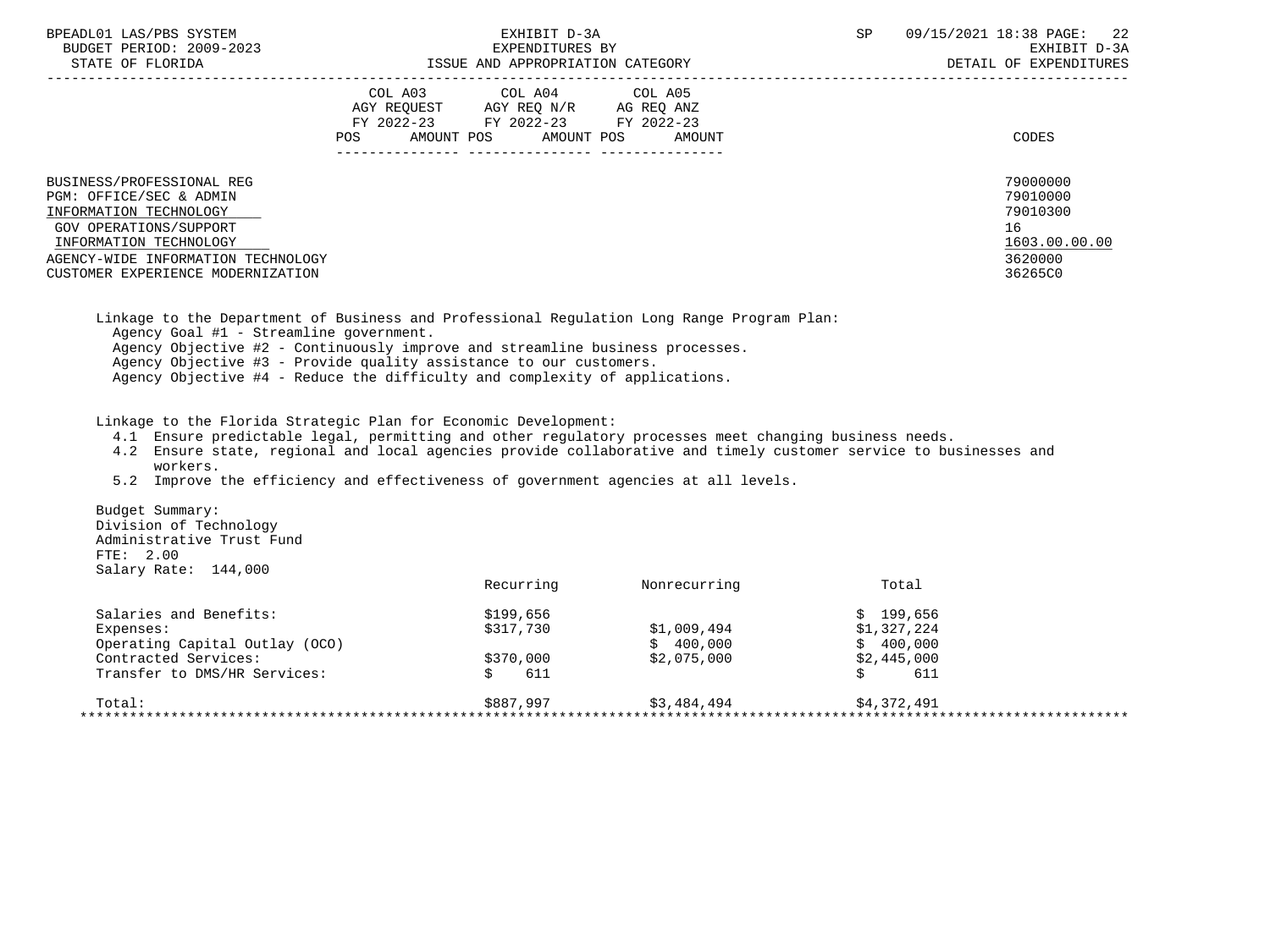| | COL A03 AGY REQUEST FY 2022-23 POS AMOUNT | COL A04 AGY REQ N/R FY 2022-23 POS AMOUNT | COL A05 AG REQ ANZ FY 2022-23 POS AMOUNT | CODES |
|---|---|---|---|---|
| BUSINESS/PROFESSIONAL REG | | | | 79000000 |
| PGM: OFFICE/SEC & ADMIN | | | | 79010000 |
| INFORMATION TECHNOLOGY | | | | 79010300 |
| GOV OPERATIONS/SUPPORT | | | | 16 |
| INFORMATION TECHNOLOGY | | | | 1603.00.00.00 |
| AGENCY-WIDE INFORMATION TECHNOLOGY | | | | 3620000 |
| CUSTOMER EXPERIENCE MODERNIZATION | | | | 36265C0 |

Linkage to the Department of Business and Professional Regulation Long Range Program Plan:
- Agency Goal #1 - Streamline government.
- Agency Objective #2 - Continuously improve and streamline business processes.
- Agency Objective #3 - Provide quality assistance to our customers.
- Agency Objective #4 - Reduce the difficulty and complexity of applications.

Linkage to the Florida Strategic Plan for Economic Development:
- 4.1 Ensure predictable legal, permitting and other regulatory processes meet changing business needs.
- 4.2 Ensure state, regional and local agencies provide collaborative and timely customer service to businesses and workers.
- 5.2 Improve the efficiency and effectiveness of government agencies at all levels.

Budget Summary:
Division of Technology
Administrative Trust Fund
FTE: 2.00
Salary Rate: 144,000

| | Recurring | Nonrecurring | Total |
|---|---|---|---|
| Salaries and Benefits: | $199,656 | | $ 199,656 |
| Expenses: | $317,730 | $1,009,494 | $1,327,224 |
| Operating Capital Outlay (OCO) | | $ 400,000 | $ 400,000 |
| Contracted Services: | $370,000 | $2,075,000 | $2,445,000 |
| Transfer to DMS/HR Services: | $ 611 | | $ 611 |
| Total: | $887,997 | $3,484,494 | $4,372,491 |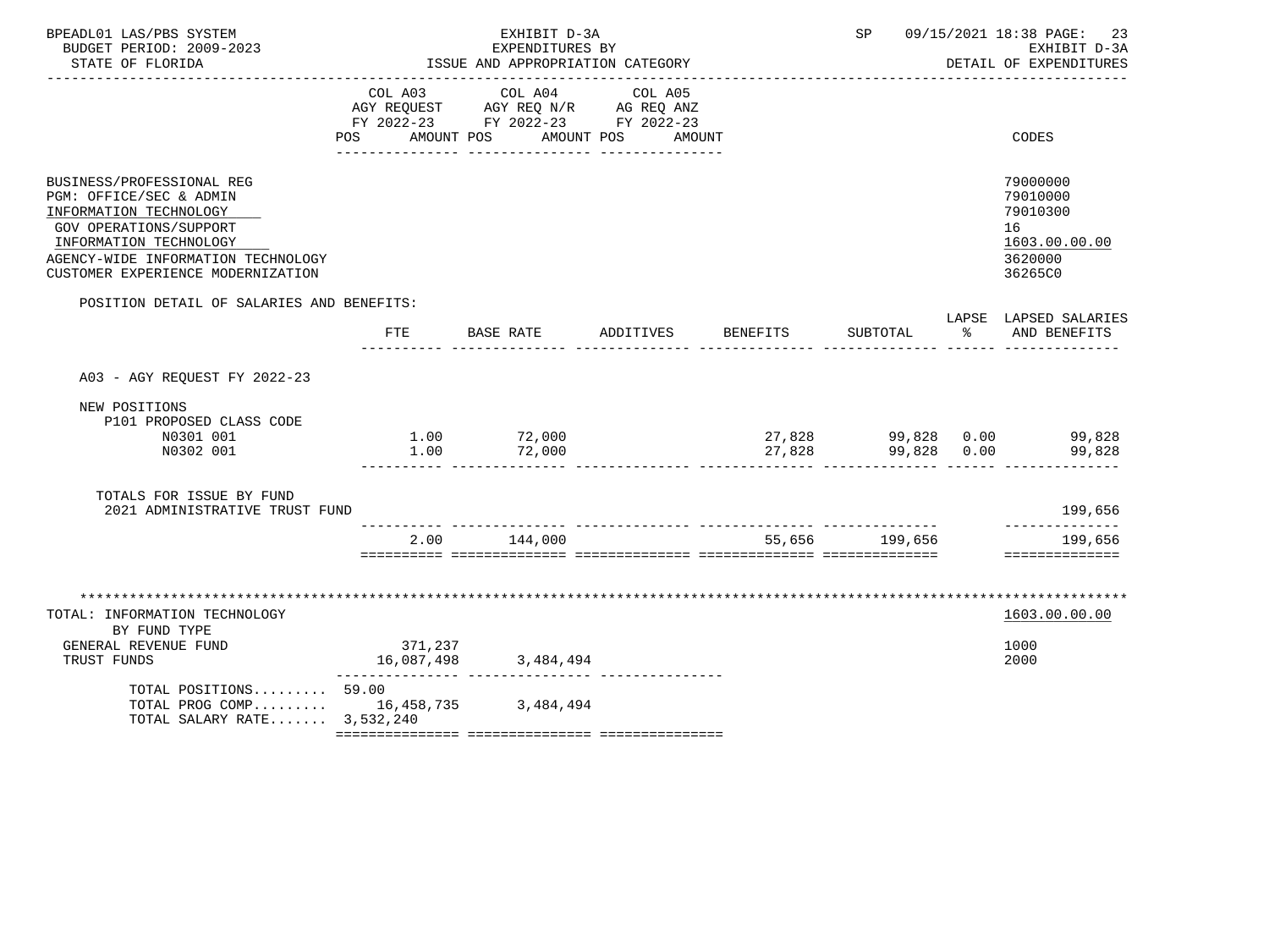BPEADL01 LAS/PBS SYSTEM — EXHIBIT D-3A — SP 09/15/2021 18:38

BUDGET PERIOD: 2009-2023 — EXPENDITURES BY — EXHIBIT D-3A

STATE OF FLORIDA — ISSUE AND APPROPRIATION CATEGORY — DETAIL OF EXPENDITURES

| | COL A03 AGY REQUEST FY 2022-23 POS AMOUNT | COL A04 AGY REQ N/R FY 2022-23 POS AMOUNT | COL A05 AG REQ ANZ FY 2022-23 POS AMOUNT | CODES |
|---|---|---|---|---|
| BUSINESS/PROFESSIONAL REG | | | | 79000000 |
| PGM: OFFICE/SEC & ADMIN | | | | 79010000 |
| INFORMATION TECHNOLOGY | | | | 79010300 |
| GOV OPERATIONS/SUPPORT | | | | 16 |
| INFORMATION TECHNOLOGY | | | | 1603.00.00.00 |
| AGENCY-WIDE INFORMATION TECHNOLOGY | | | | 3620000 |
| CUSTOMER EXPERIENCE MODERNIZATION | | | | 36265C0 |

POSITION DETAIL OF SALARIES AND BENEFITS:

| | FTE | BASE RATE | ADDITIVES | BENEFITS | SUBTOTAL | LAPSE % | LAPSED SALARIES AND BENEFITS |
|---|---|---|---|---|---|---|---|
| A03 - AGY REQUEST FY 2022-23 | | | | | | | |
| NEW POSITIONS | | | | | | | |
| P101 PROPOSED CLASS CODE | | | | | | | |
| N0301 001 | 1.00 | 72,000 | | 27,828 | 99,828 | 0.00 | 99,828 |
| N0302 001 | 1.00 | 72,000 | | 27,828 | 99,828 | 0.00 | 99,828 |
| TOTALS FOR ISSUE BY FUND | | | | | | | |
| 2021 ADMINISTRATIVE TRUST FUND | | | | | | | 199,656 |
| | 2.00 | 144,000 | | 55,656 | 199,656 | | 199,656 |

| TOTAL: INFORMATION TECHNOLOGY | COL A03 | COL A04 | COL A05 | CODES |
|---|---|---|---|---|
| BY FUND TYPE | | | | 1603.00.00.00 |
| GENERAL REVENUE FUND | 371,237 | | | 1000 |
| TRUST FUNDS | 16,087,498 | 3,484,494 | | 2000 |
| TOTAL POSITIONS......... 59.00 | | | | |
| TOTAL PROG COMP......... | 16,458,735 | 3,484,494 | | |
| TOTAL SALARY RATE....... 3,532,240 | | | | |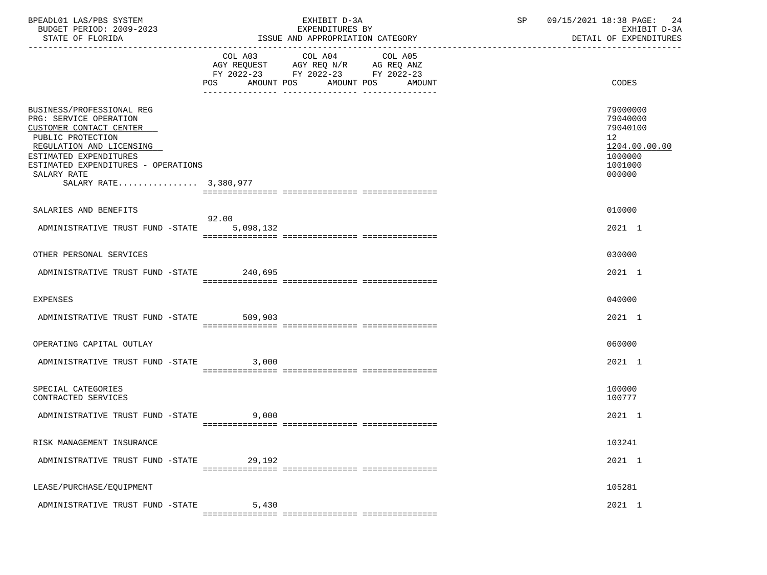BPEADL01 LAS/PBS SYSTEM | EXHIBIT D-3A | SP 09/15/2021 18:38
BUDGET PERIOD: 2009-2023 | EXPENDITURES BY | EXHIBIT D-3A
STATE OF FLORIDA | ISSUE AND APPROPRIATION CATEGORY | DETAIL OF EXPENDITURES

| | COL A03 AGY REQUEST FY 2022-23 POS AMOUNT | COL A04 AGY REQ N/R FY 2022-23 POS AMOUNT | COL A05 AG REQ ANZ FY 2022-23 POS AMOUNT | CODES |
|---|---|---|---|---|
| BUSINESS/PROFESSIONAL REG | | | | 79000000 |
| PRG: SERVICE OPERATION | | | | 79040000 |
| CUSTOMER CONTACT CENTER | | | | 79040100 |
| PUBLIC PROTECTION | | | | 12 |
| REGULATION AND LICENSING | | | | 1204.00.00.00 |
| ESTIMATED EXPENDITURES | | | | 1000000 |
| ESTIMATED EXPENDITURES - OPERATIONS | | | | 1001000 |
| SALARY RATE | | | | 000000 |
| SALARY RATE................ 3,380,977 | | | | |
| SALARIES AND BENEFITS | | | | 010000 |
| ADMINISTRATIVE TRUST FUND -STATE | 92.00 5,098,132 | | | 2021 1 |
| OTHER PERSONAL SERVICES | | | | 030000 |
| ADMINISTRATIVE TRUST FUND -STATE | 240,695 | | | 2021 1 |
| EXPENSES | | | | 040000 |
| ADMINISTRATIVE TRUST FUND -STATE | 509,903 | | | 2021 1 |
| OPERATING CAPITAL OUTLAY | | | | 060000 |
| ADMINISTRATIVE TRUST FUND -STATE | 3,000 | | | 2021 1 |
| SPECIAL CATEGORIES | | | | 100000 |
| CONTRACTED SERVICES | | | | 100777 |
| ADMINISTRATIVE TRUST FUND -STATE | 9,000 | | | 2021 1 |
| RISK MANAGEMENT INSURANCE | | | | 103241 |
| ADMINISTRATIVE TRUST FUND -STATE | 29,192 | | | 2021 1 |
| LEASE/PURCHASE/EQUIPMENT | | | | 105281 |
| ADMINISTRATIVE TRUST FUND -STATE | 5,430 | | | 2021 1 |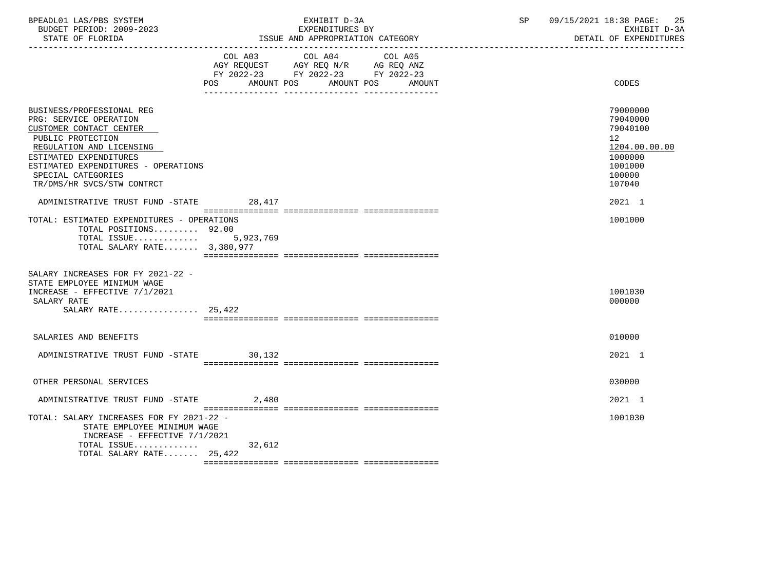BPEADL01 LAS/PBS SYSTEM
BUDGET PERIOD: 2009-2023
STATE OF FLORIDA

EXHIBIT D-3A
EXPENDITURES BY
ISSUE AND APPROPRIATION CATEGORY

SP 09/15/2021 18:38
EXHIBIT D-3A
DETAIL OF EXPENDITURES

| | COL A03 AGY REQUEST FY 2022-23 POS AMOUNT | COL A04 AGY REQ N/R FY 2022-23 POS AMOUNT | COL A05 AG REQ ANZ FY 2022-23 POS AMOUNT | CODES |
|---|---|---|---|---|
| BUSINESS/PROFESSIONAL REG | | | | 79000000 |
| PRG: SERVICE OPERATION | | | | 79040000 |
| CUSTOMER CONTACT CENTER | | | | 79040100 |
| PUBLIC PROTECTION | | | | 12 |
| REGULATION AND LICENSING | | | | 1204.00.00.00 |
| ESTIMATED EXPENDITURES | | | | 1000000 |
| ESTIMATED EXPENDITURES - OPERATIONS | | | | 1001000 |
| SPECIAL CATEGORIES | | | | 100000 |
| TR/DMS/HR SVCS/STW CONTRCT | | | | 107040 |
| ADMINISTRATIVE TRUST FUND -STATE | 28,417 | | | 2021 1 |
| TOTAL: ESTIMATED EXPENDITURES - OPERATIONS | | | | 1001000 |
| TOTAL POSITIONS......... 92.00 | | | | |
| TOTAL ISSUE............ | 5,923,769 | | | |
| TOTAL SALARY RATE....... 3,380,977 | | | | |
| SALARY INCREASES FOR FY 2021-22 - STATE EMPLOYEE MINIMUM WAGE INCREASE - EFFECTIVE 7/1/2021 | | | | 1001030 |
| SALARY RATE | | | | 000000 |
| SALARY RATE................ 25,422 | | | | |
| SALARIES AND BENEFITS | | | | 010000 |
| ADMINISTRATIVE TRUST FUND -STATE | 30,132 | | | 2021 1 |
| OTHER PERSONAL SERVICES | | | | 030000 |
| ADMINISTRATIVE TRUST FUND -STATE | 2,480 | | | 2021 1 |
| TOTAL: SALARY INCREASES FOR FY 2021-22 - STATE EMPLOYEE MINIMUM WAGE INCREASE - EFFECTIVE 7/1/2021 | | | | 1001030 |
| TOTAL ISSUE............ | 32,612 | | | |
| TOTAL SALARY RATE....... 25,422 | | | | |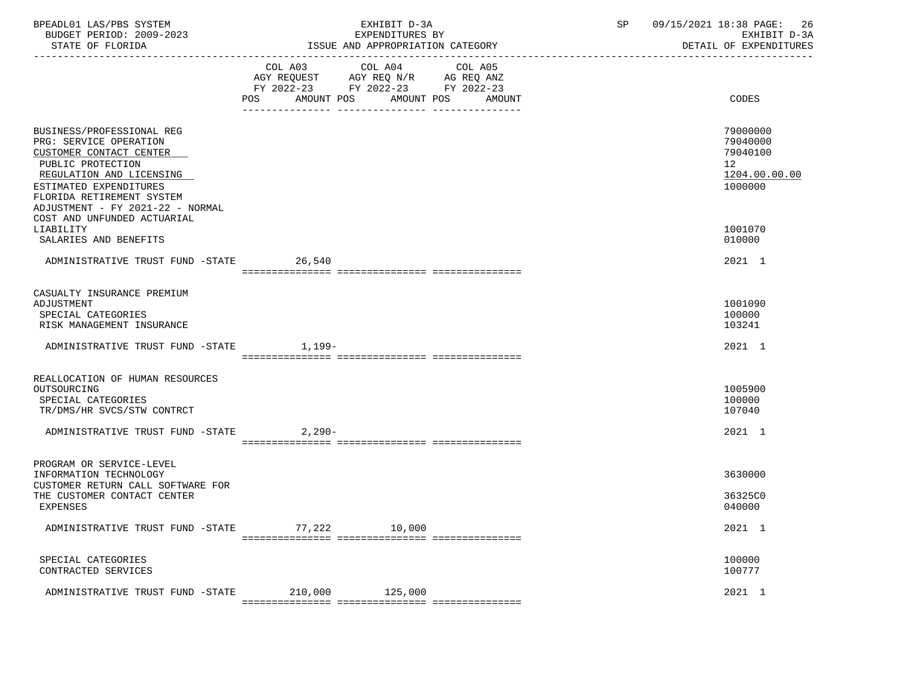BPEADL01 LAS/PBS SYSTEM | EXHIBIT D-3A | SP 09/15/2021 18:38
BUDGET PERIOD: 2009-2023 | EXPENDITURES BY | EXHIBIT D-3A
STATE OF FLORIDA | ISSUE AND APPROPRIATION CATEGORY | DETAIL OF EXPENDITURES

| | COL A03 AGY REQUEST FY 2022-23 POS AMOUNT | COL A04 AGY REQ N/R FY 2022-23 POS AMOUNT | COL A05 AG REQ ANZ FY 2022-23 POS AMOUNT | CODES |
|---|---|---|---|---|
| BUSINESS/PROFESSIONAL REG | | | | 79000000 |
| PRG: SERVICE OPERATION | | | | 79040000 |
| CUSTOMER CONTACT CENTER | | | | 79040100 |
| PUBLIC PROTECTION | | | | 12 |
| REGULATION AND LICENSING | | | | 1204.00.00.00 |
| ESTIMATED EXPENDITURES | | | | 1000000 |
| FLORIDA RETIREMENT SYSTEM ADJUSTMENT - FY 2021-22 - NORMAL COST AND UNFUNDED ACTUARIAL LIABILITY | | | | 1001070 |
| SALARIES AND BENEFITS | | | | 010000 |
| ADMINISTRATIVE TRUST FUND -STATE | 26,540 | | | 2021 1 |
| CASUALTY INSURANCE PREMIUM ADJUSTMENT | | | | 1001090 |
| SPECIAL CATEGORIES | | | | 100000 |
| RISK MANAGEMENT INSURANCE | | | | 103241 |
| ADMINISTRATIVE TRUST FUND -STATE | 1,199- | | | 2021 1 |
| REALLOCATION OF HUMAN RESOURCES OUTSOURCING | | | | 1005900 |
| SPECIAL CATEGORIES | | | | 100000 |
| TR/DMS/HR SVCS/STW CONTRCT | | | | 107040 |
| ADMINISTRATIVE TRUST FUND -STATE | 2,290- | | | 2021 1 |
| PROGRAM OR SERVICE-LEVEL INFORMATION TECHNOLOGY | | | | 3630000 |
| CUSTOMER RETURN CALL SOFTWARE FOR THE CUSTOMER CONTACT CENTER | | | | 36325C0 |
| EXPENSES | | | | 040000 |
| ADMINISTRATIVE TRUST FUND -STATE | 77,222 | 10,000 | | 2021 1 |
| SPECIAL CATEGORIES | | | | 100000 |
| CONTRACTED SERVICES | | | | 100777 |
| ADMINISTRATIVE TRUST FUND -STATE | 210,000 | 125,000 | | 2021 1 |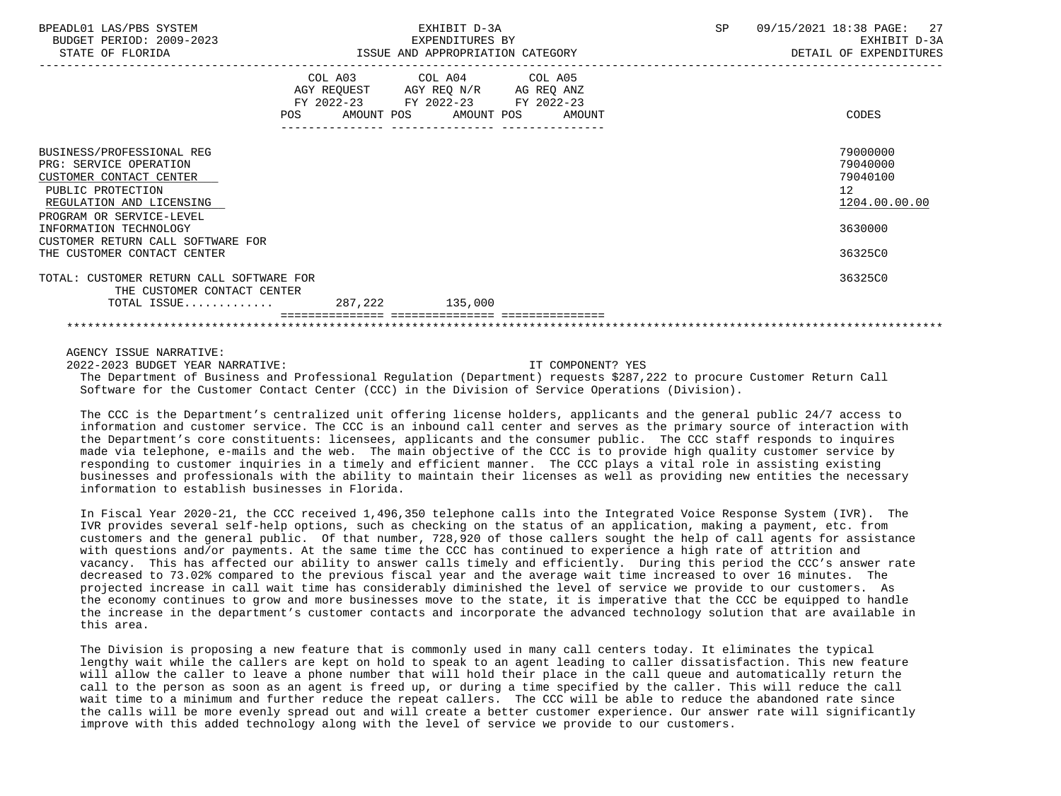| | COL A03 AGY REQUEST FY 2022-23 POS AMOUNT | COL A04 AGY REQ N/R FY 2022-23 POS AMOUNT | COL A05 AG REQ ANZ FY 2022-23 POS AMOUNT | CODES |
|---|---|---|---|---|
| BUSINESS/PROFESSIONAL REG | | | | 79000000 |
| PRG: SERVICE OPERATION | | | | 79040000 |
| CUSTOMER CONTACT CENTER | | | | 79040100 |
| PUBLIC PROTECTION | | | | 12 |
| REGULATION AND LICENSING | | | | 1204.00.00.00 |
| PROGRAM OR SERVICE-LEVEL INFORMATION TECHNOLOGY | | | | 3630000 |
| CUSTOMER RETURN CALL SOFTWARE FOR THE CUSTOMER CONTACT CENTER | | | | 36325C0 |
| TOTAL: CUSTOMER RETURN CALL SOFTWARE FOR THE CUSTOMER CONTACT CENTER | | | | 36325C0 |
| TOTAL ISSUE............. | 287,222 | 135,000 | | |

AGENCY ISSUE NARRATIVE:

2022-2023 BUDGET YEAR NARRATIVE: IT COMPONENT? YES

The Department of Business and Professional Regulation (Department) requests $287,222 to procure Customer Return Call Software for the Customer Contact Center (CCC) in the Division of Service Operations (Division).

The CCC is the Department's centralized unit offering license holders, applicants and the general public 24/7 access to information and customer service. The CCC is an inbound call center and serves as the primary source of interaction with the Department's core constituents: licensees, applicants and the consumer public. The CCC staff responds to inquires made via telephone, e-mails and the web. The main objective of the CCC is to provide high quality customer service by responding to customer inquiries in a timely and efficient manner. The CCC plays a vital role in assisting existing businesses and professionals with the ability to maintain their licenses as well as providing new entities the necessary information to establish businesses in Florida.

In Fiscal Year 2020-21, the CCC received 1,496,350 telephone calls into the Integrated Voice Response System (IVR). The IVR provides several self-help options, such as checking on the status of an application, making a payment, etc. from customers and the general public. Of that number, 728,920 of those callers sought the help of call agents for assistance with questions and/or payments. At the same time the CCC has continued to experience a high rate of attrition and vacancy. This has affected our ability to answer calls timely and efficiently. During this period the CCC's answer rate decreased to 73.02% compared to the previous fiscal year and the average wait time increased to over 16 minutes. The projected increase in call wait time has considerably diminished the level of service we provide to our customers. As the economy continues to grow and more businesses move to the state, it is imperative that the CCC be equipped to handle the increase in the department's customer contacts and incorporate the advanced technology solution that are available in this area.

The Division is proposing a new feature that is commonly used in many call centers today. It eliminates the typical lengthy wait while the callers are kept on hold to speak to an agent leading to caller dissatisfaction. This new feature will allow the caller to leave a phone number that will hold their place in the call queue and automatically return the call to the person as soon as an agent is freed up, or during a time specified by the caller. This will reduce the call wait time to a minimum and further reduce the repeat callers. The CCC will be able to reduce the abandoned rate since the calls will be more evenly spread out and will create a better customer experience. Our answer rate will significantly improve with this added technology along with the level of service we provide to our customers.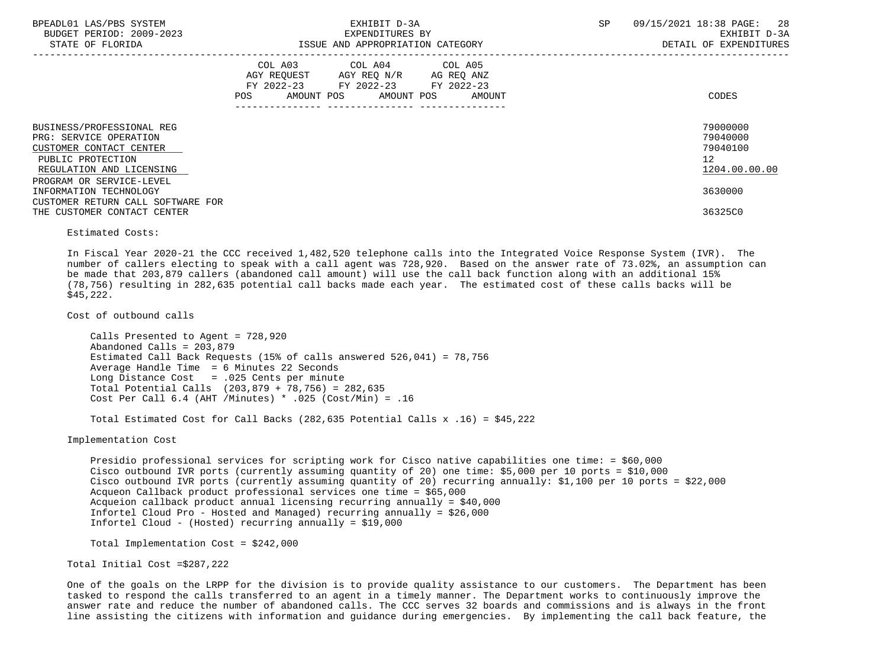BUSINESS/PROFESSIONAL REG 79000000
PRG: SERVICE OPERATION 79040000
CUSTOMER CONTACT CENTER 79040100
PUBLIC PROTECTION 12
REGULATION AND LICENSING 1204.00.00.00
PROGRAM OR SERVICE-LEVEL
INFORMATION TECHNOLOGY 3630000
CUSTOMER RETURN CALL SOFTWARE FOR
THE CUSTOMER CONTACT CENTER 36325C0

| | COL A03 AGY REQUEST FY 2022-23 | | COL A04 AGY REQ N/R FY 2022-23 | | COL A05 AG REQ ANZ FY 2022-23 | | CODES |
|---|---|---|---|---|---|---|---|
| | POS | AMOUNT | POS | AMOUNT | POS | AMOUNT | |

Estimated Costs:

In Fiscal Year 2020-21 the CCC received 1,482,520 telephone calls into the Integrated Voice Response System (IVR). The number of callers electing to speak with a call agent was 728,920. Based on the answer rate of 73.02%, an assumption can be made that 203,879 callers (abandoned call amount) will use the call back function along with an additional 15% (78,756) resulting in 282,635 potential call backs made each year. The estimated cost of these calls backs will be $45,222.

Cost of outbound calls

Calls Presented to Agent = 728,920
Abandoned Calls = 203,879
Estimated Call Back Requests (15% of calls answered 526,041) = 78,756
Average Handle Time = 6 Minutes 22 Seconds
Long Distance Cost = .025 Cents per minute
Total Potential Calls (203,879 + 78,756) = 282,635
Cost Per Call 6.4 (AHT /Minutes) * .025 (Cost/Min) = .16

Total Estimated Cost for Call Backs (282,635 Potential Calls x .16) = $45,222

Implementation Cost

Presidio professional services for scripting work for Cisco native capabilities one time: = $60,000
Cisco outbound IVR ports (currently assuming quantity of 20) one time: $5,000 per 10 ports = $10,000
Cisco outbound IVR ports (currently assuming quantity of 20) recurring annually: $1,100 per 10 ports = $22,000
Acqueon Callback product professional services one time = $65,000
Acqueion callback product annual licensing recurring annually = $40,000
Infortel Cloud Pro - Hosted and Managed) recurring annually = $26,000
Infortel Cloud - (Hosted) recurring annually = $19,000

Total Implementation Cost = $242,000

Total Initial Cost =$287,222

One of the goals on the LRPP for the division is to provide quality assistance to our customers. The Department has been tasked to respond the calls transferred to an agent in a timely manner. The Department works to continuously improve the answer rate and reduce the number of abandoned calls. The CCC serves 32 boards and commissions and is always in the front line assisting the citizens with information and guidance during emergencies. By implementing the call back feature, the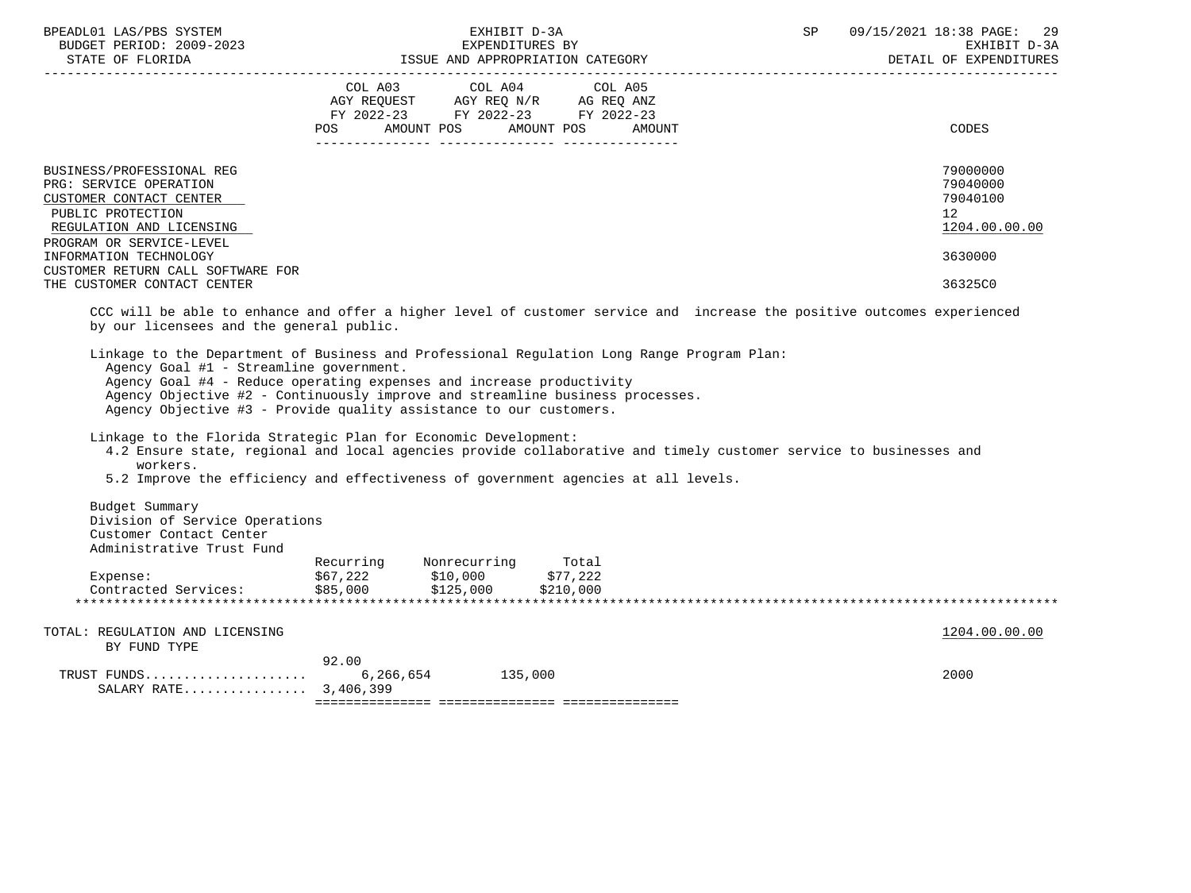| | COL A03 AGY REQUEST FY 2022-23 POS AMOUNT | COL A04 AGY REQ N/R FY 2022-23 POS AMOUNT | COL A05 AG REQ ANZ FY 2022-23 POS AMOUNT | CODES |
|---|---|---|---|---|
| BUSINESS/PROFESSIONAL REG | | | | 79000000 |
| PRG: SERVICE OPERATION | | | | 79040000 |
| CUSTOMER CONTACT CENTER | | | | 79040100 |
| PUBLIC PROTECTION | | | | 12 |
| REGULATION AND LICENSING | | | | 1204.00.00.00 |
| PROGRAM OR SERVICE-LEVEL | | | | |
| INFORMATION TECHNOLOGY | | | | 3630000 |
| CUSTOMER RETURN CALL SOFTWARE FOR THE CUSTOMER CONTACT CENTER | | | | 36325C0 |

CCC will be able to enhance and offer a higher level of customer service and increase the positive outcomes experienced by our licensees and the general public.

Linkage to the Department of Business and Professional Regulation Long Range Program Plan:
- Agency Goal #1 - Streamline government.
- Agency Goal #4 - Reduce operating expenses and increase productivity
- Agency Objective #2 - Continuously improve and streamline business processes.
- Agency Objective #3 - Provide quality assistance to our customers.

Linkage to the Florida Strategic Plan for Economic Development:
- 4.2 Ensure state, regional and local agencies provide collaborative and timely customer service to businesses and workers.
- 5.2 Improve the efficiency and effectiveness of government agencies at all levels.

Budget Summary
Division of Service Operations
Customer Contact Center
Administrative Trust Fund

| | Recurring | Nonrecurring | Total |
|---|---|---|---|
| Expense: | $67,222 | $10,000 | $77,222 |
| Contracted Services: | $85,000 | $125,000 | $210,000 |

| | COL A03 POS | COL A03 AMOUNT | COL A04 AMOUNT | CODES |
|---|---|---|---|---|
| TOTAL: REGULATION AND LICENSING | | | | 1204.00.00.00 |
| BY FUND TYPE | | | | |
| | 92.00 | | | |
| TRUST FUNDS | | 6,266,654 | 135,000 | 2000 |
| SALARY RATE | | 3,406,399 | | |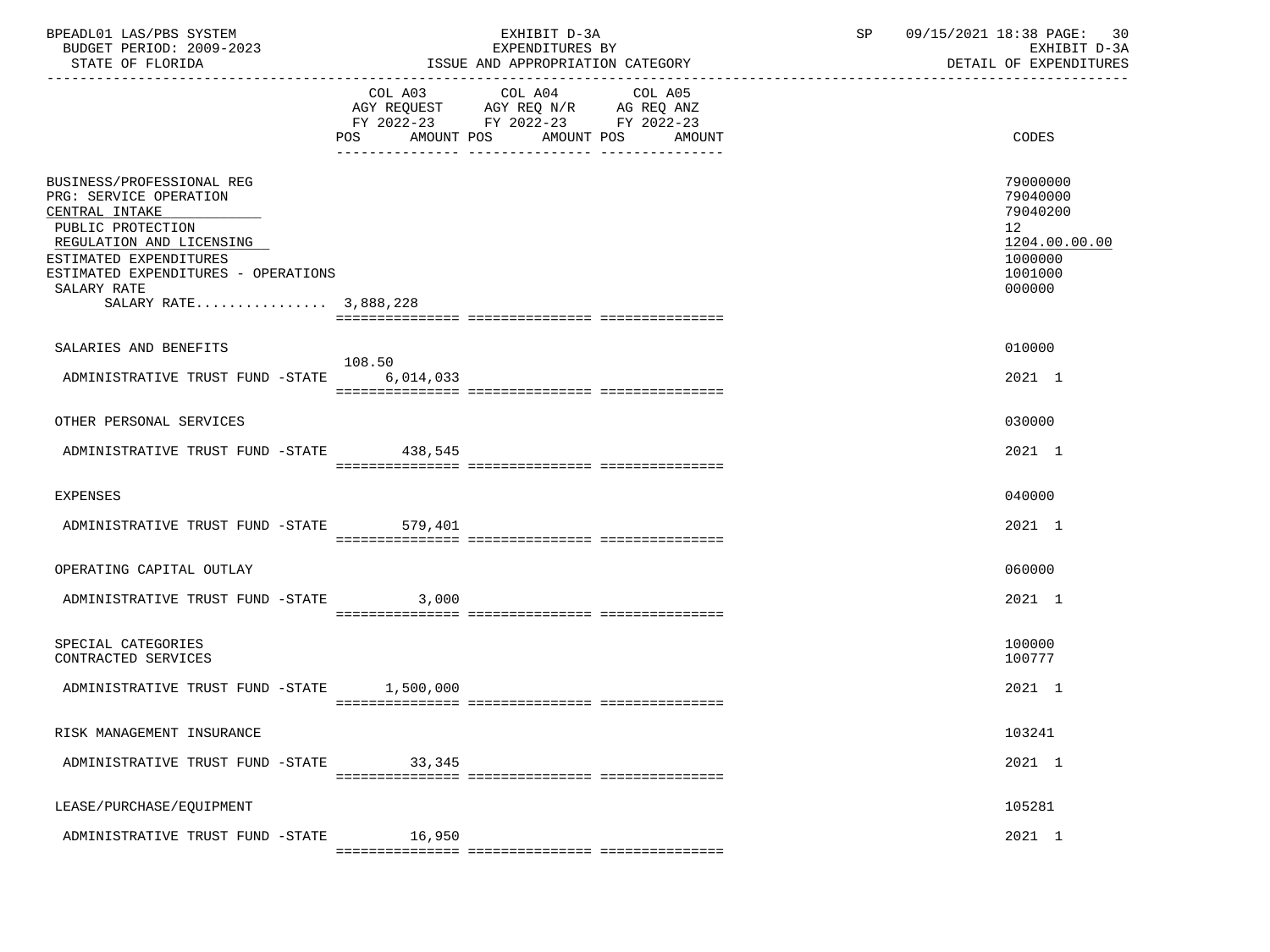BPEADL01 LAS/PBS SYSTEM | EXHIBIT D-3A | SP 09/15/2021 18:38
BUDGET PERIOD: 2009-2023 | EXPENDITURES BY | EXHIBIT D-3A
STATE OF FLORIDA | ISSUE AND APPROPRIATION CATEGORY | DETAIL OF EXPENDITURES

| | COL A03 AGY REQUEST FY 2022-23 POS | AMOUNT | COL A04 AGY REQ N/R FY 2022-23 POS | AMOUNT | COL A05 AG REQ ANZ FY 2022-23 POS | AMOUNT | CODES |
|---|---|---|---|---|---|---|---|
| BUSINESS/PROFESSIONAL REG | | | | | | | 79000000 |
| PRG: SERVICE OPERATION | | | | | | | 79040000 |
| CENTRAL INTAKE | | | | | | | 79040200 |
| PUBLIC PROTECTION | | | | | | | 12 |
| REGULATION AND LICENSING | | | | | | | 1204.00.00.00 |
| ESTIMATED EXPENDITURES | | | | | | | 1000000 |
| ESTIMATED EXPENDITURES - OPERATIONS | | | | | | | 1001000 |
| SALARY RATE | | | | | | | 000000 |
| SALARY RATE................ 3,888,228 | | | | | | | |
| SALARIES AND BENEFITS | | | | | | | 010000 |
| ADMINISTRATIVE TRUST FUND -STATE | 108.50 | 6,014,033 | | | | | 2021 1 |
| OTHER PERSONAL SERVICES | | | | | | | 030000 |
| ADMINISTRATIVE TRUST FUND -STATE | | 438,545 | | | | | 2021 1 |
| EXPENSES | | | | | | | 040000 |
| ADMINISTRATIVE TRUST FUND -STATE | | 579,401 | | | | | 2021 1 |
| OPERATING CAPITAL OUTLAY | | | | | | | 060000 |
| ADMINISTRATIVE TRUST FUND -STATE | | 3,000 | | | | | 2021 1 |
| SPECIAL CATEGORIES | | | | | | | 100000 |
| CONTRACTED SERVICES | | | | | | | 100777 |
| ADMINISTRATIVE TRUST FUND -STATE | | 1,500,000 | | | | | 2021 1 |
| RISK MANAGEMENT INSURANCE | | | | | | | 103241 |
| ADMINISTRATIVE TRUST FUND -STATE | | 33,345 | | | | | 2021 1 |
| LEASE/PURCHASE/EQUIPMENT | | | | | | | 105281 |
| ADMINISTRATIVE TRUST FUND -STATE | | 16,950 | | | | | 2021 1 |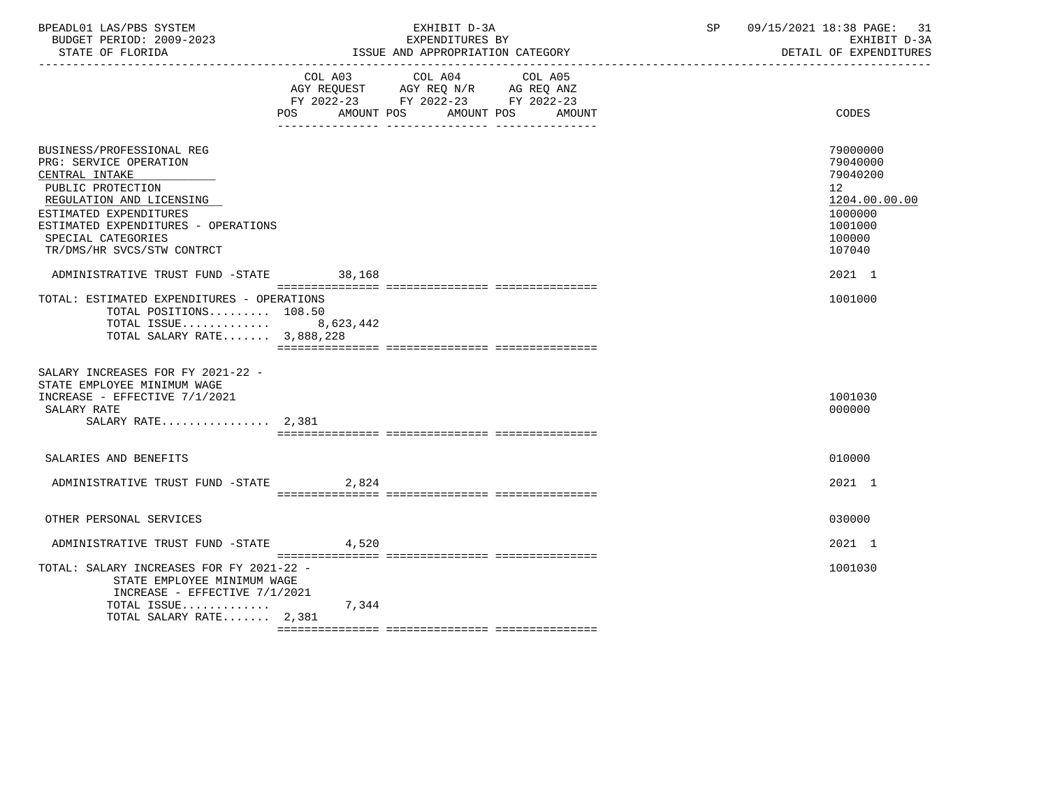BPEADL01 LAS/PBS SYSTEM — EXHIBIT D-3A — EXPENDITURES BY ISSUE AND APPROPRIATION CATEGORY — SP 09/15/2021 18:38

BUDGET PERIOD: 2009-2023 — STATE OF FLORIDA — EXHIBIT D-3A — DETAIL OF EXPENDITURES

| | COL A03 AGY REQUEST FY 2022-23 POS | AMOUNT | COL A04 AGY REQ N/R FY 2022-23 POS | AMOUNT | COL A05 AG REQ ANZ FY 2022-23 POS | AMOUNT | CODES |
|---|---|---|---|---|---|---|---|
| BUSINESS/PROFESSIONAL REG | | | | | | | 79000000 |
| PRG: SERVICE OPERATION | | | | | | | 79040000 |
| CENTRAL INTAKE | | | | | | | 79040200 |
| PUBLIC PROTECTION | | | | | | | 12 |
| REGULATION AND LICENSING | | | | | | | 1204.00.00.00 |
| ESTIMATED EXPENDITURES | | | | | | | 1000000 |
| ESTIMATED EXPENDITURES - OPERATIONS | | | | | | | 1001000 |
| SPECIAL CATEGORIES | | | | | | | 100000 |
| TR/DMS/HR SVCS/STW CONTRCT | | | | | | | 107040 |
| ADMINISTRATIVE TRUST FUND -STATE | | 38,168 | | | | | 2021 1 |
| TOTAL: ESTIMATED EXPENDITURES - OPERATIONS | | | | | | | 1001000 |
| TOTAL POSITIONS......... | 108.50 | | | | | | |
| TOTAL ISSUE............. | | 8,623,442 | | | | | |
| TOTAL SALARY RATE....... | | 3,888,228 | | | | | |
| SALARY INCREASES FOR FY 2021-22 - STATE EMPLOYEE MINIMUM WAGE INCREASE - EFFECTIVE 7/1/2021 | | | | | | | 1001030 |
| SALARY RATE | | | | | | | 000000 |
| SALARY RATE................ | | 2,381 | | | | | |
| SALARIES AND BENEFITS | | | | | | | 010000 |
| ADMINISTRATIVE TRUST FUND -STATE | | 2,824 | | | | | 2021 1 |
| OTHER PERSONAL SERVICES | | | | | | | 030000 |
| ADMINISTRATIVE TRUST FUND -STATE | | 4,520 | | | | | 2021 1 |
| TOTAL: SALARY INCREASES FOR FY 2021-22 - STATE EMPLOYEE MINIMUM WAGE INCREASE - EFFECTIVE 7/1/2021 | | | | | | | 1001030 |
| TOTAL ISSUE............. | | 7,344 | | | | | |
| TOTAL SALARY RATE....... | | 2,381 | | | | | |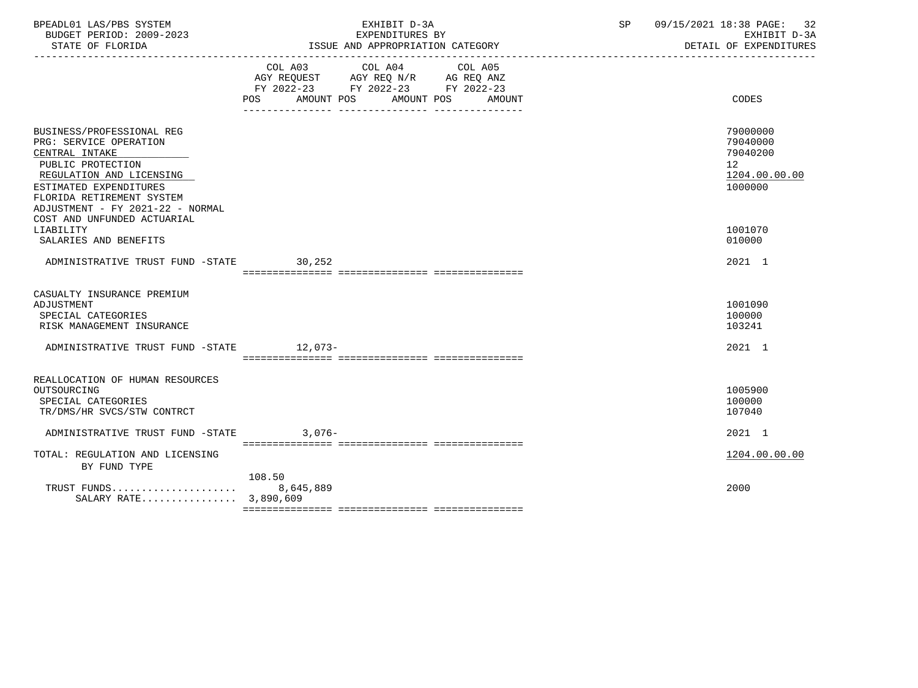BPEADL01 LAS/PBS SYSTEM — EXHIBIT D-3A — EXPENDITURES BY ISSUE AND APPROPRIATION CATEGORY

BUDGET PERIOD: 2009-2023 — STATE OF FLORIDA — SP 09/15/2021 18:38 — EXHIBIT D-3A DETAIL OF EXPENDITURES

| | COL A03 AGY REQUEST FY 2022-23 POS AMOUNT | COL A04 AGY REQ N/R FY 2022-23 POS AMOUNT | COL A05 AG REQ ANZ FY 2022-23 POS AMOUNT | CODES |
|---|---|---|---|---|
| BUSINESS/PROFESSIONAL REG | | | | 79000000 |
| PRG: SERVICE OPERATION | | | | 79040000 |
| CENTRAL INTAKE | | | | 79040200 |
| PUBLIC PROTECTION | | | | 12 |
| REGULATION AND LICENSING | | | | 1204.00.00.00 |
| ESTIMATED EXPENDITURES | | | | 1000000 |
| FLORIDA RETIREMENT SYSTEM ADJUSTMENT - FY 2021-22 - NORMAL COST AND UNFUNDED ACTUARIAL LIABILITY | | | | 1001070 |
| SALARIES AND BENEFITS | | | | 010000 |
| ADMINISTRATIVE TRUST FUND -STATE | 30,252 | | | 2021 1 |
| CASUALTY INSURANCE PREMIUM ADJUSTMENT | | | | 1001090 |
| SPECIAL CATEGORIES | | | | 100000 |
| RISK MANAGEMENT INSURANCE | | | | 103241 |
| ADMINISTRATIVE TRUST FUND -STATE | 12,073- | | | 2021 1 |
| REALLOCATION OF HUMAN RESOURCES OUTSOURCING | | | | 1005900 |
| SPECIAL CATEGORIES | | | | 100000 |
| TR/DMS/HR SVCS/STW CONTRCT | | | | 107040 |
| ADMINISTRATIVE TRUST FUND -STATE | 3,076- | | | 2021 1 |
| TOTAL: REGULATION AND LICENSING | | | | 1204.00.00.00 |
| BY FUND TYPE | | | | |
| TRUST FUNDS | 108.50 8,645,889 | | | 2000 |
| SALARY RATE | 3,890,609 | | | |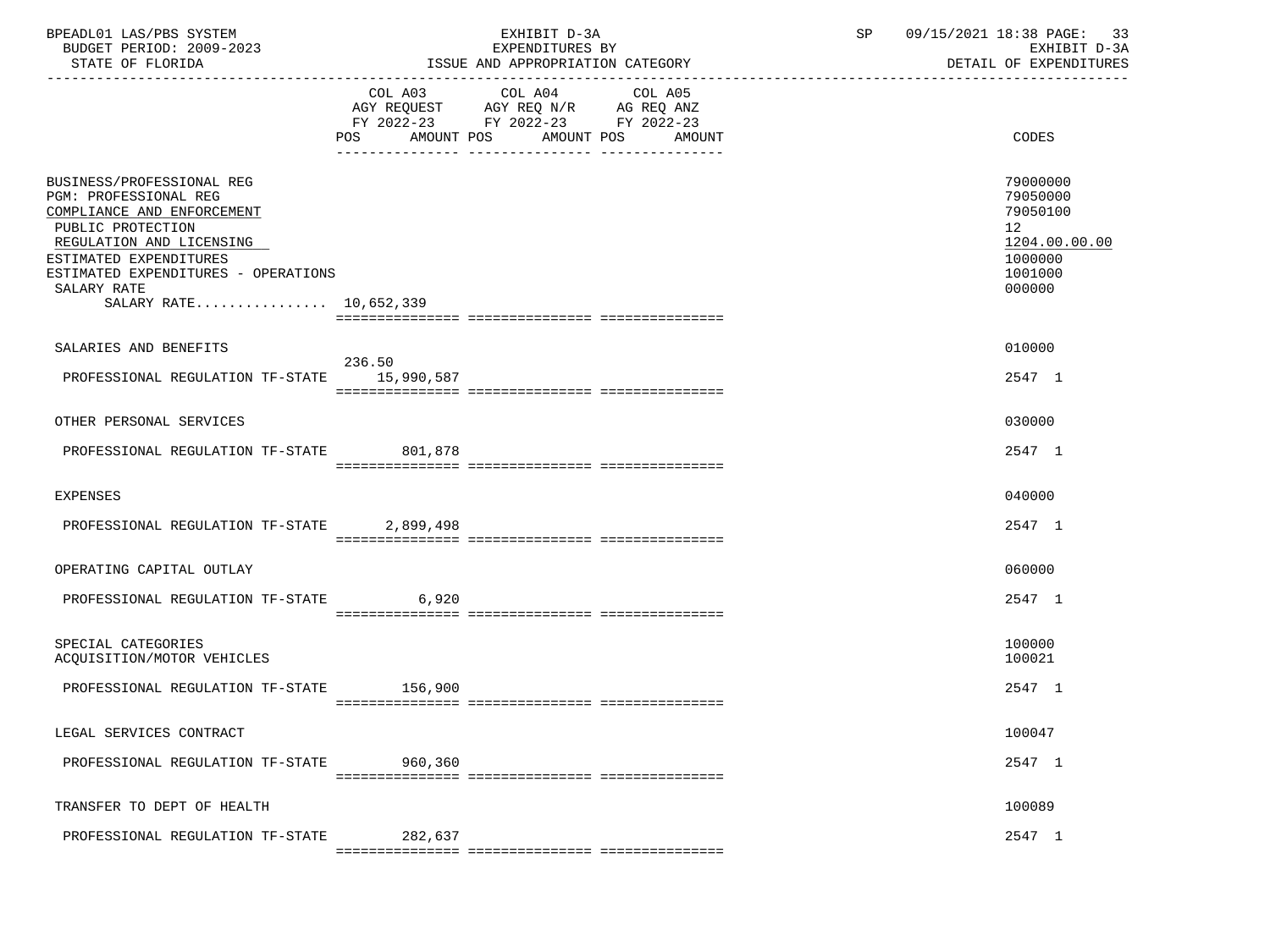BPEADL01 LAS/PBS SYSTEM — EXHIBIT D-3A — EXPENDITURES BY ISSUE AND APPROPRIATION CATEGORY
BUDGET PERIOD: 2009-2023 — STATE OF FLORIDA — SP 09/15/2021 18:38 — EXHIBIT D-3A DETAIL OF EXPENDITURES

| | COL A03 AGY REQUEST FY 2022-23 POS | AMOUNT | COL A04 AGY REQ N/R FY 2022-23 POS | AMOUNT | COL A05 AG REQ ANZ FY 2022-23 POS | AMOUNT | CODES |
|---|---|---|---|---|---|---|---|
| BUSINESS/PROFESSIONAL REG | | | | | | | 79000000 |
| PGM: PROFESSIONAL REG | | | | | | | 79050000 |
| COMPLIANCE AND ENFORCEMENT | | | | | | | 79050100 |
| PUBLIC PROTECTION | | | | | | | 12 |
| REGULATION AND LICENSING | | | | | | | 1204.00.00.00 |
| ESTIMATED EXPENDITURES | | | | | | | 1000000 |
| ESTIMATED EXPENDITURES - OPERATIONS | | | | | | | 1001000 |
| SALARY RATE | | | | | | | 000000 |
| SALARY RATE................ | | 10,652,339 | | | | | |
| SALARIES AND BENEFITS | | | | | | | 010000 |
| PROFESSIONAL REGULATION TF-STATE | 236.50 | 15,990,587 | | | | | 2547 1 |
| OTHER PERSONAL SERVICES | | | | | | | 030000 |
| PROFESSIONAL REGULATION TF-STATE | | 801,878 | | | | | 2547 1 |
| EXPENSES | | | | | | | 040000 |
| PROFESSIONAL REGULATION TF-STATE | | 2,899,498 | | | | | 2547 1 |
| OPERATING CAPITAL OUTLAY | | | | | | | 060000 |
| PROFESSIONAL REGULATION TF-STATE | | 6,920 | | | | | 2547 1 |
| SPECIAL CATEGORIES | | | | | | | 100000 |
| ACQUISITION/MOTOR VEHICLES | | | | | | | 100021 |
| PROFESSIONAL REGULATION TF-STATE | | 156,900 | | | | | 2547 1 |
| LEGAL SERVICES CONTRACT | | | | | | | 100047 |
| PROFESSIONAL REGULATION TF-STATE | | 960,360 | | | | | 2547 1 |
| TRANSFER TO DEPT OF HEALTH | | | | | | | 100089 |
| PROFESSIONAL REGULATION TF-STATE | | 282,637 | | | | | 2547 1 |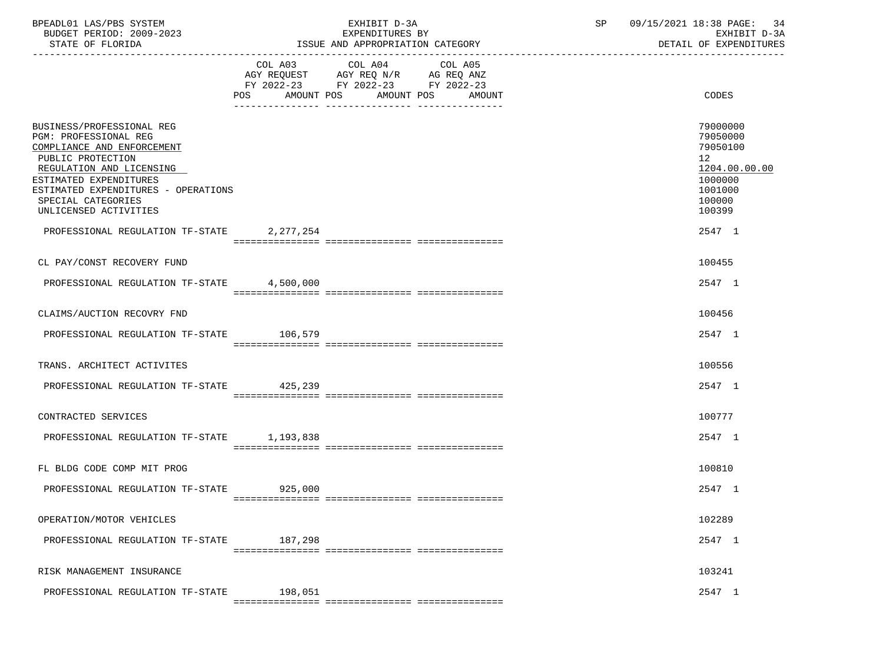BPEADL01 LAS/PBS SYSTEM | EXHIBIT D-3A | SP 09/15/2021 18:38
BUDGET PERIOD: 2009-2023 | EXPENDITURES BY | EXHIBIT D-3A
STATE OF FLORIDA | ISSUE AND APPROPRIATION CATEGORY | DETAIL OF EXPENDITURES

| | COL A03 AGY REQUEST FY 2022-23 POS AMOUNT | COL A04 AGY REQ N/R FY 2022-23 POS AMOUNT | COL A05 AG REQ ANZ FY 2022-23 POS AMOUNT | CODES |
|---|---|---|---|---|
| BUSINESS/PROFESSIONAL REG | | | | 79000000 |
| PGM: PROFESSIONAL REG | | | | 79050000 |
| COMPLIANCE AND ENFORCEMENT | | | | 79050100 |
| PUBLIC PROTECTION | | | | 12 |
| REGULATION AND LICENSING | | | | 1204.00.00.00 |
| ESTIMATED EXPENDITURES | | | | 1000000 |
| ESTIMATED EXPENDITURES - OPERATIONS | | | | 1001000 |
| SPECIAL CATEGORIES | | | | 100000 |
| UNLICENSED ACTIVITIES | | | | 100399 |
| PROFESSIONAL REGULATION TF-STATE | 2,277,254 | | | 2547 1 |
| CL PAY/CONST RECOVERY FUND | | | | 100455 |
| PROFESSIONAL REGULATION TF-STATE | 4,500,000 | | | 2547 1 |
| CLAIMS/AUCTION RECOVRY FND | | | | 100456 |
| PROFESSIONAL REGULATION TF-STATE | 106,579 | | | 2547 1 |
| TRANS. ARCHITECT ACTIVITES | | | | 100556 |
| PROFESSIONAL REGULATION TF-STATE | 425,239 | | | 2547 1 |
| CONTRACTED SERVICES | | | | 100777 |
| PROFESSIONAL REGULATION TF-STATE | 1,193,838 | | | 2547 1 |
| FL BLDG CODE COMP MIT PROG | | | | 100810 |
| PROFESSIONAL REGULATION TF-STATE | 925,000 | | | 2547 1 |
| OPERATION/MOTOR VEHICLES | | | | 102289 |
| PROFESSIONAL REGULATION TF-STATE | 187,298 | | | 2547 1 |
| RISK MANAGEMENT INSURANCE | | | | 103241 |
| PROFESSIONAL REGULATION TF-STATE | 198,051 | | | 2547 1 |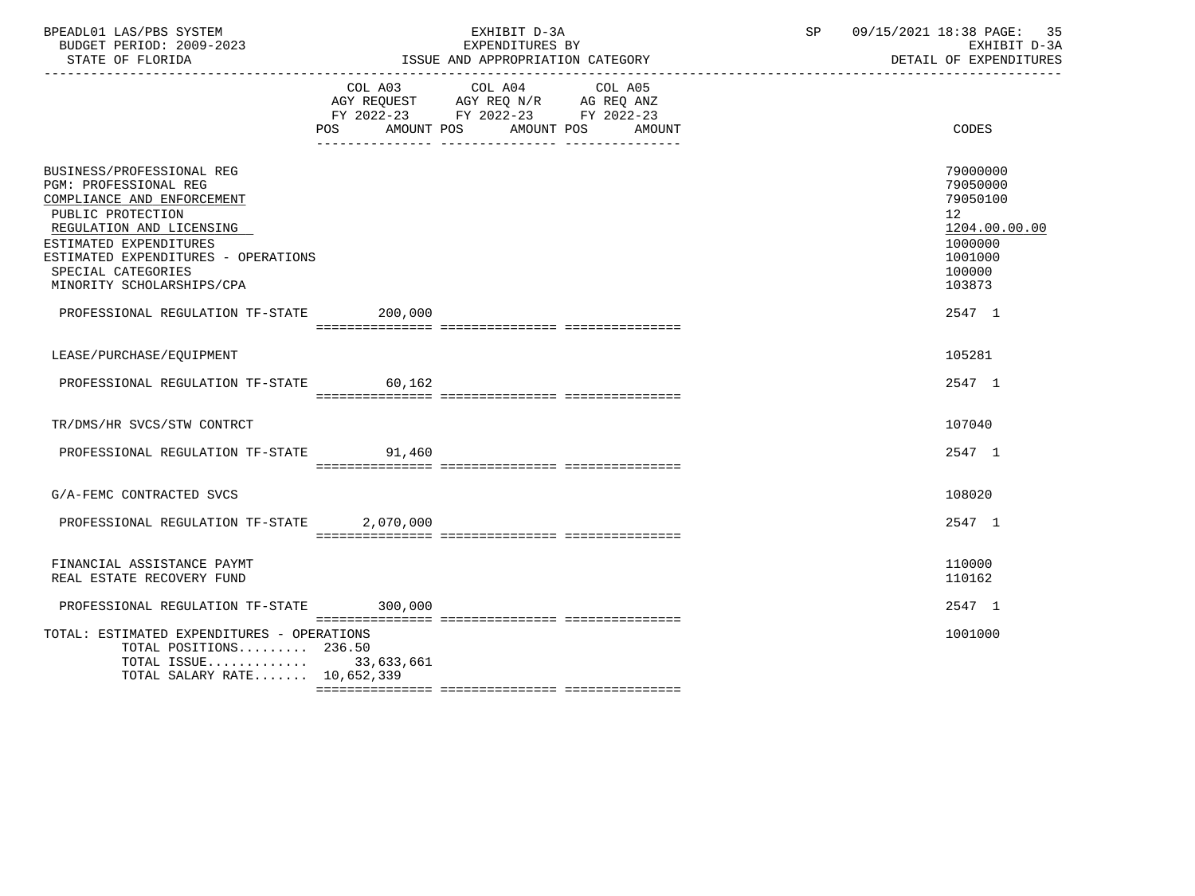BPEADL01 LAS/PBS SYSTEM | EXHIBIT D-3A | SP 09/15/2021 18:38
BUDGET PERIOD: 2009-2023 | EXPENDITURES BY | EXHIBIT D-3A
STATE OF FLORIDA | ISSUE AND APPROPRIATION CATEGORY | DETAIL OF EXPENDITURES

| | COL A03 AGY REQUEST FY 2022-23 POS AMOUNT | COL A04 AGY REQ N/R FY 2022-23 POS AMOUNT | COL A05 AG REQ ANZ FY 2022-23 POS AMOUNT | CODES |
|---|---|---|---|---|
| BUSINESS/PROFESSIONAL REG | | | | 79000000 |
| PGM: PROFESSIONAL REG | | | | 79050000 |
| COMPLIANCE AND ENFORCEMENT | | | | 79050100 |
| PUBLIC PROTECTION | | | | 12 |
| REGULATION AND LICENSING | | | | 1204.00.00.00 |
| ESTIMATED EXPENDITURES | | | | 1000000 |
| ESTIMATED EXPENDITURES - OPERATIONS | | | | 1001000 |
| SPECIAL CATEGORIES | | | | 100000 |
| MINORITY SCHOLARSHIPS/CPA | | | | 103873 |
| PROFESSIONAL REGULATION TF-STATE | 200,000 | | | 2547 1 |
| LEASE/PURCHASE/EQUIPMENT | | | | 105281 |
| PROFESSIONAL REGULATION TF-STATE | 60,162 | | | 2547 1 |
| TR/DMS/HR SVCS/STW CONTRCT | | | | 107040 |
| PROFESSIONAL REGULATION TF-STATE | 91,460 | | | 2547 1 |
| G/A-FEMC CONTRACTED SVCS | | | | 108020 |
| PROFESSIONAL REGULATION TF-STATE | 2,070,000 | | | 2547 1 |
| FINANCIAL ASSISTANCE PAYMT | | | | 110000 |
| REAL ESTATE RECOVERY FUND | | | | 110162 |
| PROFESSIONAL REGULATION TF-STATE | 300,000 | | | 2547 1 |
| TOTAL: ESTIMATED EXPENDITURES - OPERATIONS | | | | 1001000 |
| TOTAL POSITIONS......... | 236.50 | | | |
| TOTAL ISSUE............. | 33,633,661 | | | |
| TOTAL SALARY RATE....... | 10,652,339 | | | |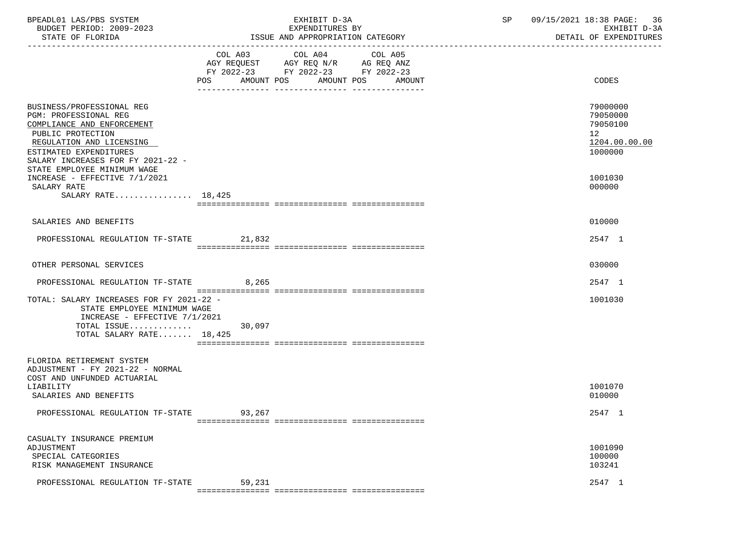| | COL A03 AGY REQUEST FY 2022-23 POS AMOUNT | COL A04 AGY REQ N/R FY 2022-23 POS AMOUNT | COL A05 AG REQ ANZ FY 2022-23 POS AMOUNT | CODES |
|---|---|---|---|---|
| BUSINESS/PROFESSIONAL REG | | | | 79000000 |
| PGM: PROFESSIONAL REG | | | | 79050000 |
| COMPLIANCE AND ENFORCEMENT | | | | 79050100 |
| PUBLIC PROTECTION | | | | 12 |
| REGULATION AND LICENSING | | | | 1204.00.00.00 |
| ESTIMATED EXPENDITURES | | | | 1000000 |
| SALARY INCREASES FOR FY 2021-22 - STATE EMPLOYEE MINIMUM WAGE INCREASE - EFFECTIVE 7/1/2021 | | | | 1001030 |
| SALARY RATE | | | | 000000 |
| SALARY RATE................ 18,425 | | | | |
| SALARIES AND BENEFITS | | | | 010000 |
| PROFESSIONAL REGULATION TF-STATE | 21,832 | | | 2547 1 |
| OTHER PERSONAL SERVICES | | | | 030000 |
| PROFESSIONAL REGULATION TF-STATE | 8,265 | | | 2547 1 |
| TOTAL: SALARY INCREASES FOR FY 2021-22 - STATE EMPLOYEE MINIMUM WAGE INCREASE - EFFECTIVE 7/1/2021 | | | | 1001030 |
| TOTAL ISSUE............. | 30,097 | | | |
| TOTAL SALARY RATE....... 18,425 | | | | |
| FLORIDA RETIREMENT SYSTEM ADJUSTMENT - FY 2021-22 - NORMAL COST AND UNFUNDED ACTUARIAL LIABILITY | | | | 1001070 |
| SALARIES AND BENEFITS | | | | 010000 |
| PROFESSIONAL REGULATION TF-STATE | 93,267 | | | 2547 1 |
| CASUALTY INSURANCE PREMIUM ADJUSTMENT | | | | 1001090 |
| SPECIAL CATEGORIES | | | | 100000 |
| RISK MANAGEMENT INSURANCE | | | | 103241 |
| PROFESSIONAL REGULATION TF-STATE | 59,231 | | | 2547 1 |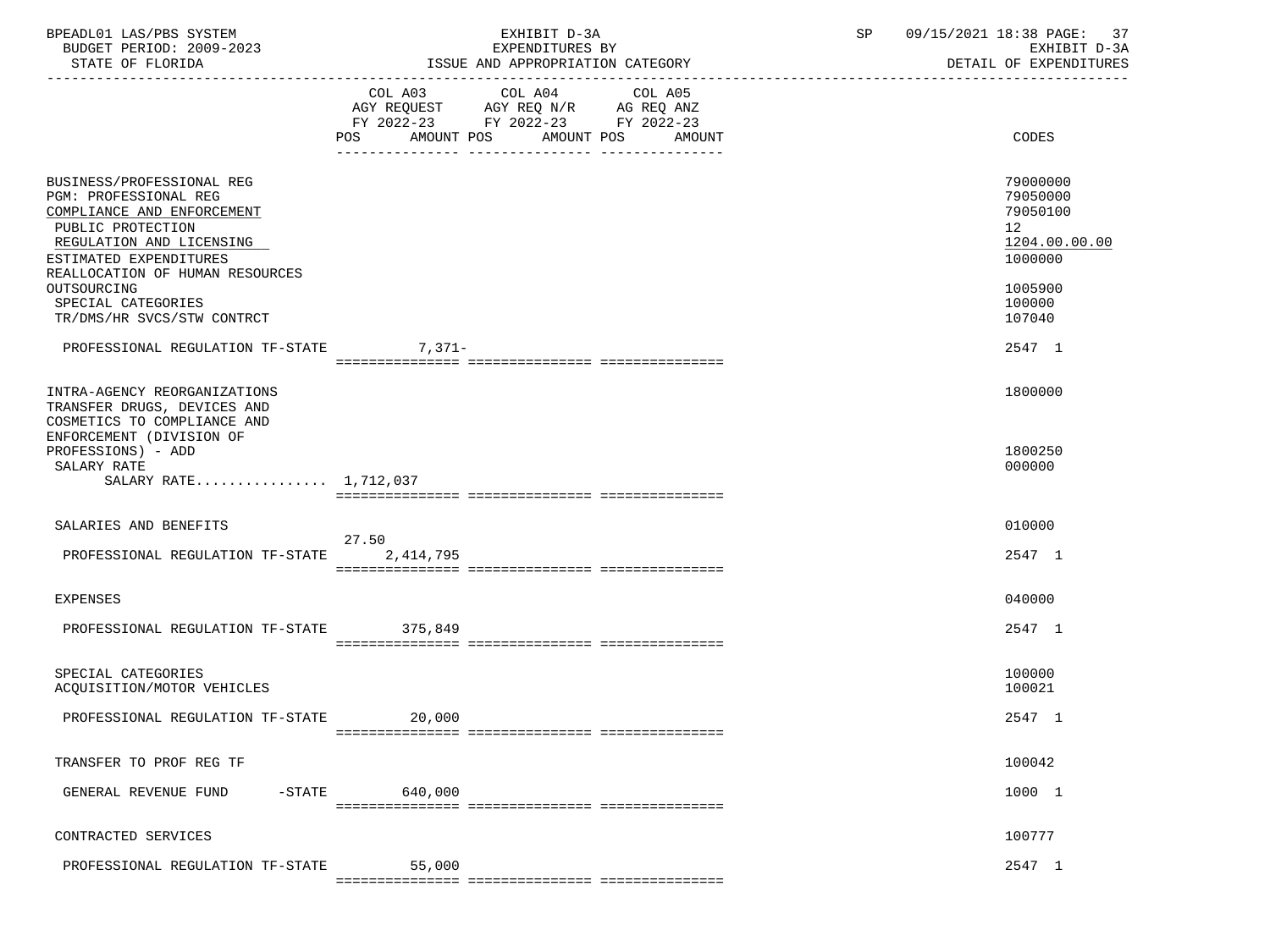| | COL A03 AGY REQUEST FY 2022-23 POS | AMOUNT | COL A04 AGY REQ N/R FY 2022-23 POS | AMOUNT | COL A05 AG REQ ANZ FY 2022-23 POS | AMOUNT | CODES |
|---|---|---|---|---|---|---|---|
| BUSINESS/PROFESSIONAL REG | | | | | | | 79000000 |
| PGM: PROFESSIONAL REG | | | | | | | 79050000 |
| COMPLIANCE AND ENFORCEMENT | | | | | | | 79050100 |
| PUBLIC PROTECTION | | | | | | | 12 |
| REGULATION AND LICENSING | | | | | | | 1204.00.00.00 |
| ESTIMATED EXPENDITURES | | | | | | | 1000000 |
| REALLOCATION OF HUMAN RESOURCES OUTSOURCING | | | | | | | 1005900 |
| SPECIAL CATEGORIES | | | | | | | 100000 |
| TR/DMS/HR SVCS/STW CONTRCT | | | | | | | 107040 |
| PROFESSIONAL REGULATION TF-STATE | | 7,371- | | | | | 2547 1 |
| INTRA-AGENCY REORGANIZATIONS | | | | | | | 1800000 |
| TRANSFER DRUGS, DEVICES AND COSMETICS TO COMPLIANCE AND ENFORCEMENT (DIVISION OF PROFESSIONS) - ADD | | | | | | | 1800250 |
| SALARY RATE | | | | | | | 000000 |
| SALARY RATE................ 1,712,037 | | | | | | | |
| SALARIES AND BENEFITS | | | | | | | 010000 |
| PROFESSIONAL REGULATION TF-STATE | 27.50 | 2,414,795 | | | | | 2547 1 |
| EXPENSES | | | | | | | 040000 |
| PROFESSIONAL REGULATION TF-STATE | | 375,849 | | | | | 2547 1 |
| SPECIAL CATEGORIES | | | | | | | 100000 |
| ACQUISITION/MOTOR VEHICLES | | | | | | | 100021 |
| PROFESSIONAL REGULATION TF-STATE | | 20,000 | | | | | 2547 1 |
| TRANSFER TO PROF REG TF | | | | | | | 100042 |
| GENERAL REVENUE FUND -STATE | | 640,000 | | | | | 1000 1 |
| CONTRACTED SERVICES | | | | | | | 100777 |
| PROFESSIONAL REGULATION TF-STATE | | 55,000 | | | | | 2547 1 |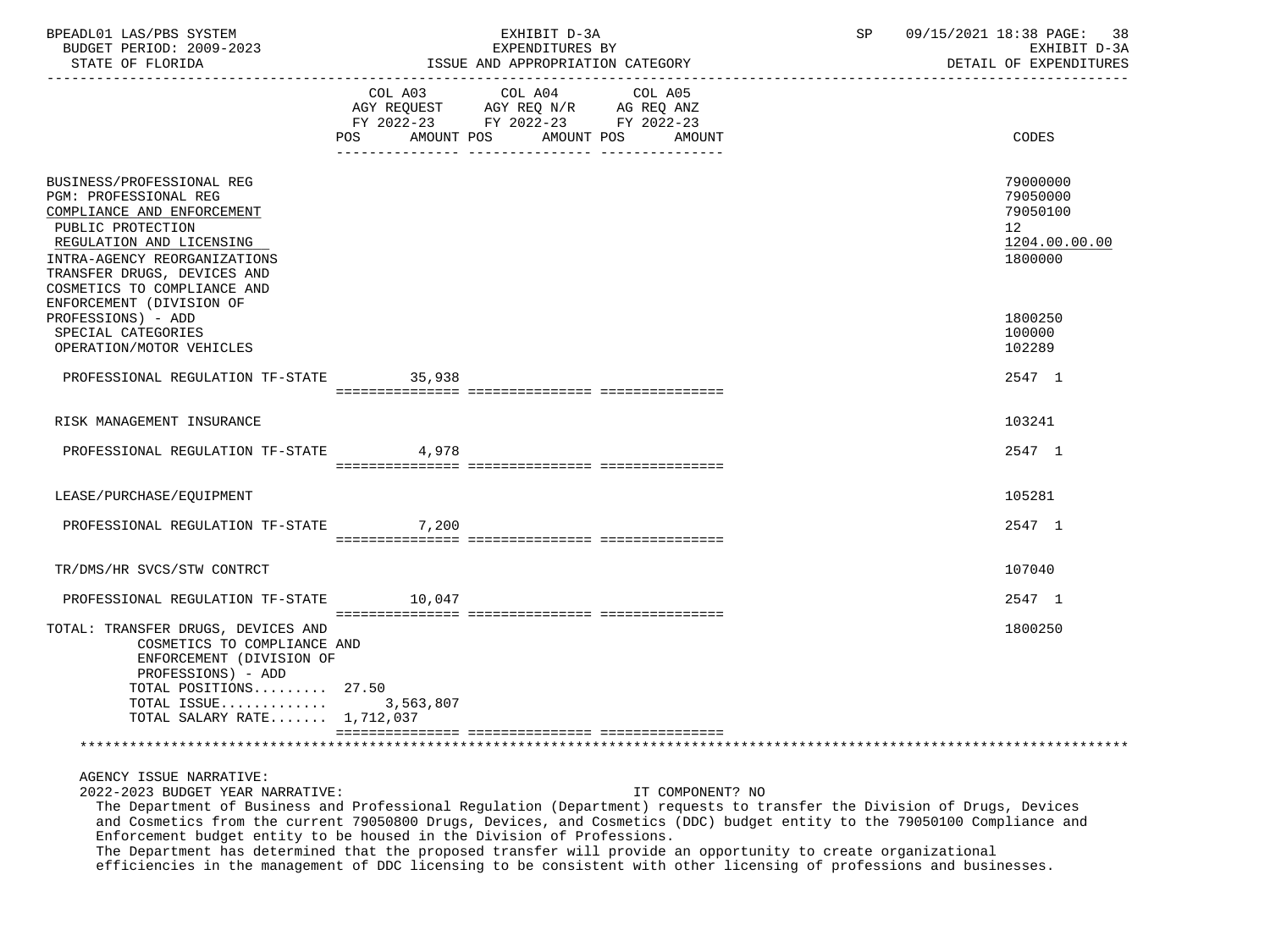| | COL A03 AGY REQUEST FY 2022-23 POS AMOUNT | COL A04 AGY REQ N/R FY 2022-23 POS AMOUNT | COL A05 AG REQ ANZ FY 2022-23 POS AMOUNT | CODES |
|---|---|---|---|---|
| BUSINESS/PROFESSIONAL REG | | | | 79000000 |
| PGM: PROFESSIONAL REG | | | | 79050000 |
| COMPLIANCE AND ENFORCEMENT | | | | 79050100 |
| PUBLIC PROTECTION | | | | 12 |
| REGULATION AND LICENSING | | | | 1204.00.00.00 |
| INTRA-AGENCY REORGANIZATIONS | | | | 1800000 |
| TRANSFER DRUGS, DEVICES AND COSMETICS TO COMPLIANCE AND ENFORCEMENT (DIVISION OF PROFESSIONS) - ADD | | | | 1800250 |
| SPECIAL CATEGORIES | | | | 100000 |
| OPERATION/MOTOR VEHICLES | | | | 102289 |
| PROFESSIONAL REGULATION TF-STATE | 35,938 | | | 2547 1 |
| RISK MANAGEMENT INSURANCE | | | | 103241 |
| PROFESSIONAL REGULATION TF-STATE | 4,978 | | | 2547 1 |
| LEASE/PURCHASE/EQUIPMENT | | | | 105281 |
| PROFESSIONAL REGULATION TF-STATE | 7,200 | | | 2547 1 |
| TR/DMS/HR SVCS/STW CONTRCT | | | | 107040 |
| PROFESSIONAL REGULATION TF-STATE | 10,047 | | | 2547 1 |
| TOTAL: TRANSFER DRUGS, DEVICES AND COSMETICS TO COMPLIANCE AND ENFORCEMENT (DIVISION OF PROFESSIONS) - ADD | | | | 1800250 |
| TOTAL POSITIONS......... | 27.50 | | | |
| TOTAL ISSUE............ | 3,563,807 | | | |
| TOTAL SALARY RATE....... | 1,712,037 | | | |

AGENCY ISSUE NARRATIVE:

2022-2023 BUDGET YEAR NARRATIVE: IT COMPONENT? NO

The Department of Business and Professional Regulation (Department) requests to transfer the Division of Drugs, Devices and Cosmetics from the current 79050800 Drugs, Devices, and Cosmetics (DDC) budget entity to the 79050100 Compliance and Enforcement budget entity to be housed in the Division of Professions.

The Department has determined that the proposed transfer will provide an opportunity to create organizational efficiencies in the management of DDC licensing to be consistent with other licensing of professions and businesses.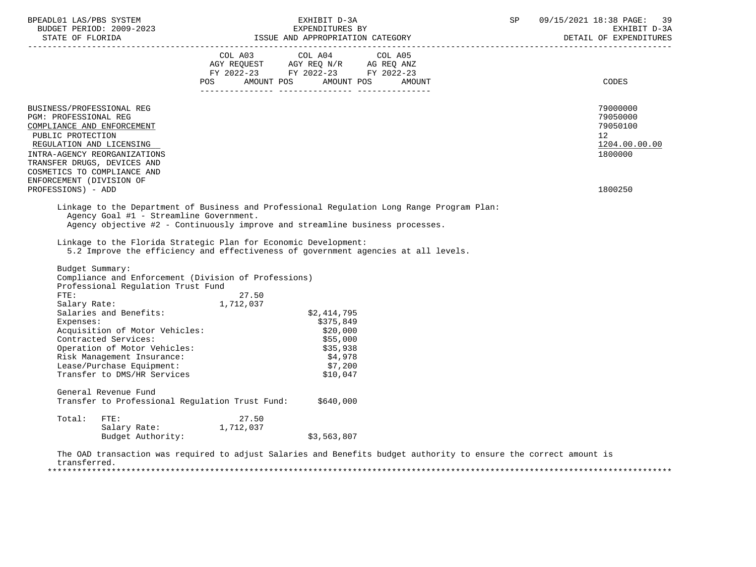| | COL A03 AGY REQUEST FY 2022-23 POS AMOUNT | COL A04 AGY REQ N/R FY 2022-23 POS AMOUNT | COL A05 AG REQ ANZ FY 2022-23 POS AMOUNT | CODES |
|---|---|---|---|---|
| BUSINESS/PROFESSIONAL REG | | | | 79000000 |
| PGM: PROFESSIONAL REG | | | | 79050000 |
| COMPLIANCE AND ENFORCEMENT | | | | 79050100 |
| PUBLIC PROTECTION | | | | 12 |
| REGULATION AND LICENSING | | | | 1204.00.00.00 |
| INTRA-AGENCY REORGANIZATIONS | | | | 1800000 |
| TRANSFER DRUGS, DEVICES AND COSMETICS TO COMPLIANCE AND ENFORCEMENT (DIVISION OF PROFESSIONS) - ADD | | | | 1800250 |

Linkage to the Department of Business and Professional Regulation Long Range Program Plan:
Agency Goal #1 - Streamline Government.
Agency objective #2 - Continuously improve and streamline business processes.

Linkage to the Florida Strategic Plan for Economic Development:
5.2 Improve the efficiency and effectiveness of government agencies at all levels.

Budget Summary:
Compliance and Enforcement (Division of Professions)
Professional Regulation Trust Fund

| | | |
|---|---|---|
| FTE: | 27.50 | |
| Salary Rate: | 1,712,037 | |
| Salaries and Benefits: | | $2,414,795 |
| Expenses: | | $375,849 |
| Acquisition of Motor Vehicles: | | $20,000 |
| Contracted Services: | | $55,000 |
| Operation of Motor Vehicles: | | $35,938 |
| Risk Management Insurance: | | $4,978 |
| Lease/Purchase Equipment: | | $7,200 |
| Transfer to DMS/HR Services | | $10,047 |

General Revenue Fund
Transfer to Professional Regulation Trust Fund: $640,000

| | | |
|---|---|---|
| Total: FTE: | 27.50 | |
| Salary Rate: | 1,712,037 | |
| Budget Authority: | | $3,563,807 |

The OAD transaction was required to adjust Salaries and Benefits budget authority to ensure the correct amount is transferred.

*******************************************************************************************************************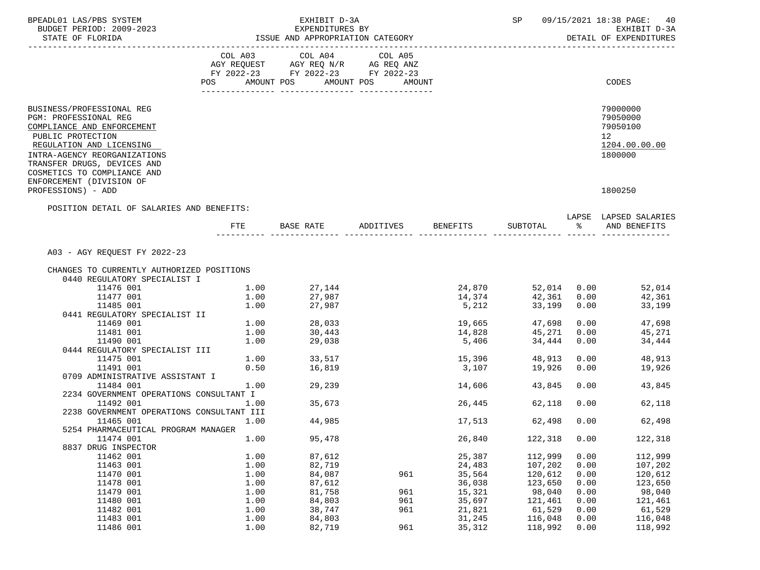EXHIBIT D-3A
EXPENDITURES BY
ISSUE AND APPROPRIATION CATEGORY

BUDGET PERIOD: 2009-2023
STATE OF FLORIDA

DETAIL OF EXPENDITURES

| | COL A03 AGY REQUEST FY 2022-23 POS AMOUNT | COL A04 AGY REQ N/R FY 2022-23 POS AMOUNT | COL A05 AG REQ ANZ FY 2022-23 POS AMOUNT | CODES |
|---|---|---|---|---|
| BUSINESS/PROFESSIONAL REG | | | | 79000000 |
| PGM: PROFESSIONAL REG | | | | 79050000 |
| COMPLIANCE AND ENFORCEMENT | | | | 79050100 |
| PUBLIC PROTECTION | | | | 12 |
| REGULATION AND LICENSING | | | | 1204.00.00.00 |
| INTRA-AGENCY REORGANIZATIONS | | | | 1800000 |
| TRANSFER DRUGS, DEVICES AND COSMETICS TO COMPLIANCE AND ENFORCEMENT (DIVISION OF PROFESSIONS) - ADD | | | | 1800250 |

POSITION DETAIL OF SALARIES AND BENEFITS:

| | FTE | BASE RATE | ADDITIVES | BENEFITS | SUBTOTAL | LAPSE % | LAPSED SALARIES AND BENEFITS |
|---|---|---|---|---|---|---|---|
| A03 - AGY REQUEST FY 2022-23 | | | | | | | |
| CHANGES TO CURRENTLY AUTHORIZED POSITIONS | | | | | | | |
| 0440 REGULATORY SPECIALIST I | | | | | | | |
| 11476 001 | 1.00 | 27,144 | | 24,870 | 52,014 | 0.00 | 52,014 |
| 11477 001 | 1.00 | 27,987 | | 14,374 | 42,361 | 0.00 | 42,361 |
| 11485 001 | 1.00 | 27,987 | | 5,212 | 33,199 | 0.00 | 33,199 |
| 0441 REGULATORY SPECIALIST II | | | | | | | |
| 11469 001 | 1.00 | 28,033 | | 19,665 | 47,698 | 0.00 | 47,698 |
| 11481 001 | 1.00 | 30,443 | | 14,828 | 45,271 | 0.00 | 45,271 |
| 11490 001 | 1.00 | 29,038 | | 5,406 | 34,444 | 0.00 | 34,444 |
| 0444 REGULATORY SPECIALIST III | | | | | | | |
| 11475 001 | 1.00 | 33,517 | | 15,396 | 48,913 | 0.00 | 48,913 |
| 11491 001 | 0.50 | 16,819 | | 3,107 | 19,926 | 0.00 | 19,926 |
| 0709 ADMINISTRATIVE ASSISTANT I | | | | | | | |
| 11484 001 | 1.00 | 29,239 | | 14,606 | 43,845 | 0.00 | 43,845 |
| 2234 GOVERNMENT OPERATIONS CONSULTANT I | | | | | | | |
| 11492 001 | 1.00 | 35,673 | | 26,445 | 62,118 | 0.00 | 62,118 |
| 2238 GOVERNMENT OPERATIONS CONSULTANT III | | | | | | | |
| 11465 001 | 1.00 | 44,985 | | 17,513 | 62,498 | 0.00 | 62,498 |
| 5254 PHARMACEUTICAL PROGRAM MANAGER | | | | | | | |
| 11474 001 | 1.00 | 95,478 | | 26,840 | 122,318 | 0.00 | 122,318 |
| 8837 DRUG INSPECTOR | | | | | | | |
| 11462 001 | 1.00 | 87,612 | | 25,387 | 112,999 | 0.00 | 112,999 |
| 11463 001 | 1.00 | 82,719 | | 24,483 | 107,202 | 0.00 | 107,202 |
| 11470 001 | 1.00 | 84,087 | 961 | 35,564 | 120,612 | 0.00 | 120,612 |
| 11478 001 | 1.00 | 87,612 | | 36,038 | 123,650 | 0.00 | 123,650 |
| 11479 001 | 1.00 | 81,758 | 961 | 15,321 | 98,040 | 0.00 | 98,040 |
| 11480 001 | 1.00 | 84,803 | 961 | 35,697 | 121,461 | 0.00 | 121,461 |
| 11482 001 | 1.00 | 38,747 | 961 | 21,821 | 61,529 | 0.00 | 61,529 |
| 11483 001 | 1.00 | 84,803 | | 31,245 | 116,048 | 0.00 | 116,048 |
| 11486 001 | 1.00 | 82,719 | 961 | 35,312 | 118,992 | 0.00 | 118,992 |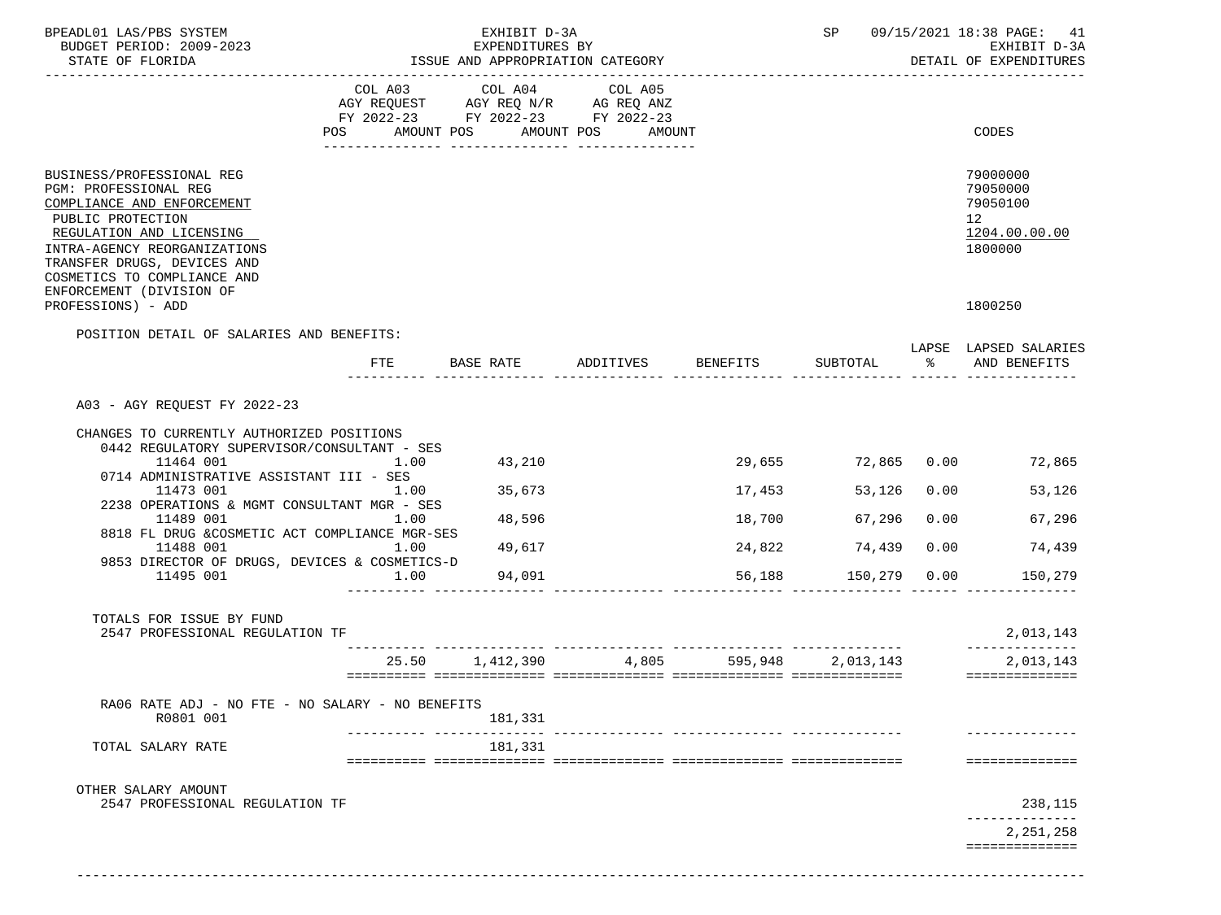BPEADL01 LAS/PBS SYSTEM | EXHIBIT D-3A | SP 09/15/2021 18:38
BUDGET PERIOD: 2009-2023 | EXPENDITURES BY | EXHIBIT D-3A
STATE OF FLORIDA | ISSUE AND APPROPRIATION CATEGORY | DETAIL OF EXPENDITURES

| | COL A03 AGY REQUEST FY 2022-23 POS AMOUNT | COL A04 AGY REQ N/R FY 2022-23 POS AMOUNT | COL A05 AG REQ ANZ FY 2022-23 POS AMOUNT | CODES |
|---|---|---|---|---|

BUSINESS/PROFESSIONAL REG — 79000000
PGM: PROFESSIONAL REG — 79050000
COMPLIANCE AND ENFORCEMENT — 79050100
PUBLIC PROTECTION — 12
REGULATION AND LICENSING — 1204.00.00.00
INTRA-AGENCY REORGANIZATIONS — 1800000
TRANSFER DRUGS, DEVICES AND COSMETICS TO COMPLIANCE AND ENFORCEMENT (DIVISION OF PROFESSIONS) - ADD — 1800250

POSITION DETAIL OF SALARIES AND BENEFITS:

| | FTE | BASE RATE | ADDITIVES | BENEFITS | SUBTOTAL | LAPSE % | LAPSED SALARIES AND BENEFITS |
|---|---|---|---|---|---|---|---|
| A03 - AGY REQUEST FY 2022-23 | | | | | | | |
| CHANGES TO CURRENTLY AUTHORIZED POSITIONS | | | | | | | |
| 0442 REGULATORY SUPERVISOR/CONSULTANT - SES | | | | | | | |
| 11464 001 | 1.00 | 43,210 | | 29,655 | 72,865 | 0.00 | 72,865 |
| 0714 ADMINISTRATIVE ASSISTANT III - SES | | | | | | | |
| 11473 001 | 1.00 | 35,673 | | 17,453 | 53,126 | 0.00 | 53,126 |
| 2238 OPERATIONS & MGMT CONSULTANT MGR - SES | | | | | | | |
| 11489 001 | 1.00 | 48,596 | | 18,700 | 67,296 | 0.00 | 67,296 |
| 8818 FL DRUG &COSMETIC ACT COMPLIANCE MGR-SES | | | | | | | |
| 11488 001 | 1.00 | 49,617 | | 24,822 | 74,439 | 0.00 | 74,439 |
| 9853 DIRECTOR OF DRUGS, DEVICES & COSMETICS-D | | | | | | | |
| 11495 001 | 1.00 | 94,091 | | 56,188 | 150,279 | 0.00 | 150,279 |
| TOTALS FOR ISSUE BY FUND | | | | | | | |
| 2547 PROFESSIONAL REGULATION TF | | | | | | | 2,013,143 |
| | 25.50 | 1,412,390 | 4,805 | 595,948 | 2,013,143 | | 2,013,143 |
| RA06 RATE ADJ - NO FTE - NO SALARY - NO BENEFITS | | | | | | | |
| R0801 001 | | 181,331 | | | | | |
| TOTAL SALARY RATE | | 181,331 | | | | | |
| OTHER SALARY AMOUNT | | | | | | | |
| 2547 PROFESSIONAL REGULATION TF | | | | | | | 238,115 |
| | | | | | | | 2,251,258 |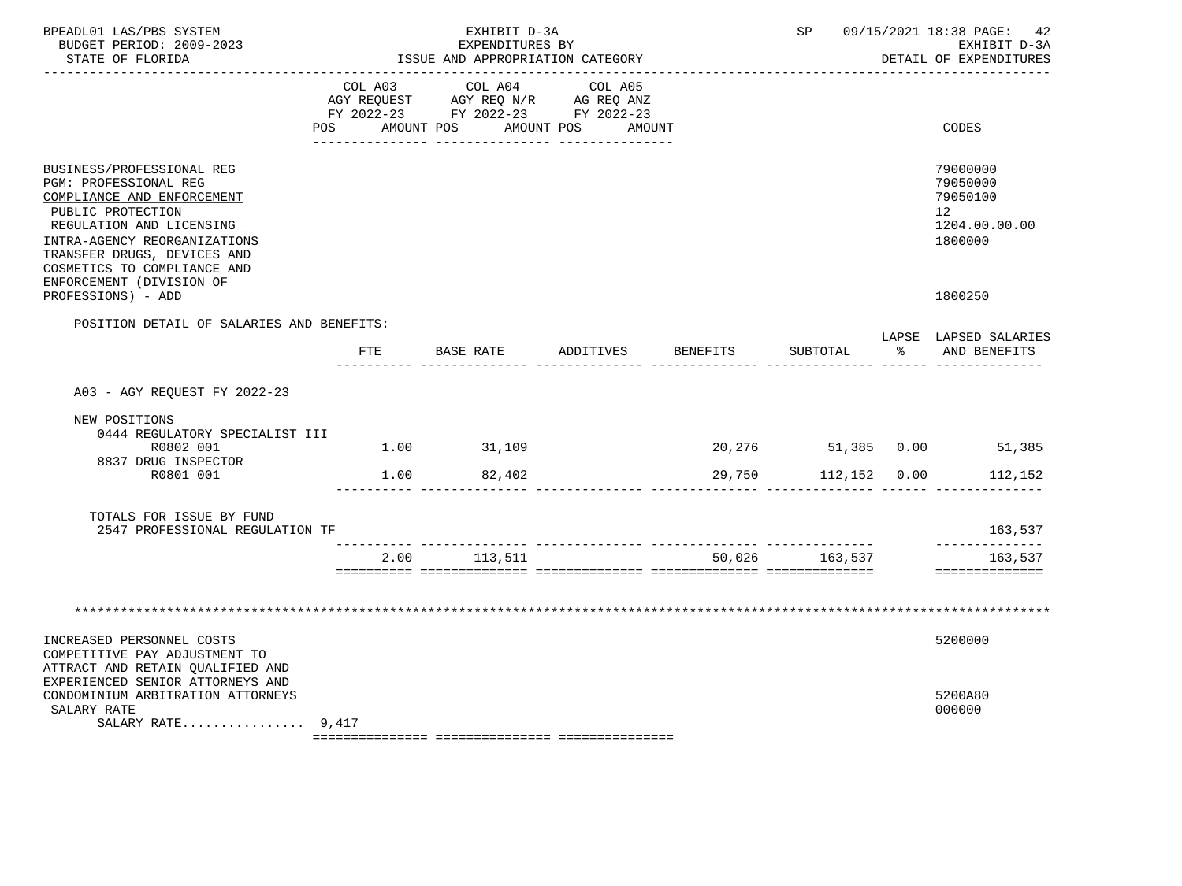BPEADL01 LAS/PBS SYSTEM — EXHIBIT D-3A — EXPENDITURES BY ISSUE AND APPROPRIATION CATEGORY — SP 09/15/2021 18:38

BUDGET PERIOD: 2009-2023 — STATE OF FLORIDA — EXHIBIT D-3A DETAIL OF EXPENDITURES

| | COL A03 AGY REQUEST FY 2022-23 POS AMOUNT | COL A04 AGY REQ N/R FY 2022-23 POS AMOUNT | COL A05 AG REQ ANZ FY 2022-23 POS AMOUNT | CODES |
|---|---|---|---|---|
| BUSINESS/PROFESSIONAL REG | | | | 79000000 |
| PGM: PROFESSIONAL REG | | | | 79050000 |
| COMPLIANCE AND ENFORCEMENT | | | | 79050100 |
| PUBLIC PROTECTION | | | | 12 |
| REGULATION AND LICENSING | | | | 1204.00.00.00 |
| INTRA-AGENCY REORGANIZATIONS | | | | 1800000 |
| TRANSFER DRUGS, DEVICES AND COSMETICS TO COMPLIANCE AND ENFORCEMENT (DIVISION OF PROFESSIONS) - ADD | | | | 1800250 |

POSITION DETAIL OF SALARIES AND BENEFITS:

| | FTE | BASE RATE | ADDITIVES | BENEFITS | SUBTOTAL | LAPSE % | LAPSED SALARIES AND BENEFITS |
|---|---|---|---|---|---|---|---|
| A03 - AGY REQUEST FY 2022-23 | | | | | | | |
| NEW POSITIONS | | | | | | | |
| 0444 REGULATORY SPECIALIST III R0802 001 | 1.00 | 31,109 | | 20,276 | 51,385 | 0.00 | 51,385 |
| 8837 DRUG INSPECTOR R0801 001 | 1.00 | 82,402 | | 29,750 | 112,152 | 0.00 | 112,152 |
| TOTALS FOR ISSUE BY FUND | | | | | | | |
| 2547 PROFESSIONAL REGULATION TF | | | | | | | 163,537 |
| | 2.00 | 113,511 | | 50,026 | 163,537 | | 163,537 |

***************************************************************************************************

| | COL A03 | COL A04 | COL A05 | CODES |
|---|---|---|---|---|
| INCREASED PERSONNEL COSTS | | | | 5200000 |
| COMPETITIVE PAY ADJUSTMENT TO ATTRACT AND RETAIN QUALIFIED AND EXPERIENCED SENIOR ATTORNEYS AND CONDOMINIUM ARBITRATION ATTORNEYS | | | | 5200A80 |
| SALARY RATE | | | | 000000 |
| SALARY RATE................ | 9,417 | | | |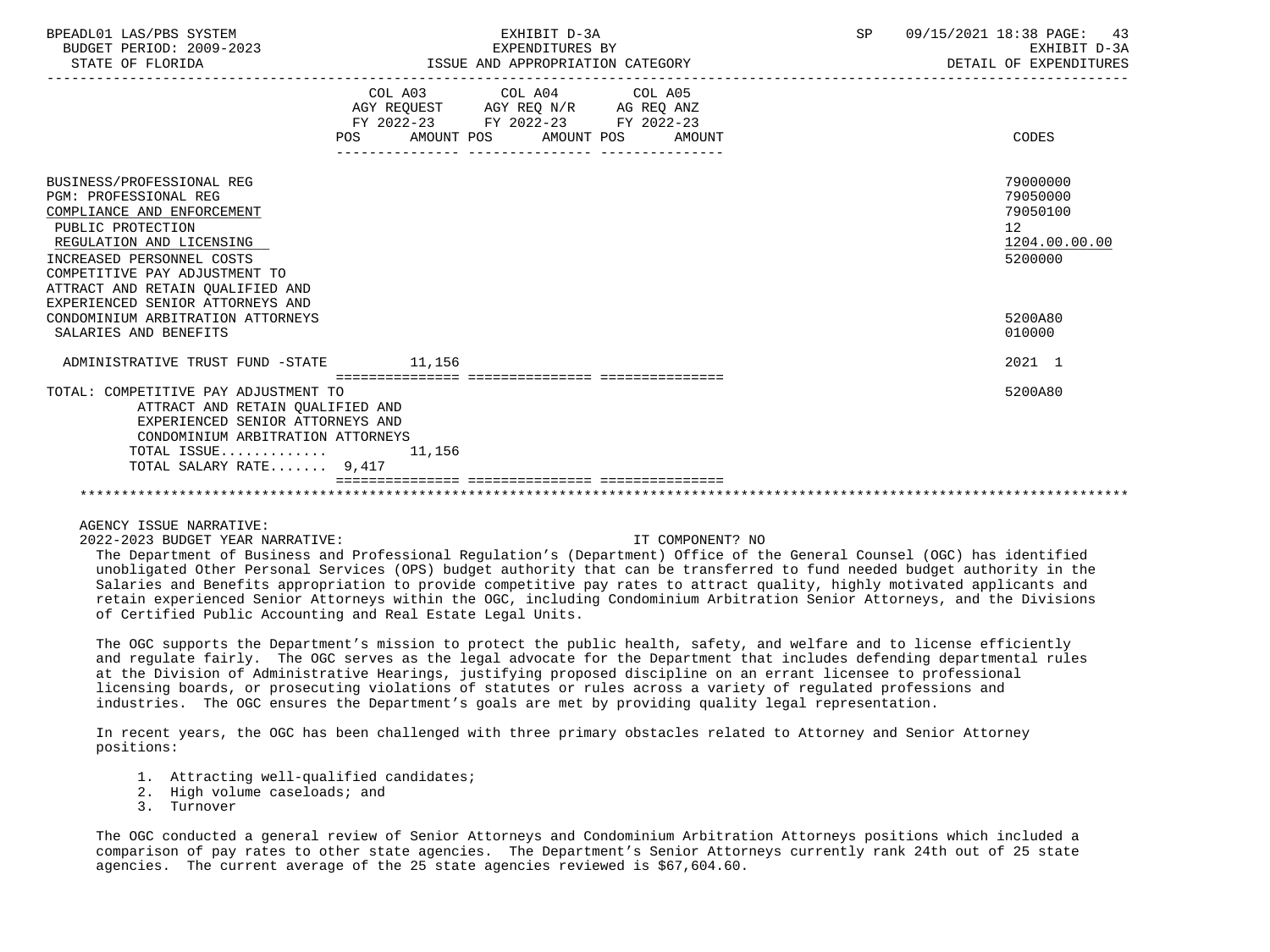| | COL A03 AGY REQUEST FY 2022-23 POS | AMOUNT | COL A04 AGY REQ N/R FY 2022-23 POS | AMOUNT | COL A05 AG REQ ANZ FY 2022-23 POS | AMOUNT | CODES |
|---|---|---|---|---|---|---|---|
| BUSINESS/PROFESSIONAL REG | | | | | | | 79000000 |
| PGM: PROFESSIONAL REG | | | | | | | 79050000 |
| COMPLIANCE AND ENFORCEMENT | | | | | | | 79050100 |
| PUBLIC PROTECTION | | | | | | | 12 |
| REGULATION AND LICENSING | | | | | | | 1204.00.00.00 |
| INCREASED PERSONNEL COSTS | | | | | | | 5200000 |
| COMPETITIVE PAY ADJUSTMENT TO ATTRACT AND RETAIN QUALIFIED AND EXPERIENCED SENIOR ATTORNEYS AND CONDOMINIUM ARBITRATION ATTORNEYS | | | | | | | 5200A80 |
| SALARIES AND BENEFITS | | | | | | | 010000 |
| ADMINISTRATIVE TRUST FUND -STATE | | 11,156 | | | | | 2021 1 |
| TOTAL: COMPETITIVE PAY ADJUSTMENT TO ATTRACT AND RETAIN QUALIFIED AND EXPERIENCED SENIOR ATTORNEYS AND CONDOMINIUM ARBITRATION ATTORNEYS | | | | | | | 5200A80 |
| TOTAL ISSUE............ | | 11,156 | | | | | |
| TOTAL SALARY RATE....... | 9,417 | | | | | | |

AGENCY ISSUE NARRATIVE:

2022-2023 BUDGET YEAR NARRATIVE: IT COMPONENT? NO

The Department of Business and Professional Regulation's (Department) Office of the General Counsel (OGC) has identified unobligated Other Personal Services (OPS) budget authority that can be transferred to fund needed budget authority in the Salaries and Benefits appropriation to provide competitive pay rates to attract quality, highly motivated applicants and retain experienced Senior Attorneys within the OGC, including Condominium Arbitration Senior Attorneys, and the Divisions of Certified Public Accounting and Real Estate Legal Units.

The OGC supports the Department's mission to protect the public health, safety, and welfare and to license efficiently and regulate fairly. The OGC serves as the legal advocate for the Department that includes defending departmental rules at the Division of Administrative Hearings, justifying proposed discipline on an errant licensee to professional licensing boards, or prosecuting violations of statutes or rules across a variety of regulated professions and industries. The OGC ensures the Department's goals are met by providing quality legal representation.

In recent years, the OGC has been challenged with three primary obstacles related to Attorney and Senior Attorney positions:

1. Attracting well-qualified candidates;
2. High volume caseloads; and
3. Turnover

The OGC conducted a general review of Senior Attorneys and Condominium Arbitration Attorneys positions which included a comparison of pay rates to other state agencies. The Department's Senior Attorneys currently rank 24th out of 25 state agencies. The current average of the 25 state agencies reviewed is $67,604.60.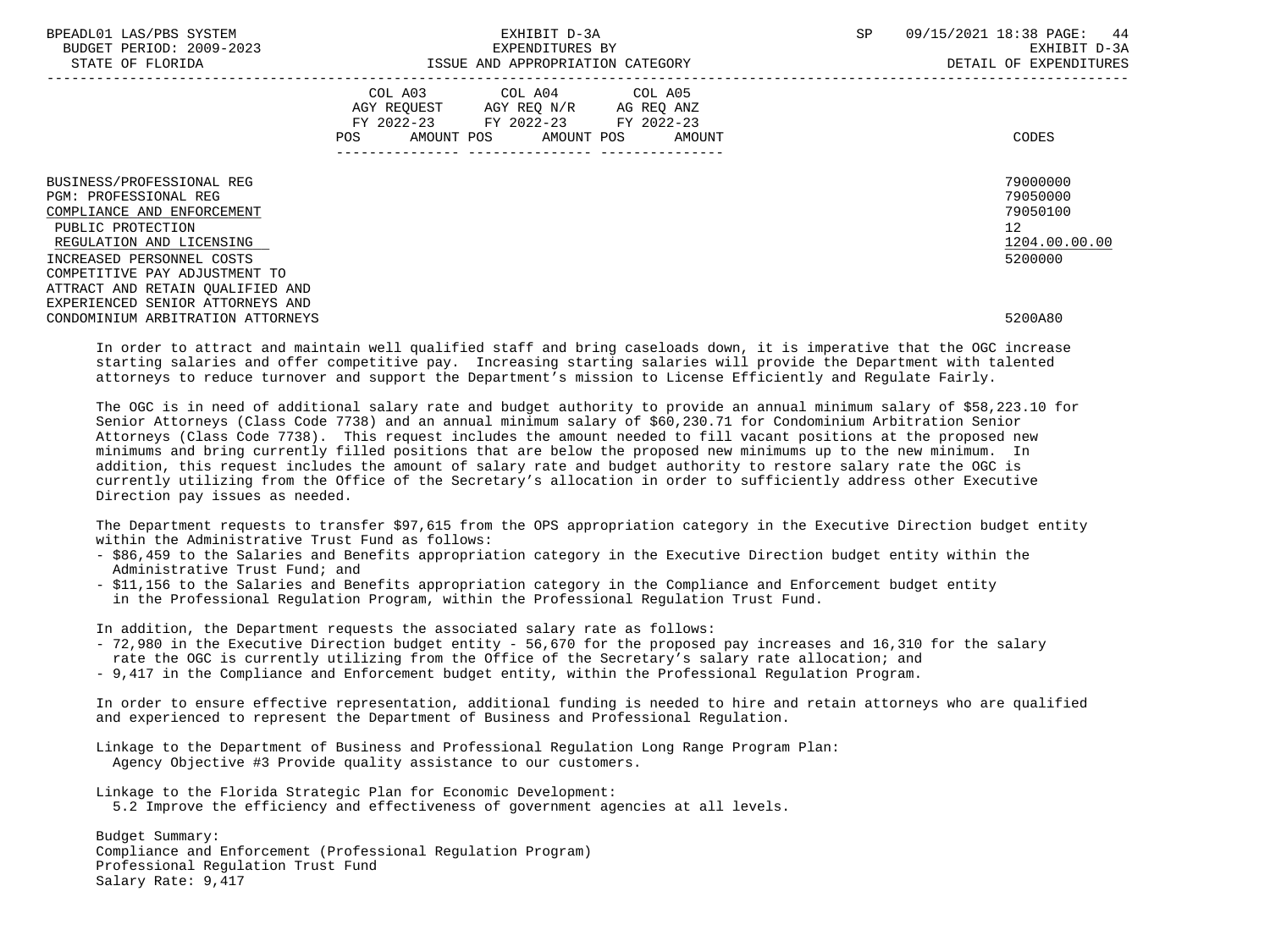| | COL A03 AGY REQUEST FY 2022-23 POS AMOUNT | COL A04 AGY REQ N/R FY 2022-23 POS AMOUNT | COL A05 AG REQ ANZ FY 2022-23 POS AMOUNT | CODES |
|---|---|---|---|---|
| BUSINESS/PROFESSIONAL REG | | | | 79000000 |
| PGM: PROFESSIONAL REG | | | | 79050000 |
| COMPLIANCE AND ENFORCEMENT | | | | 79050100 |
| PUBLIC PROTECTION | | | | 12 |
| REGULATION AND LICENSING | | | | 1204.00.00.00 |
| INCREASED PERSONNEL COSTS | | | | 5200000 |
| COMPETITIVE PAY ADJUSTMENT TO ATTRACT AND RETAIN QUALIFIED AND EXPERIENCED SENIOR ATTORNEYS AND CONDOMINIUM ARBITRATION ATTORNEYS | | | | 5200A80 |

In order to attract and maintain well qualified staff and bring caseloads down, it is imperative that the OGC increase starting salaries and offer competitive pay. Increasing starting salaries will provide the Department with talented attorneys to reduce turnover and support the Department's mission to License Efficiently and Regulate Fairly.

The OGC is in need of additional salary rate and budget authority to provide an annual minimum salary of $58,223.10 for Senior Attorneys (Class Code 7738) and an annual minimum salary of $60,230.71 for Condominium Arbitration Senior Attorneys (Class Code 7738). This request includes the amount needed to fill vacant positions at the proposed new minimums and bring currently filled positions that are below the proposed new minimums up to the new minimum. In addition, this request includes the amount of salary rate and budget authority to restore salary rate the OGC is currently utilizing from the Office of the Secretary's allocation in order to sufficiently address other Executive Direction pay issues as needed.

The Department requests to transfer $97,615 from the OPS appropriation category in the Executive Direction budget entity within the Administrative Trust Fund as follows:
- $86,459 to the Salaries and Benefits appropriation category in the Executive Direction budget entity within the Administrative Trust Fund; and
- $11,156 to the Salaries and Benefits appropriation category in the Compliance and Enforcement budget entity in the Professional Regulation Program, within the Professional Regulation Trust Fund.

In addition, the Department requests the associated salary rate as follows:
- 72,980 in the Executive Direction budget entity - 56,670 for the proposed pay increases and 16,310 for the salary rate the OGC is currently utilizing from the Office of the Secretary's salary rate allocation; and
- 9,417 in the Compliance and Enforcement budget entity, within the Professional Regulation Program.

In order to ensure effective representation, additional funding is needed to hire and retain attorneys who are qualified and experienced to represent the Department of Business and Professional Regulation.

Linkage to the Department of Business and Professional Regulation Long Range Program Plan:
Agency Objective #3 Provide quality assistance to our customers.

Linkage to the Florida Strategic Plan for Economic Development:
5.2 Improve the efficiency and effectiveness of government agencies at all levels.

Budget Summary:
Compliance and Enforcement (Professional Regulation Program)
Professional Regulation Trust Fund
Salary Rate: 9,417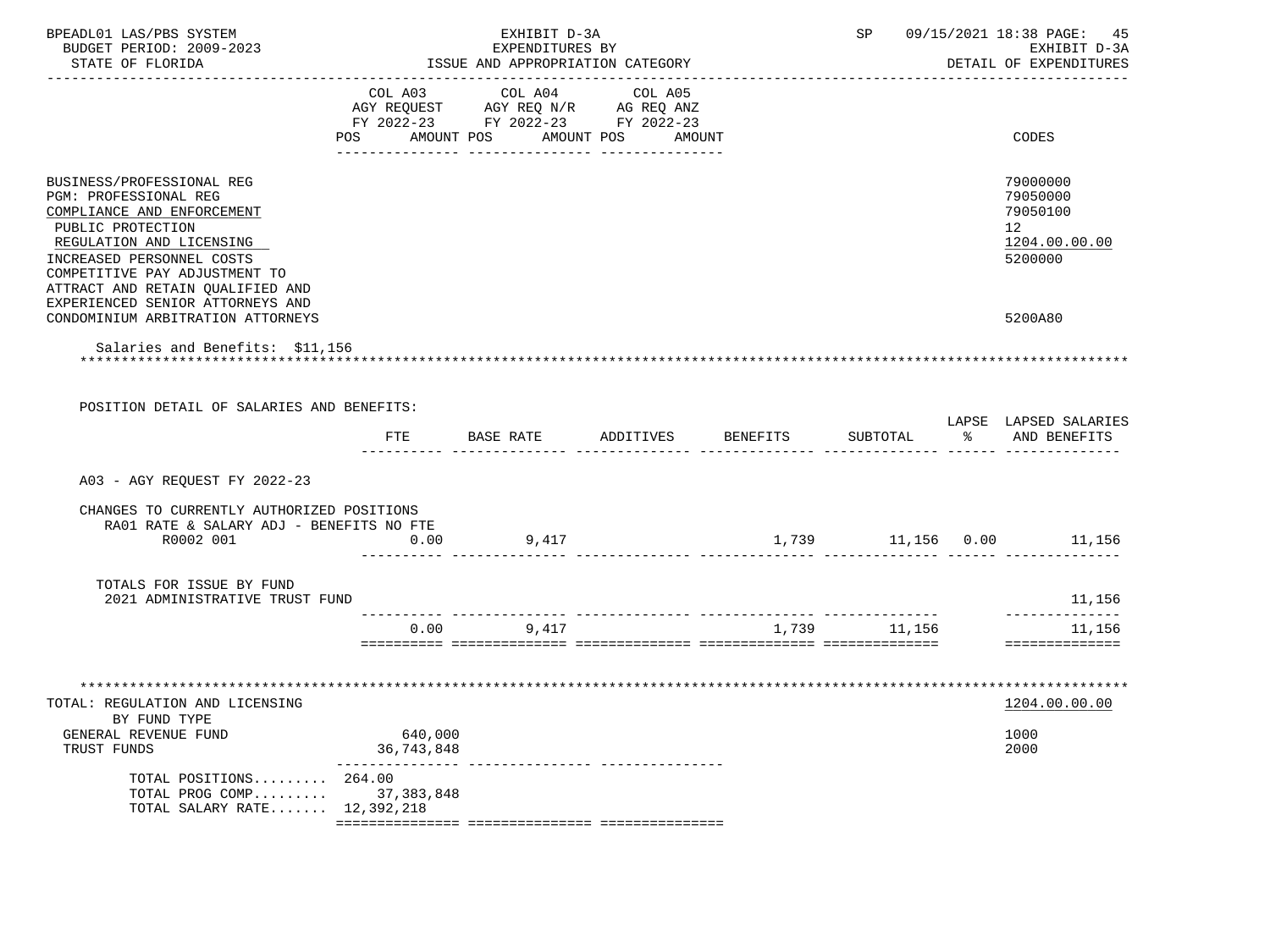BPEADL01 LAS/PBS SYSTEM — EXHIBIT D-3A — SP 09/15/2021 18:38
BUDGET PERIOD: 2009-2023 — EXPENDITURES BY — EXHIBIT D-3A
STATE OF FLORIDA — ISSUE AND APPROPRIATION CATEGORY — DETAIL OF EXPENDITURES

| | COL A03 AGY REQUEST FY 2022-23 POS AMOUNT | COL A04 AGY REQ N/R FY 2022-23 POS AMOUNT | COL A05 AG REQ ANZ FY 2022-23 POS AMOUNT | CODES |
|---|---|---|---|---|
| BUSINESS/PROFESSIONAL REG | | | | 79000000 |
| PGM: PROFESSIONAL REG | | | | 79050000 |
| COMPLIANCE AND ENFORCEMENT | | | | 79050100 |
| PUBLIC PROTECTION | | | | 12 |
| REGULATION AND LICENSING | | | | 1204.00.00.00 |
| INCREASED PERSONNEL COSTS | | | | 5200000 |
| COMPETITIVE PAY ADJUSTMENT TO ATTRACT AND RETAIN QUALIFIED AND EXPERIENCED SENIOR ATTORNEYS AND CONDOMINIUM ARBITRATION ATTORNEYS | | | | 5200A80 |

Salaries and Benefits: $11,156

POSITION DETAIL OF SALARIES AND BENEFITS:

| | FTE | BASE RATE | ADDITIVES | BENEFITS | SUBTOTAL | LAPSE % | LAPSED SALARIES AND BENEFITS |
|---|---|---|---|---|---|---|---|
| A03 - AGY REQUEST FY 2022-23 | | | | | | | |
| CHANGES TO CURRENTLY AUTHORIZED POSITIONS | | | | | | | |
| RA01 RATE & SALARY ADJ - BENEFITS NO FTE | | | | | | | |
| R0002 001 | 0.00 | 9,417 | | 1,739 | 11,156 | 0.00 | 11,156 |
| TOTALS FOR ISSUE BY FUND | | | | | | | |
| 2021 ADMINISTRATIVE TRUST FUND | | | | | | | 11,156 |
| | 0.00 | 9,417 | | 1,739 | 11,156 | | 11,156 |

| TOTAL: REGULATION AND LICENSING | COL A03 | COL A04 | COL A05 | 1204.00.00.00 |
|---|---|---|---|---|
| BY FUND TYPE | | | | |
| GENERAL REVENUE FUND | 640,000 | | | 1000 |
| TRUST FUNDS | 36,743,848 | | | 2000 |
| TOTAL POSITIONS......... | 264.00 | | | |
| TOTAL PROG COMP......... | 37,383,848 | | | |
| TOTAL SALARY RATE....... | 12,392,218 | | | |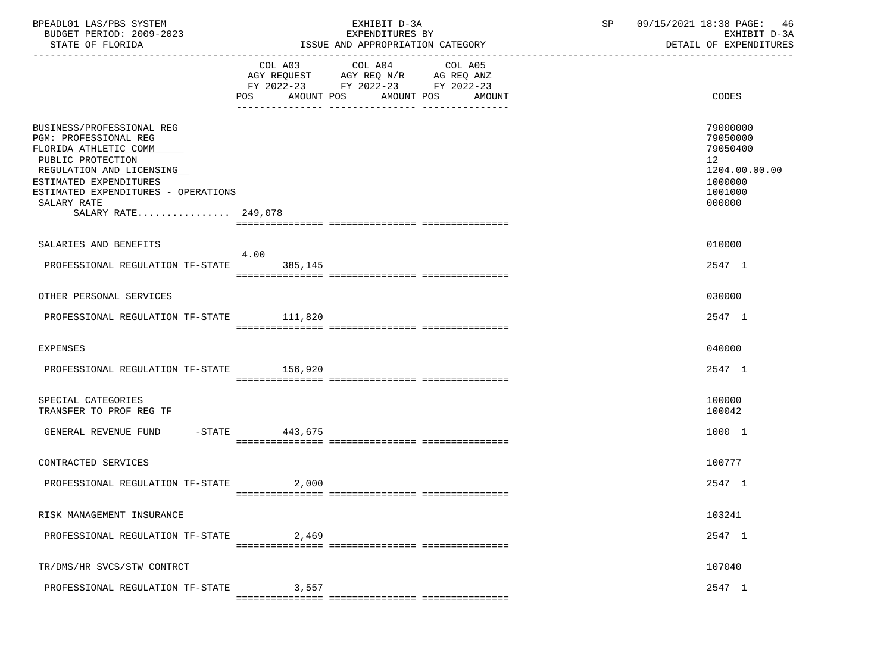BPEADL01 LAS/PBS SYSTEM | EXHIBIT D-3A | SP 09/15/2021 18:38 PAGE: 46
BUDGET PERIOD: 2009-2023 | EXPENDITURES BY | EXHIBIT D-3A
STATE OF FLORIDA | ISSUE AND APPROPRIATION CATEGORY | DETAIL OF EXPENDITURES

| | COL A03 AGY REQUEST FY 2022-23 POS | AMOUNT | COL A04 AGY REQ N/R FY 2022-23 POS | AMOUNT | COL A05 AG REQ ANZ FY 2022-23 POS | AMOUNT | CODES |
|---|---|---|---|---|---|---|---|
| BUSINESS/PROFESSIONAL REG | | | | | | | 79000000 |
| PGM: PROFESSIONAL REG | | | | | | | 79050000 |
| FLORIDA ATHLETIC COMM | | | | | | | 79050400 |
| PUBLIC PROTECTION | | | | | | | 12 |
| REGULATION AND LICENSING | | | | | | | 1204.00.00.00 |
| ESTIMATED EXPENDITURES | | | | | | | 1000000 |
| ESTIMATED EXPENDITURES - OPERATIONS | | | | | | | 1001000 |
| SALARY RATE | | | | | | | 000000 |
| SALARY RATE................ 249,078 | | | | | | | |
| SALARIES AND BENEFITS | | | | | | | 010000 |
| PROFESSIONAL REGULATION TF-STATE | 4.00 | 385,145 | | | | | 2547 1 |
| OTHER PERSONAL SERVICES | | | | | | | 030000 |
| PROFESSIONAL REGULATION TF-STATE | | 111,820 | | | | | 2547 1 |
| EXPENSES | | | | | | | 040000 |
| PROFESSIONAL REGULATION TF-STATE | | 156,920 | | | | | 2547 1 |
| SPECIAL CATEGORIES | | | | | | | 100000 |
| TRANSFER TO PROF REG TF | | | | | | | 100042 |
| GENERAL REVENUE FUND -STATE | | 443,675 | | | | | 1000 1 |
| CONTRACTED SERVICES | | | | | | | 100777 |
| PROFESSIONAL REGULATION TF-STATE | | 2,000 | | | | | 2547 1 |
| RISK MANAGEMENT INSURANCE | | | | | | | 103241 |
| PROFESSIONAL REGULATION TF-STATE | | 2,469 | | | | | 2547 1 |
| TR/DMS/HR SVCS/STW CONTRCT | | | | | | | 107040 |
| PROFESSIONAL REGULATION TF-STATE | | 3,557 | | | | | 2547 1 |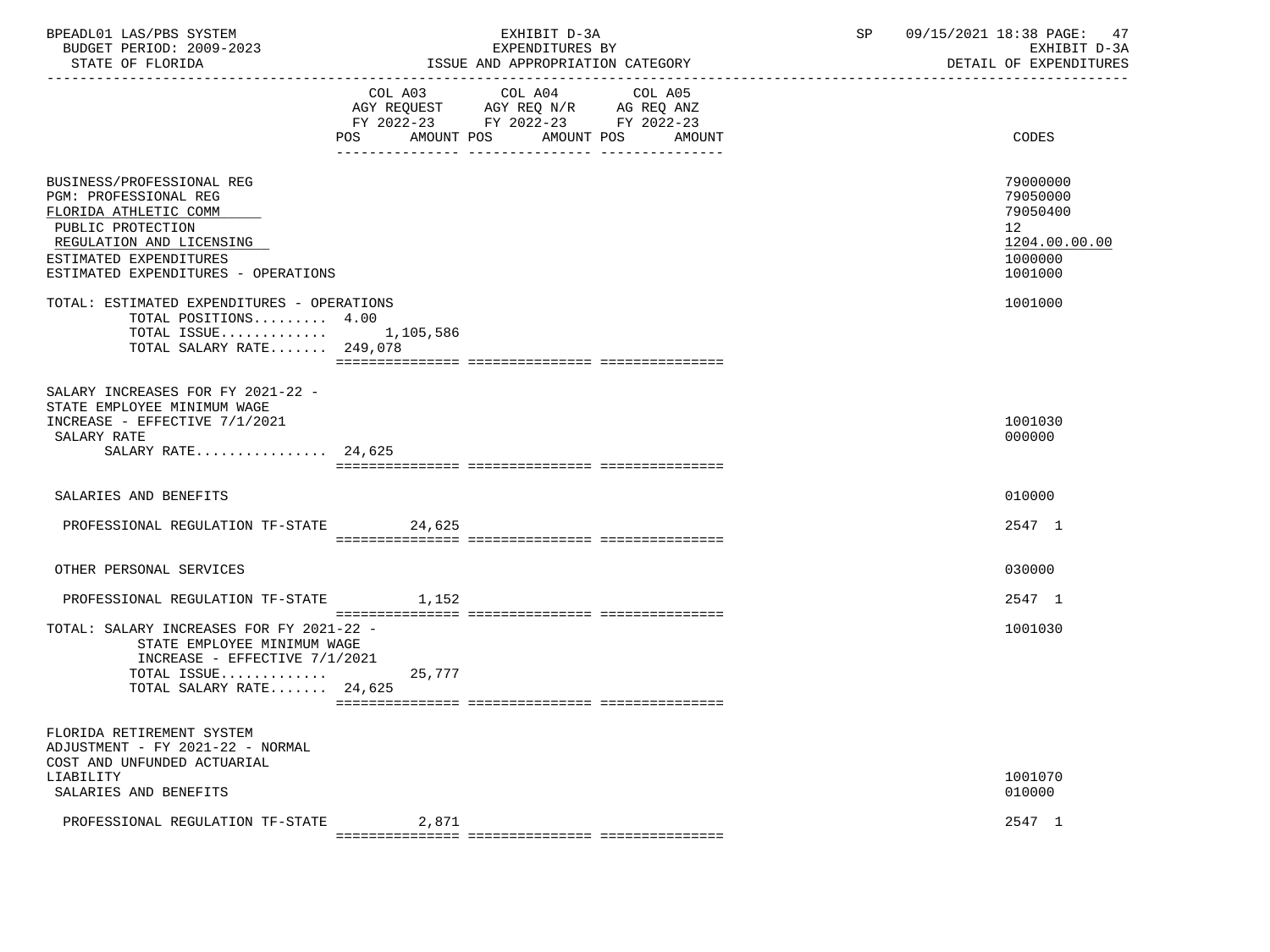BPEADL01 LAS/PBS SYSTEM | EXHIBIT D-3A | SP 09/15/2021 18:38 PAGE: 47
BUDGET PERIOD: 2009-2023 | EXPENDITURES BY | EXHIBIT D-3A
STATE OF FLORIDA | ISSUE AND APPROPRIATION CATEGORY | DETAIL OF EXPENDITURES

| | COL A03 AGY REQUEST FY 2022-23 POS AMOUNT | COL A04 AGY REQ N/R FY 2022-23 POS AMOUNT | COL A05 AG REQ ANZ FY 2022-23 POS AMOUNT | CODES |
|---|---|---|---|---|
| BUSINESS/PROFESSIONAL REG | | | | 79000000 |
| PGM: PROFESSIONAL REG | | | | 79050000 |
| FLORIDA ATHLETIC COMM | | | | 79050400 |
| PUBLIC PROTECTION | | | | 12 |
| REGULATION AND LICENSING | | | | 1204.00.00.00 |
| ESTIMATED EXPENDITURES | | | | 1000000 |
| ESTIMATED EXPENDITURES - OPERATIONS | | | | 1001000 |
| TOTAL: ESTIMATED EXPENDITURES - OPERATIONS | | | | 1001000 |
| TOTAL POSITIONS......... | 4.00 | | | |
| TOTAL ISSUE............. | 1,105,586 | | | |
| TOTAL SALARY RATE....... | 249,078 | | | |
| SALARY INCREASES FOR FY 2021-22 - STATE EMPLOYEE MINIMUM WAGE INCREASE - EFFECTIVE 7/1/2021 | | | | 1001030 |
| SALARY RATE | | | | 000000 |
| SALARY RATE................ | 24,625 | | | |
| SALARIES AND BENEFITS | | | | 010000 |
| PROFESSIONAL REGULATION TF-STATE | 24,625 | | | 2547 1 |
| OTHER PERSONAL SERVICES | | | | 030000 |
| PROFESSIONAL REGULATION TF-STATE | 1,152 | | | 2547 1 |
| TOTAL: SALARY INCREASES FOR FY 2021-22 - STATE EMPLOYEE MINIMUM WAGE INCREASE - EFFECTIVE 7/1/2021 | | | | 1001030 |
| TOTAL ISSUE............. | 25,777 | | | |
| TOTAL SALARY RATE....... | 24,625 | | | |
| FLORIDA RETIREMENT SYSTEM ADJUSTMENT - FY 2021-22 - NORMAL COST AND UNFUNDED ACTUARIAL LIABILITY | | | | 1001070 |
| SALARIES AND BENEFITS | | | | 010000 |
| PROFESSIONAL REGULATION TF-STATE | 2,871 | | | 2547 1 |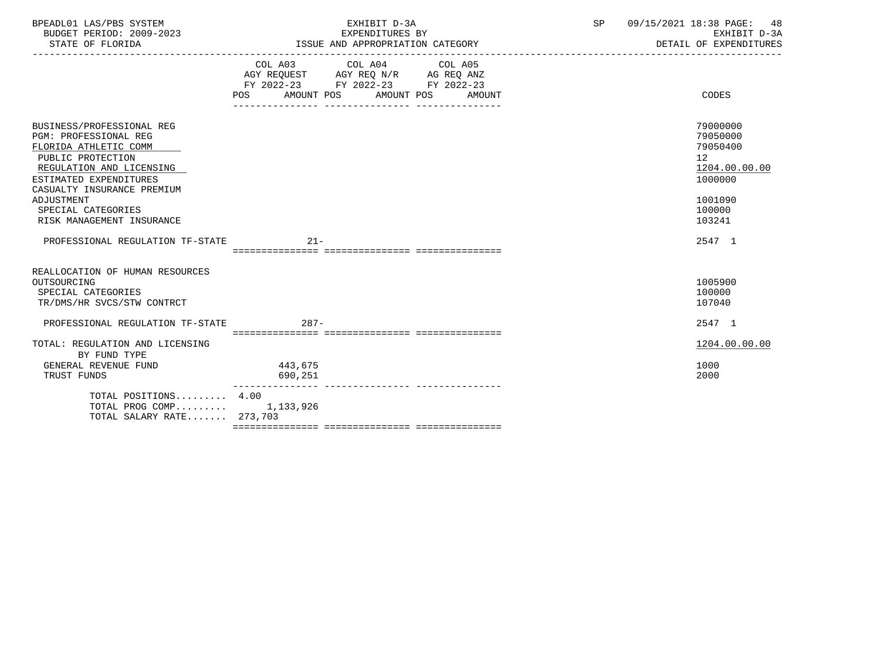| | COL A03 AGY REQUEST FY 2022-23 POS | AMOUNT | COL A04 AGY REQ N/R FY 2022-23 POS | AMOUNT | COL A05 AG REQ ANZ FY 2022-23 POS | AMOUNT | CODES |
|---|---|---|---|---|---|---|---|
| BUSINESS/PROFESSIONAL REG | | | | | | | 79000000 |
| PGM: PROFESSIONAL REG | | | | | | | 79050000 |
| FLORIDA ATHLETIC COMM | | | | | | | 79050400 |
| PUBLIC PROTECTION | | | | | | | 12 |
| REGULATION AND LICENSING | | | | | | | 1204.00.00.00 |
| ESTIMATED EXPENDITURES | | | | | | | 1000000 |
| CASUALTY INSURANCE PREMIUM ADJUSTMENT | | | | | | | 1001090 |
| SPECIAL CATEGORIES | | | | | | | 100000 |
| RISK MANAGEMENT INSURANCE | | | | | | | 103241 |
| PROFESSIONAL REGULATION TF-STATE | | 21- | | | | | 2547 1 |
| REALLOCATION OF HUMAN RESOURCES OUTSOURCING | | | | | | | 1005900 |
| SPECIAL CATEGORIES | | | | | | | 100000 |
| TR/DMS/HR SVCS/STW CONTRCT | | | | | | | 107040 |
| PROFESSIONAL REGULATION TF-STATE | | 287- | | | | | 2547 1 |
| TOTAL: REGULATION AND LICENSING | | | | | | | 1204.00.00.00 |
| BY FUND TYPE | | | | | | | |
| GENERAL REVENUE FUND | | 443,675 | | | | | 1000 |
| TRUST FUNDS | | 690,251 | | | | | 2000 |
| TOTAL POSITIONS......... | 4.00 | | | | | | |
| TOTAL PROG COMP......... | | 1,133,926 | | | | | |
| TOTAL SALARY RATE....... | | 273,703 | | | | | |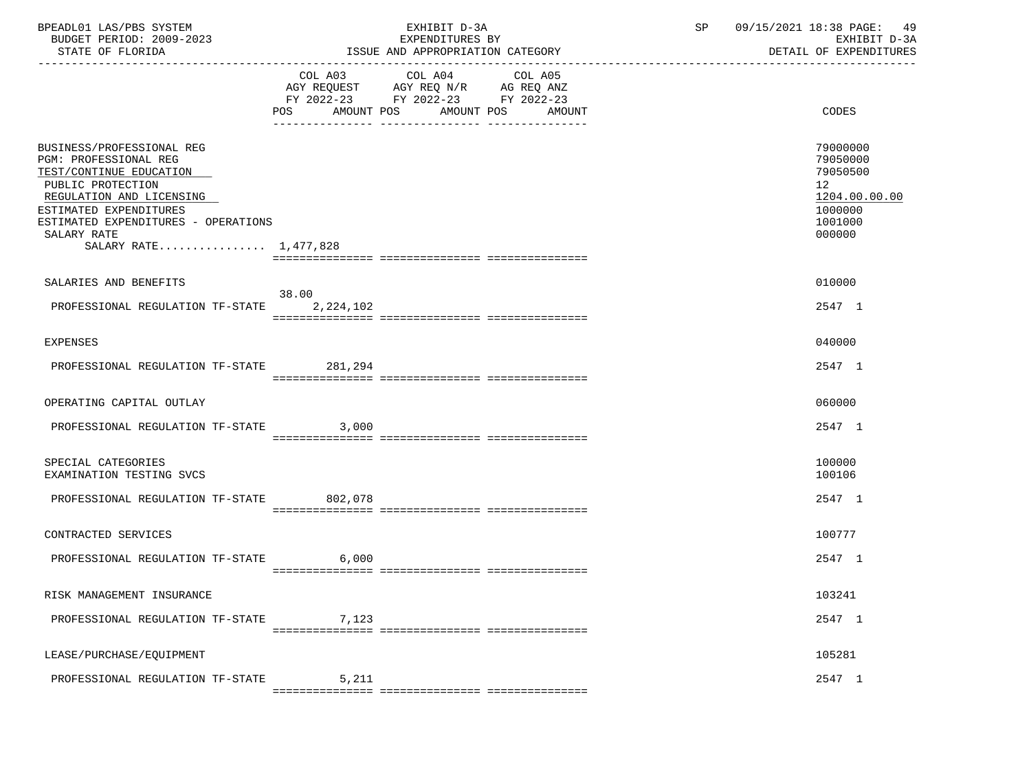BPEADL01 LAS/PBS SYSTEM | EXHIBIT D-3A | SP 09/15/2021 18:38 PAGE: 49
BUDGET PERIOD: 2009-2023 | EXPENDITURES BY | EXHIBIT D-3A
STATE OF FLORIDA | ISSUE AND APPROPRIATION CATEGORY | DETAIL OF EXPENDITURES

| | COL A03 AGY REQUEST FY 2022-23 POS | AMOUNT | COL A04 AGY REQ N/R FY 2022-23 POS | AMOUNT | COL A05 AG REQ ANZ FY 2022-23 POS | AMOUNT | CODES |
|---|---|---|---|---|---|---|---|
| BUSINESS/PROFESSIONAL REG | | | | | | | 79000000 |
| PGM: PROFESSIONAL REG | | | | | | | 79050000 |
| TEST/CONTINUE EDUCATION | | | | | | | 79050500 |
| PUBLIC PROTECTION | | | | | | | 12 |
| REGULATION AND LICENSING | | | | | | | 1204.00.00.00 |
| ESTIMATED EXPENDITURES | | | | | | | 1000000 |
| ESTIMATED EXPENDITURES - OPERATIONS | | | | | | | 1001000 |
| SALARY RATE | | | | | | | 000000 |
| SALARY RATE................ 1,477,828 | | | | | | | |
| SALARIES AND BENEFITS | | | | | | | 010000 |
| PROFESSIONAL REGULATION TF-STATE | 38.00 | 2,224,102 | | | | | 2547 1 |
| EXPENSES | | | | | | | 040000 |
| PROFESSIONAL REGULATION TF-STATE | | 281,294 | | | | | 2547 1 |
| OPERATING CAPITAL OUTLAY | | | | | | | 060000 |
| PROFESSIONAL REGULATION TF-STATE | | 3,000 | | | | | 2547 1 |
| SPECIAL CATEGORIES | | | | | | | 100000 |
| EXAMINATION TESTING SVCS | | | | | | | 100106 |
| PROFESSIONAL REGULATION TF-STATE | | 802,078 | | | | | 2547 1 |
| CONTRACTED SERVICES | | | | | | | 100777 |
| PROFESSIONAL REGULATION TF-STATE | | 6,000 | | | | | 2547 1 |
| RISK MANAGEMENT INSURANCE | | | | | | | 103241 |
| PROFESSIONAL REGULATION TF-STATE | | 7,123 | | | | | 2547 1 |
| LEASE/PURCHASE/EQUIPMENT | | | | | | | 105281 |
| PROFESSIONAL REGULATION TF-STATE | | 5,211 | | | | | 2547 1 |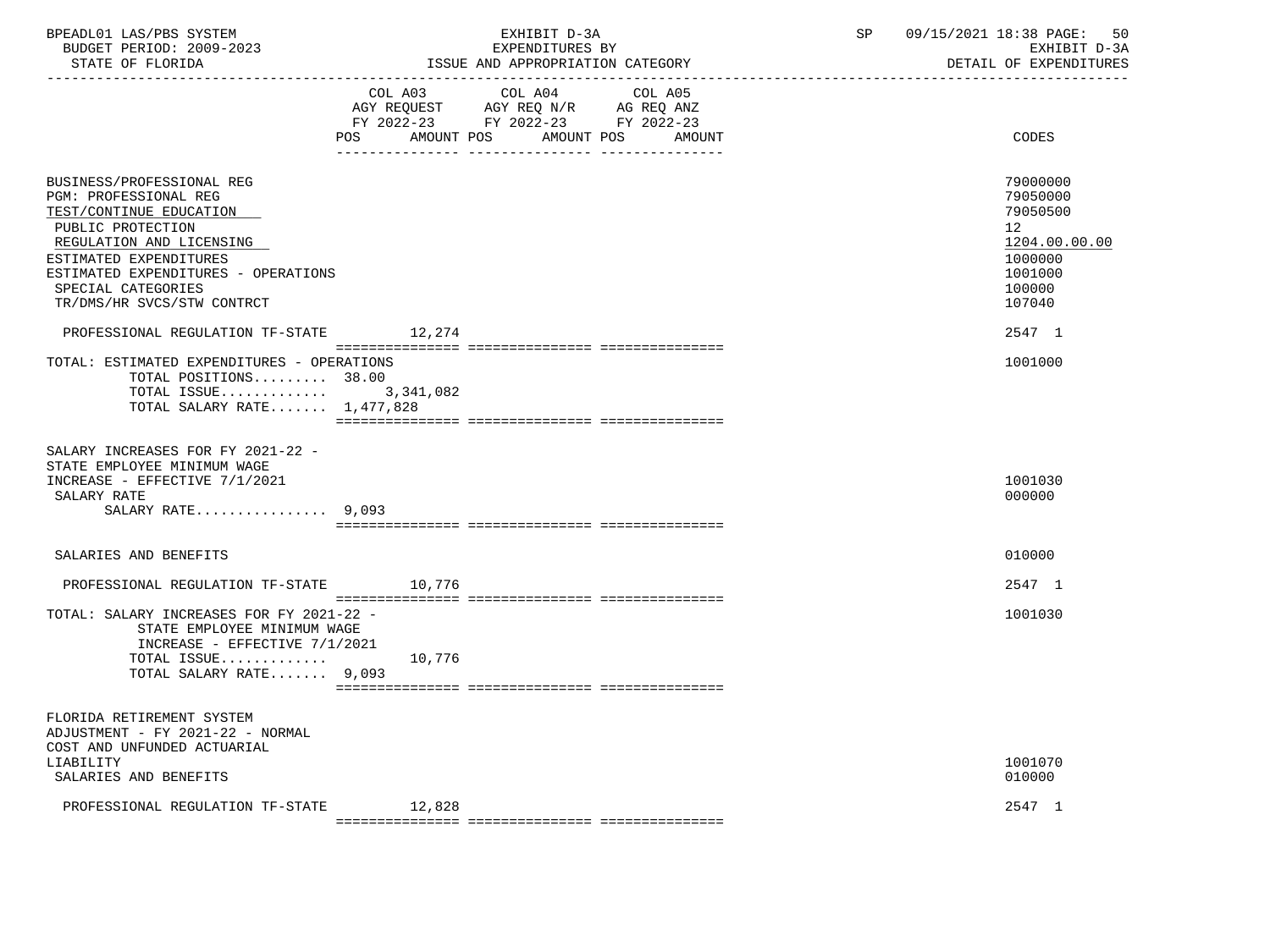| | COL A03 AGY REQUEST FY 2022-23 POS AMOUNT | COL A04 AGY REQ N/R FY 2022-23 POS AMOUNT | COL A05 AG REQ ANZ FY 2022-23 POS AMOUNT | CODES |
|---|---|---|---|---|
| BUSINESS/PROFESSIONAL REG | | | | 79000000 |
| PGM: PROFESSIONAL REG | | | | 79050000 |
| TEST/CONTINUE EDUCATION | | | | 79050500 |
| PUBLIC PROTECTION | | | | 12 |
| REGULATION AND LICENSING | | | | 1204.00.00.00 |
| ESTIMATED EXPENDITURES | | | | 1000000 |
| ESTIMATED EXPENDITURES - OPERATIONS | | | | 1001000 |
| SPECIAL CATEGORIES | | | | 100000 |
| TR/DMS/HR SVCS/STW CONTRCT | | | | 107040 |
| PROFESSIONAL REGULATION TF-STATE | 12,274 | | | 2547 1 |
| TOTAL: ESTIMATED EXPENDITURES - OPERATIONS | | | | 1001000 |
| TOTAL POSITIONS......... 38.00 | | | | |
| TOTAL ISSUE............ | 3,341,082 | | | |
| TOTAL SALARY RATE....... 1,477,828 | | | | |
| SALARY INCREASES FOR FY 2021-22 - STATE EMPLOYEE MINIMUM WAGE INCREASE - EFFECTIVE 7/1/2021 | | | | 1001030 |
| SALARY RATE | | | | 000000 |
| SALARY RATE................ 9,093 | | | | |
| SALARIES AND BENEFITS | | | | 010000 |
| PROFESSIONAL REGULATION TF-STATE | 10,776 | | | 2547 1 |
| TOTAL: SALARY INCREASES FOR FY 2021-22 - STATE EMPLOYEE MINIMUM WAGE INCREASE - EFFECTIVE 7/1/2021 | | | | 1001030 |
| TOTAL ISSUE............ | 10,776 | | | |
| TOTAL SALARY RATE....... 9,093 | | | | |
| FLORIDA RETIREMENT SYSTEM ADJUSTMENT - FY 2021-22 - NORMAL COST AND UNFUNDED ACTUARIAL LIABILITY | | | | 1001070 |
| SALARIES AND BENEFITS | | | | 010000 |
| PROFESSIONAL REGULATION TF-STATE | 12,828 | | | 2547 1 |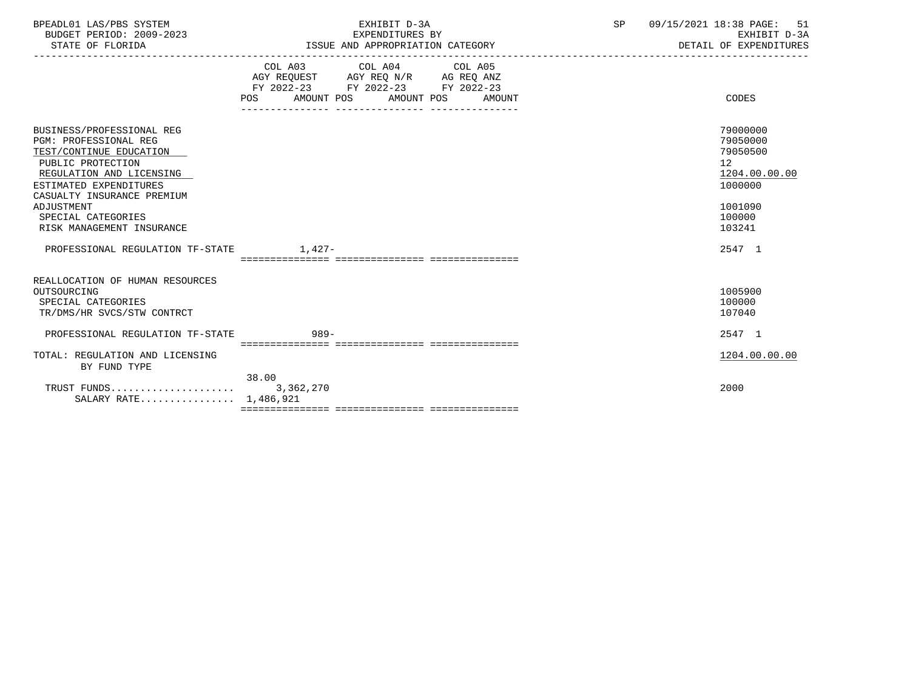BPEADL01 LAS/PBS SYSTEM — EXHIBIT D-3A — EXPENDITURES BY ISSUE AND APPROPRIATION CATEGORY
BUDGET PERIOD: 2009-2023 — STATE OF FLORIDA — SP 09/15/2021 18:38 — EXHIBIT D-3A DETAIL OF EXPENDITURES

| | COL A03 AGY REQUEST FY 2022-23 POS | AMOUNT | COL A04 AGY REQ N/R FY 2022-23 POS | AMOUNT | COL A05 AG REQ ANZ FY 2022-23 POS | AMOUNT | CODES |
|---|---|---|---|---|---|---|---|
| BUSINESS/PROFESSIONAL REG | | | | | | | 79000000 |
| PGM: PROFESSIONAL REG | | | | | | | 79050000 |
| TEST/CONTINUE EDUCATION | | | | | | | 79050500 |
| PUBLIC PROTECTION | | | | | | | 12 |
| REGULATION AND LICENSING | | | | | | | 1204.00.00.00 |
| ESTIMATED EXPENDITURES | | | | | | | 1000000 |
| CASUALTY INSURANCE PREMIUM ADJUSTMENT | | | | | | | 1001090 |
| SPECIAL CATEGORIES | | | | | | | 100000 |
| RISK MANAGEMENT INSURANCE | | | | | | | 103241 |
| PROFESSIONAL REGULATION TF-STATE | | 1,427- | | | | | 2547 1 |
| REALLOCATION OF HUMAN RESOURCES OUTSOURCING | | | | | | | 1005900 |
| SPECIAL CATEGORIES | | | | | | | 100000 |
| TR/DMS/HR SVCS/STW CONTRCT | | | | | | | 107040 |
| PROFESSIONAL REGULATION TF-STATE | | 989- | | | | | 2547 1 |
| TOTAL: REGULATION AND LICENSING BY FUND TYPE | | | | | | | 1204.00.00.00 |
| TRUST FUNDS | 38.00 | 3,362,270 | | | | | 2000 |
| SALARY RATE | | 1,486,921 | | | | | |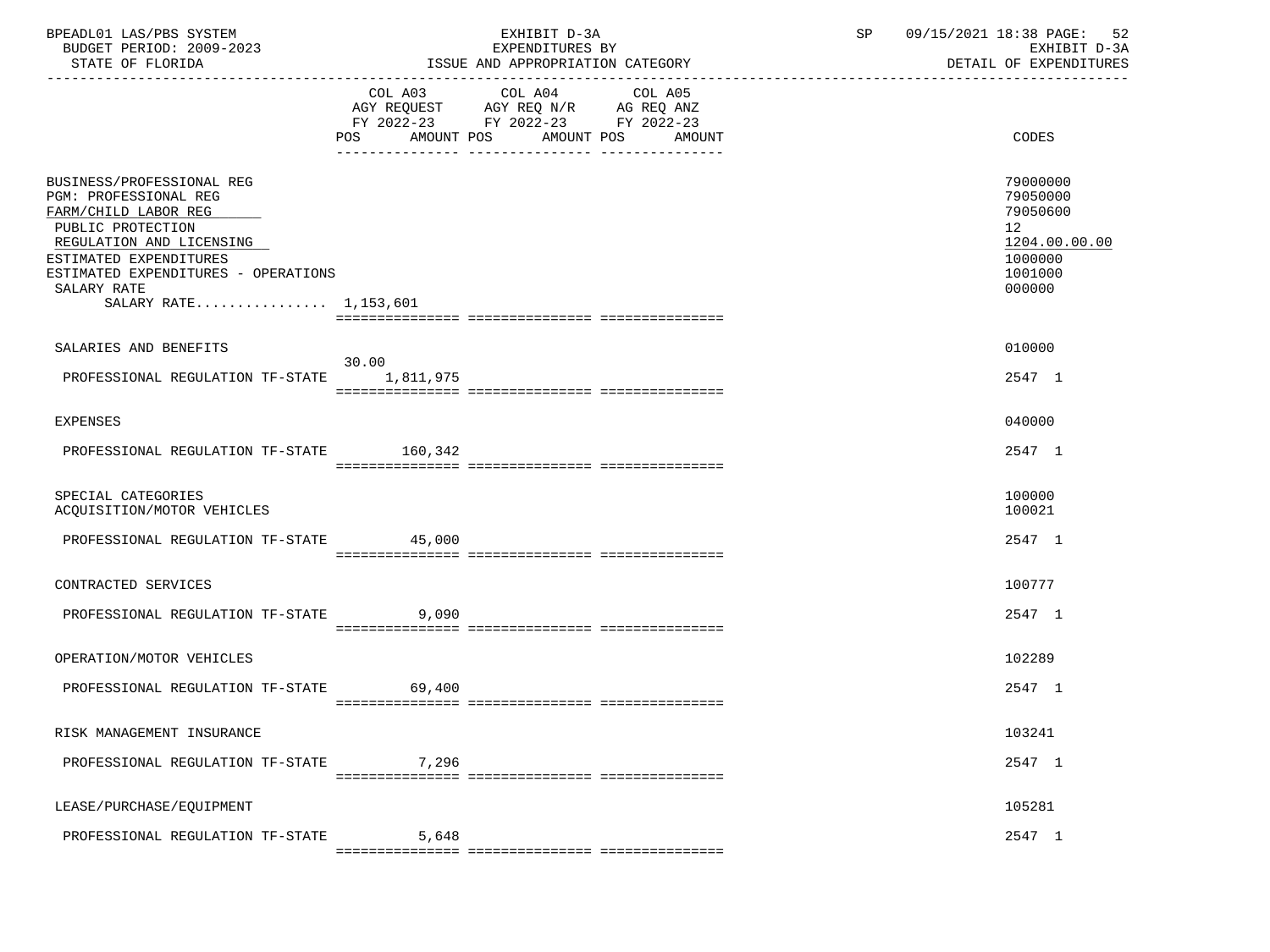BPEADL01 LAS/PBS SYSTEM — EXHIBIT D-3A — SP 09/15/2021 18:38 PAGE: 52
BUDGET PERIOD: 2009-2023 — EXPENDITURES BY — EXHIBIT D-3A
STATE OF FLORIDA — ISSUE AND APPROPRIATION CATEGORY — DETAIL OF EXPENDITURES

| | COL A03 AGY REQUEST FY 2022-23 POS | AMOUNT | COL A04 AGY REQ N/R FY 2022-23 POS | AMOUNT | COL A05 AG REQ ANZ FY 2022-23 POS | AMOUNT | CODES |
|---|---|---|---|---|---|---|---|
| BUSINESS/PROFESSIONAL REG | | | | | | | 79000000 |
| PGM: PROFESSIONAL REG | | | | | | | 79050000 |
| FARM/CHILD LABOR REG | | | | | | | 79050600 |
| PUBLIC PROTECTION | | | | | | | 12 |
| REGULATION AND LICENSING | | | | | | | 1204.00.00.00 |
| ESTIMATED EXPENDITURES | | | | | | | 1000000 |
| ESTIMATED EXPENDITURES - OPERATIONS | | | | | | | 1001000 |
| SALARY RATE | | | | | | | 000000 |
| SALARY RATE................ 1,153,601 | | | | | | | |
| SALARIES AND BENEFITS | | | | | | | 010000 |
| PROFESSIONAL REGULATION TF-STATE | 30.00 | 1,811,975 | | | | | 2547 1 |
| EXPENSES | | | | | | | 040000 |
| PROFESSIONAL REGULATION TF-STATE | | 160,342 | | | | | 2547 1 |
| SPECIAL CATEGORIES | | | | | | | 100000 |
| ACQUISITION/MOTOR VEHICLES | | | | | | | 100021 |
| PROFESSIONAL REGULATION TF-STATE | | 45,000 | | | | | 2547 1 |
| CONTRACTED SERVICES | | | | | | | 100777 |
| PROFESSIONAL REGULATION TF-STATE | | 9,090 | | | | | 2547 1 |
| OPERATION/MOTOR VEHICLES | | | | | | | 102289 |
| PROFESSIONAL REGULATION TF-STATE | | 69,400 | | | | | 2547 1 |
| RISK MANAGEMENT INSURANCE | | | | | | | 103241 |
| PROFESSIONAL REGULATION TF-STATE | | 7,296 | | | | | 2547 1 |
| LEASE/PURCHASE/EQUIPMENT | | | | | | | 105281 |
| PROFESSIONAL REGULATION TF-STATE | | 5,648 | | | | | 2547 1 |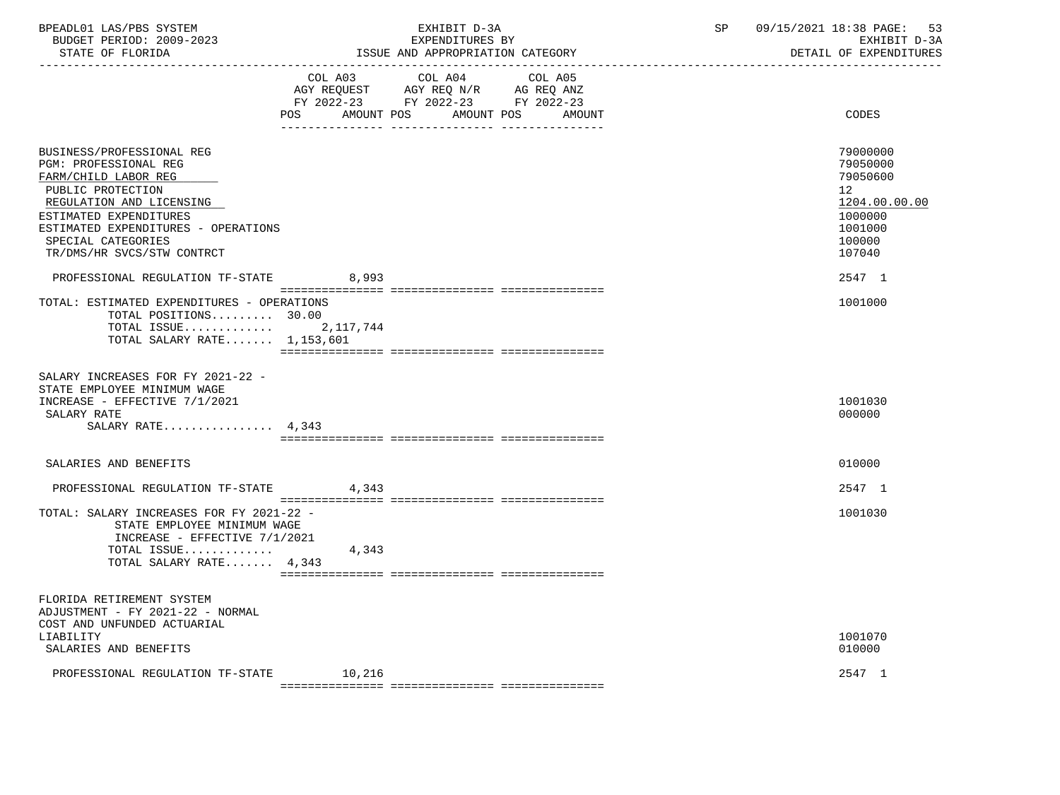BPEADL01 LAS/PBS SYSTEM | EXHIBIT D-3A | SP 09/15/2021 18:38

BUDGET PERIOD: 2009-2023 | EXPENDITURES BY | EXHIBIT D-3A

STATE OF FLORIDA | ISSUE AND APPROPRIATION CATEGORY | DETAIL OF EXPENDITURES

| | COL A03 AGY REQUEST FY 2022-23 POS AMOUNT | COL A04 AGY REQ N/R FY 2022-23 POS AMOUNT | COL A05 AG REQ ANZ FY 2022-23 POS AMOUNT | CODES |
|---|---|---|---|---|
| BUSINESS/PROFESSIONAL REG | | | | 79000000 |
| PGM: PROFESSIONAL REG | | | | 79050000 |
| FARM/CHILD LABOR REG | | | | 79050600 |
| PUBLIC PROTECTION | | | | 12 |
| REGULATION AND LICENSING | | | | 1204.00.00.00 |
| ESTIMATED EXPENDITURES | | | | 1000000 |
| ESTIMATED EXPENDITURES - OPERATIONS | | | | 1001000 |
| SPECIAL CATEGORIES | | | | 100000 |
| TR/DMS/HR SVCS/STW CONTRCT | | | | 107040 |
| PROFESSIONAL REGULATION TF-STATE | 8,993 | | | 2547 1 |
| TOTAL: ESTIMATED EXPENDITURES - OPERATIONS | | | | 1001000 |
| TOTAL POSITIONS......... 30.00 | | | | |
| TOTAL ISSUE............ | 2,117,744 | | | |
| TOTAL SALARY RATE....... 1,153,601 | | | | |
| SALARY INCREASES FOR FY 2021-22 - STATE EMPLOYEE MINIMUM WAGE INCREASE - EFFECTIVE 7/1/2021 | | | | 1001030 |
| SALARY RATE | | | | 000000 |
| SALARY RATE................ 4,343 | | | | |
| SALARIES AND BENEFITS | | | | 010000 |
| PROFESSIONAL REGULATION TF-STATE | 4,343 | | | 2547 1 |
| TOTAL: SALARY INCREASES FOR FY 2021-22 - STATE EMPLOYEE MINIMUM WAGE INCREASE - EFFECTIVE 7/1/2021 | | | | 1001030 |
| TOTAL ISSUE............ | 4,343 | | | |
| TOTAL SALARY RATE....... 4,343 | | | | |
| FLORIDA RETIREMENT SYSTEM ADJUSTMENT - FY 2021-22 - NORMAL COST AND UNFUNDED ACTUARIAL LIABILITY | | | | 1001070 |
| SALARIES AND BENEFITS | | | | 010000 |
| PROFESSIONAL REGULATION TF-STATE | 10,216 | | | 2547 1 |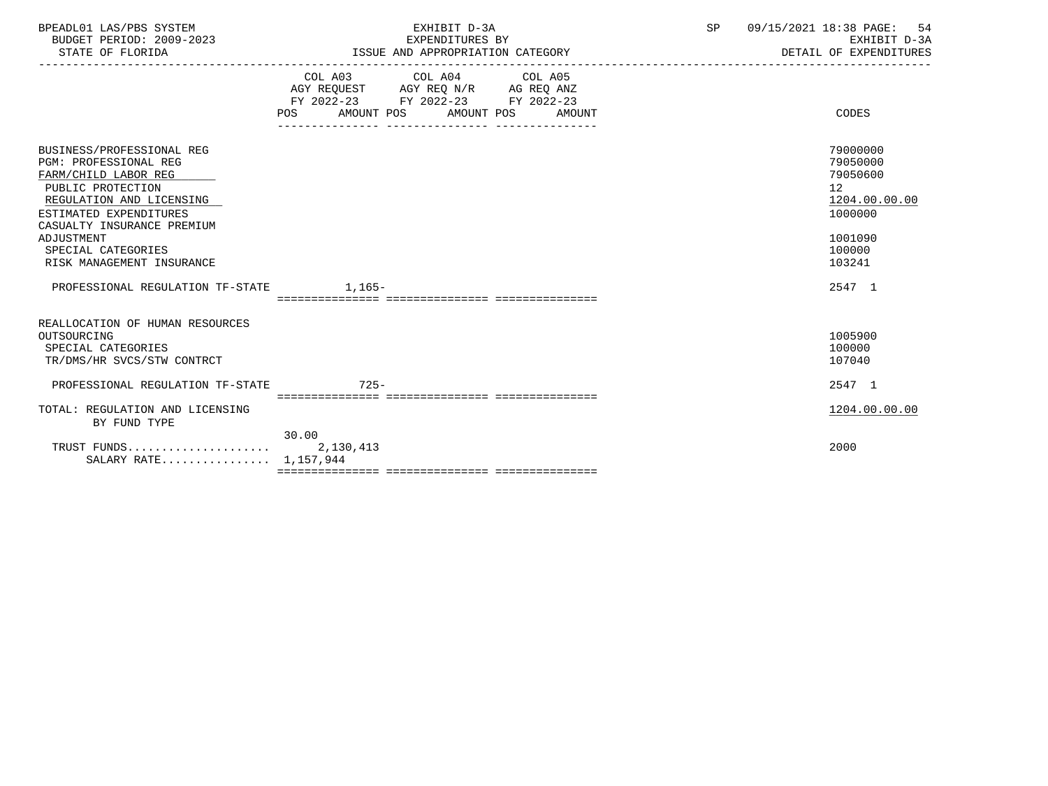BPEADL01 LAS/PBS SYSTEM — EXHIBIT D-3A — EXPENDITURES BY ISSUE AND APPROPRIATION CATEGORY
BUDGET PERIOD: 2009-2023 — STATE OF FLORIDA — EXHIBIT D-3A DETAIL OF EXPENDITURES

| | COL A03 AGY REQUEST FY 2022-23 POS | AMOUNT | COL A04 AGY REQ N/R FY 2022-23 POS | AMOUNT | COL A05 AG REQ ANZ FY 2022-23 POS | AMOUNT | CODES |
|---|---|---|---|---|---|---|---|
| BUSINESS/PROFESSIONAL REG | | | | | | | 79000000 |
| PGM: PROFESSIONAL REG | | | | | | | 79050000 |
| FARM/CHILD LABOR REG | | | | | | | 79050600 |
| PUBLIC PROTECTION | | | | | | | 12 |
| REGULATION AND LICENSING | | | | | | | 1204.00.00.00 |
| ESTIMATED EXPENDITURES | | | | | | | 1000000 |
| CASUALTY INSURANCE PREMIUM ADJUSTMENT | | | | | | | 1001090 |
| SPECIAL CATEGORIES | | | | | | | 100000 |
| RISK MANAGEMENT INSURANCE | | | | | | | 103241 |
| PROFESSIONAL REGULATION TF-STATE | | 1,165- | | | | | 2547 1 |
| REALLOCATION OF HUMAN RESOURCES OUTSOURCING | | | | | | | 1005900 |
| SPECIAL CATEGORIES | | | | | | | 100000 |
| TR/DMS/HR SVCS/STW CONTRCT | | | | | | | 107040 |
| PROFESSIONAL REGULATION TF-STATE | | 725- | | | | | 2547 1 |
| TOTAL: REGULATION AND LICENSING | | | | | | | 1204.00.00.00 |
| BY FUND TYPE | | | | | | | |
| TRUST FUNDS | 30.00 | 2,130,413 | | | | | 2000 |
| SALARY RATE | | 1,157,944 | | | | | |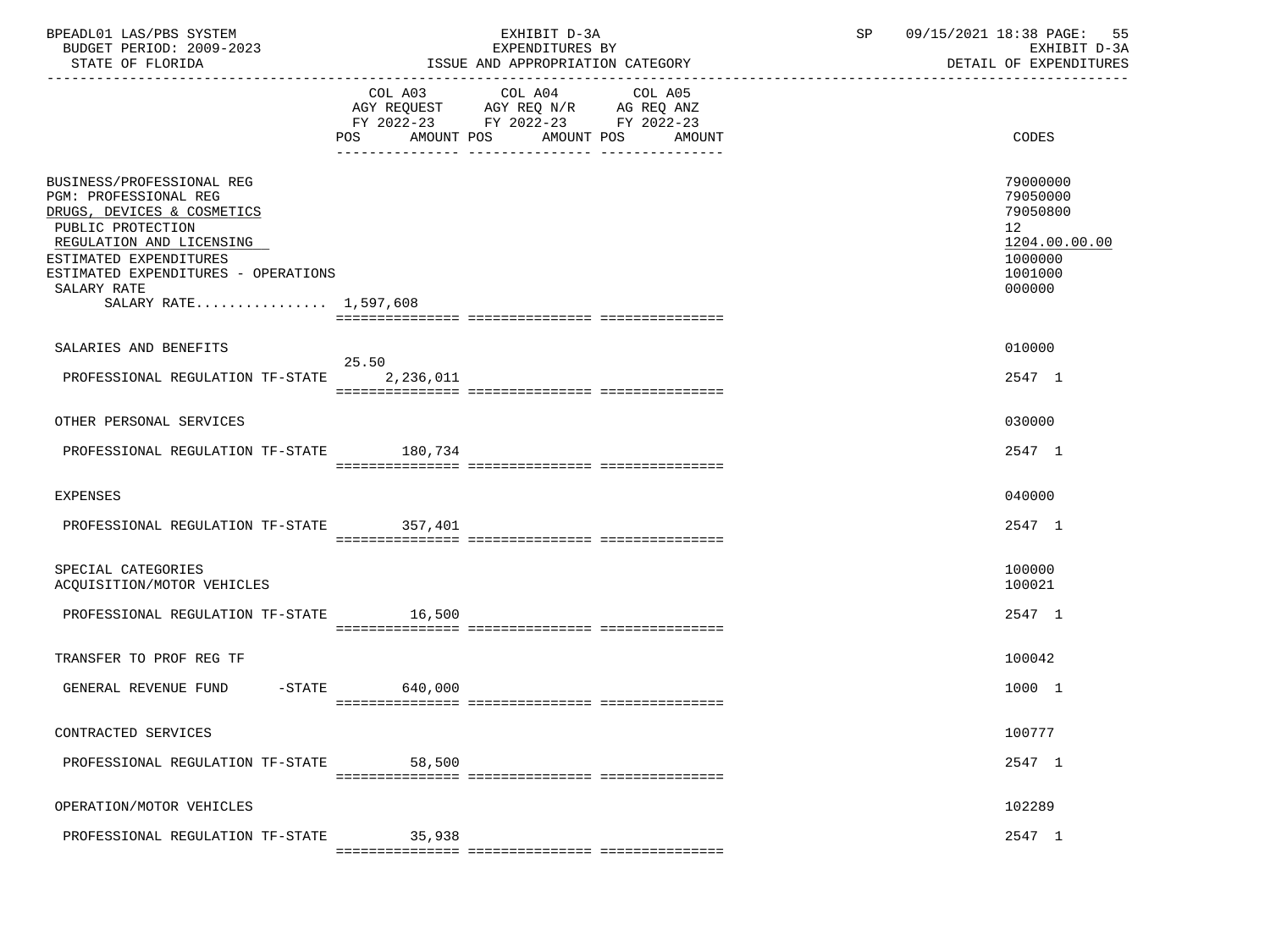BPEADL01 LAS/PBS SYSTEM | EXHIBIT D-3A | SP 09/15/2021 18:38 PAGE: 55
BUDGET PERIOD: 2009-2023 | EXPENDITURES BY | EXHIBIT D-3A
STATE OF FLORIDA | ISSUE AND APPROPRIATION CATEGORY | DETAIL OF EXPENDITURES

| | COL A03 AGY REQUEST FY 2022-23 POS AMOUNT | COL A04 AGY REQ N/R FY 2022-23 POS AMOUNT | COL A05 AG REQ ANZ FY 2022-23 POS AMOUNT | CODES |
|---|---|---|---|---|
| BUSINESS/PROFESSIONAL REG | | | | 79000000 |
| PGM: PROFESSIONAL REG | | | | 79050000 |
| DRUGS, DEVICES & COSMETICS | | | | 79050800 |
| PUBLIC PROTECTION | | | | 12 |
| REGULATION AND LICENSING | | | | 1204.00.00.00 |
| ESTIMATED EXPENDITURES | | | | 1000000 |
| ESTIMATED EXPENDITURES - OPERATIONS | | | | 1001000 |
| SALARY RATE | | | | 000000 |
| SALARY RATE................ 1,597,608 | | | | |
| SALARIES AND BENEFITS | | | | 010000 |
| PROFESSIONAL REGULATION TF-STATE | 25.50 2,236,011 | | | 2547 1 |
| OTHER PERSONAL SERVICES | | | | 030000 |
| PROFESSIONAL REGULATION TF-STATE | 180,734 | | | 2547 1 |
| EXPENSES | | | | 040000 |
| PROFESSIONAL REGULATION TF-STATE | 357,401 | | | 2547 1 |
| SPECIAL CATEGORIES | | | | 100000 |
| ACQUISITION/MOTOR VEHICLES | | | | 100021 |
| PROFESSIONAL REGULATION TF-STATE | 16,500 | | | 2547 1 |
| TRANSFER TO PROF REG TF | | | | 100042 |
| GENERAL REVENUE FUND -STATE | 640,000 | | | 1000 1 |
| CONTRACTED SERVICES | | | | 100777 |
| PROFESSIONAL REGULATION TF-STATE | 58,500 | | | 2547 1 |
| OPERATION/MOTOR VEHICLES | | | | 102289 |
| PROFESSIONAL REGULATION TF-STATE | 35,938 | | | 2547 1 |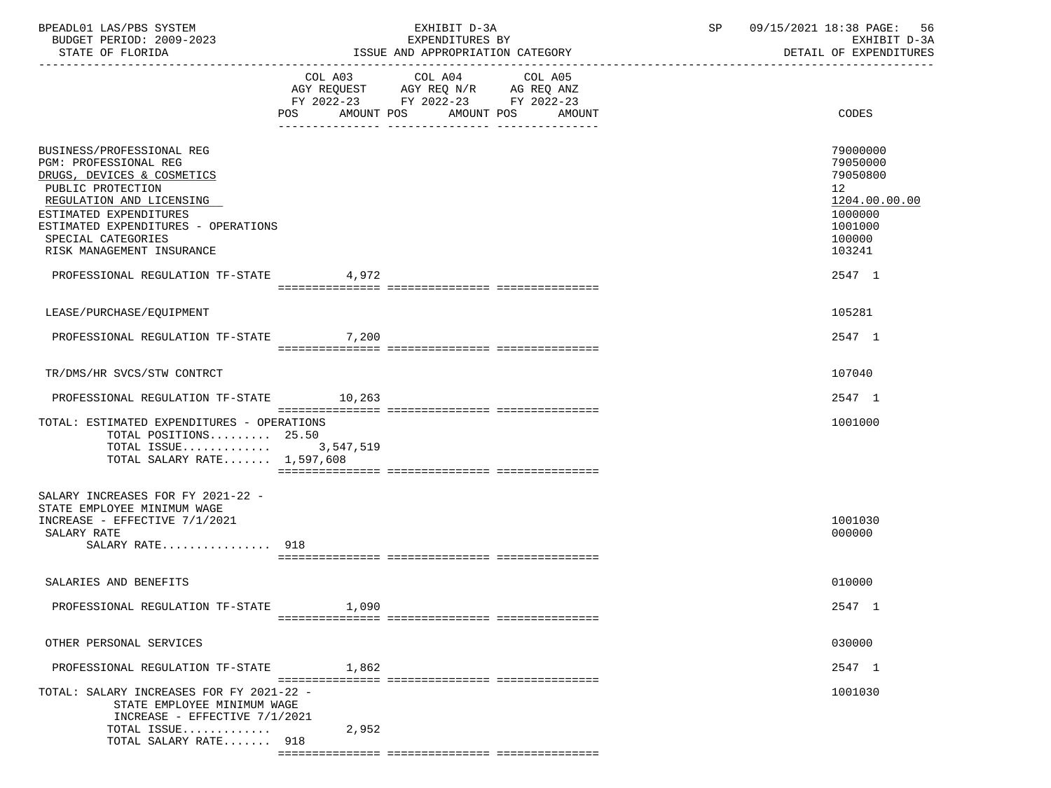BPEADL01 LAS/PBS SYSTEM — EXHIBIT D-3A — EXPENDITURES BY ISSUE AND APPROPRIATION CATEGORY
BUDGET PERIOD: 2009-2023 — STATE OF FLORIDA — DETAIL OF EXPENDITURES

| | COL A03 AGY REQUEST FY 2022-23 POS AMOUNT | COL A04 AGY REQ N/R FY 2022-23 POS AMOUNT | COL A05 AG REQ ANZ FY 2022-23 POS AMOUNT | CODES |
|---|---|---|---|---|
| BUSINESS/PROFESSIONAL REG | | | | 79000000 |
| PGM: PROFESSIONAL REG | | | | 79050000 |
| DRUGS, DEVICES & COSMETICS | | | | 79050800 |
| PUBLIC PROTECTION | | | | 12 |
| REGULATION AND LICENSING | | | | 1204.00.00.00 |
| ESTIMATED EXPENDITURES | | | | 1000000 |
| ESTIMATED EXPENDITURES - OPERATIONS | | | | 1001000 |
| SPECIAL CATEGORIES | | | | 100000 |
| RISK MANAGEMENT INSURANCE | | | | 103241 |
| PROFESSIONAL REGULATION TF-STATE | 4,972 | | | 2547 1 |
| LEASE/PURCHASE/EQUIPMENT | | | | 105281 |
| PROFESSIONAL REGULATION TF-STATE | 7,200 | | | 2547 1 |
| TR/DMS/HR SVCS/STW CONTRCT | | | | 107040 |
| PROFESSIONAL REGULATION TF-STATE | 10,263 | | | 2547 1 |
| TOTAL: ESTIMATED EXPENDITURES - OPERATIONS | | | | 1001000 |
| TOTAL POSITIONS......... | 25.50 | | | |
| TOTAL ISSUE............. | 3,547,519 | | | |
| TOTAL SALARY RATE....... | 1,597,608 | | | |
| SALARY INCREASES FOR FY 2021-22 - STATE EMPLOYEE MINIMUM WAGE INCREASE - EFFECTIVE 7/1/2021 | | | | 1001030 |
| SALARY RATE | | | | 000000 |
| SALARY RATE................ | 918 | | | |
| SALARIES AND BENEFITS | | | | 010000 |
| PROFESSIONAL REGULATION TF-STATE | 1,090 | | | 2547 1 |
| OTHER PERSONAL SERVICES | | | | 030000 |
| PROFESSIONAL REGULATION TF-STATE | 1,862 | | | 2547 1 |
| TOTAL: SALARY INCREASES FOR FY 2021-22 - STATE EMPLOYEE MINIMUM WAGE INCREASE - EFFECTIVE 7/1/2021 | | | | 1001030 |
| TOTAL ISSUE............. | 2,952 | | | |
| TOTAL SALARY RATE....... | 918 | | | |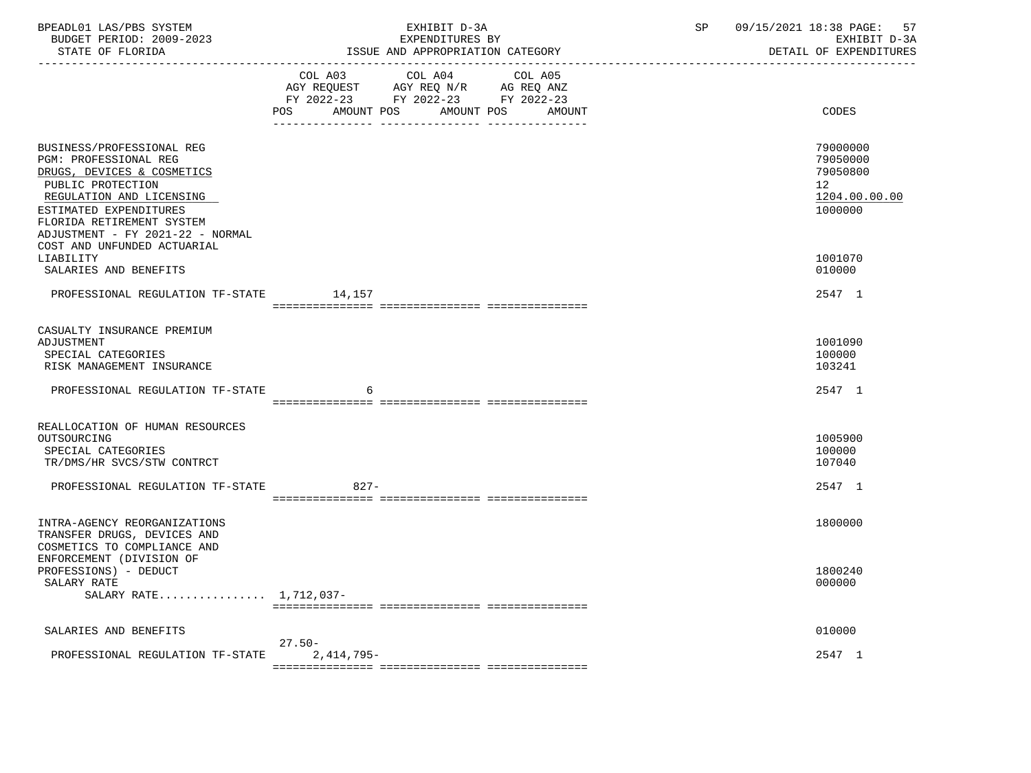BPEADL01 LAS/PBS SYSTEM | EXHIBIT D-3A | SP 09/15/2021 18:38

BUDGET PERIOD: 2009-2023 | EXPENDITURES BY | EXHIBIT D-3A

STATE OF FLORIDA | ISSUE AND APPROPRIATION CATEGORY | DETAIL OF EXPENDITURES

| | COL A03 AGY REQUEST FY 2022-23 POS | AMOUNT | COL A04 AGY REQ N/R FY 2022-23 POS | AMOUNT | COL A05 AG REQ ANZ FY 2022-23 POS | AMOUNT | CODES |
|---|---|---|---|---|---|---|---|
| BUSINESS/PROFESSIONAL REG | | | | | | | 79000000 |
| PGM: PROFESSIONAL REG | | | | | | | 79050000 |
| DRUGS, DEVICES & COSMETICS | | | | | | | 79050800 |
| PUBLIC PROTECTION | | | | | | | 12 |
| REGULATION AND LICENSING | | | | | | | 1204.00.00.00 |
| ESTIMATED EXPENDITURES | | | | | | | 1000000 |
| FLORIDA RETIREMENT SYSTEM ADJUSTMENT - FY 2021-22 - NORMAL COST AND UNFUNDED ACTUARIAL LIABILITY | | | | | | | 1001070 |
| SALARIES AND BENEFITS | | | | | | | 010000 |
| PROFESSIONAL REGULATION TF-STATE | | 14,157 | | | | | 2547 1 |
| CASUALTY INSURANCE PREMIUM ADJUSTMENT | | | | | | | 1001090 |
| SPECIAL CATEGORIES | | | | | | | 100000 |
| RISK MANAGEMENT INSURANCE | | | | | | | 103241 |
| PROFESSIONAL REGULATION TF-STATE | | 6 | | | | | 2547 1 |
| REALLOCATION OF HUMAN RESOURCES OUTSOURCING | | | | | | | 1005900 |
| SPECIAL CATEGORIES | | | | | | | 100000 |
| TR/DMS/HR SVCS/STW CONTRCT | | | | | | | 107040 |
| PROFESSIONAL REGULATION TF-STATE | | 827- | | | | | 2547 1 |
| INTRA-AGENCY REORGANIZATIONS | | | | | | | 1800000 |
| TRANSFER DRUGS, DEVICES AND COSMETICS TO COMPLIANCE AND ENFORCEMENT (DIVISION OF PROFESSIONS) - DEDUCT | | | | | | | 1800240 |
| SALARY RATE | | | | | | | 000000 |
| SALARY RATE................ | | 1,712,037- | | | | | |
| SALARIES AND BENEFITS | | | | | | | 010000 |
| PROFESSIONAL REGULATION TF-STATE | 27.50- | 2,414,795- | | | | | 2547 1 |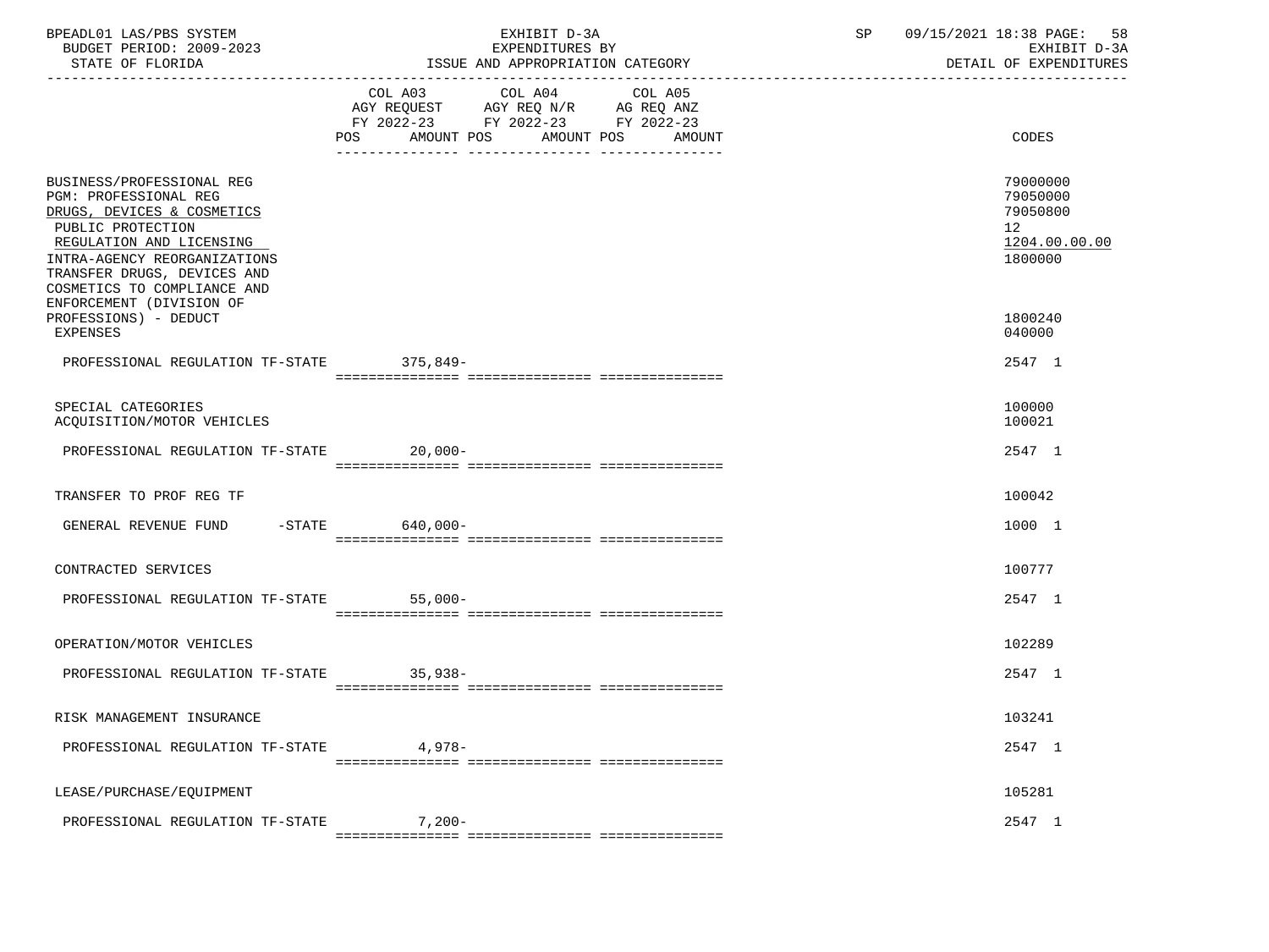BPEADL01 LAS/PBS SYSTEM | EXHIBIT D-3A | SP 09/15/2021 18:38
BUDGET PERIOD: 2009-2023 | EXPENDITURES BY | EXHIBIT D-3A
STATE OF FLORIDA | ISSUE AND APPROPRIATION CATEGORY | DETAIL OF EXPENDITURES

| | COL A03 AGY REQUEST FY 2022-23 POS | AMOUNT | COL A04 AGY REQ N/R FY 2022-23 POS | AMOUNT | COL A05 AG REQ ANZ FY 2022-23 POS | AMOUNT | CODES |
|---|---|---|---|---|---|---|---|
| BUSINESS/PROFESSIONAL REG | | | | | | | 79000000 |
| PGM: PROFESSIONAL REG | | | | | | | 79050000 |
| DRUGS, DEVICES & COSMETICS | | | | | | | 79050800 |
| PUBLIC PROTECTION | | | | | | | 12 |
| REGULATION AND LICENSING | | | | | | | 1204.00.00.00 |
| INTRA-AGENCY REORGANIZATIONS | | | | | | | 1800000 |
| TRANSFER DRUGS, DEVICES AND COSMETICS TO COMPLIANCE AND ENFORCEMENT (DIVISION OF PROFESSIONS) - DEDUCT | | | | | | | 1800240 |
| EXPENSES | | | | | | | 040000 |
| PROFESSIONAL REGULATION TF-STATE | | 375,849- | | | | | 2547 1 |
| SPECIAL CATEGORIES | | | | | | | 100000 |
| ACQUISITION/MOTOR VEHICLES | | | | | | | 100021 |
| PROFESSIONAL REGULATION TF-STATE | | 20,000- | | | | | 2547 1 |
| TRANSFER TO PROF REG TF | | | | | | | 100042 |
| GENERAL REVENUE FUND -STATE | | 640,000- | | | | | 1000 1 |
| CONTRACTED SERVICES | | | | | | | 100777 |
| PROFESSIONAL REGULATION TF-STATE | | 55,000- | | | | | 2547 1 |
| OPERATION/MOTOR VEHICLES | | | | | | | 102289 |
| PROFESSIONAL REGULATION TF-STATE | | 35,938- | | | | | 2547 1 |
| RISK MANAGEMENT INSURANCE | | | | | | | 103241 |
| PROFESSIONAL REGULATION TF-STATE | | 4,978- | | | | | 2547 1 |
| LEASE/PURCHASE/EQUIPMENT | | | | | | | 105281 |
| PROFESSIONAL REGULATION TF-STATE | | 7,200- | | | | | 2547 1 |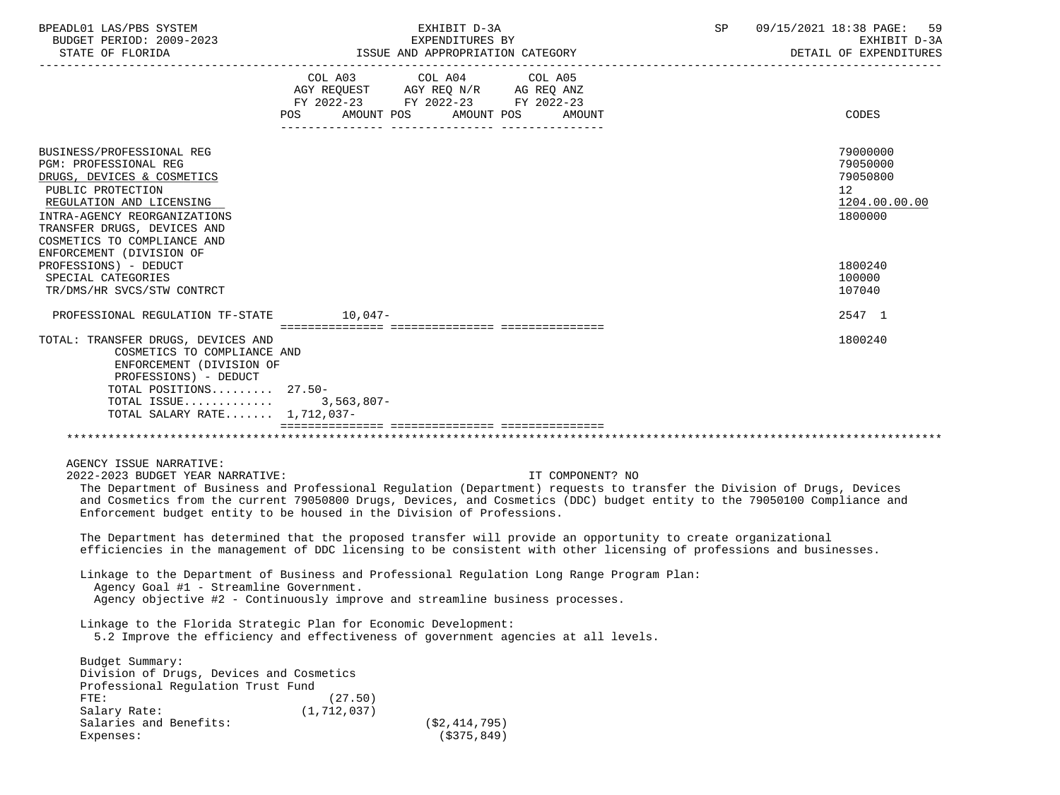BPEADL01 LAS/PBS SYSTEM — BUDGET PERIOD: 2009-2023 — STATE OF FLORIDA

EXHIBIT D-3A — EXPENDITURES BY ISSUE AND APPROPRIATION CATEGORY — DETAIL OF EXPENDITURES

SP 09/15/2021 18:38

| | COL A03 AGY REQUEST FY 2022-23 POS | AMOUNT | COL A04 AGY REQ N/R FY 2022-23 POS | AMOUNT | COL A05 AG REQ ANZ FY 2022-23 POS | AMOUNT | CODES |
|---|---|---|---|---|---|---|---|
| BUSINESS/PROFESSIONAL REG | | | | | | | 79000000 |
| PGM: PROFESSIONAL REG | | | | | | | 79050000 |
| DRUGS, DEVICES & COSMETICS | | | | | | | 79050800 |
| PUBLIC PROTECTION | | | | | | | 12 |
| REGULATION AND LICENSING | | | | | | | 1204.00.00.00 |
| INTRA-AGENCY REORGANIZATIONS | | | | | | | 1800000 |
| TRANSFER DRUGS, DEVICES AND COSMETICS TO COMPLIANCE AND ENFORCEMENT (DIVISION OF PROFESSIONS) - DEDUCT | | | | | | | 1800240 |
| SPECIAL CATEGORIES | | | | | | | 100000 |
| TR/DMS/HR SVCS/STW CONTRCT | | | | | | | 107040 |
| PROFESSIONAL REGULATION TF-STATE | | 10,047- | | | | | 2547 1 |
| TOTAL: TRANSFER DRUGS, DEVICES AND COSMETICS TO COMPLIANCE AND ENFORCEMENT (DIVISION OF PROFESSIONS) - DEDUCT | | | | | | | 1800240 |
| TOTAL POSITIONS......... | 27.50- | | | | | | |
| TOTAL ISSUE............ | | 3,563,807- | | | | | |
| TOTAL SALARY RATE....... | | 1,712,037- | | | | | |

AGENCY ISSUE NARRATIVE:

2022-2023 BUDGET YEAR NARRATIVE: IT COMPONENT? NO

The Department of Business and Professional Regulation (Department) requests to transfer the Division of Drugs, Devices and Cosmetics from the current 79050800 Drugs, Devices, and Cosmetics (DDC) budget entity to the 79050100 Compliance and Enforcement budget entity to be housed in the Division of Professions.

The Department has determined that the proposed transfer will provide an opportunity to create organizational efficiencies in the management of DDC licensing to be consistent with other licensing of professions and businesses.

Linkage to the Department of Business and Professional Regulation Long Range Program Plan:
- Agency Goal #1 - Streamline Government.
- Agency objective #2 - Continuously improve and streamline business processes.

Linkage to the Florida Strategic Plan for Economic Development:
- 5.2 Improve the efficiency and effectiveness of government agencies at all levels.

Budget Summary:
Division of Drugs, Devices and Cosmetics
Professional Regulation Trust Fund

| | | |
|---|---|---|
| FTE: | (27.50) | |
| Salary Rate: | (1,712,037) | |
| Salaries and Benefits: | | ($2,414,795) |
| Expenses: | | ($375,849) |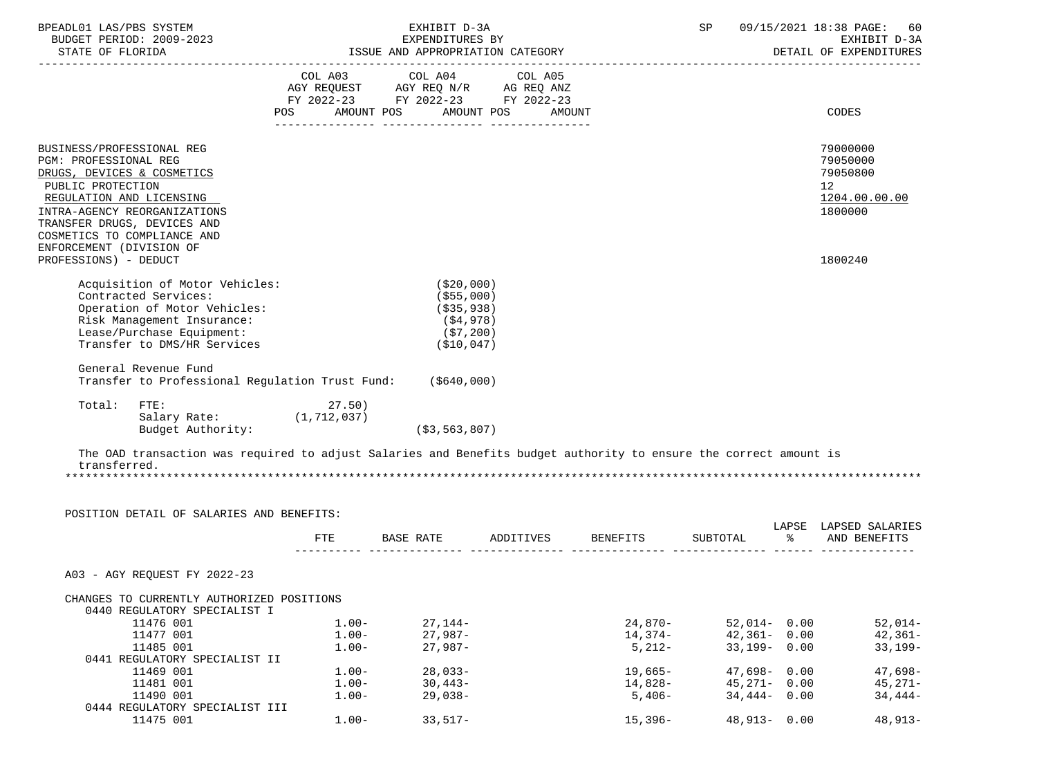| | COL A03 AGY REQUEST FY 2022-23 | | COL A04 AGY REQ N/R FY 2022-23 | | COL A05 AG REQ ANZ FY 2022-23 | | |
|---|---|---|---|---|---|---|---|
| | POS | AMOUNT | POS | AMOUNT | POS | AMOUNT | CODES |
| BUSINESS/PROFESSIONAL REG | | | | | | | 79000000 |
| PGM: PROFESSIONAL REG | | | | | | | 79050000 |
| DRUGS, DEVICES & COSMETICS | | | | | | | 79050800 |
| PUBLIC PROTECTION | | | | | | | 12 |
| REGULATION AND LICENSING | | | | | | | 1204.00.00.00 |
| INTRA-AGENCY REORGANIZATIONS | | | | | | | 1800000 |
| TRANSFER DRUGS, DEVICES AND COSMETICS TO COMPLIANCE AND ENFORCEMENT (DIVISION OF PROFESSIONS) - DEDUCT | | | | | | | 1800240 |

Acquisition of Motor Vehicles: ($20,000)
Contracted Services: ($55,000)
Operation of Motor Vehicles: ($35,938)
Risk Management Insurance: ($4,978)
Lease/Purchase Equipment: ($7,200)
Transfer to DMS/HR Services ($10,047)

General Revenue Fund
Transfer to Professional Regulation Trust Fund: ($640,000)

Total: FTE: 27.50)
Salary Rate: (1,712,037)
Budget Authority: ($3,563,807)

The OAD transaction was required to adjust Salaries and Benefits budget authority to ensure the correct amount is transferred.

*******************************************************************************************************************

POSITION DETAIL OF SALARIES AND BENEFITS:

| | FTE | BASE RATE | ADDITIVES | BENEFITS | SUBTOTAL | LAPSE % | LAPSED SALARIES AND BENEFITS |
|---|---|---|---|---|---|---|---|
| A03 - AGY REQUEST FY 2022-23 | | | | | | | |
| CHANGES TO CURRENTLY AUTHORIZED POSITIONS | | | | | | | |
| 0440 REGULATORY SPECIALIST I | | | | | | | |
| 11476 001 | 1.00- | 27,144- | | 24,870- | 52,014- | 0.00 | 52,014- |
| 11477 001 | 1.00- | 27,987- | | 14,374- | 42,361- | 0.00 | 42,361- |
| 11485 001 | 1.00- | 27,987- | | 5,212- | 33,199- | 0.00 | 33,199- |
| 0441 REGULATORY SPECIALIST II | | | | | | | |
| 11469 001 | 1.00- | 28,033- | | 19,665- | 47,698- | 0.00 | 47,698- |
| 11481 001 | 1.00- | 30,443- | | 14,828- | 45,271- | 0.00 | 45,271- |
| 11490 001 | 1.00- | 29,038- | | 5,406- | 34,444- | 0.00 | 34,444- |
| 0444 REGULATORY SPECIALIST III | | | | | | | |
| 11475 001 | 1.00- | 33,517- | | 15,396- | 48,913- | 0.00 | 48,913- |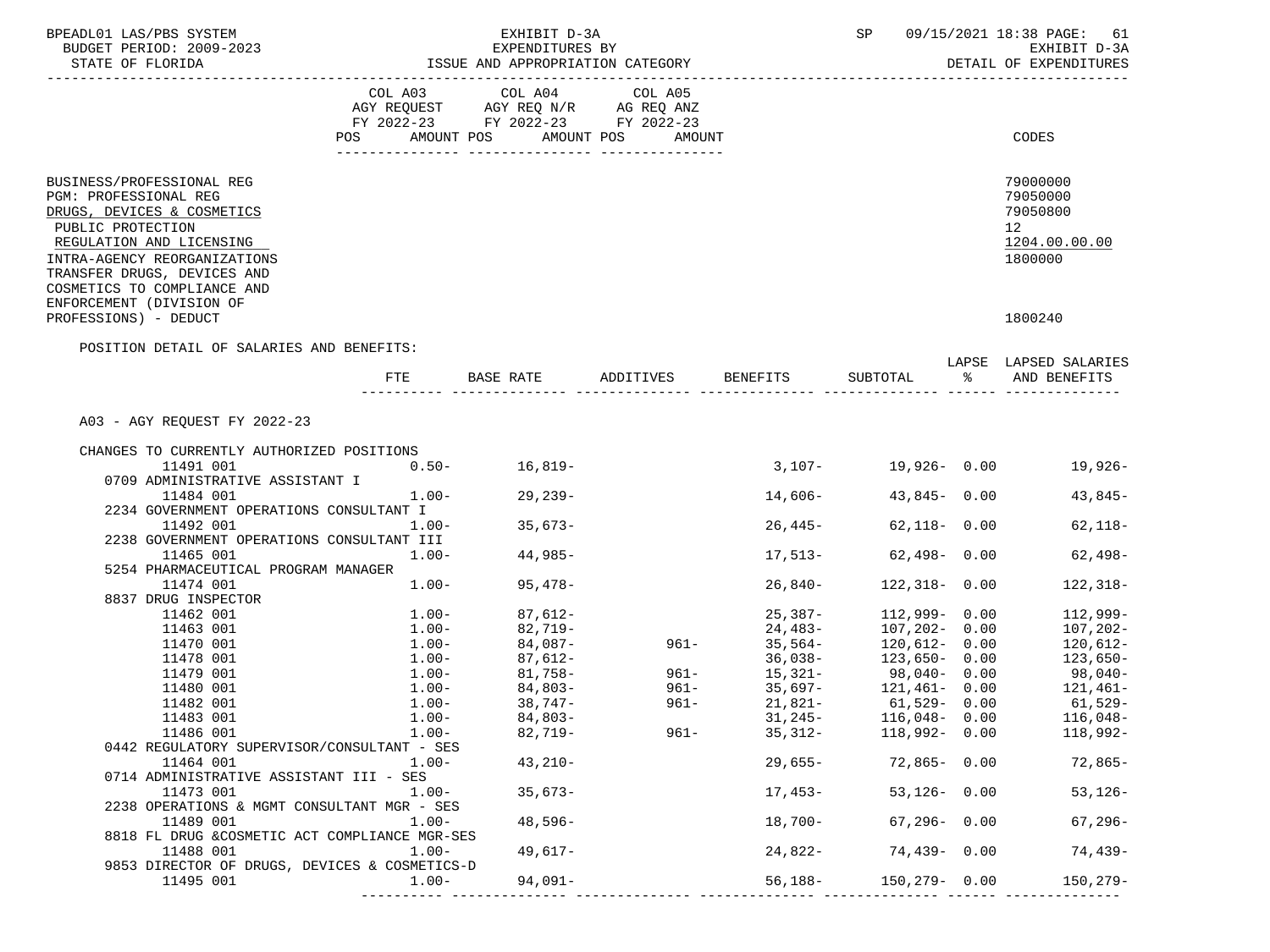BPEADL01 LAS/PBS SYSTEM — EXHIBIT D-3A — EXPENDITURES BY ISSUE AND APPROPRIATION CATEGORY
BUDGET PERIOD: 2009-2023 — STATE OF FLORIDA
SP 09/15/2021 18:38 — EXHIBIT D-3A — DETAIL OF EXPENDITURES

| | COL A03 AGY REQUEST FY 2022-23 POS AMOUNT | COL A04 AGY REQ N/R FY 2022-23 POS AMOUNT | COL A05 AG REQ ANZ FY 2022-23 POS AMOUNT | CODES |
|---|---|---|---|---|
| BUSINESS/PROFESSIONAL REG | | | | 79000000 |
| PGM: PROFESSIONAL REG | | | | 79050000 |
| DRUGS, DEVICES & COSMETICS | | | | 79050800 |
| PUBLIC PROTECTION | | | | 12 |
| REGULATION AND LICENSING | | | | 1204.00.00.00 |
| INTRA-AGENCY REORGANIZATIONS | | | | 1800000 |
| TRANSFER DRUGS, DEVICES AND COSMETICS TO COMPLIANCE AND ENFORCEMENT (DIVISION OF PROFESSIONS) - DEDUCT | | | | 1800240 |

POSITION DETAIL OF SALARIES AND BENEFITS:

A03 - AGY REQUEST FY 2022-23

CHANGES TO CURRENTLY AUTHORIZED POSITIONS

| | FTE | BASE RATE | ADDITIVES | BENEFITS | SUBTOTAL | LAPSE % | LAPSED SALARIES AND BENEFITS |
|---|---|---|---|---|---|---|---|
| 11491 001 | 0.50- | 16,819- | | 3,107- | 19,926- | 0.00 | 19,926- |
| 0709 ADMINISTRATIVE ASSISTANT I | | | | | | | |
| 11484 001 | 1.00- | 29,239- | | 14,606- | 43,845- | 0.00 | 43,845- |
| 2234 GOVERNMENT OPERATIONS CONSULTANT I | | | | | | | |
| 11492 001 | 1.00- | 35,673- | | 26,445- | 62,118- | 0.00 | 62,118- |
| 2238 GOVERNMENT OPERATIONS CONSULTANT III | | | | | | | |
| 11465 001 | 1.00- | 44,985- | | 17,513- | 62,498- | 0.00 | 62,498- |
| 5254 PHARMACEUTICAL PROGRAM MANAGER | | | | | | | |
| 11474 001 | 1.00- | 95,478- | | 26,840- | 122,318- | 0.00 | 122,318- |
| 8837 DRUG INSPECTOR | | | | | | | |
| 11462 001 | 1.00- | 87,612- | | 25,387- | 112,999- | 0.00 | 112,999- |
| 11463 001 | 1.00- | 82,719- | | 24,483- | 107,202- | 0.00 | 107,202- |
| 11470 001 | 1.00- | 84,087- | 961- | 35,564- | 120,612- | 0.00 | 120,612- |
| 11478 001 | 1.00- | 87,612- | | 36,038- | 123,650- | 0.00 | 123,650- |
| 11479 001 | 1.00- | 81,758- | 961- | 15,321- | 98,040- | 0.00 | 98,040- |
| 11480 001 | 1.00- | 84,803- | 961- | 35,697- | 121,461- | 0.00 | 121,461- |
| 11482 001 | 1.00- | 38,747- | 961- | 21,821- | 61,529- | 0.00 | 61,529- |
| 11483 001 | 1.00- | 84,803- | | 31,245- | 116,048- | 0.00 | 116,048- |
| 11486 001 | 1.00- | 82,719- | 961- | 35,312- | 118,992- | 0.00 | 118,992- |
| 0442 REGULATORY SUPERVISOR/CONSULTANT - SES | | | | | | | |
| 11464 001 | 1.00- | 43,210- | | 29,655- | 72,865- | 0.00 | 72,865- |
| 0714 ADMINISTRATIVE ASSISTANT III - SES | | | | | | | |
| 11473 001 | 1.00- | 35,673- | | 17,453- | 53,126- | 0.00 | 53,126- |
| 2238 OPERATIONS & MGMT CONSULTANT MGR - SES | | | | | | | |
| 11489 001 | 1.00- | 48,596- | | 18,700- | 67,296- | 0.00 | 67,296- |
| 8818 FL DRUG &COSMETIC ACT COMPLIANCE MGR-SES | | | | | | | |
| 11488 001 | 1.00- | 49,617- | | 24,822- | 74,439- | 0.00 | 74,439- |
| 9853 DIRECTOR OF DRUGS, DEVICES & COSMETICS-D | | | | | | | |
| 11495 001 | 1.00- | 94,091- | | 56,188- | 150,279- | 0.00 | 150,279- |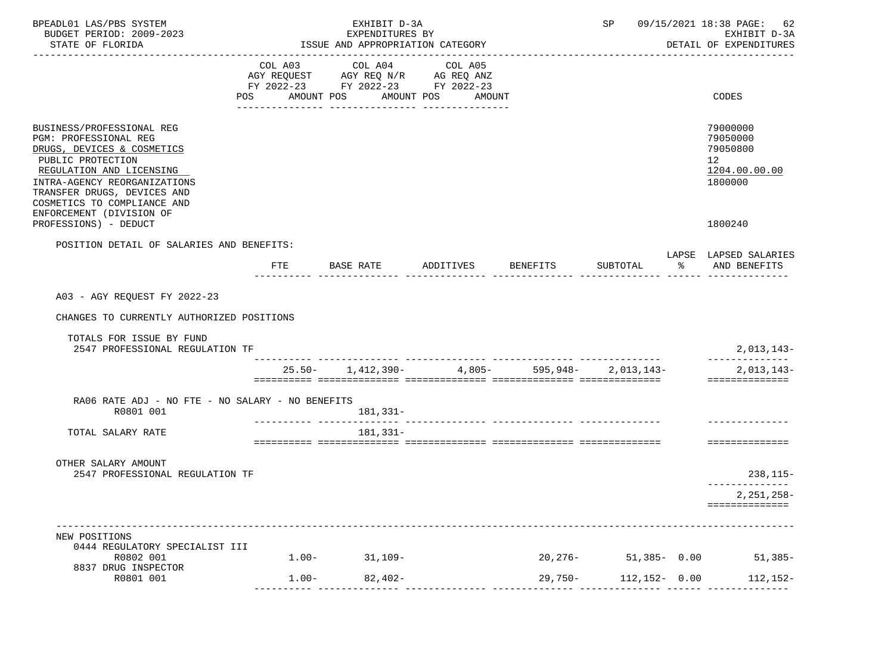BPEADL01 LAS/PBS SYSTEM — EXHIBIT D-3A — EXPENDITURES BY ISSUE AND APPROPRIATION CATEGORY

BUDGET PERIOD: 2009-2023 — STATE OF FLORIDA — SP 09/15/2021 18:38 — EXHIBIT D-3A DETAIL OF EXPENDITURES

| | COL A03 AGY REQUEST FY 2022-23 POS AMOUNT | COL A04 AGY REQ N/R FY 2022-23 POS AMOUNT | COL A05 AG REQ ANZ FY 2022-23 POS AMOUNT | CODES |
|---|---|---|---|---|
| BUSINESS/PROFESSIONAL REG | | | | 79000000 |
| PGM: PROFESSIONAL REG | | | | 79050000 |
| DRUGS, DEVICES & COSMETICS | | | | 79050800 |
| PUBLIC PROTECTION | | | | 12 |
| REGULATION AND LICENSING | | | | 1204.00.00.00 |
| INTRA-AGENCY REORGANIZATIONS | | | | 1800000 |
| TRANSFER DRUGS, DEVICES AND COSMETICS TO COMPLIANCE AND ENFORCEMENT (DIVISION OF PROFESSIONS) - DEDUCT | | | | 1800240 |

POSITION DETAIL OF SALARIES AND BENEFITS:

| | FTE | BASE RATE | ADDITIVES | BENEFITS | SUBTOTAL | LAPSE % | LAPSED SALARIES AND BENEFITS |
|---|---|---|---|---|---|---|---|
| A03 - AGY REQUEST FY 2022-23 | | | | | | | |
| CHANGES TO CURRENTLY AUTHORIZED POSITIONS | | | | | | | |
| TOTALS FOR ISSUE BY FUND | | | | | | | |
| 2547 PROFESSIONAL REGULATION TF | | | | | | | 2,013,143- |
| | 25.50- | 1,412,390- | 4,805- | 595,948- | 2,013,143- | | 2,013,143- |
| RA06 RATE ADJ - NO FTE - NO SALARY - NO BENEFITS | | | | | | | |
| R0801 001 | | 181,331- | | | | | |
| TOTAL SALARY RATE | | 181,331- | | | | | |
| OTHER SALARY AMOUNT | | | | | | | |
| 2547 PROFESSIONAL REGULATION TF | | | | | | | 238,115- |
| | | | | | | | 2,251,258- |
| NEW POSITIONS | | | | | | | |
| 0444 REGULATORY SPECIALIST III | | | | | | | |
| R0802 001 | 1.00- | 31,109- | | 20,276- | 51,385- | 0.00 | 51,385- |
| 8837 DRUG INSPECTOR | | | | | | | |
| R0801 001 | 1.00- | 82,402- | | 29,750- | 112,152- | 0.00 | 112,152- |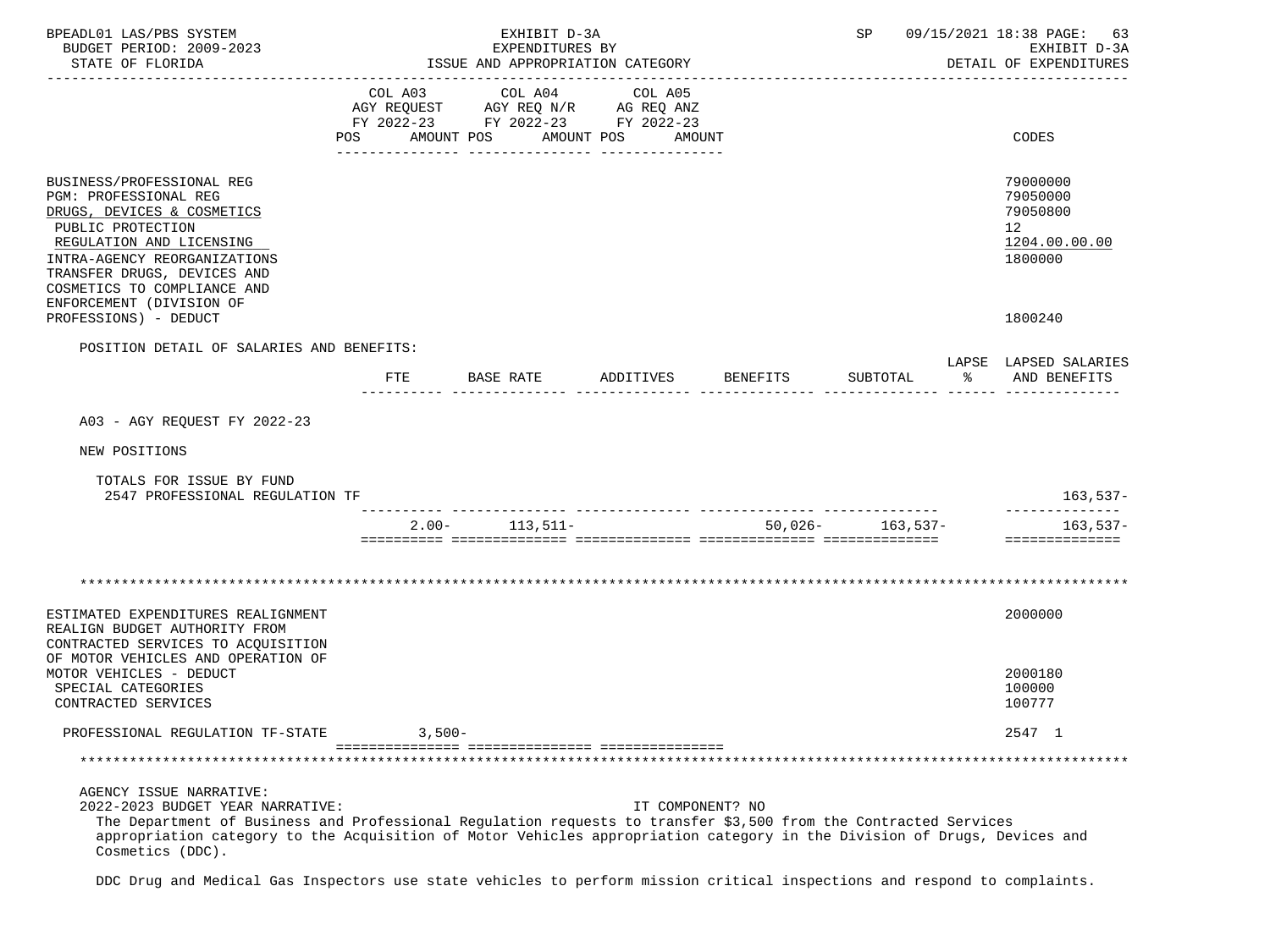BUSINESS/PROFESSIONAL REG — 79000000
PGM: PROFESSIONAL REG — 79050000
DRUGS, DEVICES & COSMETICS — 79050800
PUBLIC PROTECTION — 12
REGULATION AND LICENSING — 1204.00.00.00
INTRA-AGENCY REORGANIZATIONS — 1800000
TRANSFER DRUGS, DEVICES AND COSMETICS TO COMPLIANCE AND ENFORCEMENT (DIVISION OF PROFESSIONS) - DEDUCT — 1800240

| | COL A03 AGY REQUEST FY 2022-23 | | COL A04 AGY REQ N/R FY 2022-23 | | COL A05 AG REQ ANZ FY 2022-23 | | CODES |
|---|---|---|---|---|---|---|---|
| | POS | AMOUNT | POS | AMOUNT | POS | AMOUNT | |

POSITION DETAIL OF SALARIES AND BENEFITS:

| | FTE | BASE RATE | ADDITIVES | BENEFITS | SUBTOTAL | LAPSE % | LAPSED SALARIES AND BENEFITS |
|---|---|---|---|---|---|---|---|
| A03 - AGY REQUEST FY 2022-23 | | | | | | | |
| NEW POSITIONS | | | | | | | |
| TOTALS FOR ISSUE BY FUND | | | | | | | |
| 2547 PROFESSIONAL REGULATION TF | | | | | | | 163,537- |
| | 2.00- | 113,511- | | 50,026- | 163,537- | | 163,537- |

---

ESTIMATED EXPENDITURES REALIGNMENT — 2000000
REALIGN BUDGET AUTHORITY FROM CONTRACTED SERVICES TO ACQUISITION OF MOTOR VEHICLES AND OPERATION OF MOTOR VEHICLES - DEDUCT — 2000180
SPECIAL CATEGORIES — 100000
CONTRACTED SERVICES — 100777

| | COL A03 AMOUNT | COL A04 AMOUNT | COL A05 AMOUNT | CODES |
|---|---|---|---|---|
| PROFESSIONAL REGULATION TF-STATE | 3,500- | | | 2547 1 |

---

AGENCY ISSUE NARRATIVE:

2022-2023 BUDGET YEAR NARRATIVE: IT COMPONENT? NO

The Department of Business and Professional Regulation requests to transfer $3,500 from the Contracted Services appropriation category to the Acquisition of Motor Vehicles appropriation category in the Division of Drugs, Devices and Cosmetics (DDC).

DDC Drug and Medical Gas Inspectors use state vehicles to perform mission critical inspections and respond to complaints.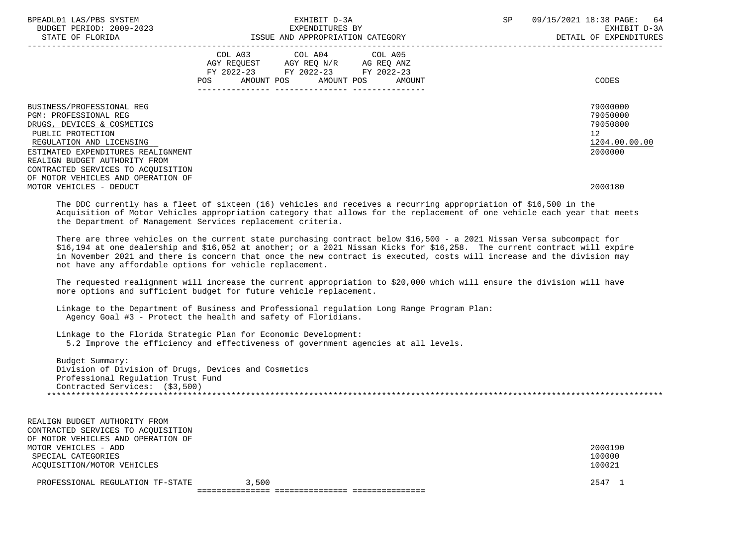BPEADL01 LAS/PBS SYSTEM — BUDGET PERIOD: 2009-2023 — STATE OF FLORIDA

EXHIBIT D-3A — EXPENDITURES BY ISSUE AND APPROPRIATION CATEGORY

SP 09/15/2021 18:38 — EXHIBIT D-3A — DETAIL OF EXPENDITURES

| | COL A03 AGY REQUEST FY 2022-23 POS AMOUNT | COL A04 AGY REQ N/R FY 2022-23 POS AMOUNT | COL A05 AG REQ ANZ FY 2022-23 POS AMOUNT | CODES |
|---|---|---|---|---|
| BUSINESS/PROFESSIONAL REG | | | | 79000000 |
| PGM: PROFESSIONAL REG | | | | 79050000 |
| DRUGS, DEVICES & COSMETICS | | | | 79050800 |
| PUBLIC PROTECTION | | | | 12 |
| REGULATION AND LICENSING | | | | 1204.00.00.00 |
| ESTIMATED EXPENDITURES REALIGNMENT | | | | 2000000 |
| REALIGN BUDGET AUTHORITY FROM CONTRACTED SERVICES TO ACQUISITION OF MOTOR VEHICLES AND OPERATION OF MOTOR VEHICLES - DEDUCT | | | | 2000180 |

The DDC currently has a fleet of sixteen (16) vehicles and receives a recurring appropriation of $16,500 in the Acquisition of Motor Vehicles appropriation category that allows for the replacement of one vehicle each year that meets the Department of Management Services replacement criteria.

There are three vehicles on the current state purchasing contract below $16,500 - a 2021 Nissan Versa subcompact for $16,194 at one dealership and $16,052 at another; or a 2021 Nissan Kicks for $16,258. The current contract will expire in November 2021 and there is concern that once the new contract is executed, costs will increase and the division may not have any affordable options for vehicle replacement.

The requested realignment will increase the current appropriation to $20,000 which will ensure the division will have more options and sufficient budget for future vehicle replacement.

Linkage to the Department of Business and Professional regulation Long Range Program Plan:
  Agency Goal #3 - Protect the health and safety of Floridians.

Linkage to the Florida Strategic Plan for Economic Development:
  5.2 Improve the efficiency and effectiveness of government agencies at all levels.

Budget Summary:
Division of Division of Drugs, Devices and Cosmetics
Professional Regulation Trust Fund
Contracted Services: ($3,500)

*******************************************************************************************************************

| | COL A03 | COL A04 | COL A05 | CODES |
|---|---|---|---|---|
| REALIGN BUDGET AUTHORITY FROM CONTRACTED SERVICES TO ACQUISITION OF MOTOR VEHICLES AND OPERATION OF MOTOR VEHICLES - ADD | | | | 2000190 |
| SPECIAL CATEGORIES | | | | 100000 |
| ACQUISITION/MOTOR VEHICLES | | | | 100021 |
| PROFESSIONAL REGULATION TF-STATE | 3,500 | | | 2547 1 |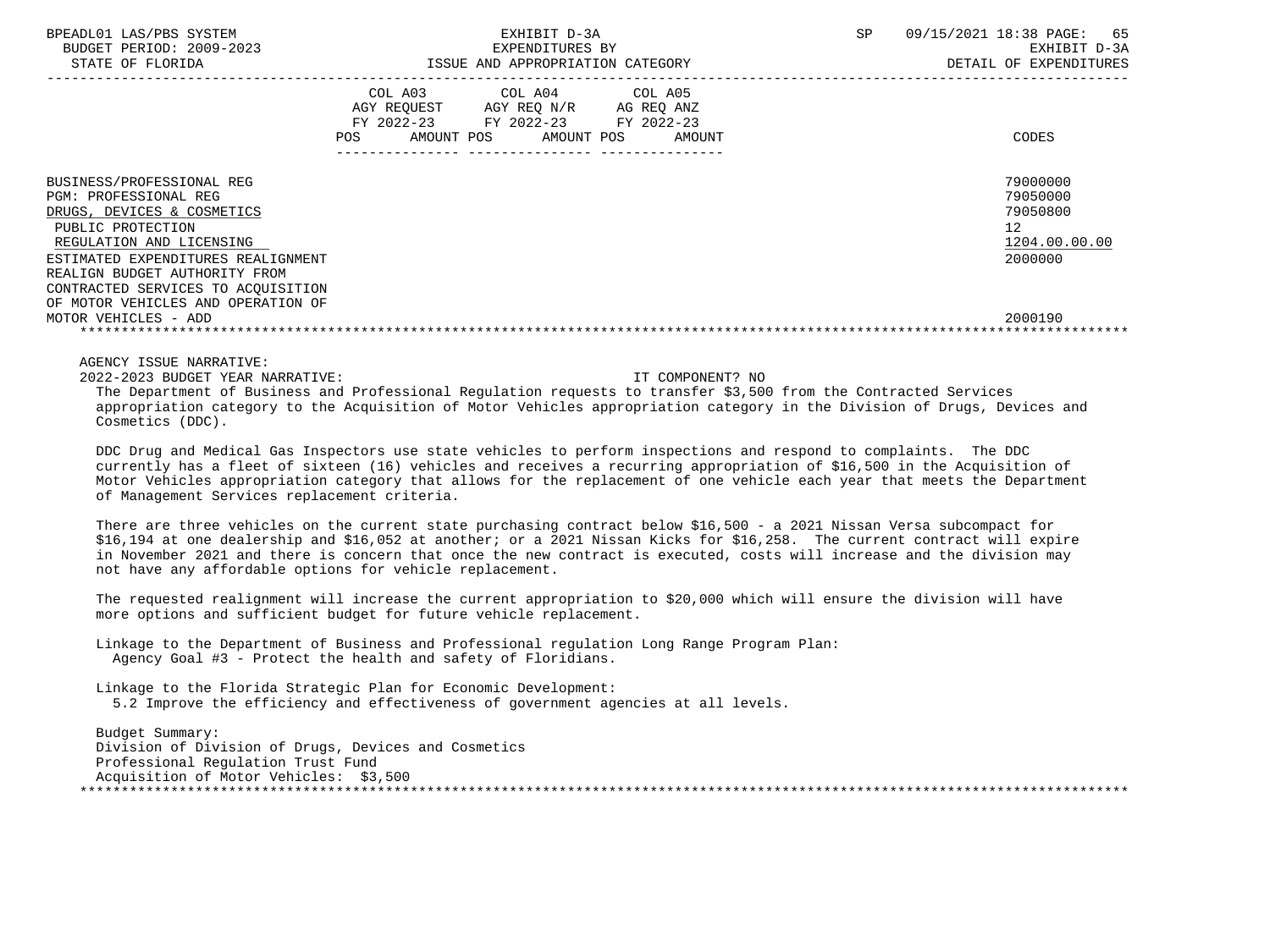| | COL A03 AGY REQUEST FY 2022-23 POS AMOUNT | COL A04 AGY REQ N/R FY 2022-23 POS AMOUNT | COL A05 AG REQ ANZ FY 2022-23 POS AMOUNT | CODES |
|---|---|---|---|---|
| BUSINESS/PROFESSIONAL REG | | | | 79000000 |
| PGM: PROFESSIONAL REG | | | | 79050000 |
| DRUGS, DEVICES & COSMETICS | | | | 79050800 |
| PUBLIC PROTECTION | | | | 12 |
| REGULATION AND LICENSING | | | | 1204.00.00.00 |
| ESTIMATED EXPENDITURES REALIGNMENT | | | | 2000000 |
| REALIGN BUDGET AUTHORITY FROM CONTRACTED SERVICES TO ACQUISITION OF MOTOR VEHICLES AND OPERATION OF MOTOR VEHICLES - ADD | | | | 2000190 |

AGENCY ISSUE NARRATIVE:

2022-2023 BUDGET YEAR NARRATIVE: IT COMPONENT? NO

The Department of Business and Professional Regulation requests to transfer $3,500 from the Contracted Services appropriation category to the Acquisition of Motor Vehicles appropriation category in the Division of Drugs, Devices and Cosmetics (DDC).

DDC Drug and Medical Gas Inspectors use state vehicles to perform inspections and respond to complaints. The DDC currently has a fleet of sixteen (16) vehicles and receives a recurring appropriation of $16,500 in the Acquisition of Motor Vehicles appropriation category that allows for the replacement of one vehicle each year that meets the Department of Management Services replacement criteria.

There are three vehicles on the current state purchasing contract below $16,500 - a 2021 Nissan Versa subcompact for $16,194 at one dealership and $16,052 at another; or a 2021 Nissan Kicks for $16,258. The current contract will expire in November 2021 and there is concern that once the new contract is executed, costs will increase and the division may not have any affordable options for vehicle replacement.

The requested realignment will increase the current appropriation to $20,000 which will ensure the division will have more options and sufficient budget for future vehicle replacement.

Linkage to the Department of Business and Professional regulation Long Range Program Plan:
Agency Goal #3 - Protect the health and safety of Floridians.

Linkage to the Florida Strategic Plan for Economic Development:
5.2 Improve the efficiency and effectiveness of government agencies at all levels.

Budget Summary:
Division of Division of Drugs, Devices and Cosmetics
Professional Regulation Trust Fund
Acquisition of Motor Vehicles: $3,500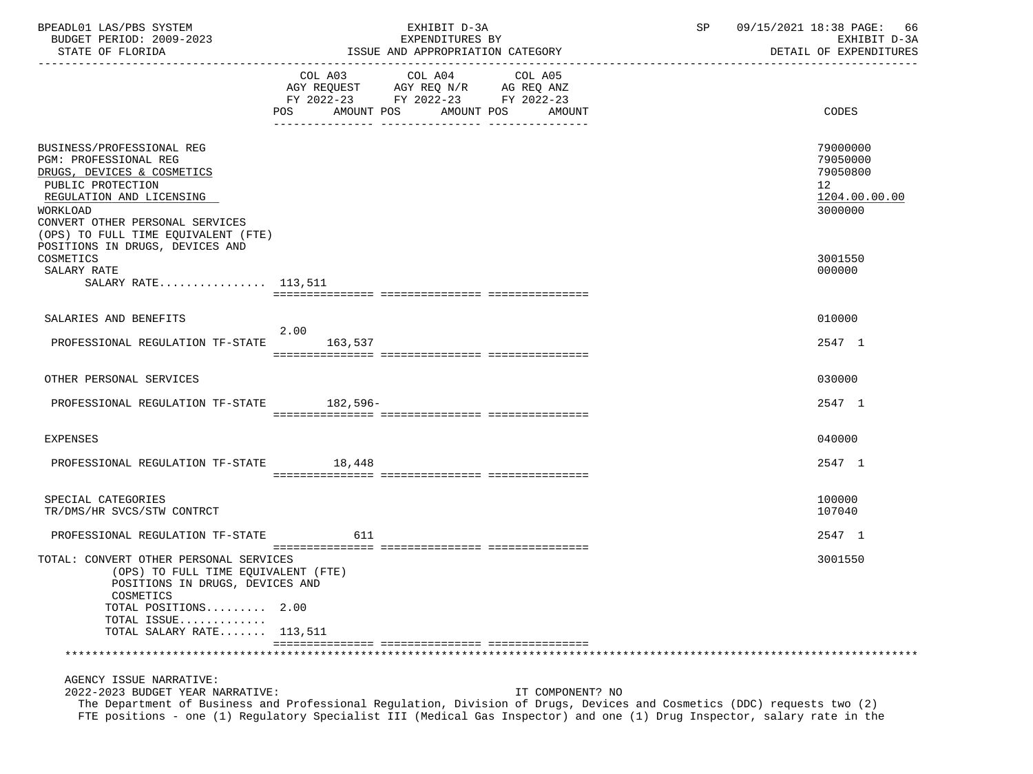BPEADL01 LAS/PBS SYSTEM — EXHIBIT D-3A — EXPENDITURES BY ISSUE AND APPROPRIATION CATEGORY — SP 09/15/2021 18:38
BUDGET PERIOD: 2009-2023 — STATE OF FLORIDA — EXHIBIT D-3A DETAIL OF EXPENDITURES

| | COL A03 AGY REQUEST FY 2022-23 POS | AMOUNT | COL A04 AGY REQ N/R FY 2022-23 POS | AMOUNT | COL A05 AG REQ ANZ FY 2022-23 POS | AMOUNT | CODES |
|---|---|---|---|---|---|---|---|
| BUSINESS/PROFESSIONAL REG | | | | | | | 79000000 |
| PGM: PROFESSIONAL REG | | | | | | | 79050000 |
| DRUGS, DEVICES & COSMETICS | | | | | | | 79050800 |
| PUBLIC PROTECTION | | | | | | | 12 |
| REGULATION AND LICENSING | | | | | | | 1204.00.00.00 |
| WORKLOAD | | | | | | | 3000000 |
| CONVERT OTHER PERSONAL SERVICES (OPS) TO FULL TIME EQUIVALENT (FTE) POSITIONS IN DRUGS, DEVICES AND COSMETICS | | | | | | | 3001550 |
| SALARY RATE | | | | | | | 000000 |
| SALARY RATE................ | 113,511 | | | | | | |
| SALARIES AND BENEFITS | | | | | | | 010000 |
| PROFESSIONAL REGULATION TF-STATE | 2.00 | 163,537 | | | | | 2547 1 |
| OTHER PERSONAL SERVICES | | | | | | | 030000 |
| PROFESSIONAL REGULATION TF-STATE | | 182,596- | | | | | 2547 1 |
| EXPENSES | | | | | | | 040000 |
| PROFESSIONAL REGULATION TF-STATE | | 18,448 | | | | | 2547 1 |
| SPECIAL CATEGORIES | | | | | | | 100000 |
| TR/DMS/HR SVCS/STW CONTRCT | | | | | | | 107040 |
| PROFESSIONAL REGULATION TF-STATE | | 611 | | | | | 2547 1 |
| TOTAL: CONVERT OTHER PERSONAL SERVICES (OPS) TO FULL TIME EQUIVALENT (FTE) POSITIONS IN DRUGS, DEVICES AND COSMETICS | | | | | | | 3001550 |
| TOTAL POSITIONS......... | 2.00 | | | | | | |
| TOTAL ISSUE............. | | | | | | | |
| TOTAL SALARY RATE....... | 113,511 | | | | | | |

AGENCY ISSUE NARRATIVE:

2022-2023 BUDGET YEAR NARRATIVE: IT COMPONENT? NO

The Department of Business and Professional Regulation, Division of Drugs, Devices and Cosmetics (DDC) requests two (2) FTE positions - one (1) Regulatory Specialist III (Medical Gas Inspector) and one (1) Drug Inspector, salary rate in the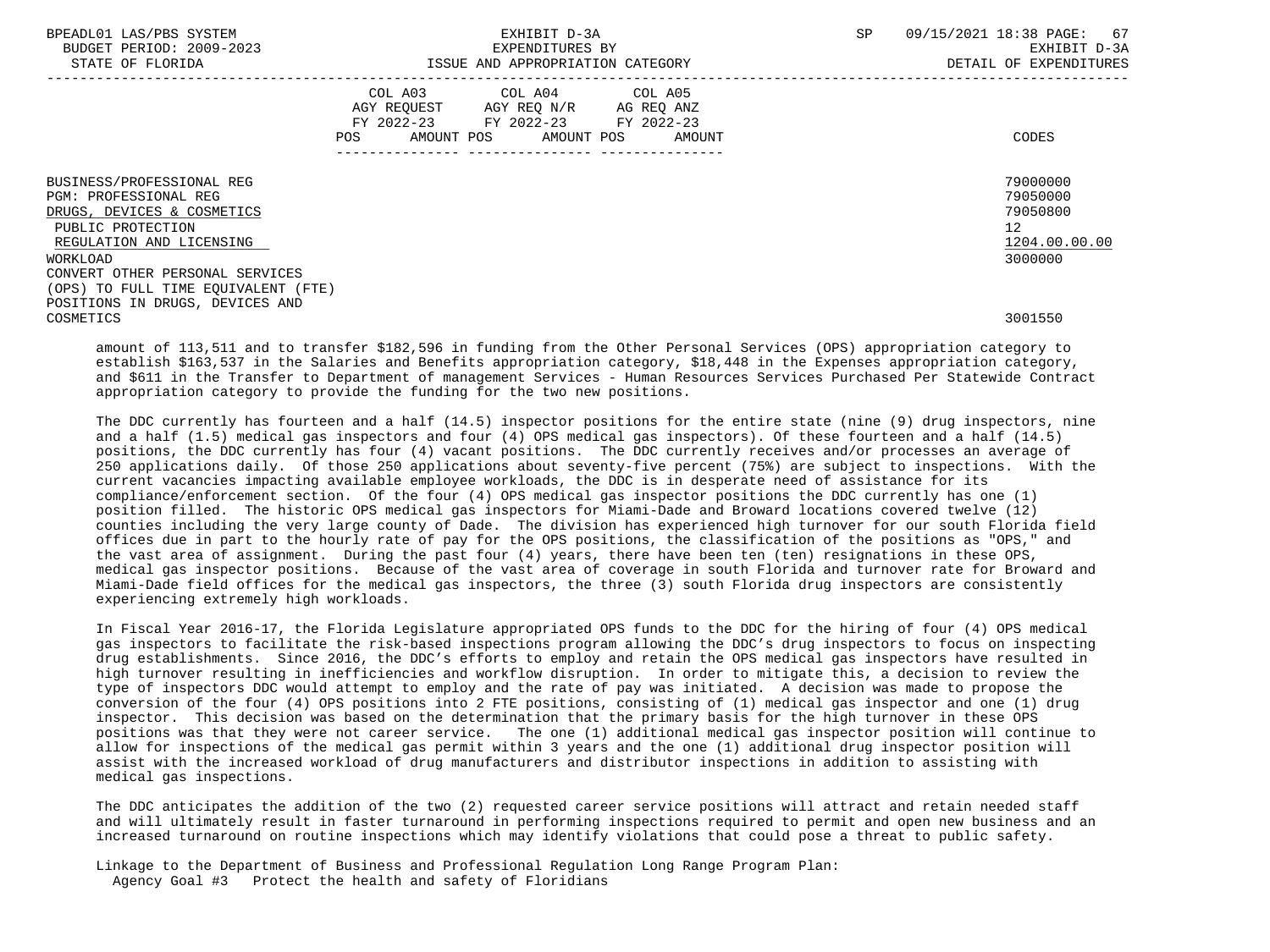| | COL A03 AGY REQUEST FY 2022-23 POS AMOUNT | COL A04 AGY REQ N/R FY 2022-23 POS AMOUNT | COL A05 AG REQ ANZ FY 2022-23 POS AMOUNT | CODES |
|---|---|---|---|---|
| BUSINESS/PROFESSIONAL REG | | | | 79000000 |
| PGM: PROFESSIONAL REG | | | | 79050000 |
| DRUGS, DEVICES & COSMETICS | | | | 79050800 |
| PUBLIC PROTECTION | | | | 12 |
| REGULATION AND LICENSING | | | | 1204.00.00.00 |
| WORKLOAD | | | | 3000000 |
| CONVERT OTHER PERSONAL SERVICES (OPS) TO FULL TIME EQUIVALENT (FTE) POSITIONS IN DRUGS, DEVICES AND COSMETICS | | | | 3001550 |

amount of 113,511 and to transfer $182,596 in funding from the Other Personal Services (OPS) appropriation category to establish $163,537 in the Salaries and Benefits appropriation category, $18,448 in the Expenses appropriation category, and $611 in the Transfer to Department of management Services - Human Resources Services Purchased Per Statewide Contract appropriation category to provide the funding for the two new positions.

The DDC currently has fourteen and a half (14.5) inspector positions for the entire state (nine (9) drug inspectors, nine and a half (1.5) medical gas inspectors and four (4) OPS medical gas inspectors). Of these fourteen and a half (14.5) positions, the DDC currently has four (4) vacant positions. The DDC currently receives and/or processes an average of 250 applications daily. Of those 250 applications about seventy-five percent (75%) are subject to inspections. With the current vacancies impacting available employee workloads, the DDC is in desperate need of assistance for its compliance/enforcement section. Of the four (4) OPS medical gas inspector positions the DDC currently has one (1) position filled. The historic OPS medical gas inspectors for Miami-Dade and Broward locations covered twelve (12) counties including the very large county of Dade. The division has experienced high turnover for our south Florida field offices due in part to the hourly rate of pay for the OPS positions, the classification of the positions as "OPS," and the vast area of assignment. During the past four (4) years, there have been ten (ten) resignations in these OPS, medical gas inspector positions. Because of the vast area of coverage in south Florida and turnover rate for Broward and Miami-Dade field offices for the medical gas inspectors, the three (3) south Florida drug inspectors are consistently experiencing extremely high workloads.

In Fiscal Year 2016-17, the Florida Legislature appropriated OPS funds to the DDC for the hiring of four (4) OPS medical gas inspectors to facilitate the risk-based inspections program allowing the DDC's drug inspectors to focus on inspecting drug establishments. Since 2016, the DDC's efforts to employ and retain the OPS medical gas inspectors have resulted in high turnover resulting in inefficiencies and workflow disruption. In order to mitigate this, a decision to review the type of inspectors DDC would attempt to employ and the rate of pay was initiated. A decision was made to propose the conversion of the four (4) OPS positions into 2 FTE positions, consisting of (1) medical gas inspector and one (1) drug inspector. This decision was based on the determination that the primary basis for the high turnover in these OPS positions was that they were not career service. The one (1) additional medical gas inspector position will continue to allow for inspections of the medical gas permit within 3 years and the one (1) additional drug inspector position will assist with the increased workload of drug manufacturers and distributor inspections in addition to assisting with medical gas inspections.

The DDC anticipates the addition of the two (2) requested career service positions will attract and retain needed staff and will ultimately result in faster turnaround in performing inspections required to permit and open new business and an increased turnaround on routine inspections which may identify violations that could pose a threat to public safety.

Linkage to the Department of Business and Professional Regulation Long Range Program Plan:
Agency Goal #3 Protect the health and safety of Floridians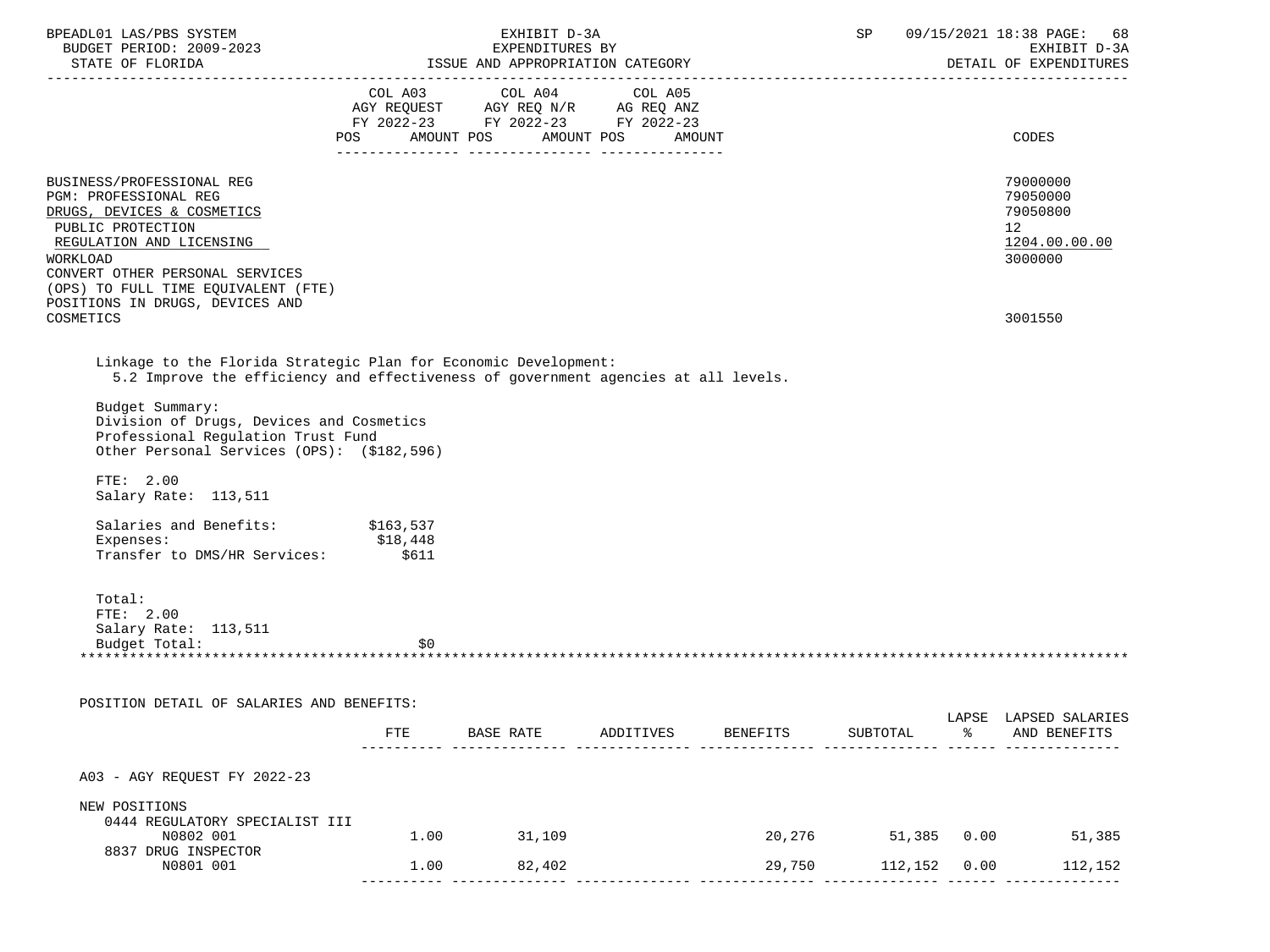BPEADL01 LAS/PBS SYSTEM — EXHIBIT D-3A — EXPENDITURES BY ISSUE AND APPROPRIATION CATEGORY — DETAIL OF EXPENDITURES
BUDGET PERIOD: 2009-2023
STATE OF FLORIDA

| | COL A03 AGY REQUEST FY 2022-23 POS AMOUNT | COL A04 AGY REQ N/R FY 2022-23 POS AMOUNT | COL A05 AG REQ ANZ FY 2022-23 POS AMOUNT | CODES |
|---|---|---|---|---|
| BUSINESS/PROFESSIONAL REG | | | | 79000000 |
| PGM: PROFESSIONAL REG | | | | 79050000 |
| DRUGS, DEVICES & COSMETICS | | | | 79050800 |
| PUBLIC PROTECTION | | | | 12 |
| REGULATION AND LICENSING | | | | 1204.00.00.00 |
| WORKLOAD | | | | 3000000 |
| CONVERT OTHER PERSONAL SERVICES (OPS) TO FULL TIME EQUIVALENT (FTE) POSITIONS IN DRUGS, DEVICES AND COSMETICS | | | | 3001550 |

Linkage to the Florida Strategic Plan for Economic Development:
5.2 Improve the efficiency and effectiveness of government agencies at all levels.

Budget Summary:
Division of Drugs, Devices and Cosmetics
Professional Regulation Trust Fund
Other Personal Services (OPS): ($182,596)

FTE: 2.00
Salary Rate: 113,511

Salaries and Benefits: $163,537
Expenses: $18,448
Transfer to DMS/HR Services: $611

Total:
FTE: 2.00
Salary Rate: 113,511
Budget Total: $0

POSITION DETAIL OF SALARIES AND BENEFITS:

| | FTE | BASE RATE | ADDITIVES | BENEFITS | SUBTOTAL | LAPSE % | LAPSED SALARIES AND BENEFITS |
|---|---|---|---|---|---|---|---|
| A03 - AGY REQUEST FY 2022-23 | | | | | | | |
| NEW POSITIONS | | | | | | | |
| 0444 REGULATORY SPECIALIST III N0802 001 | 1.00 | 31,109 | | 20,276 | 51,385 | 0.00 | 51,385 |
| 8837 DRUG INSPECTOR N0801 001 | 1.00 | 82,402 | | 29,750 | 112,152 | 0.00 | 112,152 |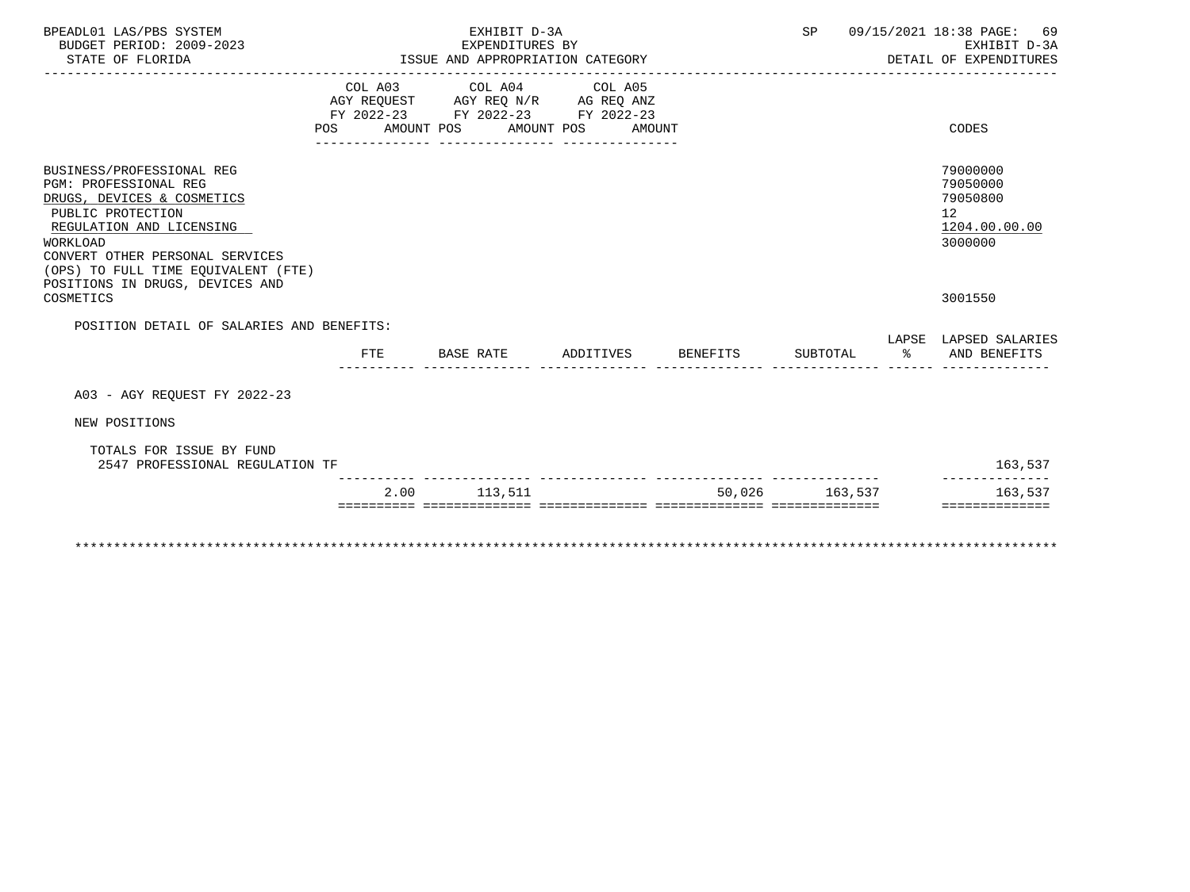BPEADL01 LAS/PBS SYSTEM
BUDGET PERIOD: 2009-2023
STATE OF FLORIDA

EXHIBIT D-3A
EXPENDITURES BY
ISSUE AND APPROPRIATION CATEGORY

SP 09/15/2021 18:38
EXHIBIT D-3A
DETAIL OF EXPENDITURES

| | COL A03 AGY REQUEST FY 2022-23 POS AMOUNT | COL A04 AGY REQ N/R FY 2022-23 POS AMOUNT | COL A05 AG REQ ANZ FY 2022-23 POS AMOUNT | CODES |
|---|---|---|---|---|
| BUSINESS/PROFESSIONAL REG | | | | 79000000 |
| PGM: PROFESSIONAL REG | | | | 79050000 |
| DRUGS, DEVICES & COSMETICS | | | | 79050800 |
| PUBLIC PROTECTION | | | | 12 |
| REGULATION AND LICENSING | | | | 1204.00.00.00 |
| WORKLOAD | | | | 3000000 |
| CONVERT OTHER PERSONAL SERVICES (OPS) TO FULL TIME EQUIVALENT (FTE) POSITIONS IN DRUGS, DEVICES AND COSMETICS | | | | 3001550 |

POSITION DETAIL OF SALARIES AND BENEFITS:

| | FTE | BASE RATE | ADDITIVES | BENEFITS | SUBTOTAL | LAPSE % | LAPSED SALARIES AND BENEFITS |
|---|---|---|---|---|---|---|---|
| A03 - AGY REQUEST FY 2022-23 | | | | | | | |
| NEW POSITIONS | | | | | | | |
| TOTALS FOR ISSUE BY FUND | | | | | | | |
| 2547 PROFESSIONAL REGULATION TF | | | | | | | 163,537 |
| | 2.00 | 113,511 | | 50,026 | 163,537 | | 163,537 |

***************************************************************************************************************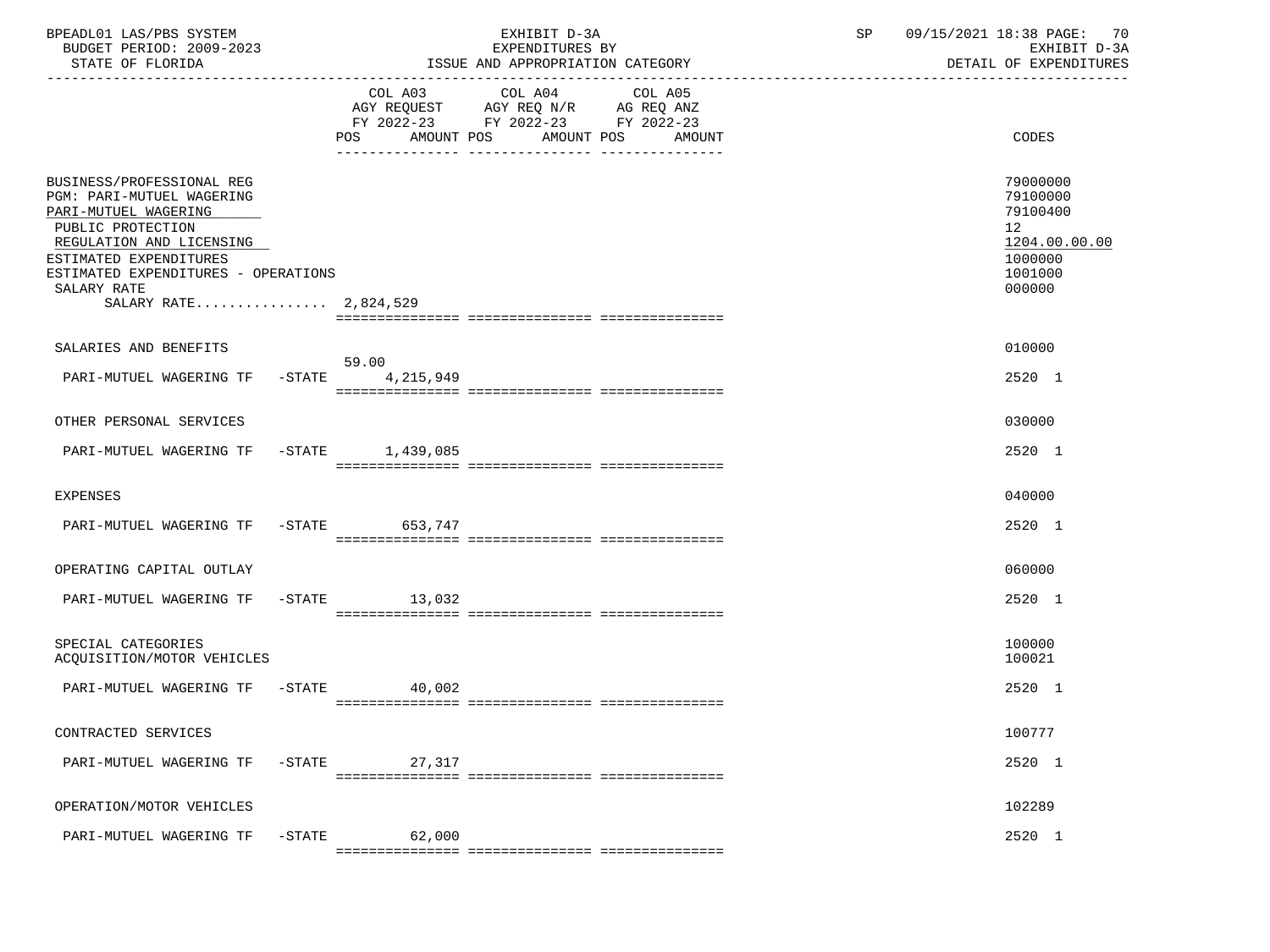BPEADL01 LAS/PBS SYSTEM | EXHIBIT D-3A | SP 09/15/2021 18:38 PAGE: 70
BUDGET PERIOD: 2009-2023 | EXPENDITURES BY | EXHIBIT D-3A
STATE OF FLORIDA | ISSUE AND APPROPRIATION CATEGORY | DETAIL OF EXPENDITURES

| | COL A03 AGY REQUEST FY 2022-23 POS | AMOUNT | COL A04 AGY REQ N/R FY 2022-23 POS | AMOUNT | COL A05 AG REQ ANZ FY 2022-23 POS | AMOUNT | CODES |
|---|---|---|---|---|---|---|---|
| BUSINESS/PROFESSIONAL REG | | | | | | | 79000000 |
| PGM: PARI-MUTUEL WAGERING | | | | | | | 79100000 |
| PARI-MUTUEL WAGERING | | | | | | | 79100400 |
| PUBLIC PROTECTION | | | | | | | 12 |
| REGULATION AND LICENSING | | | | | | | 1204.00.00.00 |
| ESTIMATED EXPENDITURES | | | | | | | 1000000 |
| ESTIMATED EXPENDITURES - OPERATIONS | | | | | | | 1001000 |
| SALARY RATE | | | | | | | 000000 |
| SALARY RATE................ 2,824,529 | | | | | | | |
| SALARIES AND BENEFITS | | | | | | | 010000 |
| PARI-MUTUEL WAGERING TF -STATE | 59.00 | 4,215,949 | | | | | 2520 1 |
| OTHER PERSONAL SERVICES | | | | | | | 030000 |
| PARI-MUTUEL WAGERING TF -STATE | | 1,439,085 | | | | | 2520 1 |
| EXPENSES | | | | | | | 040000 |
| PARI-MUTUEL WAGERING TF -STATE | | 653,747 | | | | | 2520 1 |
| OPERATING CAPITAL OUTLAY | | | | | | | 060000 |
| PARI-MUTUEL WAGERING TF -STATE | | 13,032 | | | | | 2520 1 |
| SPECIAL CATEGORIES | | | | | | | 100000 |
| ACQUISITION/MOTOR VEHICLES | | | | | | | 100021 |
| PARI-MUTUEL WAGERING TF -STATE | | 40,002 | | | | | 2520 1 |
| CONTRACTED SERVICES | | | | | | | 100777 |
| PARI-MUTUEL WAGERING TF -STATE | | 27,317 | | | | | 2520 1 |
| OPERATION/MOTOR VEHICLES | | | | | | | 102289 |
| PARI-MUTUEL WAGERING TF -STATE | | 62,000 | | | | | 2520 1 |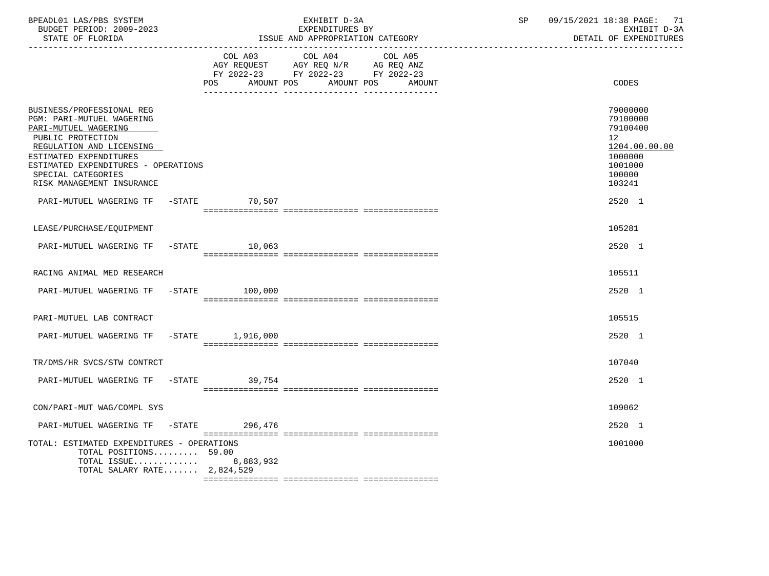BPEADL01 LAS/PBS SYSTEM
BUDGET PERIOD: 2009-2023
STATE OF FLORIDA

EXHIBIT D-3A
EXPENDITURES BY
ISSUE AND APPROPRIATION CATEGORY

SP 09/15/2021 18:38
EXHIBIT D-3A
DETAIL OF EXPENDITURES

| | COL A03 AGY REQUEST FY 2022-23 POS AMOUNT | COL A04 AGY REQ N/R FY 2022-23 POS AMOUNT | COL A05 AG REQ ANZ FY 2022-23 POS AMOUNT | CODES |
|---|---|---|---|---|
| BUSINESS/PROFESSIONAL REG | | | | 79000000 |
| PGM: PARI-MUTUEL WAGERING | | | | 79100000 |
| PARI-MUTUEL WAGERING | | | | 79100400 |
| PUBLIC PROTECTION | | | | 12 |
| REGULATION AND LICENSING | | | | 1204.00.00.00 |
| ESTIMATED EXPENDITURES | | | | 1000000 |
| ESTIMATED EXPENDITURES - OPERATIONS | | | | 1001000 |
| SPECIAL CATEGORIES | | | | 100000 |
| RISK MANAGEMENT INSURANCE | | | | 103241 |
| PARI-MUTUEL WAGERING TF -STATE | 70,507 | | | 2520 1 |
| LEASE/PURCHASE/EQUIPMENT | | | | 105281 |
| PARI-MUTUEL WAGERING TF -STATE | 10,063 | | | 2520 1 |
| RACING ANIMAL MED RESEARCH | | | | 105511 |
| PARI-MUTUEL WAGERING TF -STATE | 100,000 | | | 2520 1 |
| PARI-MUTUEL LAB CONTRACT | | | | 105515 |
| PARI-MUTUEL WAGERING TF -STATE | 1,916,000 | | | 2520 1 |
| TR/DMS/HR SVCS/STW CONTRCT | | | | 107040 |
| PARI-MUTUEL WAGERING TF -STATE | 39,754 | | | 2520 1 |
| CON/PARI-MUT WAG/COMPL SYS | | | | 109062 |
| PARI-MUTUEL WAGERING TF -STATE | 296,476 | | | 2520 1 |
| TOTAL: ESTIMATED EXPENDITURES - OPERATIONS | | | | 1001000 |
| TOTAL POSITIONS......... | 59.00 | | | |
| TOTAL ISSUE............. | 8,883,932 | | | |
| TOTAL SALARY RATE....... | 2,824,529 | | | |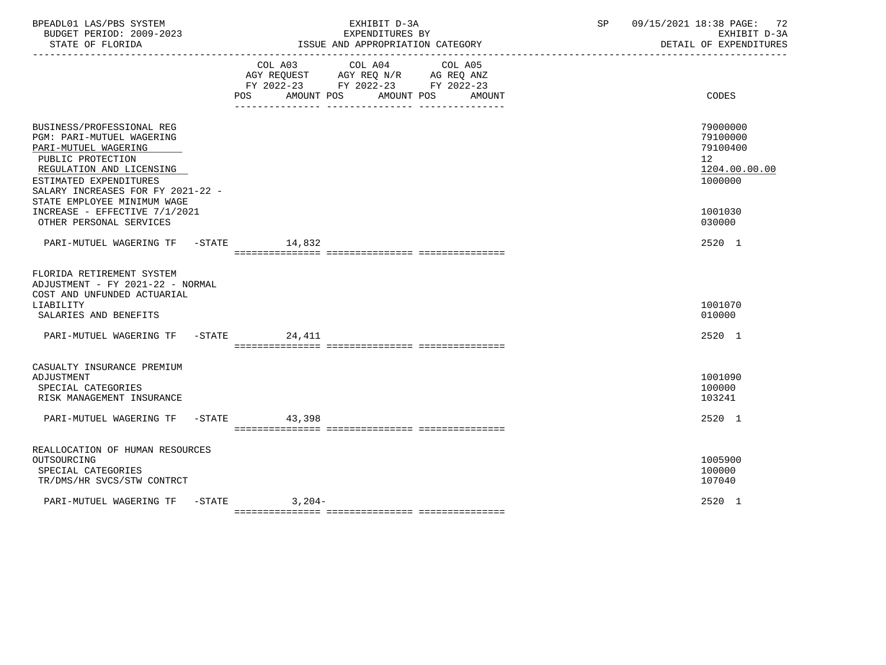BPEADL01 LAS/PBS SYSTEM | EXHIBIT D-3A | SP 09/15/2021 18:38

BUDGET PERIOD: 2009-2023 | EXPENDITURES BY | EXHIBIT D-3A

STATE OF FLORIDA | ISSUE AND APPROPRIATION CATEGORY | DETAIL OF EXPENDITURES

| | COL A03 AGY REQUEST FY 2022-23 POS AMOUNT | COL A04 AGY REQ N/R FY 2022-23 POS AMOUNT | COL A05 AG REQ ANZ FY 2022-23 POS AMOUNT | CODES |
|---|---|---|---|---|
| BUSINESS/PROFESSIONAL REG | | | | 79000000 |
| PGM: PARI-MUTUEL WAGERING | | | | 79100000 |
| PARI-MUTUEL WAGERING | | | | 79100400 |
| PUBLIC PROTECTION | | | | 12 |
| REGULATION AND LICENSING | | | | 1204.00.00.00 |
| ESTIMATED EXPENDITURES | | | | 1000000 |
| SALARY INCREASES FOR FY 2021-22 - STATE EMPLOYEE MINIMUM WAGE INCREASE - EFFECTIVE 7/1/2021 | | | | 1001030 |
| OTHER PERSONAL SERVICES | | | | 030000 |
| PARI-MUTUEL WAGERING TF -STATE | 14,832 | | | 2520 1 |
| FLORIDA RETIREMENT SYSTEM ADJUSTMENT - FY 2021-22 - NORMAL COST AND UNFUNDED ACTUARIAL LIABILITY | | | | 1001070 |
| SALARIES AND BENEFITS | | | | 010000 |
| PARI-MUTUEL WAGERING TF -STATE | 24,411 | | | 2520 1 |
| CASUALTY INSURANCE PREMIUM ADJUSTMENT | | | | 1001090 |
| SPECIAL CATEGORIES | | | | 100000 |
| RISK MANAGEMENT INSURANCE | | | | 103241 |
| PARI-MUTUEL WAGERING TF -STATE | 43,398 | | | 2520 1 |
| REALLOCATION OF HUMAN RESOURCES OUTSOURCING | | | | 1005900 |
| SPECIAL CATEGORIES | | | | 100000 |
| TR/DMS/HR SVCS/STW CONTRCT | | | | 107040 |
| PARI-MUTUEL WAGERING TF -STATE | 3,204- | | | 2520 1 |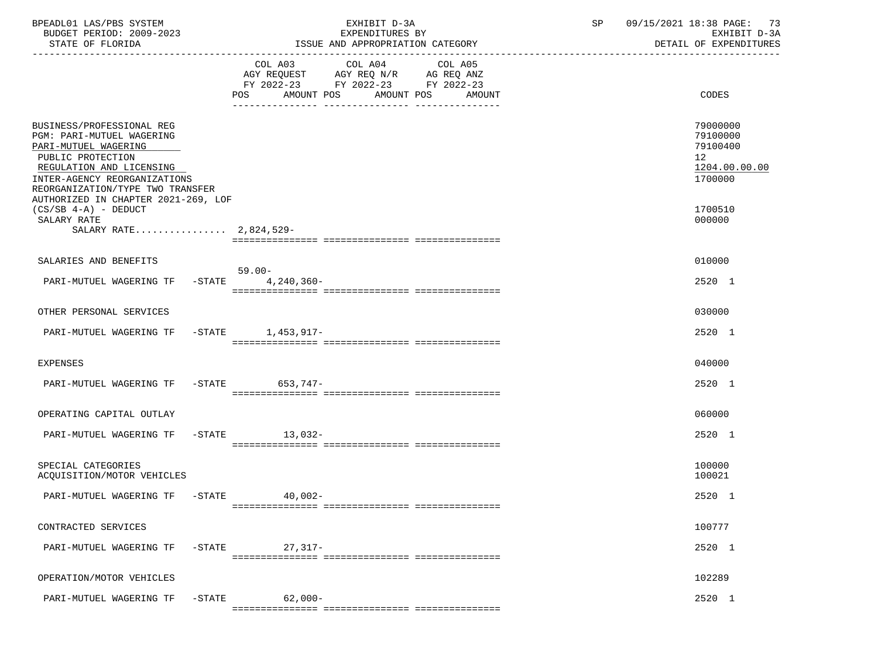| | COL A03 AGY REQUEST FY 2022-23 POS | AMOUNT | COL A04 AGY REQ N/R FY 2022-23 POS | AMOUNT | COL A05 AG REQ ANZ FY 2022-23 POS | AMOUNT | CODES |
|---|---|---|---|---|---|---|---|
| BUSINESS/PROFESSIONAL REG | | | | | | | 79000000 |
| PGM: PARI-MUTUEL WAGERING | | | | | | | 79100000 |
| PARI-MUTUEL WAGERING | | | | | | | 79100400 |
| PUBLIC PROTECTION | | | | | | | 12 |
| REGULATION AND LICENSING | | | | | | | 1204.00.00.00 |
| INTER-AGENCY REORGANIZATIONS | | | | | | | 1700000 |
| REORGANIZATION/TYPE TWO TRANSFER AUTHORIZED IN CHAPTER 2021-269, LOF (CS/SB 4-A) - DEDUCT | | | | | | | 1700510 |
| SALARY RATE | | | | | | | 000000 |
| SALARY RATE................ 2,824,529- | | | | | | | |
| SALARIES AND BENEFITS | | | | | | | 010000 |
| PARI-MUTUEL WAGERING TF -STATE | 59.00- | 4,240,360- | | | | | 2520 1 |
| OTHER PERSONAL SERVICES | | | | | | | 030000 |
| PARI-MUTUEL WAGERING TF -STATE | | 1,453,917- | | | | | 2520 1 |
| EXPENSES | | | | | | | 040000 |
| PARI-MUTUEL WAGERING TF -STATE | | 653,747- | | | | | 2520 1 |
| OPERATING CAPITAL OUTLAY | | | | | | | 060000 |
| PARI-MUTUEL WAGERING TF -STATE | | 13,032- | | | | | 2520 1 |
| SPECIAL CATEGORIES | | | | | | | 100000 |
| ACQUISITION/MOTOR VEHICLES | | | | | | | 100021 |
| PARI-MUTUEL WAGERING TF -STATE | | 40,002- | | | | | 2520 1 |
| CONTRACTED SERVICES | | | | | | | 100777 |
| PARI-MUTUEL WAGERING TF -STATE | | 27,317- | | | | | 2520 1 |
| OPERATION/MOTOR VEHICLES | | | | | | | 102289 |
| PARI-MUTUEL WAGERING TF -STATE | | 62,000- | | | | | 2520 1 |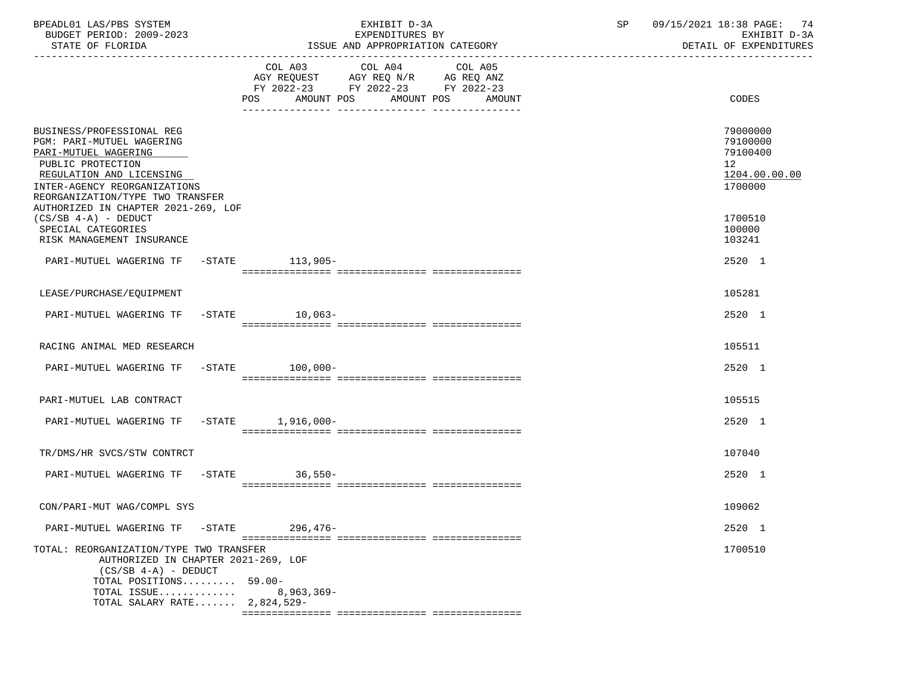BPEADL01 LAS/PBS SYSTEM | EXHIBIT D-3A | SP 09/15/2021 18:38
BUDGET PERIOD: 2009-2023 | EXPENDITURES BY | EXHIBIT D-3A
STATE OF FLORIDA | ISSUE AND APPROPRIATION CATEGORY | DETAIL OF EXPENDITURES

| | COL A03 AGY REQUEST FY 2022-23 POS AMOUNT | COL A04 AGY REQ N/R FY 2022-23 POS AMOUNT | COL A05 AG REQ ANZ FY 2022-23 POS AMOUNT | CODES |
|---|---|---|---|---|
| BUSINESS/PROFESSIONAL REG | | | | 79000000 |
| PGM: PARI-MUTUEL WAGERING | | | | 79100000 |
| PARI-MUTUEL WAGERING | | | | 79100400 |
| PUBLIC PROTECTION | | | | 12 |
| REGULATION AND LICENSING | | | | 1204.00.00.00 |
| INTER-AGENCY REORGANIZATIONS | | | | 1700000 |
| REORGANIZATION/TYPE TWO TRANSFER AUTHORIZED IN CHAPTER 2021-269, LOF (CS/SB 4-A) - DEDUCT | | | | 1700510 |
| SPECIAL CATEGORIES | | | | 100000 |
| RISK MANAGEMENT INSURANCE | | | | 103241 |
| PARI-MUTUEL WAGERING TF -STATE | 113,905- | | | 2520 1 |
| LEASE/PURCHASE/EQUIPMENT | | | | 105281 |
| PARI-MUTUEL WAGERING TF -STATE | 10,063- | | | 2520 1 |
| RACING ANIMAL MED RESEARCH | | | | 105511 |
| PARI-MUTUEL WAGERING TF -STATE | 100,000- | | | 2520 1 |
| PARI-MUTUEL LAB CONTRACT | | | | 105515 |
| PARI-MUTUEL WAGERING TF -STATE | 1,916,000- | | | 2520 1 |
| TR/DMS/HR SVCS/STW CONTRCT | | | | 107040 |
| PARI-MUTUEL WAGERING TF -STATE | 36,550- | | | 2520 1 |
| CON/PARI-MUT WAG/COMPL SYS | | | | 109062 |
| PARI-MUTUEL WAGERING TF -STATE | 296,476- | | | 2520 1 |
| TOTAL: REORGANIZATION/TYPE TWO TRANSFER AUTHORIZED IN CHAPTER 2021-269, LOF (CS/SB 4-A) - DEDUCT | | | | 1700510 |
| TOTAL POSITIONS......... | 59.00- | | | |
| TOTAL ISSUE............ | 8,963,369- | | | |
| TOTAL SALARY RATE....... | 2,824,529- | | | |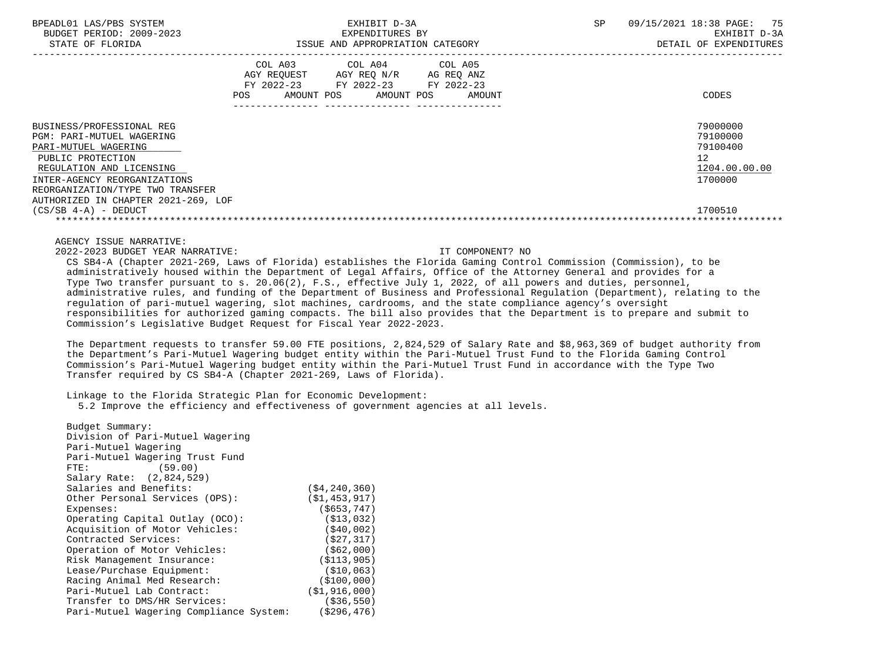| | COL A03 AGY REQUEST FY 2022-23 POS AMOUNT | COL A04 AGY REQ N/R FY 2022-23 POS AMOUNT | COL A05 AG REQ ANZ FY 2022-23 POS AMOUNT | CODES |
|---|---|---|---|---|
| BUSINESS/PROFESSIONAL REG | | | | 79000000 |
| PGM: PARI-MUTUEL WAGERING | | | | 79100000 |
| PARI-MUTUEL WAGERING | | | | 79100400 |
| PUBLIC PROTECTION | | | | 12 |
| REGULATION AND LICENSING | | | | 1204.00.00.00 |
| INTER-AGENCY REORGANIZATIONS | | | | 1700000 |
| REORGANIZATION/TYPE TWO TRANSFER AUTHORIZED IN CHAPTER 2021-269, LOF (CS/SB 4-A) - DEDUCT | | | | 1700510 |

AGENCY ISSUE NARRATIVE:

2022-2023 BUDGET YEAR NARRATIVE: IT COMPONENT? NO

CS SB4-A (Chapter 2021-269, Laws of Florida) establishes the Florida Gaming Control Commission (Commission), to be administratively housed within the Department of Legal Affairs, Office of the Attorney General and provides for a Type Two transfer pursuant to s. 20.06(2), F.S., effective July 1, 2022, of all powers and duties, personnel, administrative rules, and funding of the Department of Business and Professional Regulation (Department), relating to the regulation of pari-mutuel wagering, slot machines, cardrooms, and the state compliance agency's oversight responsibilities for authorized gaming compacts. The bill also provides that the Department is to prepare and submit to Commission's Legislative Budget Request for Fiscal Year 2022-2023.

The Department requests to transfer 59.00 FTE positions, 2,824,529 of Salary Rate and $8,963,369 of budget authority from the Department's Pari-Mutuel Wagering budget entity within the Pari-Mutuel Trust Fund to the Florida Gaming Control Commission's Pari-Mutuel Wagering budget entity within the Pari-Mutuel Trust Fund in accordance with the Type Two Transfer required by CS SB4-A (Chapter 2021-269, Laws of Florida).

Linkage to the Florida Strategic Plan for Economic Development:
5.2 Improve the efficiency and effectiveness of government agencies at all levels.

Budget Summary:
Division of Pari-Mutuel Wagering
Pari-Mutuel Wagering
Pari-Mutuel Wagering Trust Fund
FTE: (59.00)
Salary Rate: (2,824,529)

| | |
|---|---|
| Salaries and Benefits: | ($4,240,360) |
| Other Personal Services (OPS): | ($1,453,917) |
| Expenses: | ($653,747) |
| Operating Capital Outlay (OCO): | ($13,032) |
| Acquisition of Motor Vehicles: | ($40,002) |
| Contracted Services: | ($27,317) |
| Operation of Motor Vehicles: | ($62,000) |
| Risk Management Insurance: | ($113,905) |
| Lease/Purchase Equipment: | ($10,063) |
| Racing Animal Med Research: | ($100,000) |
| Pari-Mutuel Lab Contract: | ($1,916,000) |
| Transfer to DMS/HR Services: | ($36,550) |
| Pari-Mutuel Wagering Compliance System: | ($296,476) |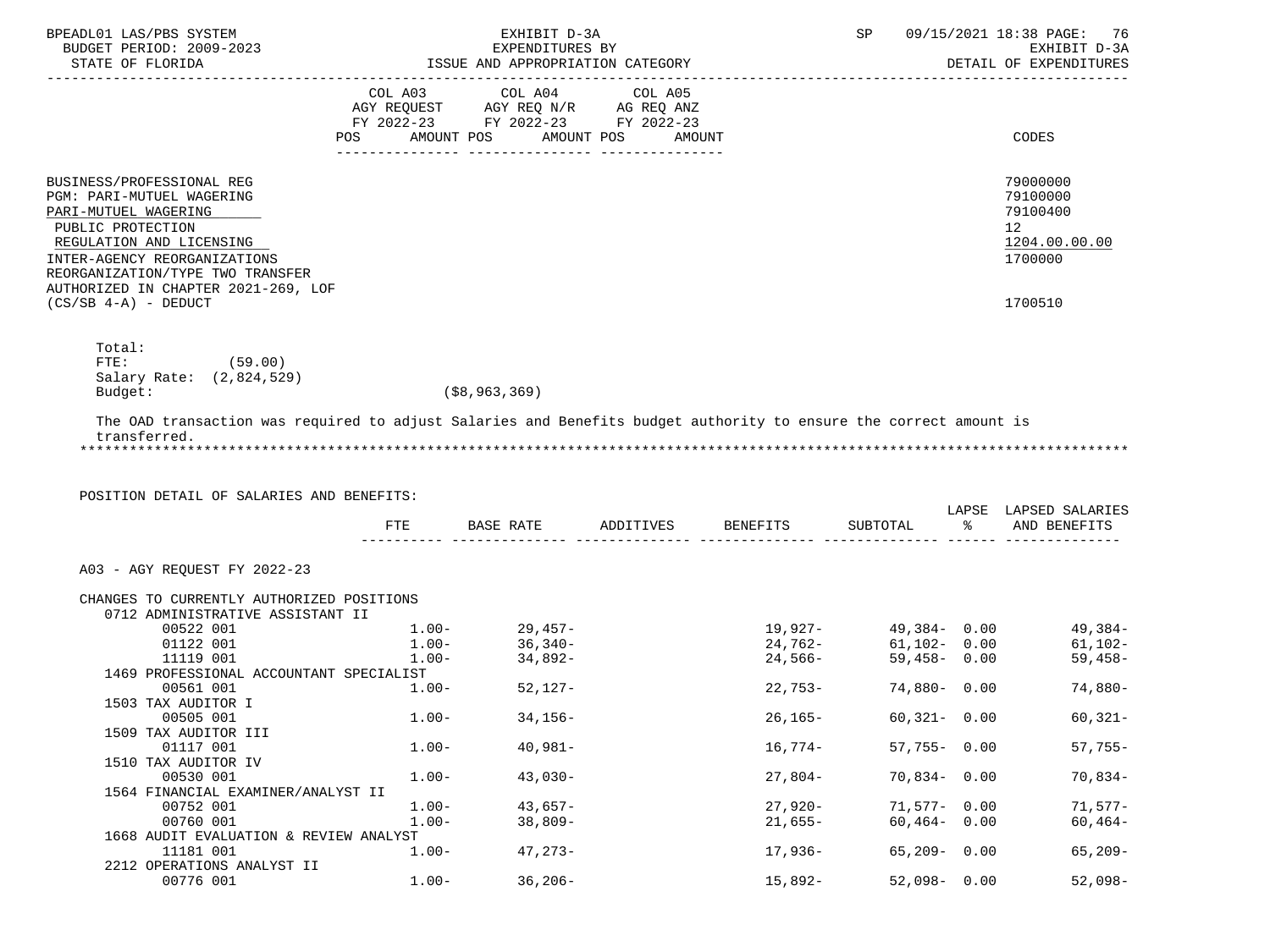| | COL A03 AGY REQUEST FY 2022-23 POS AMOUNT | COL A04 AGY REQ N/R FY 2022-23 POS AMOUNT | COL A05 AG REQ ANZ FY 2022-23 POS AMOUNT | CODES |
|---|---|---|---|---|
| BUSINESS/PROFESSIONAL REG | | | | 79000000 |
| PGM: PARI-MUTUEL WAGERING | | | | 79100000 |
| PARI-MUTUEL WAGERING | | | | 79100400 |
| PUBLIC PROTECTION | | | | 12 |
| REGULATION AND LICENSING | | | | 1204.00.00.00 |
| INTER-AGENCY REORGANIZATIONS | | | | 1700000 |
| REORGANIZATION/TYPE TWO TRANSFER AUTHORIZED IN CHAPTER 2021-269, LOF (CS/SB 4-A) - DEDUCT | | | | 1700510 |

Total:
FTE: (59.00)
Salary Rate: (2,824,529)
Budget: ($8,963,369)

The OAD transaction was required to adjust Salaries and Benefits budget authority to ensure the correct amount is transferred.

*******************************************************************************************************************

POSITION DETAIL OF SALARIES AND BENEFITS:

| | FTE | BASE RATE | ADDITIVES | BENEFITS | SUBTOTAL | LAPSE % | LAPSED SALARIES AND BENEFITS |
|---|---|---|---|---|---|---|---|
| A03 - AGY REQUEST FY 2022-23 | | | | | | | |
| CHANGES TO CURRENTLY AUTHORIZED POSITIONS | | | | | | | |
| 0712 ADMINISTRATIVE ASSISTANT II | | | | | | | |
| 00522 001 | 1.00- | 29,457- | | 19,927- | 49,384- | 0.00 | 49,384- |
| 01122 001 | 1.00- | 36,340- | | 24,762- | 61,102- | 0.00 | 61,102- |
| 11119 001 | 1.00- | 34,892- | | 24,566- | 59,458- | 0.00 | 59,458- |
| 1469 PROFESSIONAL ACCOUNTANT SPECIALIST | | | | | | | |
| 00561 001 | 1.00- | 52,127- | | 22,753- | 74,880- | 0.00 | 74,880- |
| 1503 TAX AUDITOR I | | | | | | | |
| 00505 001 | 1.00- | 34,156- | | 26,165- | 60,321- | 0.00 | 60,321- |
| 1509 TAX AUDITOR III | | | | | | | |
| 01117 001 | 1.00- | 40,981- | | 16,774- | 57,755- | 0.00 | 57,755- |
| 1510 TAX AUDITOR IV | | | | | | | |
| 00530 001 | 1.00- | 43,030- | | 27,804- | 70,834- | 0.00 | 70,834- |
| 1564 FINANCIAL EXAMINER/ANALYST II | | | | | | | |
| 00752 001 | 1.00- | 43,657- | | 27,920- | 71,577- | 0.00 | 71,577- |
| 00760 001 | 1.00- | 38,809- | | 21,655- | 60,464- | 0.00 | 60,464- |
| 1668 AUDIT EVALUATION & REVIEW ANALYST | | | | | | | |
| 11181 001 | 1.00- | 47,273- | | 17,936- | 65,209- | 0.00 | 65,209- |
| 2212 OPERATIONS ANALYST II | | | | | | | |
| 00776 001 | 1.00- | 36,206- | | 15,892- | 52,098- | 0.00 | 52,098- |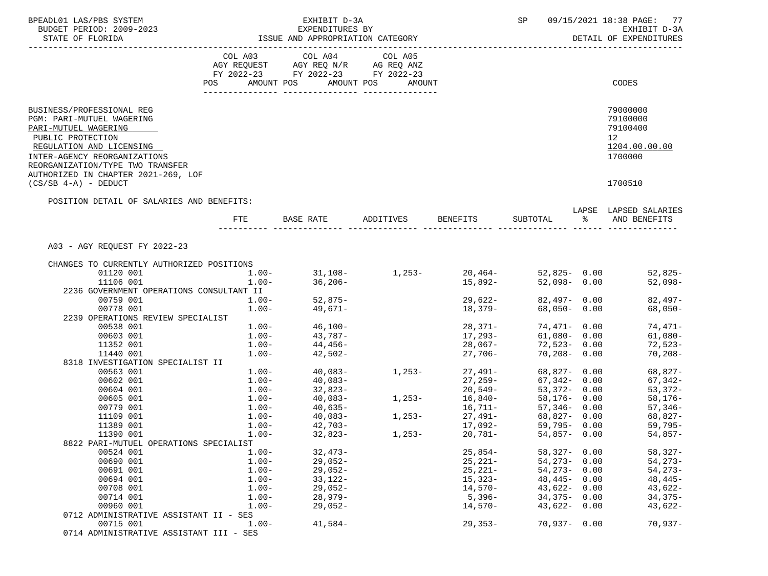BPEADL01 LAS/PBS SYSTEM — EXHIBIT D-3A — EXPENDITURES BY ISSUE AND APPROPRIATION CATEGORY — SP 09/15/2021 18:38
BUDGET PERIOD: 2009-2023 — EXHIBIT D-3A
STATE OF FLORIDA — DETAIL OF EXPENDITURES

| | COL A03 AGY REQUEST FY 2022-23 POS AMOUNT | COL A04 AGY REQ N/R FY 2022-23 POS AMOUNT | COL A05 AG REQ ANZ FY 2022-23 POS AMOUNT | CODES |
|---|---|---|---|---|
| BUSINESS/PROFESSIONAL REG | | | | 79000000 |
| PGM: PARI-MUTUEL WAGERING | | | | 79100000 |
| PARI-MUTUEL WAGERING | | | | 79100400 |
| PUBLIC PROTECTION | | | | 12 |
| REGULATION AND LICENSING | | | | 1204.00.00.00 |
| INTER-AGENCY REORGANIZATIONS | | | | 1700000 |
| REORGANIZATION/TYPE TWO TRANSFER AUTHORIZED IN CHAPTER 2021-269, LOF (CS/SB 4-A) - DEDUCT | | | | 1700510 |

POSITION DETAIL OF SALARIES AND BENEFITS:

| | FTE | BASE RATE | ADDITIVES | BENEFITS | SUBTOTAL | LAPSE % | LAPSED SALARIES AND BENEFITS |
|---|---|---|---|---|---|---|---|
| A03 - AGY REQUEST FY 2022-23 | | | | | | | |
| CHANGES TO CURRENTLY AUTHORIZED POSITIONS | | | | | | | |
| 01120 001 | 1.00- | 31,108- | 1,253- | 20,464- | 52,825- | 0.00 | 52,825- |
| 11106 001 | 1.00- | 36,206- | | 15,892- | 52,098- | 0.00 | 52,098- |
| 2236 GOVERNMENT OPERATIONS CONSULTANT II | | | | | | | |
| 00759 001 | 1.00- | 52,875- | | 29,622- | 82,497- | 0.00 | 82,497- |
| 00778 001 | 1.00- | 49,671- | | 18,379- | 68,050- | 0.00 | 68,050- |
| 2239 OPERATIONS REVIEW SPECIALIST | | | | | | | |
| 00538 001 | 1.00- | 46,100- | | 28,371- | 74,471- | 0.00 | 74,471- |
| 00603 001 | 1.00- | 43,787- | | 17,293- | 61,080- | 0.00 | 61,080- |
| 11352 001 | 1.00- | 44,456- | | 28,067- | 72,523- | 0.00 | 72,523- |
| 11440 001 | 1.00- | 42,502- | | 27,706- | 70,208- | 0.00 | 70,208- |
| 8318 INVESTIGATION SPECIALIST II | | | | | | | |
| 00563 001 | 1.00- | 40,083- | 1,253- | 27,491- | 68,827- | 0.00 | 68,827- |
| 00602 001 | 1.00- | 40,083- | | 27,259- | 67,342- | 0.00 | 67,342- |
| 00604 001 | 1.00- | 32,823- | | 20,549- | 53,372- | 0.00 | 53,372- |
| 00605 001 | 1.00- | 40,083- | 1,253- | 16,840- | 58,176- | 0.00 | 58,176- |
| 00779 001 | 1.00- | 40,635- | | 16,711- | 57,346- | 0.00 | 57,346- |
| 11109 001 | 1.00- | 40,083- | 1,253- | 27,491- | 68,827- | 0.00 | 68,827- |
| 11389 001 | 1.00- | 42,703- | | 17,092- | 59,795- | 0.00 | 59,795- |
| 11390 001 | 1.00- | 32,823- | 1,253- | 20,781- | 54,857- | 0.00 | 54,857- |
| 8822 PARI-MUTUEL OPERATIONS SPECIALIST | | | | | | | |
| 00524 001 | 1.00- | 32,473- | | 25,854- | 58,327- | 0.00 | 58,327- |
| 00690 001 | 1.00- | 29,052- | | 25,221- | 54,273- | 0.00 | 54,273- |
| 00691 001 | 1.00- | 29,052- | | 25,221- | 54,273- | 0.00 | 54,273- |
| 00694 001 | 1.00- | 33,122- | | 15,323- | 48,445- | 0.00 | 48,445- |
| 00708 001 | 1.00- | 29,052- | | 14,570- | 43,622- | 0.00 | 43,622- |
| 00714 001 | 1.00- | 28,979- | | 5,396- | 34,375- | 0.00 | 34,375- |
| 00960 001 | 1.00- | 29,052- | | 14,570- | 43,622- | 0.00 | 43,622- |
| 0712 ADMINISTRATIVE ASSISTANT II - SES | | | | | | | |
| 00715 001 | 1.00- | 41,584- | | 29,353- | 70,937- | 0.00 | 70,937- |
| 0714 ADMINISTRATIVE ASSISTANT III - SES | | | | | | | |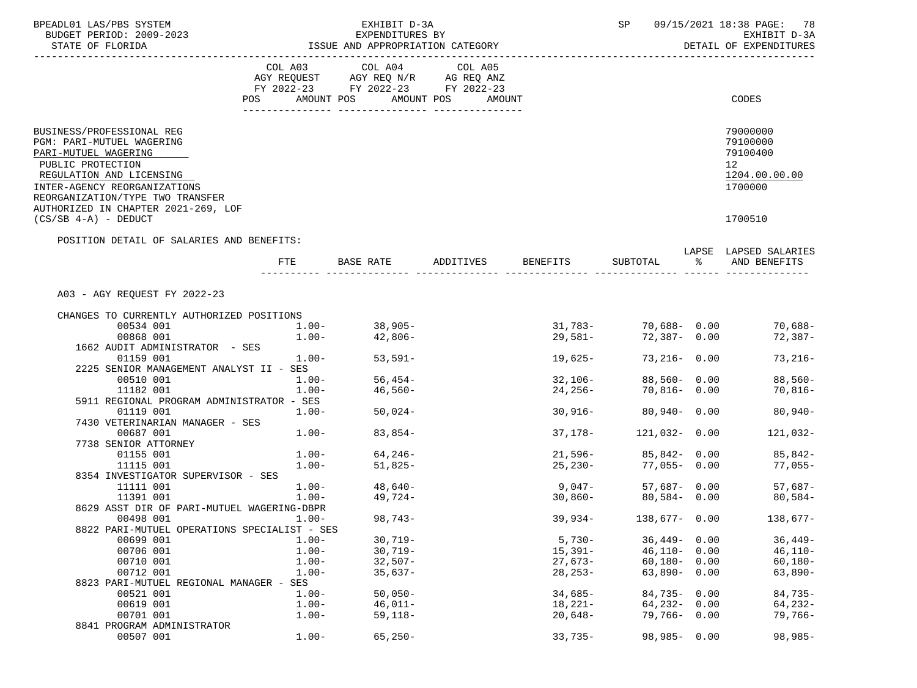BPEADL01 LAS/PBS SYSTEM | EXHIBIT D-3A | SP 09/15/2021 18:38

BUDGET PERIOD: 2009-2023 | EXPENDITURES BY | EXHIBIT D-3A

STATE OF FLORIDA | ISSUE AND APPROPRIATION CATEGORY | DETAIL OF EXPENDITURES

| | COL A03 AGY REQUEST FY 2022-23 POS AMOUNT | COL A04 AGY REQ N/R FY 2022-23 POS AMOUNT | COL A05 AG REQ ANZ FY 2022-23 POS AMOUNT | CODES |
|---|---|---|---|---|
| BUSINESS/PROFESSIONAL REG | | | | 79000000 |
| PGM: PARI-MUTUEL WAGERING | | | | 79100000 |
| PARI-MUTUEL WAGERING | | | | 79100400 |
| PUBLIC PROTECTION | | | | 12 |
| REGULATION AND LICENSING | | | | 1204.00.00.00 |
| INTER-AGENCY REORGANIZATIONS | | | | 1700000 |
| REORGANIZATION/TYPE TWO TRANSFER AUTHORIZED IN CHAPTER 2021-269, LOF (CS/SB 4-A) - DEDUCT | | | | 1700510 |

POSITION DETAIL OF SALARIES AND BENEFITS:

| | FTE | BASE RATE | ADDITIVES | BENEFITS | SUBTOTAL | LAPSE % | LAPSED SALARIES AND BENEFITS |
|---|---|---|---|---|---|---|---|
| A03 - AGY REQUEST FY 2022-23 | | | | | | | |
| CHANGES TO CURRENTLY AUTHORIZED POSITIONS | | | | | | | |
| 00534 001 | 1.00- | 38,905- | | 31,783- | 70,688- | 0.00 | 70,688- |
| 00868 001 | 1.00- | 42,806- | | 29,581- | 72,387- | 0.00 | 72,387- |
| 1662 AUDIT ADMINISTRATOR - SES | | | | | | | |
| 01159 001 | 1.00- | 53,591- | | 19,625- | 73,216- | 0.00 | 73,216- |
| 2225 SENIOR MANAGEMENT ANALYST II - SES | | | | | | | |
| 00510 001 | 1.00- | 56,454- | | 32,106- | 88,560- | 0.00 | 88,560- |
| 11182 001 | 1.00- | 46,560- | | 24,256- | 70,816- | 0.00 | 70,816- |
| 5911 REGIONAL PROGRAM ADMINISTRATOR - SES | | | | | | | |
| 01119 001 | 1.00- | 50,024- | | 30,916- | 80,940- | 0.00 | 80,940- |
| 7430 VETERINARIAN MANAGER - SES | | | | | | | |
| 00687 001 | 1.00- | 83,854- | | 37,178- | 121,032- | 0.00 | 121,032- |
| 7738 SENIOR ATTORNEY | | | | | | | |
| 01155 001 | 1.00- | 64,246- | | 21,596- | 85,842- | 0.00 | 85,842- |
| 11115 001 | 1.00- | 51,825- | | 25,230- | 77,055- | 0.00 | 77,055- |
| 8354 INVESTIGATOR SUPERVISOR - SES | | | | | | | |
| 11111 001 | 1.00- | 48,640- | | 9,047- | 57,687- | 0.00 | 57,687- |
| 11391 001 | 1.00- | 49,724- | | 30,860- | 80,584- | 0.00 | 80,584- |
| 8629 ASST DIR OF PARI-MUTUEL WAGERING-DBPR | | | | | | | |
| 00498 001 | 1.00- | 98,743- | | 39,934- | 138,677- | 0.00 | 138,677- |
| 8822 PARI-MUTUEL OPERATIONS SPECIALIST - SES | | | | | | | |
| 00699 001 | 1.00- | 30,719- | | 5,730- | 36,449- | 0.00 | 36,449- |
| 00706 001 | 1.00- | 30,719- | | 15,391- | 46,110- | 0.00 | 46,110- |
| 00710 001 | 1.00- | 32,507- | | 27,673- | 60,180- | 0.00 | 60,180- |
| 00712 001 | 1.00- | 35,637- | | 28,253- | 63,890- | 0.00 | 63,890- |
| 8823 PARI-MUTUEL REGIONAL MANAGER - SES | | | | | | | |
| 00521 001 | 1.00- | 50,050- | | 34,685- | 84,735- | 0.00 | 84,735- |
| 00619 001 | 1.00- | 46,011- | | 18,221- | 64,232- | 0.00 | 64,232- |
| 00701 001 | 1.00- | 59,118- | | 20,648- | 79,766- | 0.00 | 79,766- |
| 8841 PROGRAM ADMINISTRATOR | | | | | | | |
| 00507 001 | 1.00- | 65,250- | | 33,735- | 98,985- | 0.00 | 98,985- |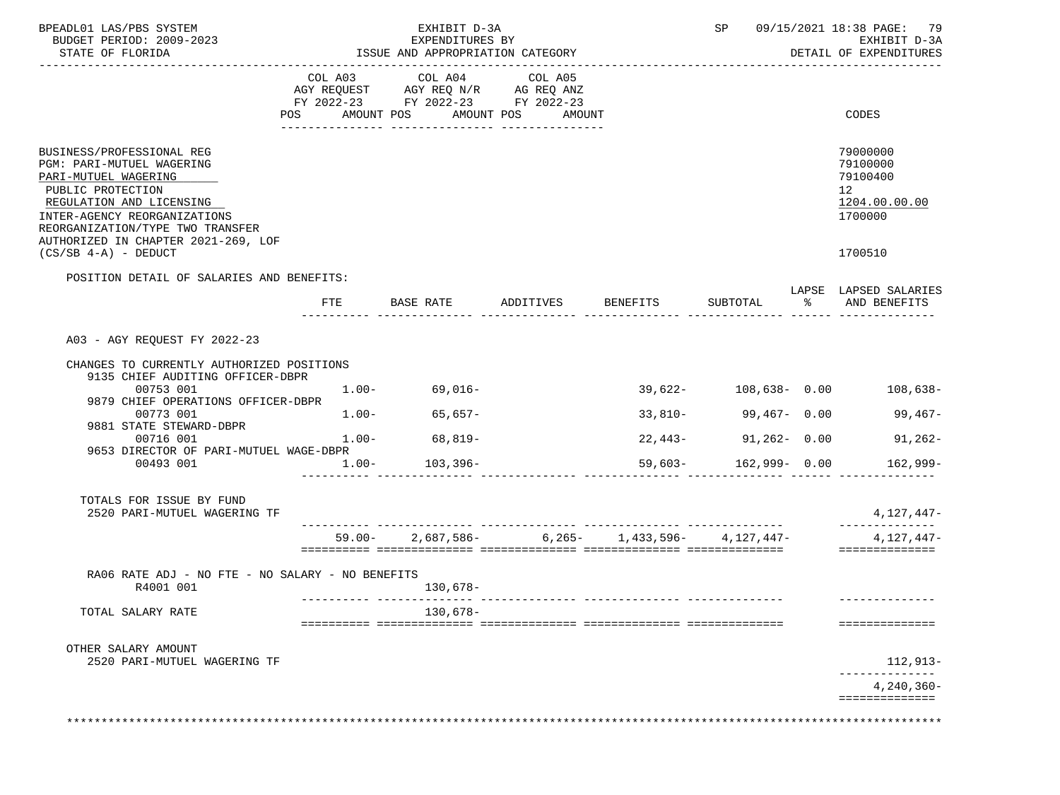BPEADL01 LAS/PBS SYSTEM — EXHIBIT D-3A — EXPENDITURES BY ISSUE AND APPROPRIATION CATEGORY — SP 09/15/2021 18:38

BUDGET PERIOD: 2009-2023 — STATE OF FLORIDA — EXHIBIT D-3A — DETAIL OF EXPENDITURES

| | COL A03 AGY REQUEST FY 2022-23 POS AMOUNT | COL A04 AGY REQ N/R FY 2022-23 POS AMOUNT | COL A05 AG REQ ANZ FY 2022-23 POS AMOUNT | CODES |
|---|---|---|---|---|
| BUSINESS/PROFESSIONAL REG | | | | 79000000 |
| PGM: PARI-MUTUEL WAGERING | | | | 79100000 |
| PARI-MUTUEL WAGERING | | | | 79100400 |
| PUBLIC PROTECTION | | | | 12 |
| REGULATION AND LICENSING | | | | 1204.00.00.00 |
| INTER-AGENCY REORGANIZATIONS | | | | 1700000 |
| REORGANIZATION/TYPE TWO TRANSFER AUTHORIZED IN CHAPTER 2021-269, LOF (CS/SB 4-A) - DEDUCT | | | | 1700510 |

POSITION DETAIL OF SALARIES AND BENEFITS:

| | FTE | BASE RATE | ADDITIVES | BENEFITS | SUBTOTAL | LAPSE % | LAPSED SALARIES AND BENEFITS |
|---|---|---|---|---|---|---|---|
| A03 - AGY REQUEST FY 2022-23 | | | | | | | |
| CHANGES TO CURRENTLY AUTHORIZED POSITIONS | | | | | | | |
| 9135 CHIEF AUDITING OFFICER-DBPR 00753 001 | 1.00- | 69,016- | | 39,622- | 108,638- | 0.00 | 108,638- |
| 9879 CHIEF OPERATIONS OFFICER-DBPR 00773 001 | 1.00- | 65,657- | | 33,810- | 99,467- | 0.00 | 99,467- |
| 9881 STATE STEWARD-DBPR 00716 001 | 1.00- | 68,819- | | 22,443- | 91,262- | 0.00 | 91,262- |
| 9653 DIRECTOR OF PARI-MUTUEL WAGE-DBPR 00493 001 | 1.00- | 103,396- | | 59,603- | 162,999- | 0.00 | 162,999- |
| TOTALS FOR ISSUE BY FUND | | | | | | | |
| 2520 PARI-MUTUEL WAGERING TF | | | | | | | 4,127,447- |
| | 59.00- | 2,687,586- | 6,265- | 1,433,596- | 4,127,447- | | 4,127,447- |
| RA06 RATE ADJ - NO FTE - NO SALARY - NO BENEFITS R4001 001 | | 130,678- | | | | | |
| TOTAL SALARY RATE | | 130,678- | | | | | |
| OTHER SALARY AMOUNT | | | | | | | |
| 2520 PARI-MUTUEL WAGERING TF | | | | | | | 112,913- |
| | | | | | | | 4,240,360- |

*************************************************************************************************************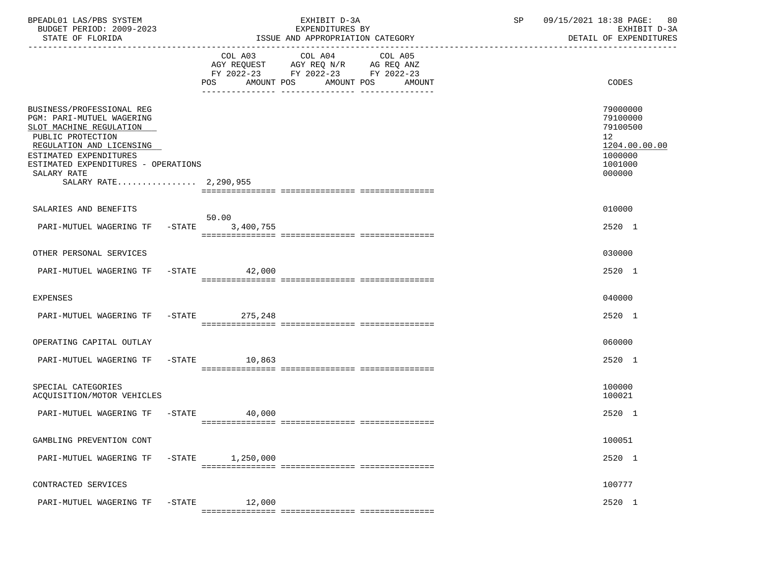BPEADL01 LAS/PBS SYSTEM
BUDGET PERIOD: 2009-2023
STATE OF FLORIDA

EXHIBIT D-3A
EXPENDITURES BY
ISSUE AND APPROPRIATION CATEGORY

SP 09/15/2021 18:38
EXHIBIT D-3A
DETAIL OF EXPENDITURES

| | COL A03 AGY REQUEST FY 2022-23 POS | AMOUNT | COL A04 AGY REQ N/R FY 2022-23 POS | AMOUNT | COL A05 AG REQ ANZ FY 2022-23 POS | AMOUNT | CODES |
|---|---|---|---|---|---|---|---|
| BUSINESS/PROFESSIONAL REG | | | | | | | 79000000 |
| PGM: PARI-MUTUEL WAGERING | | | | | | | 79100000 |
| SLOT MACHINE REGULATION | | | | | | | 79100500 |
| PUBLIC PROTECTION | | | | | | | 12 |
| REGULATION AND LICENSING | | | | | | | 1204.00.00.00 |
| ESTIMATED EXPENDITURES | | | | | | | 1000000 |
| ESTIMATED EXPENDITURES - OPERATIONS | | | | | | | 1001000 |
| SALARY RATE | | | | | | | 000000 |
| SALARY RATE................ 2,290,955 | | | | | | | |
| SALARIES AND BENEFITS | | | | | | | 010000 |
| PARI-MUTUEL WAGERING TF -STATE | 50.00 | 3,400,755 | | | | | 2520 1 |
| OTHER PERSONAL SERVICES | | | | | | | 030000 |
| PARI-MUTUEL WAGERING TF -STATE | | 42,000 | | | | | 2520 1 |
| EXPENSES | | | | | | | 040000 |
| PARI-MUTUEL WAGERING TF -STATE | | 275,248 | | | | | 2520 1 |
| OPERATING CAPITAL OUTLAY | | | | | | | 060000 |
| PARI-MUTUEL WAGERING TF -STATE | | 10,863 | | | | | 2520 1 |
| SPECIAL CATEGORIES | | | | | | | 100000 |
| ACQUISITION/MOTOR VEHICLES | | | | | | | 100021 |
| PARI-MUTUEL WAGERING TF -STATE | | 40,000 | | | | | 2520 1 |
| GAMBLING PREVENTION CONT | | | | | | | 100051 |
| PARI-MUTUEL WAGERING TF -STATE | | 1,250,000 | | | | | 2520 1 |
| CONTRACTED SERVICES | | | | | | | 100777 |
| PARI-MUTUEL WAGERING TF -STATE | | 12,000 | | | | | 2520 1 |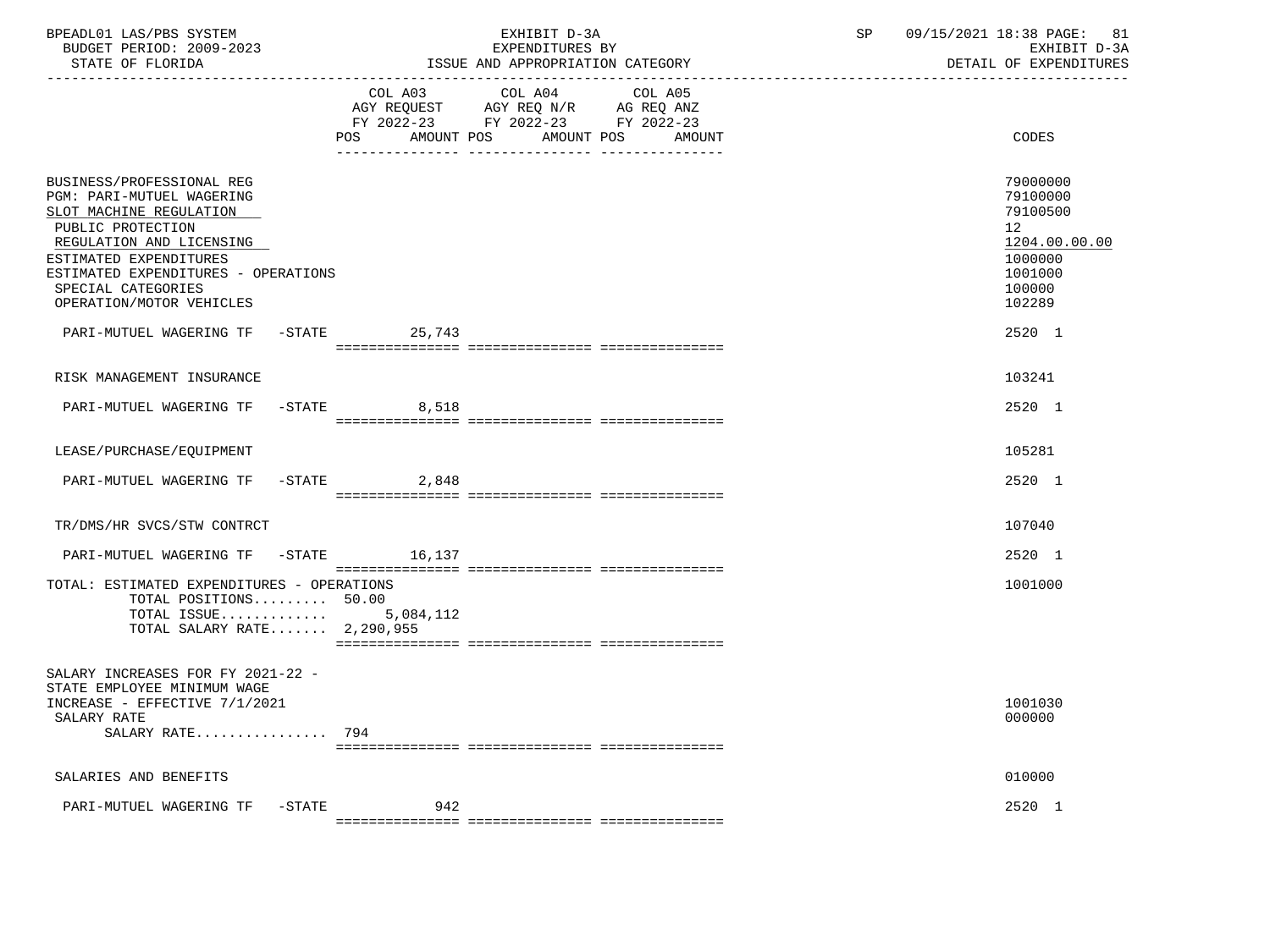BPEADL01 LAS/PBS SYSTEM — EXHIBIT D-3A — EXPENDITURES BY ISSUE AND APPROPRIATION CATEGORY — SP 09/15/2021 18:38 PAGE: 81
BUDGET PERIOD: 2009-2023 — EXHIBIT D-3A
STATE OF FLORIDA — DETAIL OF EXPENDITURES

| | COL A03 AGY REQUEST FY 2022-23 POS AMOUNT | COL A04 AGY REQ N/R FY 2022-23 POS AMOUNT | COL A05 AG REQ ANZ FY 2022-23 POS AMOUNT | CODES |
|---|---|---|---|---|
| BUSINESS/PROFESSIONAL REG | | | | 79000000 |
| PGM: PARI-MUTUEL WAGERING | | | | 79100000 |
| SLOT MACHINE REGULATION | | | | 79100500 |
| PUBLIC PROTECTION | | | | 12 |
| REGULATION AND LICENSING | | | | 1204.00.00.00 |
| ESTIMATED EXPENDITURES | | | | 1000000 |
| ESTIMATED EXPENDITURES - OPERATIONS | | | | 1001000 |
| SPECIAL CATEGORIES | | | | 100000 |
| OPERATION/MOTOR VEHICLES | | | | 102289 |
| PARI-MUTUEL WAGERING TF -STATE | 25,743 | | | 2520 1 |
| RISK MANAGEMENT INSURANCE | | | | 103241 |
| PARI-MUTUEL WAGERING TF -STATE | 8,518 | | | 2520 1 |
| LEASE/PURCHASE/EQUIPMENT | | | | 105281 |
| PARI-MUTUEL WAGERING TF -STATE | 2,848 | | | 2520 1 |
| TR/DMS/HR SVCS/STW CONTRCT | | | | 107040 |
| PARI-MUTUEL WAGERING TF -STATE | 16,137 | | | 2520 1 |
| TOTAL: ESTIMATED EXPENDITURES - OPERATIONS | | | | 1001000 |
| TOTAL POSITIONS......... | 50.00 | | | |
| TOTAL ISSUE............. | 5,084,112 | | | |
| TOTAL SALARY RATE....... | 2,290,955 | | | |
| SALARY INCREASES FOR FY 2021-22 - STATE EMPLOYEE MINIMUM WAGE INCREASE - EFFECTIVE 7/1/2021 | | | | 1001030 |
| SALARY RATE | | | | 000000 |
| SALARY RATE................ | 794 | | | |
| SALARIES AND BENEFITS | | | | 010000 |
| PARI-MUTUEL WAGERING TF -STATE | 942 | | | 2520 1 |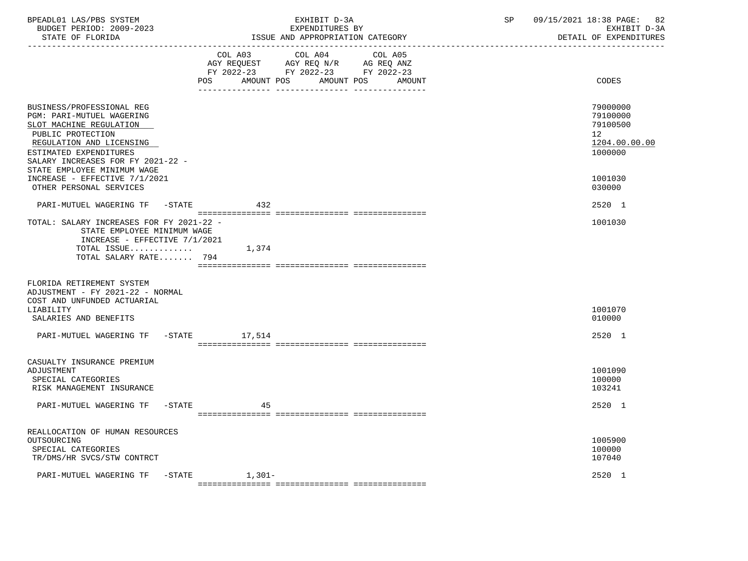BPEADL01 LAS/PBS SYSTEM — EXHIBIT D-3A — EXPENDITURES BY ISSUE AND APPROPRIATION CATEGORY — DETAIL OF EXPENDITURES
BUDGET PERIOD: 2009-2023
STATE OF FLORIDA
SP 09/15/2021 18:38

| | COL A03 AGY REQUEST FY 2022-23 POS AMOUNT | COL A04 AGY REQ N/R FY 2022-23 POS AMOUNT | COL A05 AG REQ ANZ FY 2022-23 POS AMOUNT | CODES |
|---|---|---|---|---|
| BUSINESS/PROFESSIONAL REG | | | | 79000000 |
| PGM: PARI-MUTUEL WAGERING | | | | 79100000 |
| SLOT MACHINE REGULATION | | | | 79100500 |
| PUBLIC PROTECTION | | | | 12 |
| REGULATION AND LICENSING | | | | 1204.00.00.00 |
| ESTIMATED EXPENDITURES | | | | 1000000 |
| SALARY INCREASES FOR FY 2021-22 - STATE EMPLOYEE MINIMUM WAGE INCREASE - EFFECTIVE 7/1/2021 | | | | 1001030 |
| OTHER PERSONAL SERVICES | | | | 030000 |
| PARI-MUTUEL WAGERING TF -STATE | 432 | | | 2520 1 |
| TOTAL: SALARY INCREASES FOR FY 2021-22 - STATE EMPLOYEE MINIMUM WAGE INCREASE - EFFECTIVE 7/1/2021 | | | | 1001030 |
| TOTAL ISSUE............. | 1,374 | | | |
| TOTAL SALARY RATE....... 794 | | | | |
| FLORIDA RETIREMENT SYSTEM ADJUSTMENT - FY 2021-22 - NORMAL COST AND UNFUNDED ACTUARIAL LIABILITY | | | | 1001070 |
| SALARIES AND BENEFITS | | | | 010000 |
| PARI-MUTUEL WAGERING TF -STATE | 17,514 | | | 2520 1 |
| CASUALTY INSURANCE PREMIUM ADJUSTMENT | | | | 1001090 |
| SPECIAL CATEGORIES | | | | 100000 |
| RISK MANAGEMENT INSURANCE | | | | 103241 |
| PARI-MUTUEL WAGERING TF -STATE | 45 | | | 2520 1 |
| REALLOCATION OF HUMAN RESOURCES OUTSOURCING | | | | 1005900 |
| SPECIAL CATEGORIES | | | | 100000 |
| TR/DMS/HR SVCS/STW CONTRCT | | | | 107040 |
| PARI-MUTUEL WAGERING TF -STATE | 1,301- | | | 2520 1 |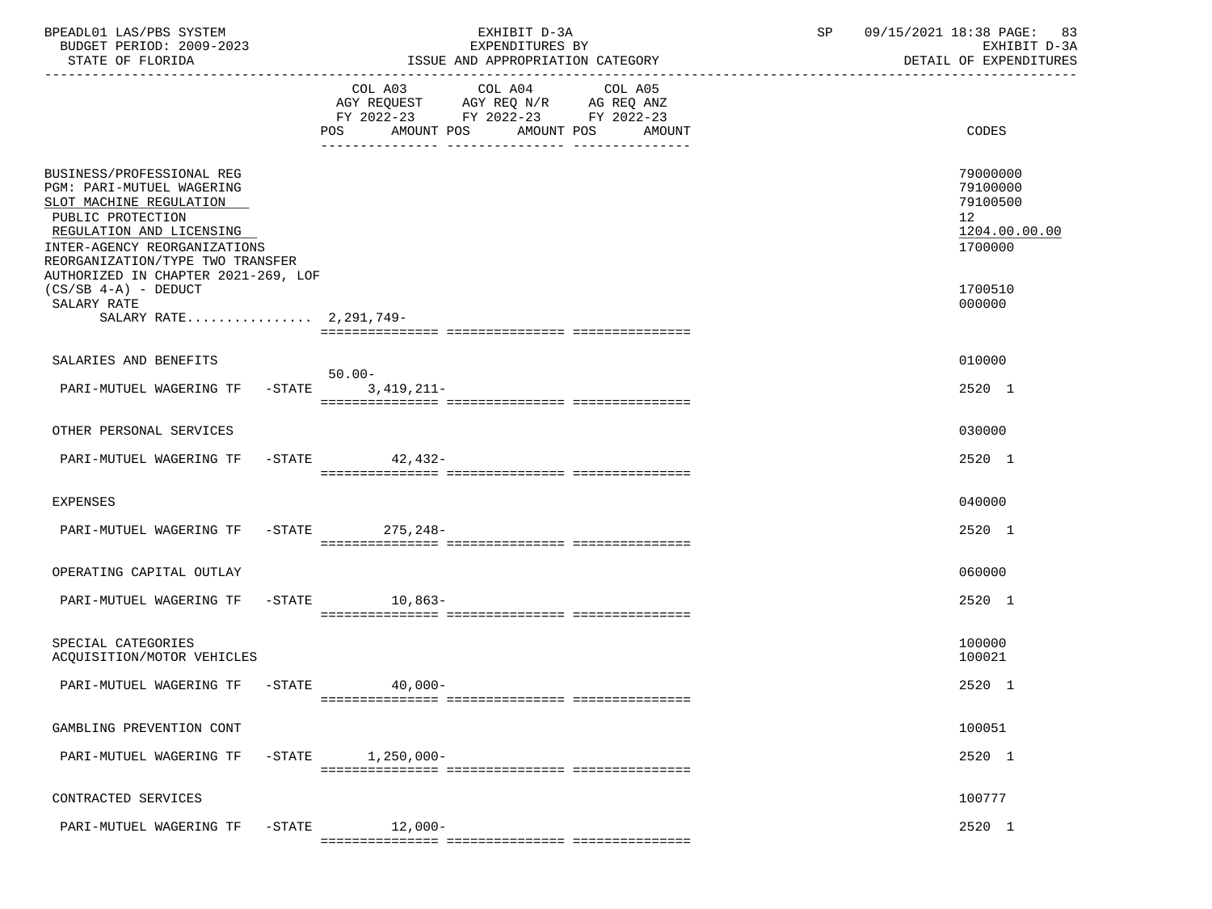BPEADL01 LAS/PBS SYSTEM — EXHIBIT D-3A — SP 09/15/2021 18:38 PAGE: 83
BUDGET PERIOD: 2009-2023 — EXPENDITURES BY — EXHIBIT D-3A
STATE OF FLORIDA — ISSUE AND APPROPRIATION CATEGORY — DETAIL OF EXPENDITURES

| | COL A03 AGY REQUEST FY 2022-23 POS | AMOUNT | COL A04 AGY REQ N/R FY 2022-23 POS | AMOUNT | COL A05 AG REQ ANZ FY 2022-23 POS | AMOUNT | CODES |
|---|---|---|---|---|---|---|---|
| BUSINESS/PROFESSIONAL REG | | | | | | | 79000000 |
| PGM: PARI-MUTUEL WAGERING | | | | | | | 79100000 |
| SLOT MACHINE REGULATION | | | | | | | 79100500 |
| PUBLIC PROTECTION | | | | | | | 12 |
| REGULATION AND LICENSING | | | | | | | 1204.00.00.00 |
| INTER-AGENCY REORGANIZATIONS | | | | | | | 1700000 |
| REORGANIZATION/TYPE TWO TRANSFER AUTHORIZED IN CHAPTER 2021-269, LOF (CS/SB 4-A) - DEDUCT | | | | | | | 1700510 |
| SALARY RATE | | | | | | | 000000 |
| SALARY RATE................ 2,291,749- | | | | | | | |
| SALARIES AND BENEFITS | | | | | | | 010000 |
| PARI-MUTUEL WAGERING TF -STATE | 50.00- | 3,419,211- | | | | | 2520 1 |
| OTHER PERSONAL SERVICES | | | | | | | 030000 |
| PARI-MUTUEL WAGERING TF -STATE | | 42,432- | | | | | 2520 1 |
| EXPENSES | | | | | | | 040000 |
| PARI-MUTUEL WAGERING TF -STATE | | 275,248- | | | | | 2520 1 |
| OPERATING CAPITAL OUTLAY | | | | | | | 060000 |
| PARI-MUTUEL WAGERING TF -STATE | | 10,863- | | | | | 2520 1 |
| SPECIAL CATEGORIES | | | | | | | 100000 |
| ACQUISITION/MOTOR VEHICLES | | | | | | | 100021 |
| PARI-MUTUEL WAGERING TF -STATE | | 40,000- | | | | | 2520 1 |
| GAMBLING PREVENTION CONT | | | | | | | 100051 |
| PARI-MUTUEL WAGERING TF -STATE | | 1,250,000- | | | | | 2520 1 |
| CONTRACTED SERVICES | | | | | | | 100777 |
| PARI-MUTUEL WAGERING TF -STATE | | 12,000- | | | | | 2520 1 |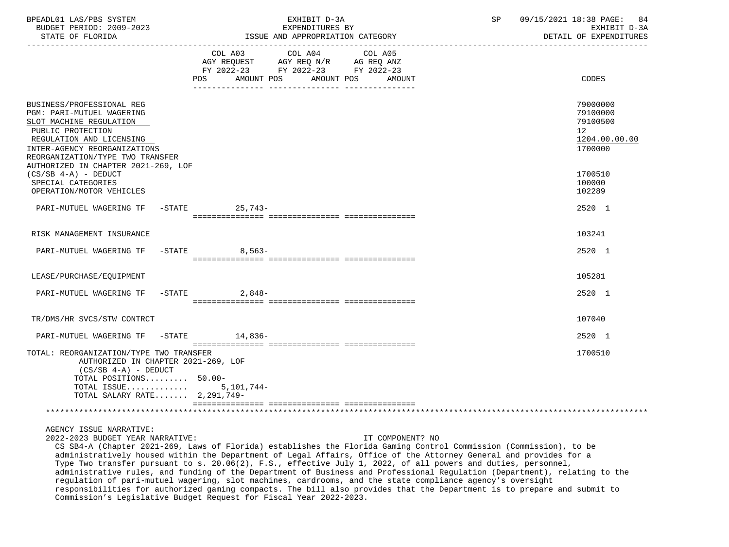BPEADL01 LAS/PBS SYSTEM — EXHIBIT D-3A — EXPENDITURES BY ISSUE AND APPROPRIATION CATEGORY — SP 09/15/2021 18:38 PAGE: 84
BUDGET PERIOD: 2009-2023 — EXHIBIT D-3A
STATE OF FLORIDA — DETAIL OF EXPENDITURES

| | COL A03 AGY REQUEST FY 2022-23 POS AMOUNT | COL A04 AGY REQ N/R FY 2022-23 POS AMOUNT | COL A05 AG REQ ANZ FY 2022-23 POS AMOUNT | CODES |
|---|---|---|---|---|
| BUSINESS/PROFESSIONAL REG | | | | 79000000 |
| PGM: PARI-MUTUEL WAGERING | | | | 79100000 |
| SLOT MACHINE REGULATION | | | | 79100500 |
| PUBLIC PROTECTION | | | | 12 |
| REGULATION AND LICENSING | | | | 1204.00.00.00 |
| INTER-AGENCY REORGANIZATIONS | | | | 1700000 |
| REORGANIZATION/TYPE TWO TRANSFER AUTHORIZED IN CHAPTER 2021-269, LOF (CS/SB 4-A) - DEDUCT | | | | 1700510 |
| SPECIAL CATEGORIES | | | | 100000 |
| OPERATION/MOTOR VEHICLES | | | | 102289 |
| PARI-MUTUEL WAGERING TF -STATE | 25,743- | | | 2520 1 |
| RISK MANAGEMENT INSURANCE | | | | 103241 |
| PARI-MUTUEL WAGERING TF -STATE | 8,563- | | | 2520 1 |
| LEASE/PURCHASE/EQUIPMENT | | | | 105281 |
| PARI-MUTUEL WAGERING TF -STATE | 2,848- | | | 2520 1 |
| TR/DMS/HR SVCS/STW CONTRCT | | | | 107040 |
| PARI-MUTUEL WAGERING TF -STATE | 14,836- | | | 2520 1 |
| TOTAL: REORGANIZATION/TYPE TWO TRANSFER AUTHORIZED IN CHAPTER 2021-269, LOF (CS/SB 4-A) - DEDUCT | | | | 1700510 |
| TOTAL POSITIONS......... | 50.00- | | | |
| TOTAL ISSUE............ | 5,101,744- | | | |
| TOTAL SALARY RATE....... | 2,291,749- | | | |

AGENCY ISSUE NARRATIVE:

2022-2023 BUDGET YEAR NARRATIVE: IT COMPONENT? NO

CS SB4-A (Chapter 2021-269, Laws of Florida) establishes the Florida Gaming Control Commission (Commission), to be administratively housed within the Department of Legal Affairs, Office of the Attorney General and provides for a Type Two transfer pursuant to s. 20.06(2), F.S., effective July 1, 2022, of all powers and duties, personnel, administrative rules, and funding of the Department of Business and Professional Regulation (Department), relating to the regulation of pari-mutuel wagering, slot machines, cardrooms, and the state compliance agency's oversight responsibilities for authorized gaming compacts. The bill also provides that the Department is to prepare and submit to Commission's Legislative Budget Request for Fiscal Year 2022-2023.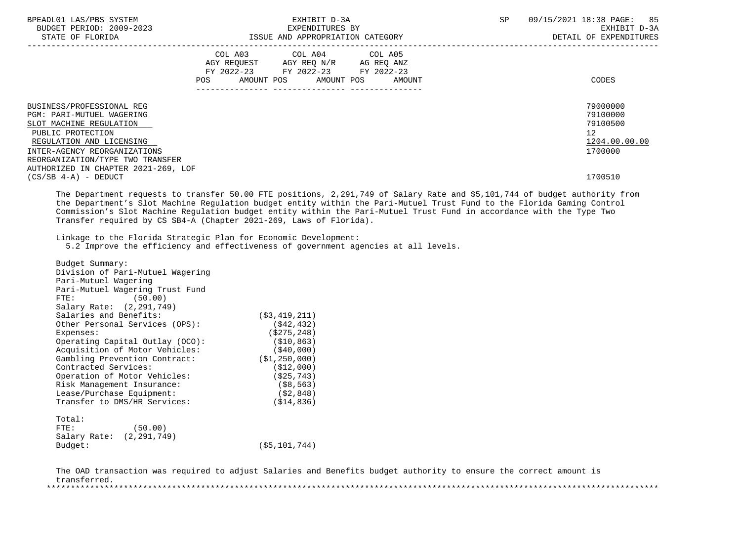| | COL A03 AGY REQUEST FY 2022-23 POS AMOUNT | COL A04 AGY REQ N/R FY 2022-23 POS AMOUNT | COL A05 AG REQ ANZ FY 2022-23 POS AMOUNT | CODES |
|---|---|---|---|---|
| BUSINESS/PROFESSIONAL REG | | | | 79000000 |
| PGM: PARI-MUTUEL WAGERING | | | | 79100000 |
| SLOT MACHINE REGULATION | | | | 79100500 |
| PUBLIC PROTECTION | | | | 12 |
| REGULATION AND LICENSING | | | | 1204.00.00.00 |
| INTER-AGENCY REORGANIZATIONS | | | | 1700000 |
| REORGANIZATION/TYPE TWO TRANSFER AUTHORIZED IN CHAPTER 2021-269, LOF (CS/SB 4-A) - DEDUCT | | | | 1700510 |

The Department requests to transfer 50.00 FTE positions, 2,291,749 of Salary Rate and $5,101,744 of budget authority from the Department's Slot Machine Regulation budget entity within the Pari-Mutuel Trust Fund to the Florida Gaming Control Commission's Slot Machine Regulation budget entity within the Pari-Mutuel Trust Fund in accordance with the Type Two Transfer required by CS SB4-A (Chapter 2021-269, Laws of Florida).

Linkage to the Florida Strategic Plan for Economic Development:
5.2 Improve the efficiency and effectiveness of government agencies at all levels.

Budget Summary:
Division of Pari-Mutuel Wagering
Pari-Mutuel Wagering
Pari-Mutuel Wagering Trust Fund
FTE: (50.00)
Salary Rate: (2,291,749)

| | |
|---|---|
| Salaries and Benefits: | ($3,419,211) |
| Other Personal Services (OPS): | ($42,432) |
| Expenses: | ($275,248) |
| Operating Capital Outlay (OCO): | ($10,863) |
| Acquisition of Motor Vehicles: | ($40,000) |
| Gambling Prevention Contract: | ($1,250,000) |
| Contracted Services: | ($12,000) |
| Operation of Motor Vehicles: | ($25,743) |
| Risk Management Insurance: | ($8,563) |
| Lease/Purchase Equipment: | ($2,848) |
| Transfer to DMS/HR Services: | ($14,836) |

Total:
FTE: (50.00)
Salary Rate: (2,291,749)
Budget: ($5,101,744)

The OAD transaction was required to adjust Salaries and Benefits budget authority to ensure the correct amount is transferred.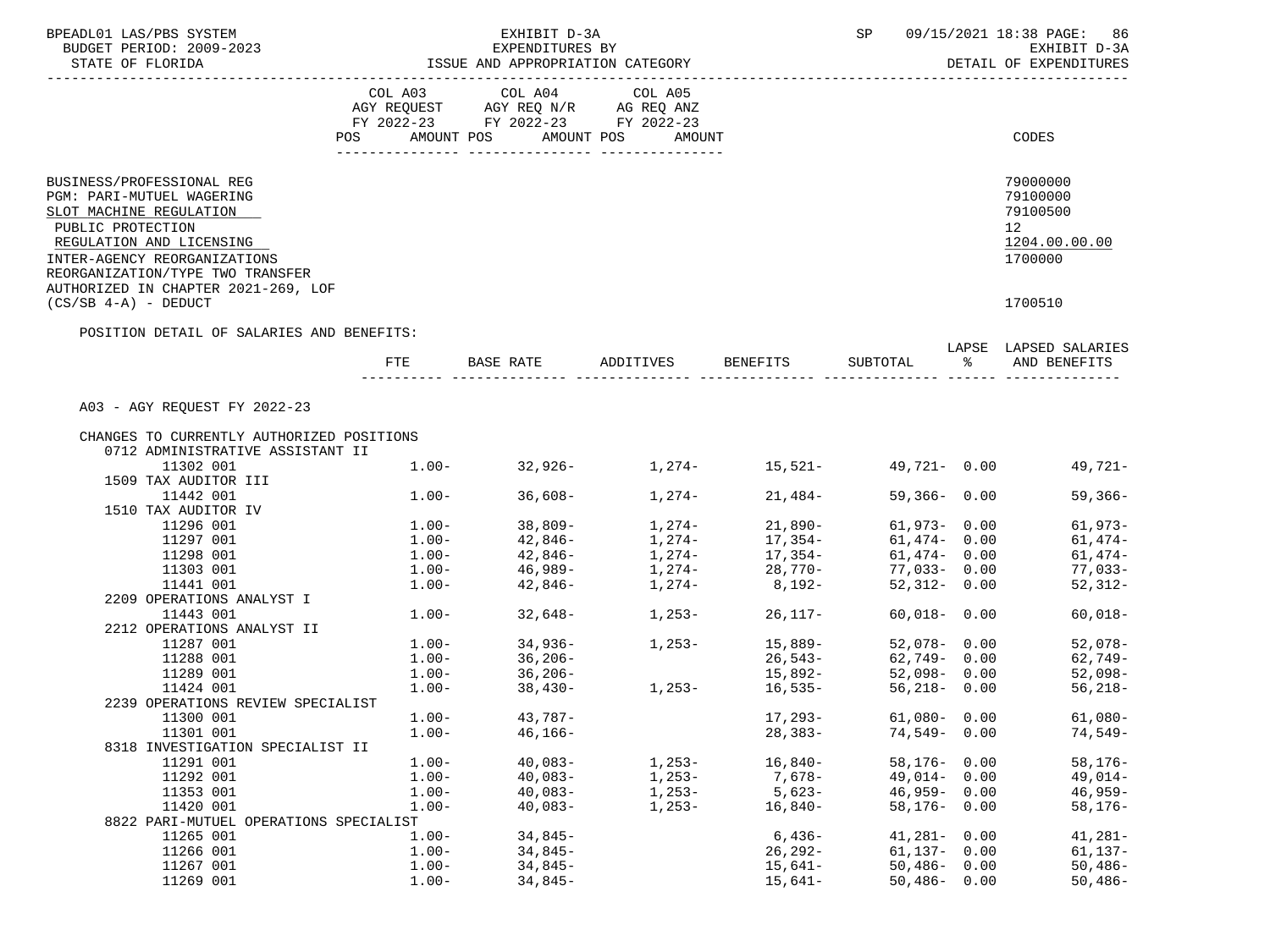BPEADL01 LAS/PBS SYSTEM | EXHIBIT D-3A | SP 09/15/2021 18:38
BUDGET PERIOD: 2009-2023 | EXPENDITURES BY | EXHIBIT D-3A
STATE OF FLORIDA | ISSUE AND APPROPRIATION CATEGORY | DETAIL OF EXPENDITURES

| | COL A03 AGY REQUEST FY 2022-23 POS AMOUNT | COL A04 AGY REQ N/R FY 2022-23 POS AMOUNT | COL A05 AG REQ ANZ FY 2022-23 POS AMOUNT | CODES |
|---|---|---|---|---|
| BUSINESS/PROFESSIONAL REG | | | | 79000000 |
| PGM: PARI-MUTUEL WAGERING | | | | 79100000 |
| SLOT MACHINE REGULATION | | | | 79100500 |
| PUBLIC PROTECTION | | | | 12 |
| REGULATION AND LICENSING | | | | 1204.00.00.00 |
| INTER-AGENCY REORGANIZATIONS | | | | 1700000 |
| REORGANIZATION/TYPE TWO TRANSFER AUTHORIZED IN CHAPTER 2021-269, LOF (CS/SB 4-A) - DEDUCT | | | | 1700510 |

POSITION DETAIL OF SALARIES AND BENEFITS:

| | FTE | BASE RATE | ADDITIVES | BENEFITS | SUBTOTAL | LAPSE % | LAPSED SALARIES AND BENEFITS |
|---|---|---|---|---|---|---|---|
| A03 - AGY REQUEST FY 2022-23 | | | | | | | |
| CHANGES TO CURRENTLY AUTHORIZED POSITIONS | | | | | | | |
| 0712 ADMINISTRATIVE ASSISTANT II | | | | | | | |
| 11302 001 | 1.00- | 32,926- | 1,274- | 15,521- | 49,721- | 0.00 | 49,721- |
| 1509 TAX AUDITOR III | | | | | | | |
| 11442 001 | 1.00- | 36,608- | 1,274- | 21,484- | 59,366- | 0.00 | 59,366- |
| 1510 TAX AUDITOR IV | | | | | | | |
| 11296 001 | 1.00- | 38,809- | 1,274- | 21,890- | 61,973- | 0.00 | 61,973- |
| 11297 001 | 1.00- | 42,846- | 1,274- | 17,354- | 61,474- | 0.00 | 61,474- |
| 11298 001 | 1.00- | 42,846- | 1,274- | 17,354- | 61,474- | 0.00 | 61,474- |
| 11303 001 | 1.00- | 46,989- | 1,274- | 28,770- | 77,033- | 0.00 | 77,033- |
| 11441 001 | 1.00- | 42,846- | 1,274- | 8,192- | 52,312- | 0.00 | 52,312- |
| 2209 OPERATIONS ANALYST I | | | | | | | |
| 11443 001 | 1.00- | 32,648- | 1,253- | 26,117- | 60,018- | 0.00 | 60,018- |
| 2212 OPERATIONS ANALYST II | | | | | | | |
| 11287 001 | 1.00- | 34,936- | 1,253- | 15,889- | 52,078- | 0.00 | 52,078- |
| 11288 001 | 1.00- | 36,206- | | 26,543- | 62,749- | 0.00 | 62,749- |
| 11289 001 | 1.00- | 36,206- | | 15,892- | 52,098- | 0.00 | 52,098- |
| 11424 001 | 1.00- | 38,430- | 1,253- | 16,535- | 56,218- | 0.00 | 56,218- |
| 2239 OPERATIONS REVIEW SPECIALIST | | | | | | | |
| 11300 001 | 1.00- | 43,787- | | 17,293- | 61,080- | 0.00 | 61,080- |
| 11301 001 | 1.00- | 46,166- | | 28,383- | 74,549- | 0.00 | 74,549- |
| 8318 INVESTIGATION SPECIALIST II | | | | | | | |
| 11291 001 | 1.00- | 40,083- | 1,253- | 16,840- | 58,176- | 0.00 | 58,176- |
| 11292 001 | 1.00- | 40,083- | 1,253- | 7,678- | 49,014- | 0.00 | 49,014- |
| 11353 001 | 1.00- | 40,083- | 1,253- | 5,623- | 46,959- | 0.00 | 46,959- |
| 11420 001 | 1.00- | 40,083- | 1,253- | 16,840- | 58,176- | 0.00 | 58,176- |
| 8822 PARI-MUTUEL OPERATIONS SPECIALIST | | | | | | | |
| 11265 001 | 1.00- | 34,845- | | 6,436- | 41,281- | 0.00 | 41,281- |
| 11266 001 | 1.00- | 34,845- | | 26,292- | 61,137- | 0.00 | 61,137- |
| 11267 001 | 1.00- | 34,845- | | 15,641- | 50,486- | 0.00 | 50,486- |
| 11269 001 | 1.00- | 34,845- | | 15,641- | 50,486- | 0.00 | 50,486- |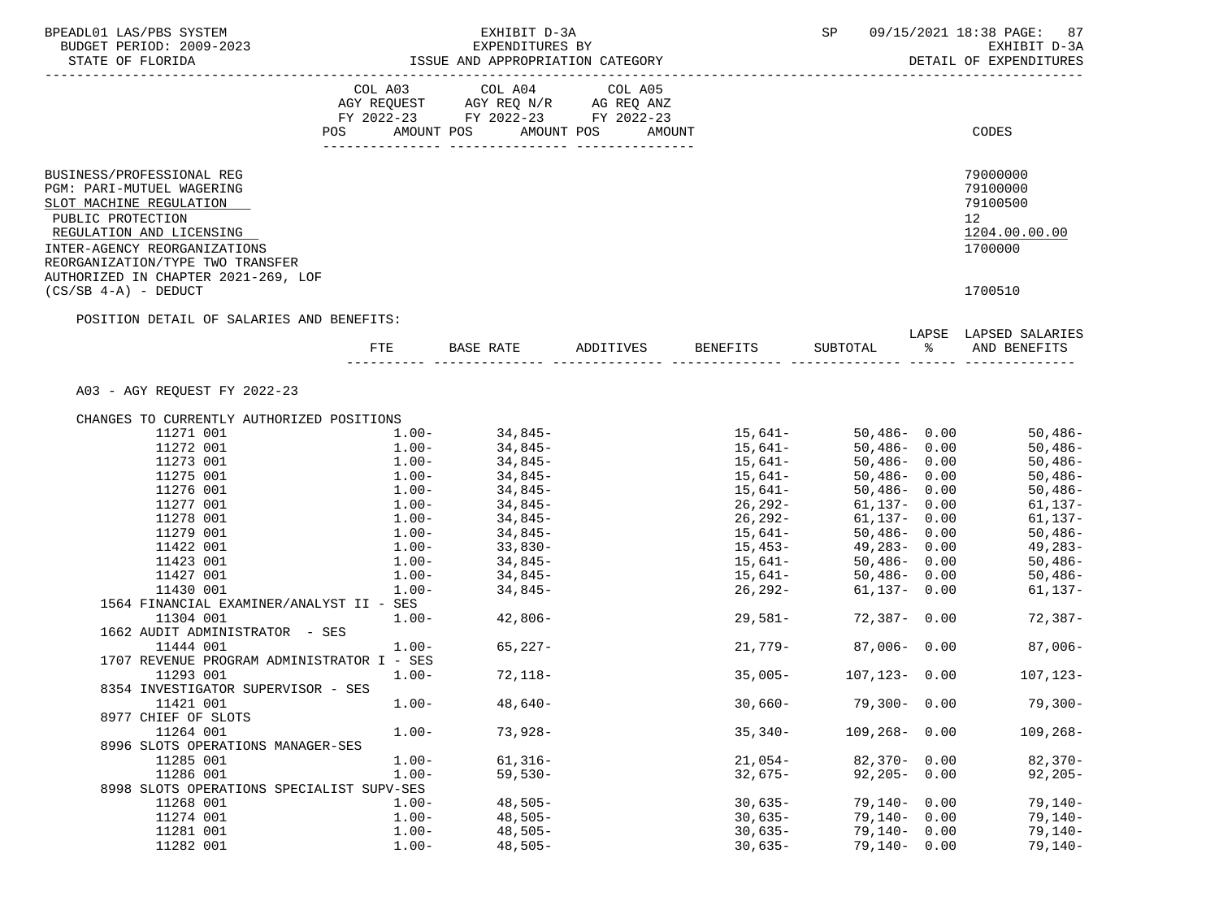BPEADL01 LAS/PBS SYSTEM — EXHIBIT D-3A — EXPENDITURES BY ISSUE AND APPROPRIATION CATEGORY — SP 09/15/2021 18:38 — EXHIBIT D-3A DETAIL OF EXPENDITURES

BUDGET PERIOD: 2009-2023
STATE OF FLORIDA

| | COL A03 AGY REQUEST FY 2022-23 POS AMOUNT | COL A04 AGY REQ N/R FY 2022-23 POS AMOUNT | COL A05 AG REQ ANZ FY 2022-23 POS AMOUNT | CODES |
|---|---|---|---|---|
| BUSINESS/PROFESSIONAL REG | | | | 79000000 |
| PGM: PARI-MUTUEL WAGERING | | | | 79100000 |
| SLOT MACHINE REGULATION | | | | 79100500 |
| PUBLIC PROTECTION | | | | 12 |
| REGULATION AND LICENSING | | | | 1204.00.00.00 |
| INTER-AGENCY REORGANIZATIONS | | | | 1700000 |
| REORGANIZATION/TYPE TWO TRANSFER AUTHORIZED IN CHAPTER 2021-269, LOF (CS/SB 4-A) - DEDUCT | | | | 1700510 |

POSITION DETAIL OF SALARIES AND BENEFITS:

A03 - AGY REQUEST FY 2022-23

CHANGES TO CURRENTLY AUTHORIZED POSITIONS

| | FTE | BASE RATE | ADDITIVES | BENEFITS | SUBTOTAL | LAPSE % | LAPSED SALARIES AND BENEFITS |
|---|---|---|---|---|---|---|---|
| 11271 001 | 1.00- | 34,845- | | 15,641- | 50,486- | 0.00 | 50,486- |
| 11272 001 | 1.00- | 34,845- | | 15,641- | 50,486- | 0.00 | 50,486- |
| 11273 001 | 1.00- | 34,845- | | 15,641- | 50,486- | 0.00 | 50,486- |
| 11275 001 | 1.00- | 34,845- | | 15,641- | 50,486- | 0.00 | 50,486- |
| 11276 001 | 1.00- | 34,845- | | 15,641- | 50,486- | 0.00 | 50,486- |
| 11277 001 | 1.00- | 34,845- | | 26,292- | 61,137- | 0.00 | 61,137- |
| 11278 001 | 1.00- | 34,845- | | 26,292- | 61,137- | 0.00 | 61,137- |
| 11279 001 | 1.00- | 34,845- | | 15,641- | 50,486- | 0.00 | 50,486- |
| 11422 001 | 1.00- | 33,830- | | 15,453- | 49,283- | 0.00 | 49,283- |
| 11423 001 | 1.00- | 34,845- | | 15,641- | 50,486- | 0.00 | 50,486- |
| 11427 001 | 1.00- | 34,845- | | 15,641- | 50,486- | 0.00 | 50,486- |
| 11430 001 | 1.00- | 34,845- | | 26,292- | 61,137- | 0.00 | 61,137- |
| 1564 FINANCIAL EXAMINER/ANALYST II - SES | | | | | | | |
| 11304 001 | 1.00- | 42,806- | | 29,581- | 72,387- | 0.00 | 72,387- |
| 1662 AUDIT ADMINISTRATOR - SES | | | | | | | |
| 11444 001 | 1.00- | 65,227- | | 21,779- | 87,006- | 0.00 | 87,006- |
| 1707 REVENUE PROGRAM ADMINISTRATOR I - SES | | | | | | | |
| 11293 001 | 1.00- | 72,118- | | 35,005- | 107,123- | 0.00 | 107,123- |
| 8354 INVESTIGATOR SUPERVISOR - SES | | | | | | | |
| 11421 001 | 1.00- | 48,640- | | 30,660- | 79,300- | 0.00 | 79,300- |
| 8977 CHIEF OF SLOTS | | | | | | | |
| 11264 001 | 1.00- | 73,928- | | 35,340- | 109,268- | 0.00 | 109,268- |
| 8996 SLOTS OPERATIONS MANAGER-SES | | | | | | | |
| 11285 001 | 1.00- | 61,316- | | 21,054- | 82,370- | 0.00 | 82,370- |
| 11286 001 | 1.00- | 59,530- | | 32,675- | 92,205- | 0.00 | 92,205- |
| 8998 SLOTS OPERATIONS SPECIALIST SUPV-SES | | | | | | | |
| 11268 001 | 1.00- | 48,505- | | 30,635- | 79,140- | 0.00 | 79,140- |
| 11274 001 | 1.00- | 48,505- | | 30,635- | 79,140- | 0.00 | 79,140- |
| 11281 001 | 1.00- | 48,505- | | 30,635- | 79,140- | 0.00 | 79,140- |
| 11282 001 | 1.00- | 48,505- | | 30,635- | 79,140- | 0.00 | 79,140- |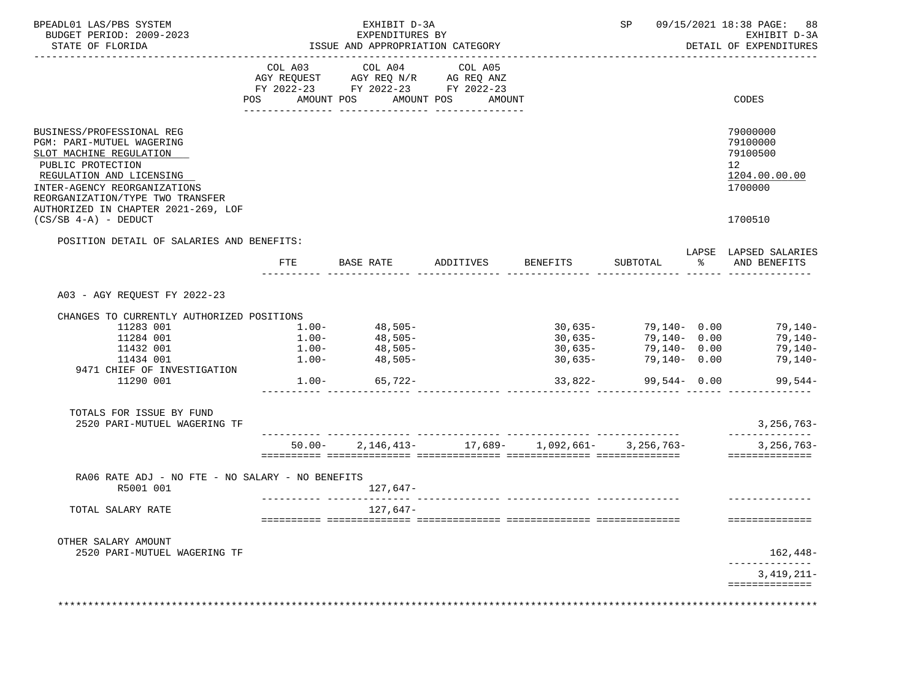BPEADL01 LAS/PBS SYSTEM | EXHIBIT D-3A | SP 09/15/2021 18:38

BUDGET PERIOD: 2009-2023 | EXPENDITURES BY | EXHIBIT D-3A

STATE OF FLORIDA | ISSUE AND APPROPRIATION CATEGORY | DETAIL OF EXPENDITURES

| | COL A03 AGY REQUEST FY 2022-23 POS AMOUNT | COL A04 AGY REQ N/R FY 2022-23 POS AMOUNT | COL A05 AG REQ ANZ FY 2022-23 POS AMOUNT | CODES |
|---|---|---|---|---|
| BUSINESS/PROFESSIONAL REG | | | | 79000000 |
| PGM: PARI-MUTUEL WAGERING | | | | 79100000 |
| SLOT MACHINE REGULATION | | | | 79100500 |
| PUBLIC PROTECTION | | | | 12 |
| REGULATION AND LICENSING | | | | 1204.00.00.00 |
| INTER-AGENCY REORGANIZATIONS | | | | 1700000 |
| REORGANIZATION/TYPE TWO TRANSFER AUTHORIZED IN CHAPTER 2021-269, LOF (CS/SB 4-A) - DEDUCT | | | | 1700510 |

POSITION DETAIL OF SALARIES AND BENEFITS:

| | FTE | BASE RATE | ADDITIVES | BENEFITS | SUBTOTAL | LAPSE % | LAPSED SALARIES AND BENEFITS |
|---|---|---|---|---|---|---|---|
| A03 - AGY REQUEST FY 2022-23 | | | | | | | |
| CHANGES TO CURRENTLY AUTHORIZED POSITIONS | | | | | | | |
| 11283 001 | 1.00- | 48,505- | | 30,635- | 79,140- | 0.00 | 79,140- |
| 11284 001 | 1.00- | 48,505- | | 30,635- | 79,140- | 0.00 | 79,140- |
| 11432 001 | 1.00- | 48,505- | | 30,635- | 79,140- | 0.00 | 79,140- |
| 11434 001 | 1.00- | 48,505- | | 30,635- | 79,140- | 0.00 | 79,140- |
| 9471 CHIEF OF INVESTIGATION | | | | | | | |
| 11290 001 | 1.00- | 65,722- | | 33,822- | 99,544- | 0.00 | 99,544- |
| TOTALS FOR ISSUE BY FUND | | | | | | | |
| 2520 PARI-MUTUEL WAGERING TF | | | | | | | 3,256,763- |
| | 50.00- | 2,146,413- | 17,689- | 1,092,661- | 3,256,763- | | 3,256,763- |
| RA06 RATE ADJ - NO FTE - NO SALARY - NO BENEFITS | | | | | | | |
| R5001 001 | | 127,647- | | | | | |
| TOTAL SALARY RATE | | 127,647- | | | | | |
| OTHER SALARY AMOUNT | | | | | | | |
| 2520 PARI-MUTUEL WAGERING TF | | | | | | | 162,448- |
| | | | | | | | 3,419,211- |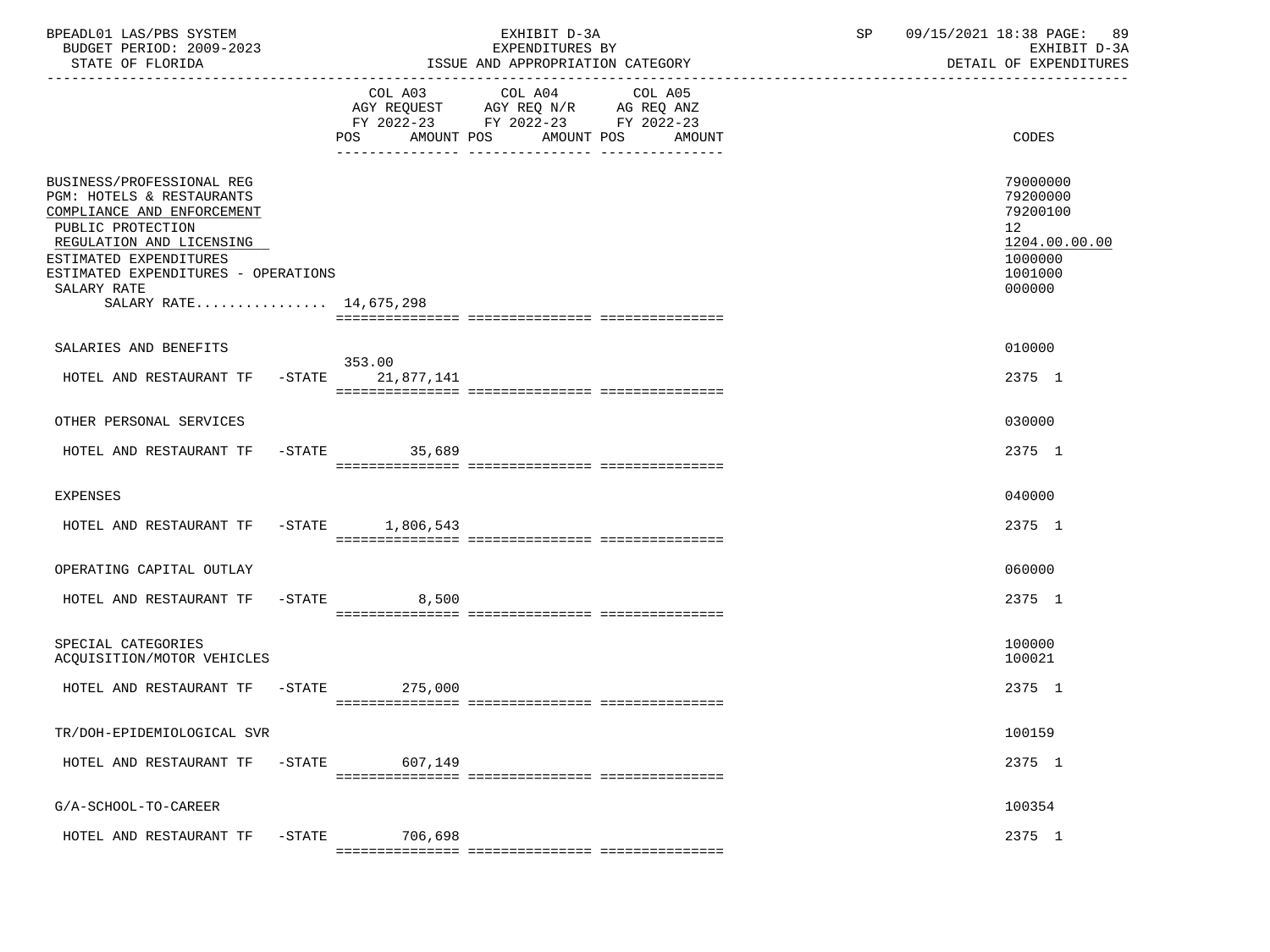BPEADL01 LAS/PBS SYSTEM
BUDGET PERIOD: 2009-2023
STATE OF FLORIDA

EXHIBIT D-3A
EXPENDITURES BY
ISSUE AND APPROPRIATION CATEGORY

SP 09/15/2021 18:38
EXHIBIT D-3A
DETAIL OF EXPENDITURES

| | COL A03 AGY REQUEST FY 2022-23 POS | AMOUNT | COL A04 AGY REQ N/R FY 2022-23 POS | AMOUNT | COL A05 AG REQ ANZ FY 2022-23 POS | AMOUNT | CODES |
|---|---|---|---|---|---|---|---|
| BUSINESS/PROFESSIONAL REG | | | | | | | 79000000 |
| PGM: HOTELS & RESTAURANTS | | | | | | | 79200000 |
| COMPLIANCE AND ENFORCEMENT | | | | | | | 79200100 |
| PUBLIC PROTECTION | | | | | | | 12 |
| REGULATION AND LICENSING | | | | | | | 1204.00.00.00 |
| ESTIMATED EXPENDITURES | | | | | | | 1000000 |
| ESTIMATED EXPENDITURES - OPERATIONS | | | | | | | 1001000 |
| SALARY RATE | | | | | | | 000000 |
| SALARY RATE................ 14,675,298 | | | | | | | |
| SALARIES AND BENEFITS | | | | | | | 010000 |
| HOTEL AND RESTAURANT TF -STATE | 353.00 | 21,877,141 | | | | | 2375 1 |
| OTHER PERSONAL SERVICES | | | | | | | 030000 |
| HOTEL AND RESTAURANT TF -STATE | | 35,689 | | | | | 2375 1 |
| EXPENSES | | | | | | | 040000 |
| HOTEL AND RESTAURANT TF -STATE | | 1,806,543 | | | | | 2375 1 |
| OPERATING CAPITAL OUTLAY | | | | | | | 060000 |
| HOTEL AND RESTAURANT TF -STATE | | 8,500 | | | | | 2375 1 |
| SPECIAL CATEGORIES | | | | | | | 100000 |
| ACQUISITION/MOTOR VEHICLES | | | | | | | 100021 |
| HOTEL AND RESTAURANT TF -STATE | | 275,000 | | | | | 2375 1 |
| TR/DOH-EPIDEMIOLOGICAL SVR | | | | | | | 100159 |
| HOTEL AND RESTAURANT TF -STATE | | 607,149 | | | | | 2375 1 |
| G/A-SCHOOL-TO-CAREER | | | | | | | 100354 |
| HOTEL AND RESTAURANT TF -STATE | | 706,698 | | | | | 2375 1 |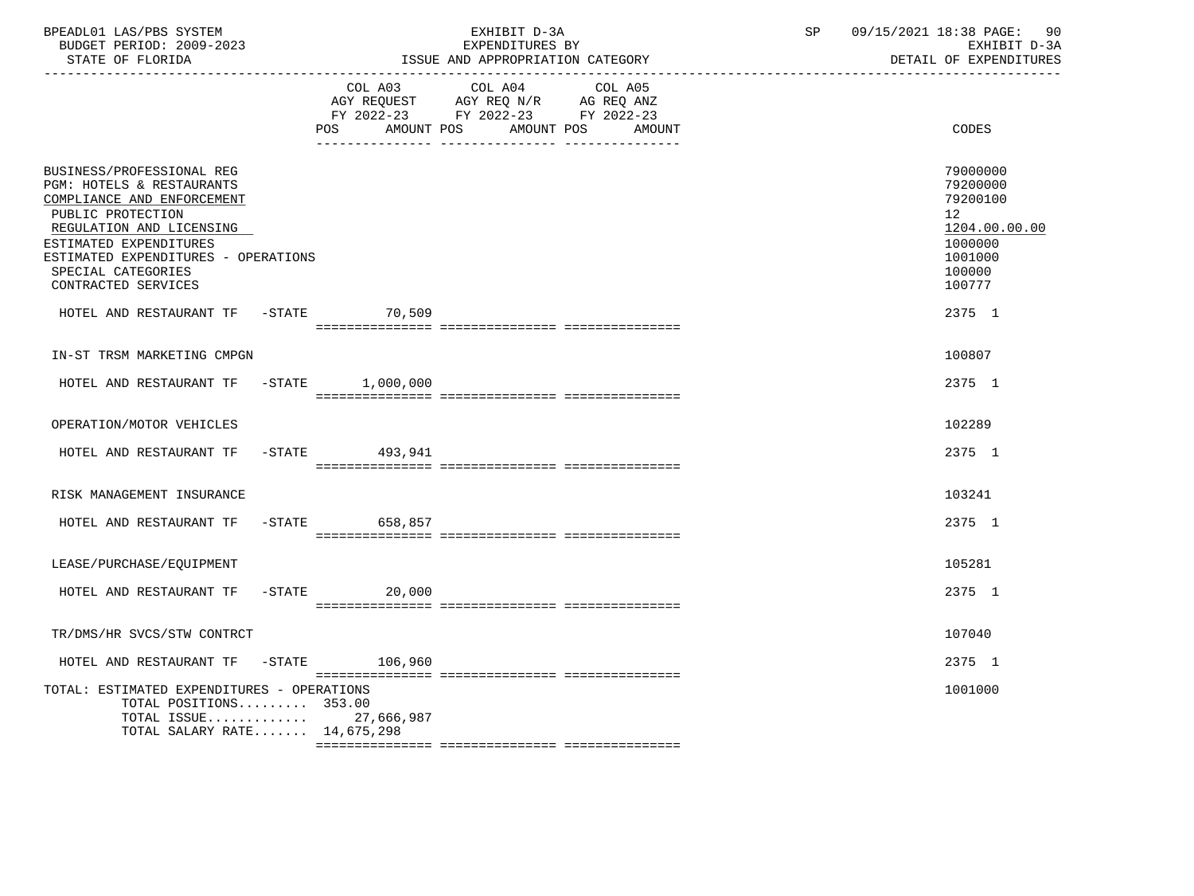BPEADL01 LAS/PBS SYSTEM | EXHIBIT D-3A | SP 09/15/2021 18:38 PAGE: 90
BUDGET PERIOD: 2009-2023 | EXPENDITURES BY | EXHIBIT D-3A
STATE OF FLORIDA | ISSUE AND APPROPRIATION CATEGORY | DETAIL OF EXPENDITURES

| | COL A03 AGY REQUEST FY 2022-23 POS AMOUNT | COL A04 AGY REQ N/R FY 2022-23 POS AMOUNT | COL A05 AG REQ ANZ FY 2022-23 POS AMOUNT | CODES |
|---|---|---|---|---|
| BUSINESS/PROFESSIONAL REG | | | | 79000000 |
| PGM: HOTELS & RESTAURANTS | | | | 79200000 |
| COMPLIANCE AND ENFORCEMENT | | | | 79200100 |
| PUBLIC PROTECTION | | | | 12 |
| REGULATION AND LICENSING | | | | 1204.00.00.00 |
| ESTIMATED EXPENDITURES | | | | 1000000 |
| ESTIMATED EXPENDITURES - OPERATIONS | | | | 1001000 |
| SPECIAL CATEGORIES | | | | 100000 |
| CONTRACTED SERVICES | | | | 100777 |
| HOTEL AND RESTAURANT TF -STATE | 70,509 | | | 2375 1 |
| IN-ST TRSM MARKETING CMPGN | | | | 100807 |
| HOTEL AND RESTAURANT TF -STATE | 1,000,000 | | | 2375 1 |
| OPERATION/MOTOR VEHICLES | | | | 102289 |
| HOTEL AND RESTAURANT TF -STATE | 493,941 | | | 2375 1 |
| RISK MANAGEMENT INSURANCE | | | | 103241 |
| HOTEL AND RESTAURANT TF -STATE | 658,857 | | | 2375 1 |
| LEASE/PURCHASE/EQUIPMENT | | | | 105281 |
| HOTEL AND RESTAURANT TF -STATE | 20,000 | | | 2375 1 |
| TR/DMS/HR SVCS/STW CONTRCT | | | | 107040 |
| HOTEL AND RESTAURANT TF -STATE | 106,960 | | | 2375 1 |
| TOTAL: ESTIMATED EXPENDITURES - OPERATIONS | | | | 1001000 |
| TOTAL POSITIONS......... | 353.00 | | | |
| TOTAL ISSUE............ | 27,666,987 | | | |
| TOTAL SALARY RATE....... | 14,675,298 | | | |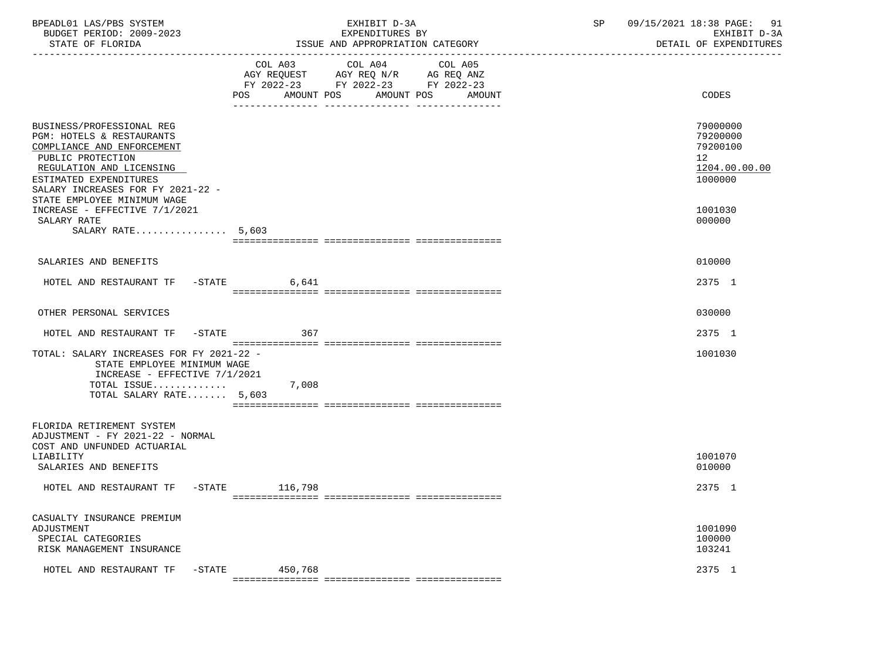BPEADL01 LAS/PBS SYSTEM — EXHIBIT D-3A — EXPENDITURES BY ISSUE AND APPROPRIATION CATEGORY — SP 09/15/2021 18:38
BUDGET PERIOD: 2009-2023 — STATE OF FLORIDA — EXHIBIT D-3A DETAIL OF EXPENDITURES

| | COL A03 AGY REQUEST FY 2022-23 POS AMOUNT | COL A04 AGY REQ N/R FY 2022-23 POS AMOUNT | COL A05 AG REQ ANZ FY 2022-23 POS AMOUNT | CODES |
|---|---|---|---|---|
| BUSINESS/PROFESSIONAL REG | | | | 79000000 |
| PGM: HOTELS & RESTAURANTS | | | | 79200000 |
| COMPLIANCE AND ENFORCEMENT | | | | 79200100 |
| PUBLIC PROTECTION | | | | 12 |
| REGULATION AND LICENSING | | | | 1204.00.00.00 |
| ESTIMATED EXPENDITURES | | | | 1000000 |
| SALARY INCREASES FOR FY 2021-22 - STATE EMPLOYEE MINIMUM WAGE INCREASE - EFFECTIVE 7/1/2021 | | | | 1001030 |
| SALARY RATE | | | | 000000 |
| SALARY RATE................ 5,603 | | | | |
| SALARIES AND BENEFITS | | | | 010000 |
| HOTEL AND RESTAURANT TF -STATE | 6,641 | | | 2375 1 |
| OTHER PERSONAL SERVICES | | | | 030000 |
| HOTEL AND RESTAURANT TF -STATE | 367 | | | 2375 1 |
| TOTAL: SALARY INCREASES FOR FY 2021-22 - STATE EMPLOYEE MINIMUM WAGE INCREASE - EFFECTIVE 7/1/2021 | | | | 1001030 |
| TOTAL ISSUE............. | 7,008 | | | |
| TOTAL SALARY RATE....... 5,603 | | | | |
| FLORIDA RETIREMENT SYSTEM ADJUSTMENT - FY 2021-22 - NORMAL COST AND UNFUNDED ACTUARIAL LIABILITY | | | | 1001070 |
| SALARIES AND BENEFITS | | | | 010000 |
| HOTEL AND RESTAURANT TF -STATE | 116,798 | | | 2375 1 |
| CASUALTY INSURANCE PREMIUM ADJUSTMENT | | | | 1001090 |
| SPECIAL CATEGORIES | | | | 100000 |
| RISK MANAGEMENT INSURANCE | | | | 103241 |
| HOTEL AND RESTAURANT TF -STATE | 450,768 | | | 2375 1 |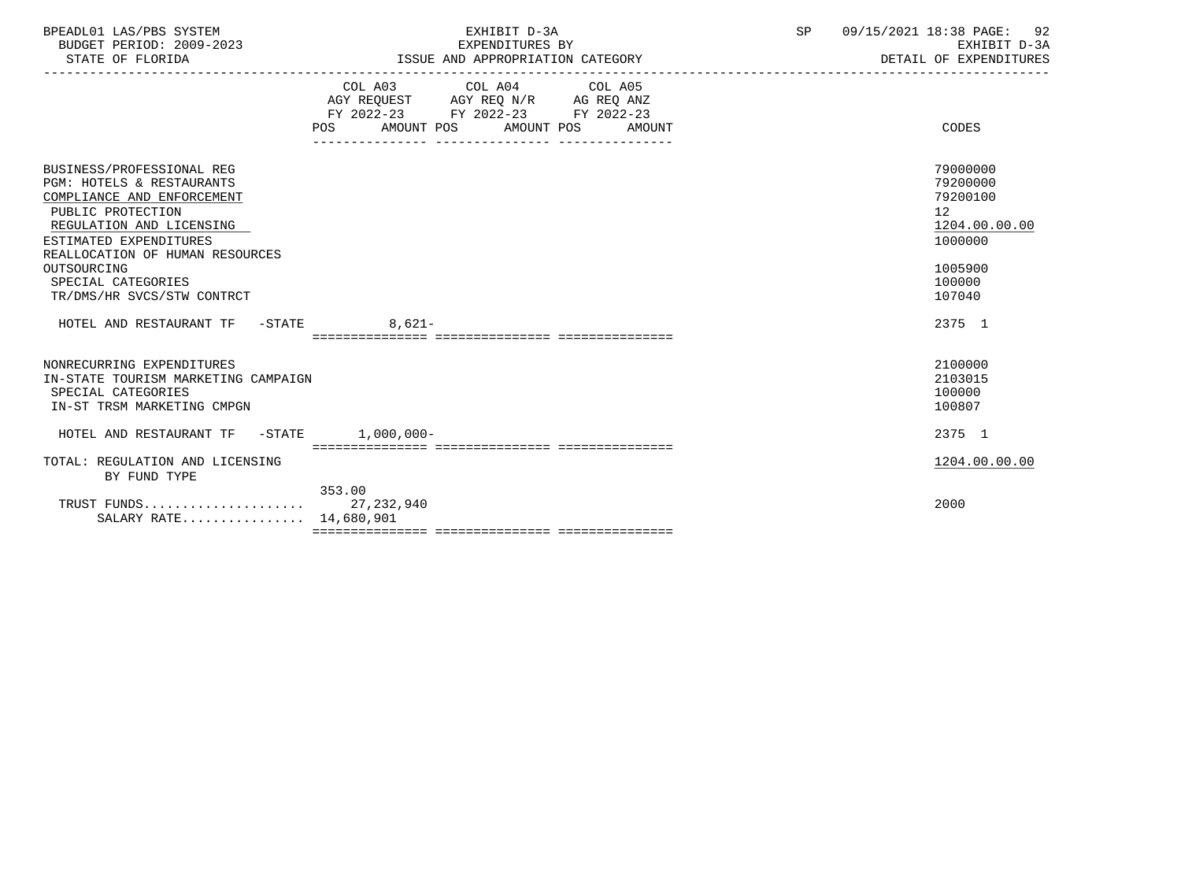BPEADL01 LAS/PBS SYSTEM | EXHIBIT D-3A | SP 09/15/2021 18:38 PAGE: 92
BUDGET PERIOD: 2009-2023 | EXPENDITURES BY | EXHIBIT D-3A
STATE OF FLORIDA | ISSUE AND APPROPRIATION CATEGORY | DETAIL OF EXPENDITURES

| | COL A03 AGY REQUEST FY 2022-23 POS AMOUNT | COL A04 AGY REQ N/R FY 2022-23 POS AMOUNT | COL A05 AG REQ ANZ FY 2022-23 POS AMOUNT | CODES |
|---|---|---|---|---|
| BUSINESS/PROFESSIONAL REG | | | | 79000000 |
| PGM: HOTELS & RESTAURANTS | | | | 79200000 |
| COMPLIANCE AND ENFORCEMENT | | | | 79200100 |
| PUBLIC PROTECTION | | | | 12 |
| REGULATION AND LICENSING | | | | 1204.00.00.00 |
| ESTIMATED EXPENDITURES | | | | 1000000 |
| REALLOCATION OF HUMAN RESOURCES OUTSOURCING | | | | 1005900 |
| SPECIAL CATEGORIES | | | | 100000 |
| TR/DMS/HR SVCS/STW CONTRCT | | | | 107040 |
| HOTEL AND RESTAURANT TF -STATE | 8,621- | | | 2375 1 |
| NONRECURRING EXPENDITURES | | | | 2100000 |
| IN-STATE TOURISM MARKETING CAMPAIGN | | | | 2103015 |
| SPECIAL CATEGORIES | | | | 100000 |
| IN-ST TRSM MARKETING CMPGN | | | | 100807 |
| HOTEL AND RESTAURANT TF -STATE | 1,000,000- | | | 2375 1 |
| TOTAL: REGULATION AND LICENSING BY FUND TYPE | | | | 1204.00.00.00 |
| TRUST FUNDS | 353.00 27,232,940 | | | 2000 |
| SALARY RATE | 14,680,901 | | | |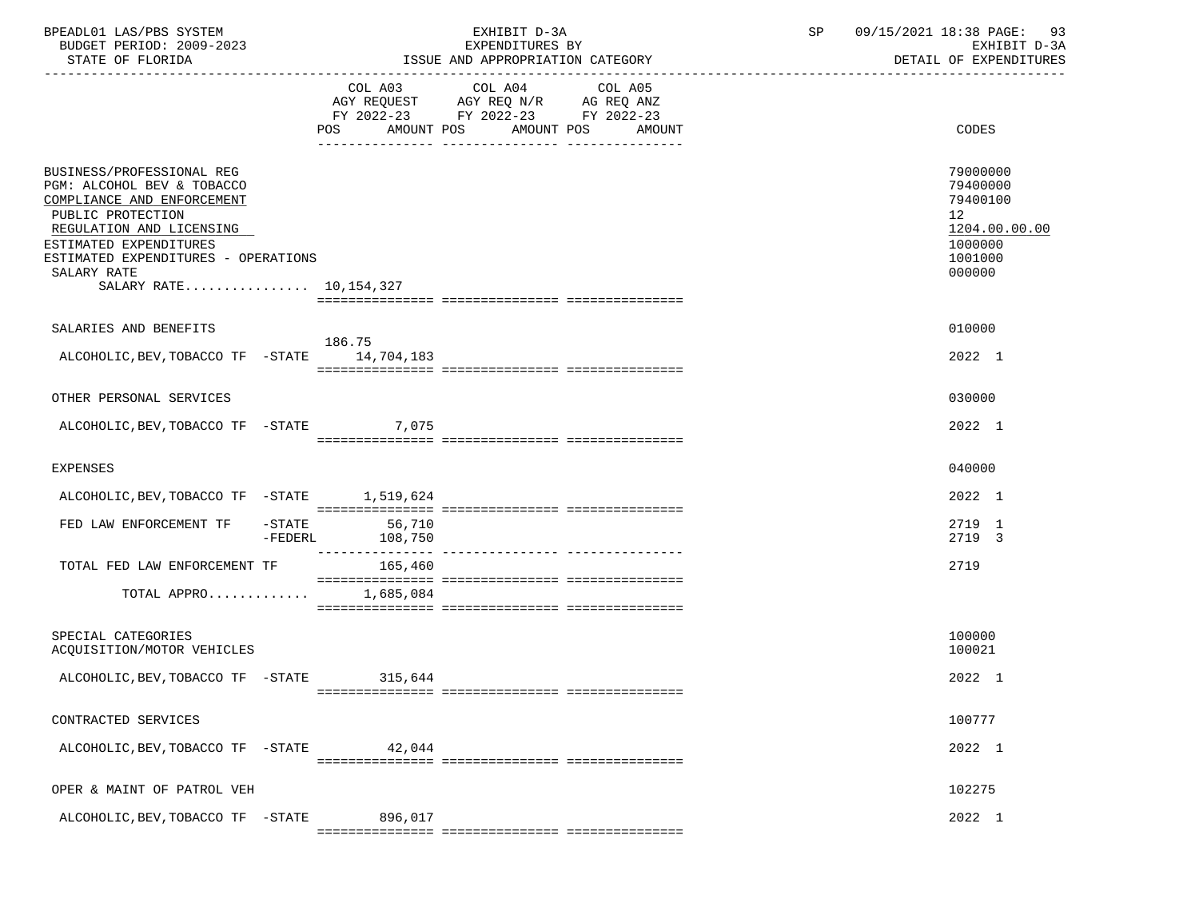BPEADL01 LAS/PBS SYSTEM | EXHIBIT D-3A | SP 09/15/2021 18:38
BUDGET PERIOD: 2009-2023 | EXPENDITURES BY | EXHIBIT D-3A
STATE OF FLORIDA | ISSUE AND APPROPRIATION CATEGORY | DETAIL OF EXPENDITURES

| | COL A03 AGY REQUEST FY 2022-23 POS AMOUNT | COL A04 AGY REQ N/R FY 2022-23 POS AMOUNT | COL A05 AG REQ ANZ FY 2022-23 POS AMOUNT | CODES |
|---|---|---|---|---|
| BUSINESS/PROFESSIONAL REG | | | | 79000000 |
| PGM: ALCOHOL BEV & TOBACCO | | | | 79400000 |
| COMPLIANCE AND ENFORCEMENT | | | | 79400100 |
| PUBLIC PROTECTION | | | | 12 |
| REGULATION AND LICENSING | | | | 1204.00.00.00 |
| ESTIMATED EXPENDITURES | | | | 1000000 |
| ESTIMATED EXPENDITURES - OPERATIONS | | | | 1001000 |
| SALARY RATE | | | | 000000 |
| SALARY RATE................ | 10,154,327 | | | |
| SALARIES AND BENEFITS | | | | 010000 |
| ALCOHOLIC,BEV,TOBACCO TF -STATE | 186.75 14,704,183 | | | 2022 1 |
| OTHER PERSONAL SERVICES | | | | 030000 |
| ALCOHOLIC,BEV,TOBACCO TF -STATE | 7,075 | | | 2022 1 |
| EXPENSES | | | | 040000 |
| ALCOHOLIC,BEV,TOBACCO TF -STATE | 1,519,624 | | | 2022 1 |
| FED LAW ENFORCEMENT TF -STATE | 56,710 | | | 2719 1 |
| -FEDERL | 108,750 | | | 2719 3 |
| TOTAL FED LAW ENFORCEMENT TF | 165,460 | | | 2719 |
| TOTAL APPRO............ | 1,685,084 | | | |
| SPECIAL CATEGORIES | | | | 100000 |
| ACQUISITION/MOTOR VEHICLES | | | | 100021 |
| ALCOHOLIC,BEV,TOBACCO TF -STATE | 315,644 | | | 2022 1 |
| CONTRACTED SERVICES | | | | 100777 |
| ALCOHOLIC,BEV,TOBACCO TF -STATE | 42,044 | | | 2022 1 |
| OPER & MAINT OF PATROL VEH | | | | 102275 |
| ALCOHOLIC,BEV,TOBACCO TF -STATE | 896,017 | | | 2022 1 |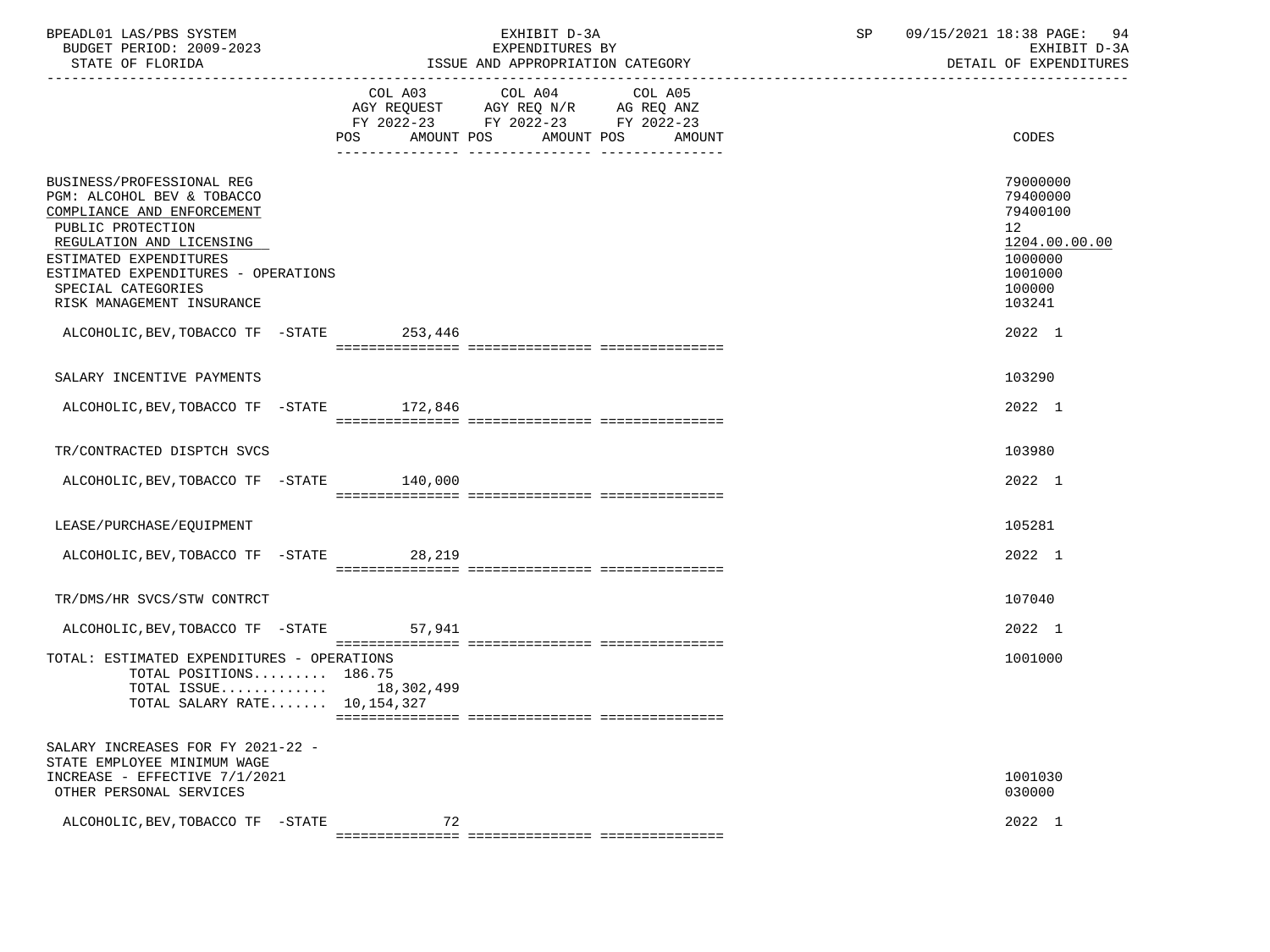EXHIBIT D-3A
EXPENDITURES BY
ISSUE AND APPROPRIATION CATEGORY

BUDGET PERIOD: 2009-2023
STATE OF FLORIDA

EXHIBIT D-3A
DETAIL OF EXPENDITURES

| | COL A03 AGY REQUEST FY 2022-23 POS | AMOUNT | COL A04 AGY REQ N/R FY 2022-23 POS | AMOUNT | COL A05 AG REQ ANZ FY 2022-23 POS | AMOUNT | CODES |
|---|---|---|---|---|---|---|---|
| BUSINESS/PROFESSIONAL REG | | | | | | | 79000000 |
| PGM: ALCOHOL BEV & TOBACCO | | | | | | | 79400000 |
| COMPLIANCE AND ENFORCEMENT | | | | | | | 79400100 |
| PUBLIC PROTECTION | | | | | | | 12 |
| REGULATION AND LICENSING | | | | | | | 1204.00.00.00 |
| ESTIMATED EXPENDITURES | | | | | | | 1000000 |
| ESTIMATED EXPENDITURES - OPERATIONS | | | | | | | 1001000 |
| SPECIAL CATEGORIES | | | | | | | 100000 |
| RISK MANAGEMENT INSURANCE | | | | | | | 103241 |
| ALCOHOLIC,BEV,TOBACCO TF -STATE | | 253,446 | | | | | 2022 1 |
| SALARY INCENTIVE PAYMENTS | | | | | | | 103290 |
| ALCOHOLIC,BEV,TOBACCO TF -STATE | | 172,846 | | | | | 2022 1 |
| TR/CONTRACTED DISPTCH SVCS | | | | | | | 103980 |
| ALCOHOLIC,BEV,TOBACCO TF -STATE | | 140,000 | | | | | 2022 1 |
| LEASE/PURCHASE/EQUIPMENT | | | | | | | 105281 |
| ALCOHOLIC,BEV,TOBACCO TF -STATE | | 28,219 | | | | | 2022 1 |
| TR/DMS/HR SVCS/STW CONTRCT | | | | | | | 107040 |
| ALCOHOLIC,BEV,TOBACCO TF -STATE | | 57,941 | | | | | 2022 1 |
| TOTAL: ESTIMATED EXPENDITURES - OPERATIONS | | | | | | | 1001000 |
| TOTAL POSITIONS......... | 186.75 | | | | | | |
| TOTAL ISSUE............ | | 18,302,499 | | | | | |
| TOTAL SALARY RATE....... | | 10,154,327 | | | | | |
| SALARY INCREASES FOR FY 2021-22 - STATE EMPLOYEE MINIMUM WAGE INCREASE - EFFECTIVE 7/1/2021 | | | | | | | 1001030 |
| OTHER PERSONAL SERVICES | | | | | | | 030000 |
| ALCOHOLIC,BEV,TOBACCO TF -STATE | | 72 | | | | | 2022 1 |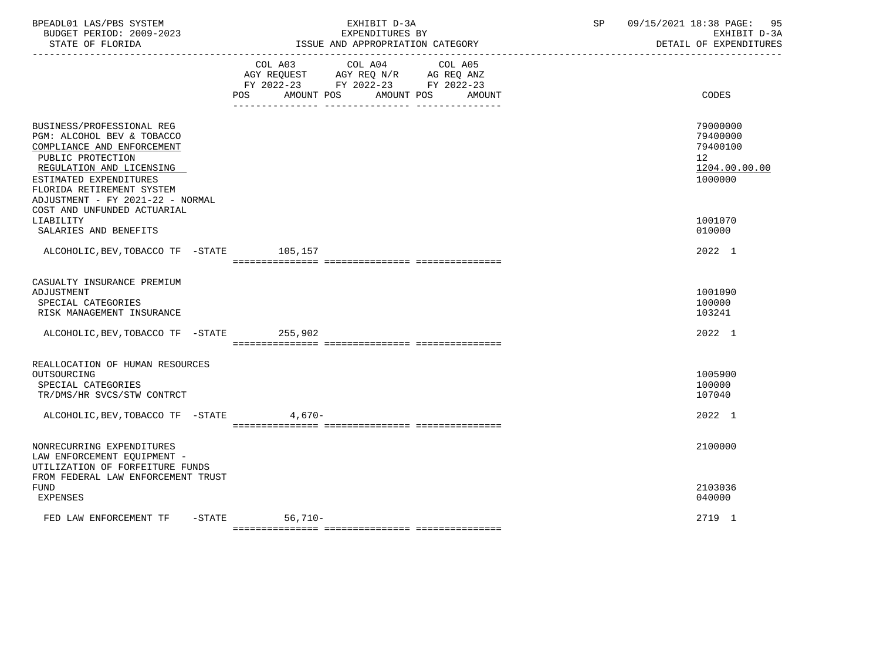BPEADL01 LAS/PBS SYSTEM
BUDGET PERIOD: 2009-2023
STATE OF FLORIDA

EXHIBIT D-3A
EXPENDITURES BY
ISSUE AND APPROPRIATION CATEGORY

SP 09/15/2021 18:38
EXHIBIT D-3A
DETAIL OF EXPENDITURES

| | COL A03 AGY REQUEST FY 2022-23 POS AMOUNT | COL A04 AGY REQ N/R FY 2022-23 POS AMOUNT | COL A05 AG REQ ANZ FY 2022-23 POS AMOUNT | CODES |
|---|---|---|---|---|
| BUSINESS/PROFESSIONAL REG | | | | 79000000 |
| PGM: ALCOHOL BEV & TOBACCO | | | | 79400000 |
| COMPLIANCE AND ENFORCEMENT | | | | 79400100 |
| PUBLIC PROTECTION | | | | 12 |
| REGULATION AND LICENSING | | | | 1204.00.00.00 |
| ESTIMATED EXPENDITURES | | | | 1000000 |
| FLORIDA RETIREMENT SYSTEM ADJUSTMENT - FY 2021-22 - NORMAL COST AND UNFUNDED ACTUARIAL LIABILITY | | | | 1001070 |
| SALARIES AND BENEFITS | | | | 010000 |
| ALCOHOLIC,BEV,TOBACCO TF -STATE | 105,157 | | | 2022 1 |
| CASUALTY INSURANCE PREMIUM ADJUSTMENT | | | | 1001090 |
| SPECIAL CATEGORIES | | | | 100000 |
| RISK MANAGEMENT INSURANCE | | | | 103241 |
| ALCOHOLIC,BEV,TOBACCO TF -STATE | 255,902 | | | 2022 1 |
| REALLOCATION OF HUMAN RESOURCES OUTSOURCING | | | | 1005900 |
| SPECIAL CATEGORIES | | | | 100000 |
| TR/DMS/HR SVCS/STW CONTRCT | | | | 107040 |
| ALCOHOLIC,BEV,TOBACCO TF -STATE | 4,670- | | | 2022 1 |
| NONRECURRING EXPENDITURES | | | | 2100000 |
| LAW ENFORCEMENT EQUIPMENT - UTILIZATION OF FORFEITURE FUNDS FROM FEDERAL LAW ENFORCEMENT TRUST FUND | | | | 2103036 |
| EXPENSES | | | | 040000 |
| FED LAW ENFORCEMENT TF -STATE | 56,710- | | | 2719 1 |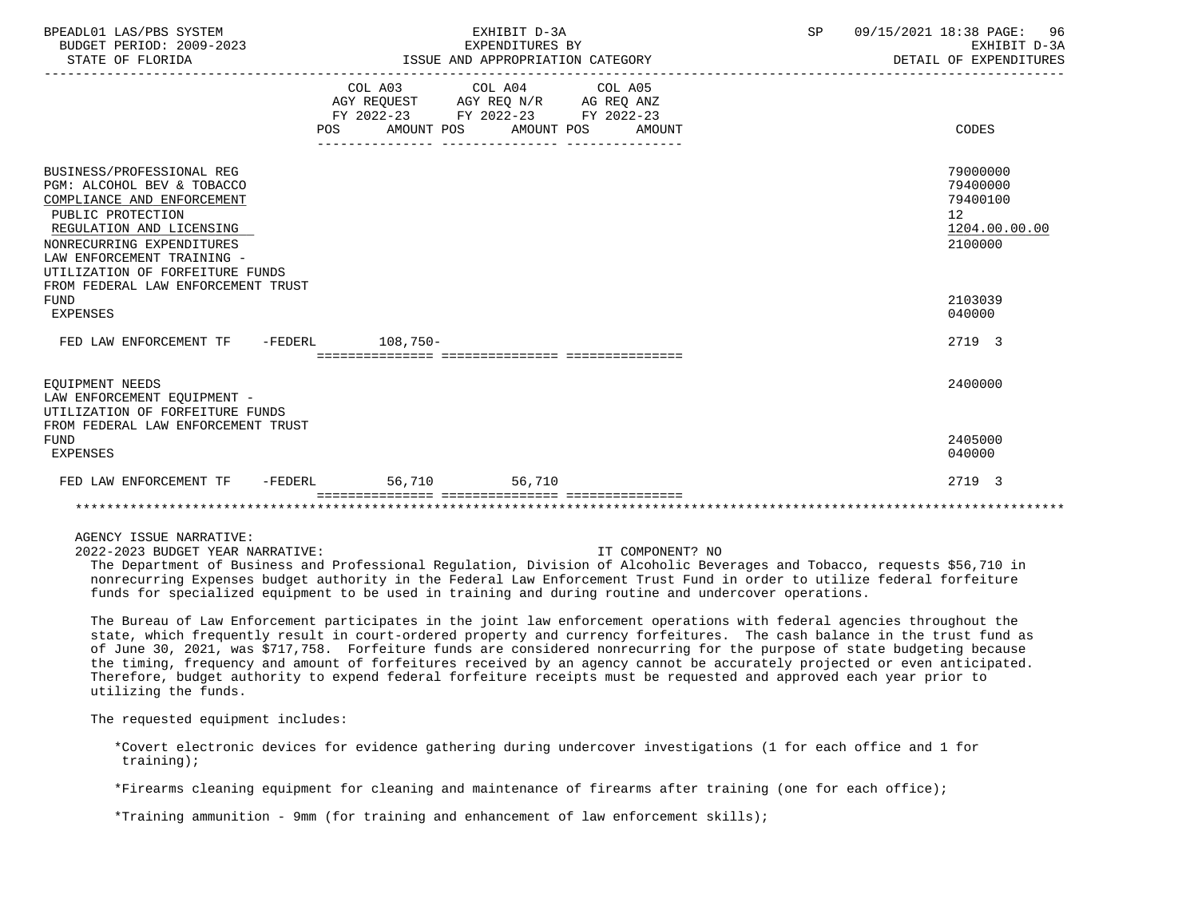| | COL A03 AGY REQUEST FY 2022-23 POS AMOUNT | COL A04 AGY REQ N/R FY 2022-23 POS AMOUNT | COL A05 AG REQ ANZ FY 2022-23 POS AMOUNT | CODES |
|---|---|---|---|---|
| BUSINESS/PROFESSIONAL REG | | | | 79000000 |
| PGM: ALCOHOL BEV & TOBACCO | | | | 79400000 |
| COMPLIANCE AND ENFORCEMENT | | | | 79400100 |
| PUBLIC PROTECTION | | | | 12 |
| REGULATION AND LICENSING | | | | 1204.00.00.00 |
| NONRECURRING EXPENDITURES | | | | 2100000 |
| LAW ENFORCEMENT TRAINING - UTILIZATION OF FORFEITURE FUNDS FROM FEDERAL LAW ENFORCEMENT TRUST FUND | | | | 2103039 |
| EXPENSES | | | | 040000 |
| FED LAW ENFORCEMENT TF -FEDERL | 108,750- | | | 2719 3 |
| EQUIPMENT NEEDS | | | | 2400000 |
| LAW ENFORCEMENT EQUIPMENT - UTILIZATION OF FORFEITURE FUNDS FROM FEDERAL LAW ENFORCEMENT TRUST FUND | | | | 2405000 |
| EXPENSES | | | | 040000 |
| FED LAW ENFORCEMENT TF -FEDERL | 56,710 | 56,710 | | 2719 3 |

AGENCY ISSUE NARRATIVE:

2022-2023 BUDGET YEAR NARRATIVE: IT COMPONENT? NO

The Department of Business and Professional Regulation, Division of Alcoholic Beverages and Tobacco, requests $56,710 in nonrecurring Expenses budget authority in the Federal Law Enforcement Trust Fund in order to utilize federal forfeiture funds for specialized equipment to be used in training and during routine and undercover operations.

The Bureau of Law Enforcement participates in the joint law enforcement operations with federal agencies throughout the state, which frequently result in court-ordered property and currency forfeitures. The cash balance in the trust fund as of June 30, 2021, was $717,758. Forfeiture funds are considered nonrecurring for the purpose of state budgeting because the timing, frequency and amount of forfeitures received by an agency cannot be accurately projected or even anticipated. Therefore, budget authority to expend federal forfeiture receipts must be requested and approved each year prior to utilizing the funds.

The requested equipment includes:

*Covert electronic devices for evidence gathering during undercover investigations (1 for each office and 1 for training);

*Firearms cleaning equipment for cleaning and maintenance of firearms after training (one for each office);

*Training ammunition - 9mm (for training and enhancement of law enforcement skills);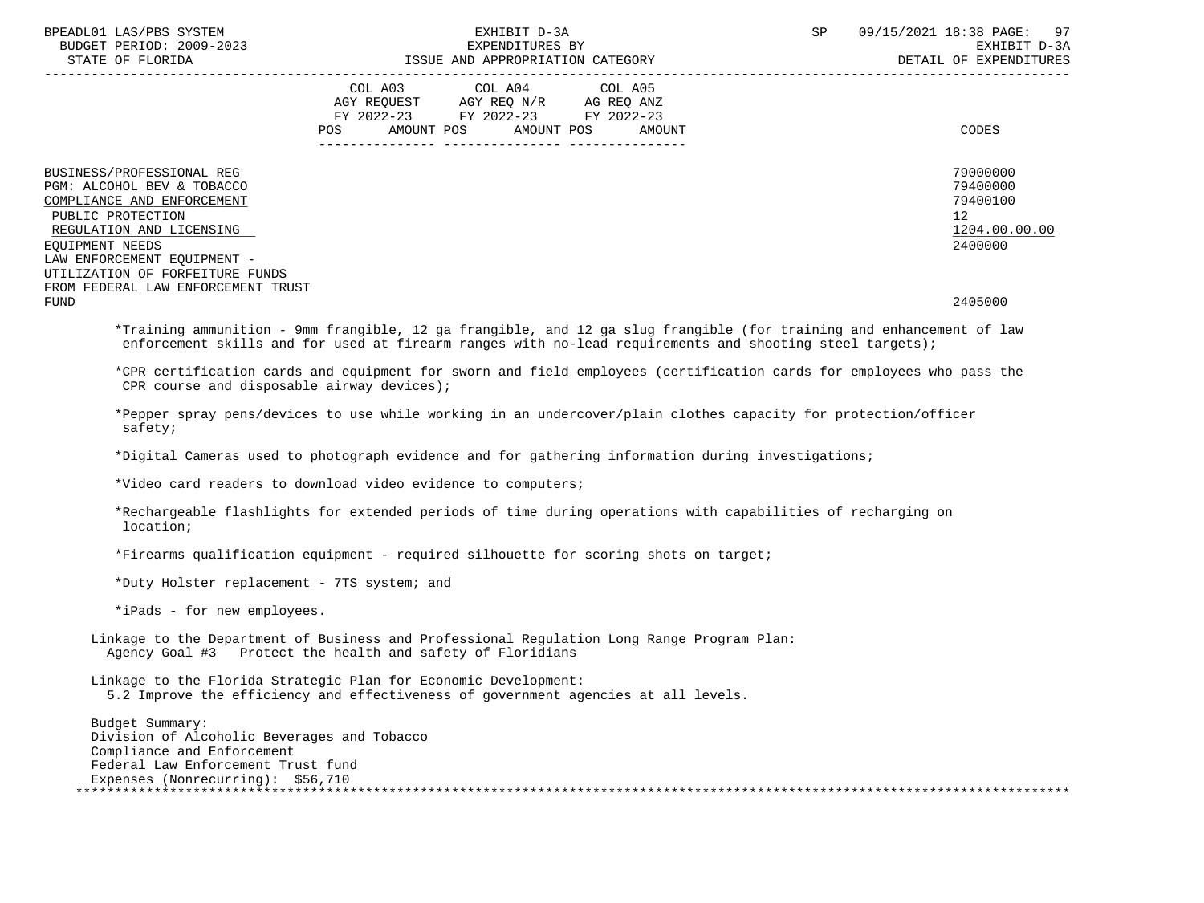| | COL A03 AGY REQUEST FY 2022-23 POS AMOUNT | COL A04 AGY REQ N/R FY 2022-23 POS AMOUNT | COL A05 AG REQ ANZ FY 2022-23 POS AMOUNT | CODES |
|---|---|---|---|---|
| BUSINESS/PROFESSIONAL REG | | | | 79000000 |
| PGM: ALCOHOL BEV & TOBACCO | | | | 79400000 |
| COMPLIANCE AND ENFORCEMENT | | | | 79400100 |
| PUBLIC PROTECTION | | | | 12 |
| REGULATION AND LICENSING | | | | 1204.00.00.00 |
| EQUIPMENT NEEDS | | | | 2400000 |
| LAW ENFORCEMENT EQUIPMENT - UTILIZATION OF FORFEITURE FUNDS FROM FEDERAL LAW ENFORCEMENT TRUST FUND | | | | 2405000 |

*Training ammunition - 9mm frangible, 12 ga frangible, and 12 ga slug frangible (for training and enhancement of law enforcement skills and for used at firearm ranges with no-lead requirements and shooting steel targets);

*CPR certification cards and equipment for sworn and field employees (certification cards for employees who pass the CPR course and disposable airway devices);

*Pepper spray pens/devices to use while working in an undercover/plain clothes capacity for protection/officer safety;

*Digital Cameras used to photograph evidence and for gathering information during investigations;

*Video card readers to download video evidence to computers;

*Rechargeable flashlights for extended periods of time during operations with capabilities of recharging on location;

*Firearms qualification equipment - required silhouette for scoring shots on target;

*Duty Holster replacement - 7TS system; and

*iPads - for new employees.

Linkage to the Department of Business and Professional Regulation Long Range Program Plan:
Agency Goal #3 Protect the health and safety of Floridians

Linkage to the Florida Strategic Plan for Economic Development:
5.2 Improve the efficiency and effectiveness of government agencies at all levels.

Budget Summary:
Division of Alcoholic Beverages and Tobacco
Compliance and Enforcement
Federal Law Enforcement Trust fund
Expenses (Nonrecurring): $56,710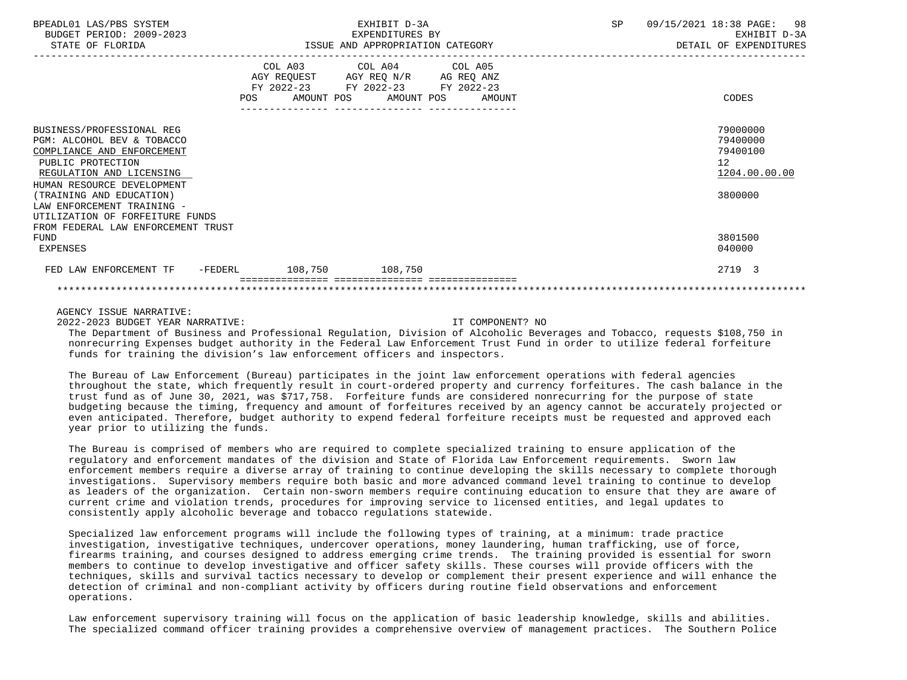| | COL A03 AGY REQUEST FY 2022-23 POS AMOUNT | COL A04 AGY REQ N/R FY 2022-23 POS AMOUNT | COL A05 AG REQ ANZ FY 2022-23 POS AMOUNT | CODES |
|---|---|---|---|---|
| BUSINESS/PROFESSIONAL REG | | | | 79000000 |
| PGM: ALCOHOL BEV & TOBACCO | | | | 79400000 |
| COMPLIANCE AND ENFORCEMENT | | | | 79400100 |
| PUBLIC PROTECTION | | | | 12 |
| REGULATION AND LICENSING | | | | 1204.00.00.00 |
| HUMAN RESOURCE DEVELOPMENT (TRAINING AND EDUCATION) | | | | 3800000 |
| LAW ENFORCEMENT TRAINING - UTILIZATION OF FORFEITURE FUNDS FROM FEDERAL LAW ENFORCEMENT TRUST FUND | | | | 3801500 |
| EXPENSES | | | | 040000 |
| FED LAW ENFORCEMENT TF -FEDERL | 108,750 | 108,750 | | 2719 3 |

AGENCY ISSUE NARRATIVE:

2022-2023 BUDGET YEAR NARRATIVE: IT COMPONENT? NO

The Department of Business and Professional Regulation, Division of Alcoholic Beverages and Tobacco, requests $108,750 in nonrecurring Expenses budget authority in the Federal Law Enforcement Trust Fund in order to utilize federal forfeiture funds for training the division's law enforcement officers and inspectors.

The Bureau of Law Enforcement (Bureau) participates in the joint law enforcement operations with federal agencies throughout the state, which frequently result in court-ordered property and currency forfeitures. The cash balance in the trust fund as of June 30, 2021, was $717,758. Forfeiture funds are considered nonrecurring for the purpose of state budgeting because the timing, frequency and amount of forfeitures received by an agency cannot be accurately projected or even anticipated. Therefore, budget authority to expend federal forfeiture receipts must be requested and approved each year prior to utilizing the funds.

The Bureau is comprised of members who are required to complete specialized training to ensure application of the regulatory and enforcement mandates of the division and State of Florida Law Enforcement requirements. Sworn law enforcement members require a diverse array of training to continue developing the skills necessary to complete thorough investigations. Supervisory members require both basic and more advanced command level training to continue to develop as leaders of the organization. Certain non-sworn members require continuing education to ensure that they are aware of current crime and violation trends, procedures for improving service to licensed entities, and legal updates to consistently apply alcoholic beverage and tobacco regulations statewide.

Specialized law enforcement programs will include the following types of training, at a minimum: trade practice investigation, investigative techniques, undercover operations, money laundering, human trafficking, use of force, firearms training, and courses designed to address emerging crime trends. The training provided is essential for sworn members to continue to develop investigative and officer safety skills. These courses will provide officers with the techniques, skills and survival tactics necessary to develop or complement their present experience and will enhance the detection of criminal and non-compliant activity by officers during routine field observations and enforcement operations.

Law enforcement supervisory training will focus on the application of basic leadership knowledge, skills and abilities. The specialized command officer training provides a comprehensive overview of management practices. The Southern Police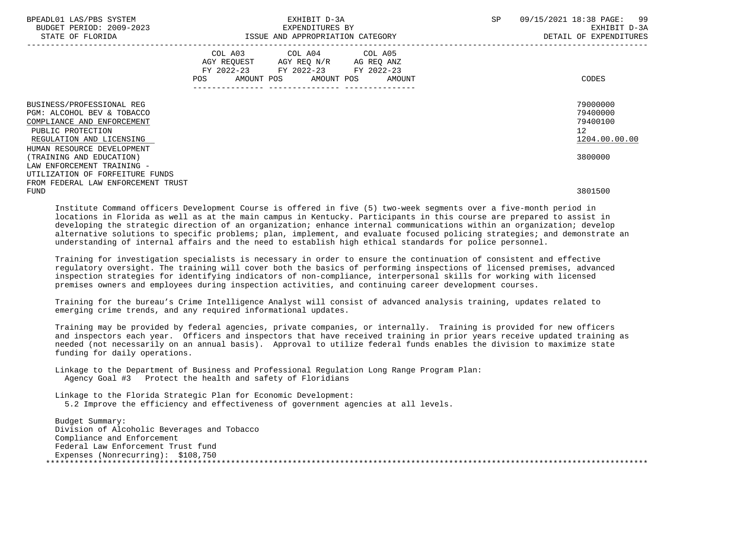| | COL A03 AGY REQUEST FY 2022-23 POS AMOUNT | COL A04 AGY REQ N/R FY 2022-23 POS AMOUNT | COL A05 AG REQ ANZ FY 2022-23 POS AMOUNT | CODES |
|---|---|---|---|---|
| BUSINESS/PROFESSIONAL REG | | | | 79000000 |
| PGM: ALCOHOL BEV & TOBACCO | | | | 79400000 |
| COMPLIANCE AND ENFORCEMENT | | | | 79400100 |
| PUBLIC PROTECTION | | | | 12 |
| REGULATION AND LICENSING | | | | 1204.00.00.00 |
| HUMAN RESOURCE DEVELOPMENT (TRAINING AND EDUCATION) | | | | 3800000 |
| LAW ENFORCEMENT TRAINING - UTILIZATION OF FORFEITURE FUNDS FROM FEDERAL LAW ENFORCEMENT TRUST FUND | | | | 3801500 |

Institute Command officers Development Course is offered in five (5) two-week segments over a five-month period in locations in Florida as well as at the main campus in Kentucky. Participants in this course are prepared to assist in developing the strategic direction of an organization; enhance internal communications within an organization; develop alternative solutions to specific problems; plan, implement, and evaluate focused policing strategies; and demonstrate an understanding of internal affairs and the need to establish high ethical standards for police personnel.

Training for investigation specialists is necessary in order to ensure the continuation of consistent and effective regulatory oversight. The training will cover both the basics of performing inspections of licensed premises, advanced inspection strategies for identifying indicators of non-compliance, interpersonal skills for working with licensed premises owners and employees during inspection activities, and continuing career development courses.

Training for the bureau’s Crime Intelligence Analyst will consist of advanced analysis training, updates related to emerging crime trends, and any required informational updates.

Training may be provided by federal agencies, private companies, or internally. Training is provided for new officers and inspectors each year. Officers and inspectors that have received training in prior years receive updated training as needed (not necessarily on an annual basis). Approval to utilize federal funds enables the division to maximize state funding for daily operations.

Linkage to the Department of Business and Professional Regulation Long Range Program Plan:
Agency Goal #3 Protect the health and safety of Floridians

Linkage to the Florida Strategic Plan for Economic Development:
5.2 Improve the efficiency and effectiveness of government agencies at all levels.

Budget Summary:
Division of Alcoholic Beverages and Tobacco
Compliance and Enforcement
Federal Law Enforcement Trust fund
Expenses (Nonrecurring): $108,750

*******************************************************************************************************************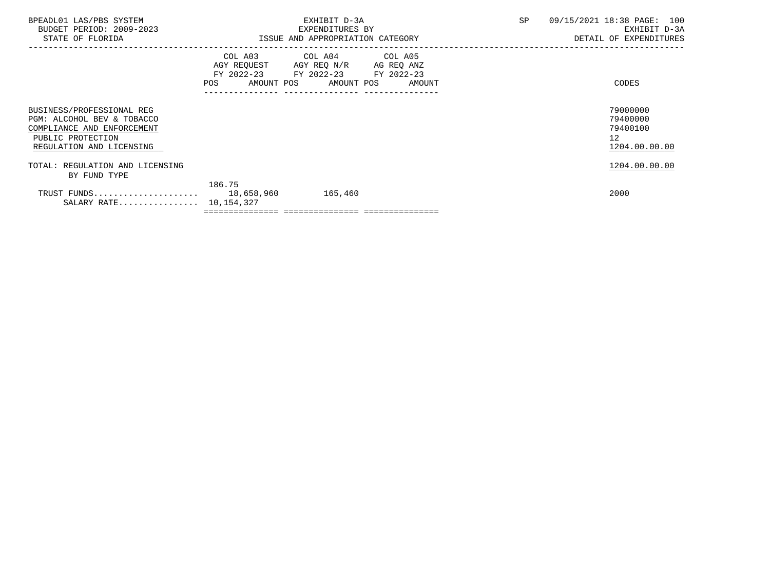BPEADL01 LAS/PBS SYSTEM
BUDGET PERIOD: 2009-2023
STATE OF FLORIDA

EXHIBIT D-3A
EXPENDITURES BY
ISSUE AND APPROPRIATION CATEGORY

SP 09/15/2021 18:38 PAGE: 100
EXHIBIT D-3A
DETAIL OF EXPENDITURES

| | COL A03 AGY REQUEST FY 2022-23 POS | AMOUNT | COL A04 AGY REQ N/R FY 2022-23 POS | AMOUNT | COL A05 AG REQ ANZ FY 2022-23 POS | AMOUNT | CODES |
|---|---|---|---|---|---|---|---|
| BUSINESS/PROFESSIONAL REG | | | | | | | 79000000 |
| PGM: ALCOHOL BEV & TOBACCO | | | | | | | 79400000 |
| COMPLIANCE AND ENFORCEMENT | | | | | | | 79400100 |
| PUBLIC PROTECTION | | | | | | | 12 |
| REGULATION AND LICENSING | | | | | | | 1204.00.00.00 |
| TOTAL: REGULATION AND LICENSING | | | | | | | 1204.00.00.00 |
| BY FUND TYPE | | | | | | | |
| TRUST FUNDS..................... | 186.75 | 18,658,960 | | 165,460 | | | 2000 |
| SALARY RATE................ | | 10,154,327 | | | | | |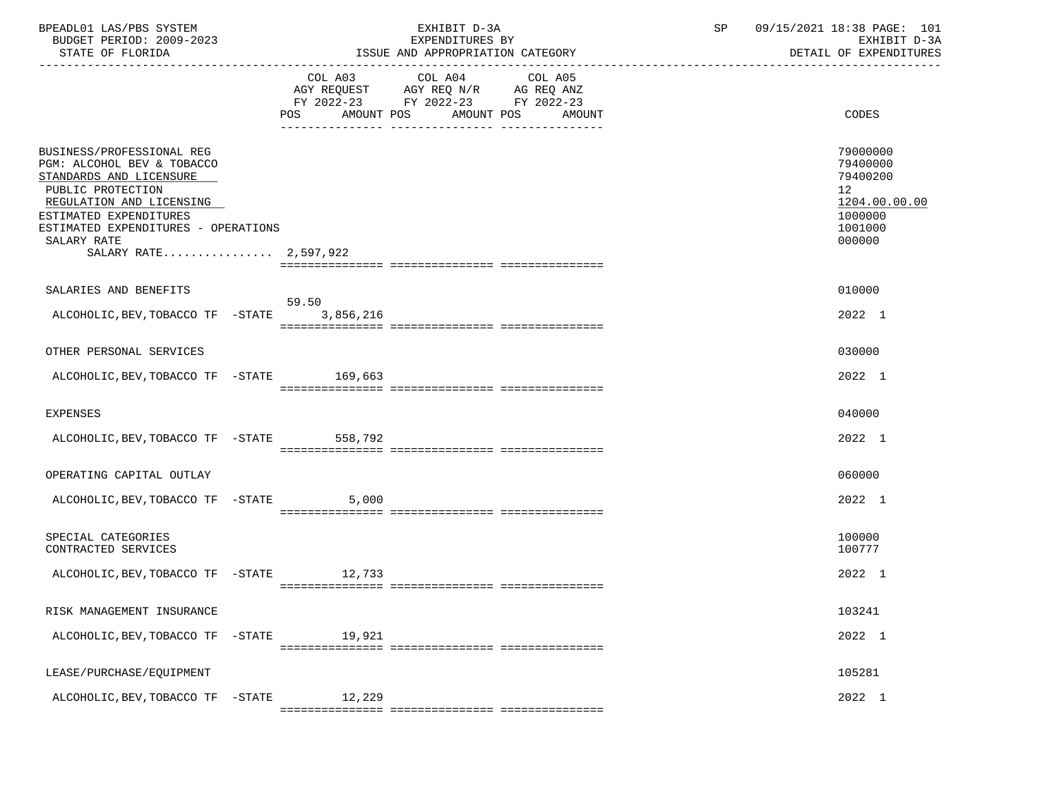BPEADL01 LAS/PBS SYSTEM — EXHIBIT D-3A — EXPENDITURES BY ISSUE AND APPROPRIATION CATEGORY

BUDGET PERIOD: 2009-2023 — STATE OF FLORIDA — DETAIL OF EXPENDITURES

| | COL A03 AGY REQUEST FY 2022-23 POS | AMOUNT | COL A04 AGY REQ N/R FY 2022-23 POS | AMOUNT | COL A05 AG REQ ANZ FY 2022-23 POS | AMOUNT | CODES |
|---|---|---|---|---|---|---|---|
| BUSINESS/PROFESSIONAL REG | | | | | | | 79000000 |
| PGM: ALCOHOL BEV & TOBACCO | | | | | | | 79400000 |
| STANDARDS AND LICENSURE | | | | | | | 79400200 |
| PUBLIC PROTECTION | | | | | | | 12 |
| REGULATION AND LICENSING | | | | | | | 1204.00.00.00 |
| ESTIMATED EXPENDITURES | | | | | | | 1000000 |
| ESTIMATED EXPENDITURES - OPERATIONS | | | | | | | 1001000 |
| SALARY RATE | | | | | | | 000000 |
| SALARY RATE................ 2,597,922 | | | | | | | |
| SALARIES AND BENEFITS | | | | | | | 010000 |
| ALCOHOLIC,BEV,TOBACCO TF -STATE | 59.50 | 3,856,216 | | | | | 2022 1 |
| OTHER PERSONAL SERVICES | | | | | | | 030000 |
| ALCOHOLIC,BEV,TOBACCO TF -STATE | | 169,663 | | | | | 2022 1 |
| EXPENSES | | | | | | | 040000 |
| ALCOHOLIC,BEV,TOBACCO TF -STATE | | 558,792 | | | | | 2022 1 |
| OPERATING CAPITAL OUTLAY | | | | | | | 060000 |
| ALCOHOLIC,BEV,TOBACCO TF -STATE | | 5,000 | | | | | 2022 1 |
| SPECIAL CATEGORIES | | | | | | | 100000 |
| CONTRACTED SERVICES | | | | | | | 100777 |
| ALCOHOLIC,BEV,TOBACCO TF -STATE | | 12,733 | | | | | 2022 1 |
| RISK MANAGEMENT INSURANCE | | | | | | | 103241 |
| ALCOHOLIC,BEV,TOBACCO TF -STATE | | 19,921 | | | | | 2022 1 |
| LEASE/PURCHASE/EQUIPMENT | | | | | | | 105281 |
| ALCOHOLIC,BEV,TOBACCO TF -STATE | | 12,229 | | | | | 2022 1 |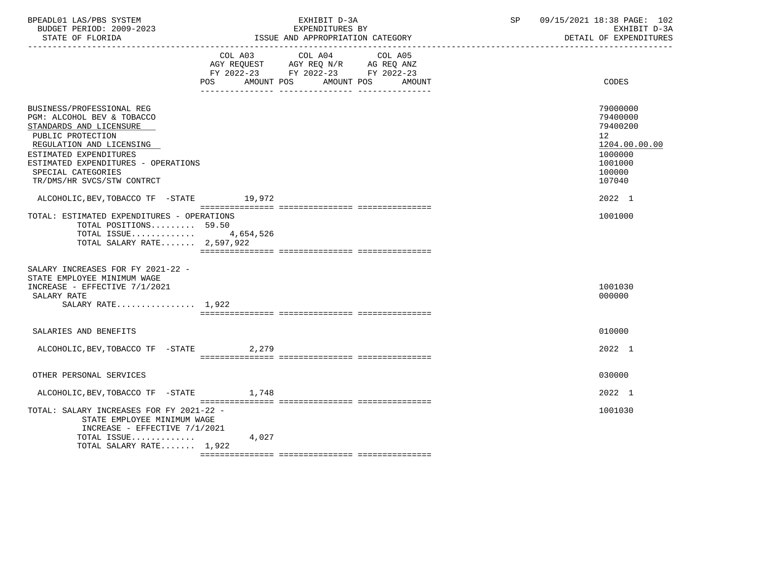BPEADL01 LAS/PBS SYSTEM | EXHIBIT D-3A | SP 09/15/2021 18:38 PAGE: 102
BUDGET PERIOD: 2009-2023 | EXPENDITURES BY | EXHIBIT D-3A
STATE OF FLORIDA | ISSUE AND APPROPRIATION CATEGORY | DETAIL OF EXPENDITURES

| | COL A03 AGY REQUEST FY 2022-23 POS AMOUNT | COL A04 AGY REQ N/R FY 2022-23 POS AMOUNT | COL A05 AG REQ ANZ FY 2022-23 POS AMOUNT | CODES |
|---|---|---|---|---|
| BUSINESS/PROFESSIONAL REG | | | | 79000000 |
| PGM: ALCOHOL BEV & TOBACCO | | | | 79400000 |
| STANDARDS AND LICENSURE | | | | 79400200 |
| PUBLIC PROTECTION | | | | 12 |
| REGULATION AND LICENSING | | | | 1204.00.00.00 |
| ESTIMATED EXPENDITURES | | | | 1000000 |
| ESTIMATED EXPENDITURES - OPERATIONS | | | | 1001000 |
| SPECIAL CATEGORIES | | | | 100000 |
| TR/DMS/HR SVCS/STW CONTRCT | | | | 107040 |
| ALCOHOLIC,BEV,TOBACCO TF -STATE | 19,972 | | | 2022 1 |
| TOTAL: ESTIMATED EXPENDITURES - OPERATIONS | | | | 1001000 |
| TOTAL POSITIONS......... | 59.50 | | | |
| TOTAL ISSUE............. | 4,654,526 | | | |
| TOTAL SALARY RATE....... | 2,597,922 | | | |
| SALARY INCREASES FOR FY 2021-22 - STATE EMPLOYEE MINIMUM WAGE INCREASE - EFFECTIVE 7/1/2021 | | | | 1001030 |
| SALARY RATE | | | | 000000 |
| SALARY RATE................ | 1,922 | | | |
| SALARIES AND BENEFITS | | | | 010000 |
| ALCOHOLIC,BEV,TOBACCO TF -STATE | 2,279 | | | 2022 1 |
| OTHER PERSONAL SERVICES | | | | 030000 |
| ALCOHOLIC,BEV,TOBACCO TF -STATE | 1,748 | | | 2022 1 |
| TOTAL: SALARY INCREASES FOR FY 2021-22 - STATE EMPLOYEE MINIMUM WAGE INCREASE - EFFECTIVE 7/1/2021 | | | | 1001030 |
| TOTAL ISSUE............. | 4,027 | | | |
| TOTAL SALARY RATE....... | 1,922 | | | |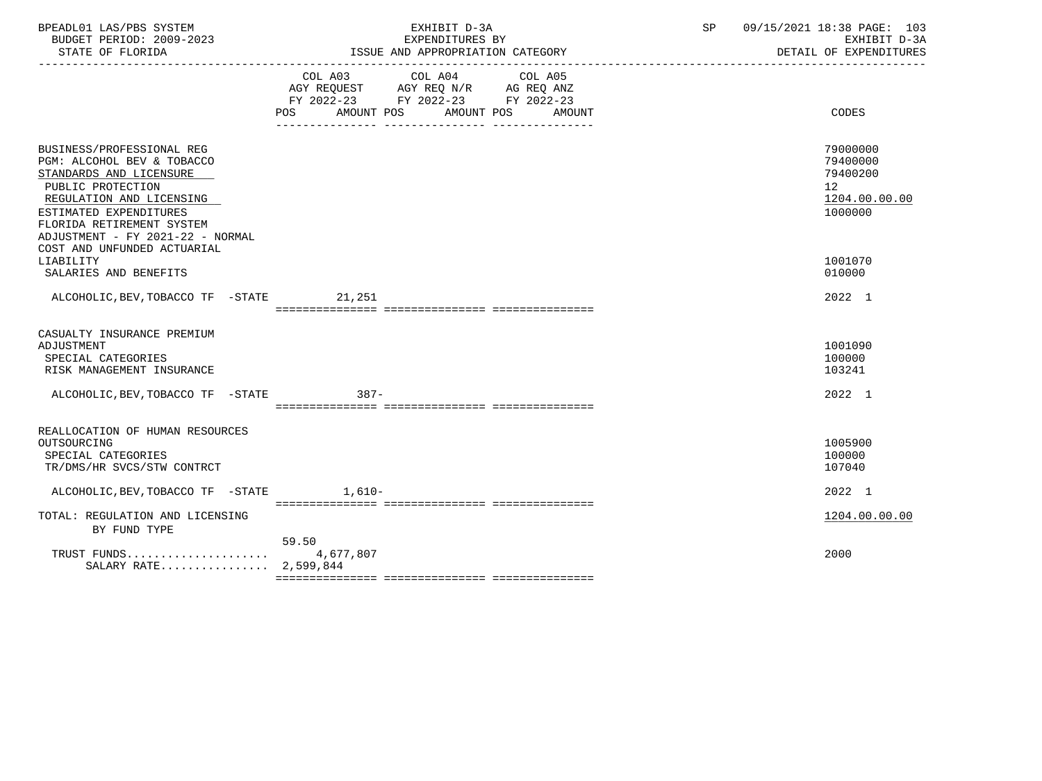BPEADL01 LAS/PBS SYSTEM | EXHIBIT D-3A | SP 09/15/2021 18:38

BUDGET PERIOD: 2009-2023 | EXPENDITURES BY | EXHIBIT D-3A

STATE OF FLORIDA | ISSUE AND APPROPRIATION CATEGORY | DETAIL OF EXPENDITURES

| | COL A03 AGY REQUEST FY 2022-23 POS AMOUNT | COL A04 AGY REQ N/R FY 2022-23 POS AMOUNT | COL A05 AG REQ ANZ FY 2022-23 POS AMOUNT | CODES |
|---|---|---|---|---|
| BUSINESS/PROFESSIONAL REG | | | | 79000000 |
| PGM: ALCOHOL BEV & TOBACCO | | | | 79400000 |
| STANDARDS AND LICENSURE | | | | 79400200 |
| PUBLIC PROTECTION | | | | 12 |
| REGULATION AND LICENSING | | | | 1204.00.00.00 |
| ESTIMATED EXPENDITURES | | | | 1000000 |
| FLORIDA RETIREMENT SYSTEM ADJUSTMENT - FY 2021-22 - NORMAL COST AND UNFUNDED ACTUARIAL LIABILITY | | | | 1001070 |
| SALARIES AND BENEFITS | | | | 010000 |
| ALCOHOLIC,BEV,TOBACCO TF -STATE | 21,251 | | | 2022 1 |
| CASUALTY INSURANCE PREMIUM ADJUSTMENT | | | | 1001090 |
| SPECIAL CATEGORIES | | | | 100000 |
| RISK MANAGEMENT INSURANCE | | | | 103241 |
| ALCOHOLIC,BEV,TOBACCO TF -STATE | 387- | | | 2022 1 |
| REALLOCATION OF HUMAN RESOURCES OUTSOURCING | | | | 1005900 |
| SPECIAL CATEGORIES | | | | 100000 |
| TR/DMS/HR SVCS/STW CONTRCT | | | | 107040 |
| ALCOHOLIC,BEV,TOBACCO TF -STATE | 1,610- | | | 2022 1 |
| TOTAL: REGULATION AND LICENSING | | | | 1204.00.00.00 |
| BY FUND TYPE | | | | |
| TRUST FUNDS | 59.50 4,677,807 | | | 2000 |
| SALARY RATE | 2,599,844 | | | |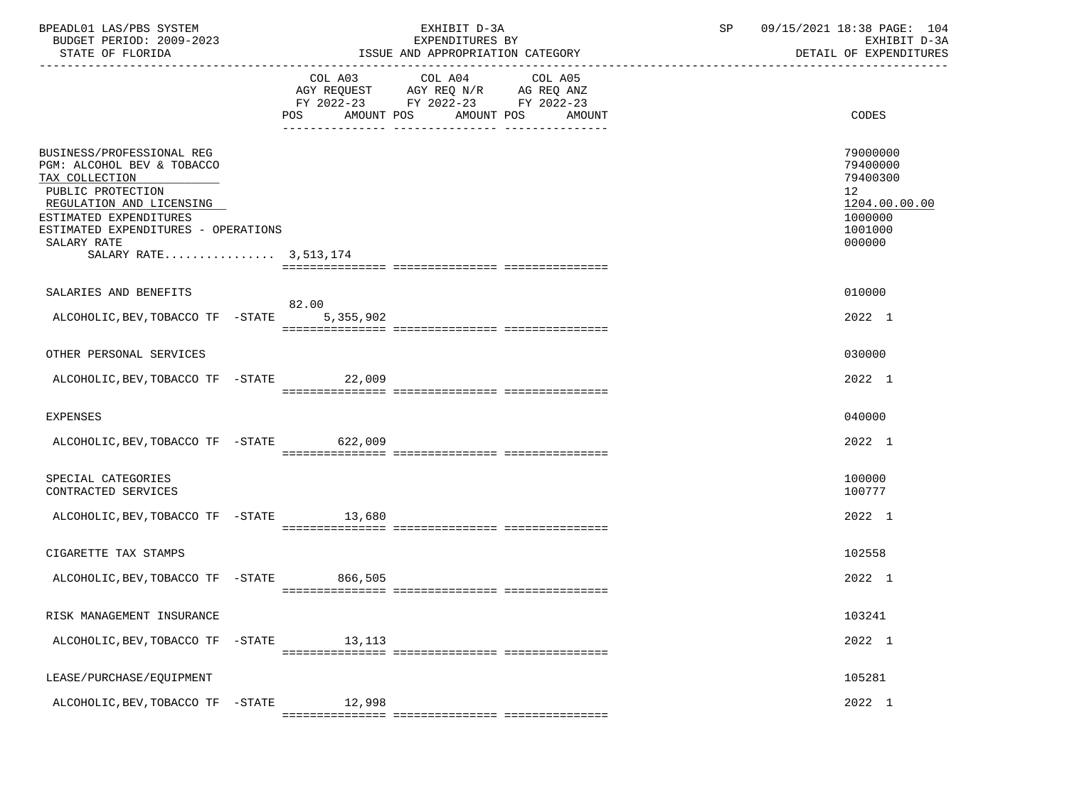BPEADL01 LAS/PBS SYSTEM | EXHIBIT D-3A | SP 09/15/2021 18:38
BUDGET PERIOD: 2009-2023 | EXPENDITURES BY | EXHIBIT D-3A
STATE OF FLORIDA | ISSUE AND APPROPRIATION CATEGORY | DETAIL OF EXPENDITURES

| | COL A03 AGY REQUEST FY 2022-23 POS | AMOUNT | COL A04 AGY REQ N/R FY 2022-23 POS | AMOUNT | COL A05 AG REQ ANZ FY 2022-23 POS | AMOUNT | CODES |
|---|---|---|---|---|---|---|---|
| BUSINESS/PROFESSIONAL REG | | | | | | | 79000000 |
| PGM: ALCOHOL BEV & TOBACCO | | | | | | | 79400000 |
| TAX COLLECTION | | | | | | | 79400300 |
| PUBLIC PROTECTION | | | | | | | 12 |
| REGULATION AND LICENSING | | | | | | | 1204.00.00.00 |
| ESTIMATED EXPENDITURES | | | | | | | 1000000 |
| ESTIMATED EXPENDITURES - OPERATIONS | | | | | | | 1001000 |
| SALARY RATE | | | | | | | 000000 |
| SALARY RATE................ 3,513,174 | | | | | | | |
| SALARIES AND BENEFITS | | | | | | | 010000 |
| ALCOHOLIC,BEV,TOBACCO TF -STATE | 82.00 | 5,355,902 | | | | | 2022 1 |
| OTHER PERSONAL SERVICES | | | | | | | 030000 |
| ALCOHOLIC,BEV,TOBACCO TF -STATE | | 22,009 | | | | | 2022 1 |
| EXPENSES | | | | | | | 040000 |
| ALCOHOLIC,BEV,TOBACCO TF -STATE | | 622,009 | | | | | 2022 1 |
| SPECIAL CATEGORIES | | | | | | | 100000 |
| CONTRACTED SERVICES | | | | | | | 100777 |
| ALCOHOLIC,BEV,TOBACCO TF -STATE | | 13,680 | | | | | 2022 1 |
| CIGARETTE TAX STAMPS | | | | | | | 102558 |
| ALCOHOLIC,BEV,TOBACCO TF -STATE | | 866,505 | | | | | 2022 1 |
| RISK MANAGEMENT INSURANCE | | | | | | | 103241 |
| ALCOHOLIC,BEV,TOBACCO TF -STATE | | 13,113 | | | | | 2022 1 |
| LEASE/PURCHASE/EQUIPMENT | | | | | | | 105281 |
| ALCOHOLIC,BEV,TOBACCO TF -STATE | | 12,998 | | | | | 2022 1 |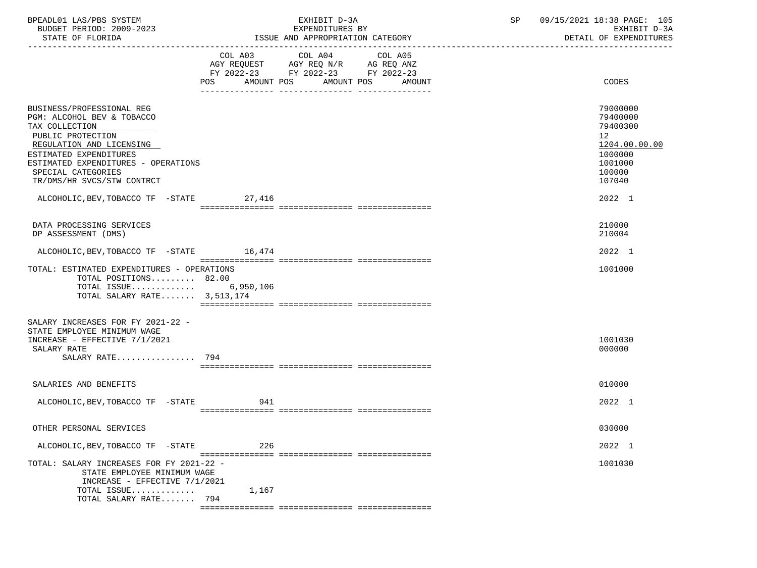BPEADL01 LAS/PBS SYSTEM — EXHIBIT D-3A — SP 09/15/2021 18:38

BUDGET PERIOD: 2009-2023 — EXPENDITURES BY ISSUE AND APPROPRIATION CATEGORY — EXHIBIT D-3A

STATE OF FLORIDA — DETAIL OF EXPENDITURES

| | COL A03 AGY REQUEST FY 2022-23 POS | AMOUNT | COL A04 AGY REQ N/R FY 2022-23 POS | AMOUNT | COL A05 AG REQ ANZ FY 2022-23 POS | AMOUNT | CODES |
|---|---|---|---|---|---|---|---|
| BUSINESS/PROFESSIONAL REG | | | | | | | 79000000 |
| PGM: ALCOHOL BEV & TOBACCO | | | | | | | 79400000 |
| TAX COLLECTION | | | | | | | 79400300 |
| PUBLIC PROTECTION | | | | | | | 12 |
| REGULATION AND LICENSING | | | | | | | 1204.00.00.00 |
| ESTIMATED EXPENDITURES | | | | | | | 1000000 |
| ESTIMATED EXPENDITURES - OPERATIONS | | | | | | | 1001000 |
| SPECIAL CATEGORIES | | | | | | | 100000 |
| TR/DMS/HR SVCS/STW CONTRCT | | | | | | | 107040 |
| ALCOHOLIC,BEV,TOBACCO TF -STATE | | 27,416 | | | | | 2022 1 |
| DATA PROCESSING SERVICES | | | | | | | 210000 |
| DP ASSESSMENT (DMS) | | | | | | | 210004 |
| ALCOHOLIC,BEV,TOBACCO TF -STATE | | 16,474 | | | | | 2022 1 |
| TOTAL: ESTIMATED EXPENDITURES - OPERATIONS | | | | | | | 1001000 |
| TOTAL POSITIONS......... | 82.00 | | | | | | |
| TOTAL ISSUE............ | | 6,950,106 | | | | | |
| TOTAL SALARY RATE....... | 3,513,174 | | | | | | |
| SALARY INCREASES FOR FY 2021-22 - STATE EMPLOYEE MINIMUM WAGE INCREASE - EFFECTIVE 7/1/2021 | | | | | | | 1001030 |
| SALARY RATE | | | | | | | 000000 |
| SALARY RATE................ | 794 | | | | | | |
| SALARIES AND BENEFITS | | | | | | | 010000 |
| ALCOHOLIC,BEV,TOBACCO TF -STATE | | 941 | | | | | 2022 1 |
| OTHER PERSONAL SERVICES | | | | | | | 030000 |
| ALCOHOLIC,BEV,TOBACCO TF -STATE | | 226 | | | | | 2022 1 |
| TOTAL: SALARY INCREASES FOR FY 2021-22 - STATE EMPLOYEE MINIMUM WAGE INCREASE - EFFECTIVE 7/1/2021 | | | | | | | 1001030 |
| TOTAL ISSUE............ | | 1,167 | | | | | |
| TOTAL SALARY RATE....... | 794 | | | | | | |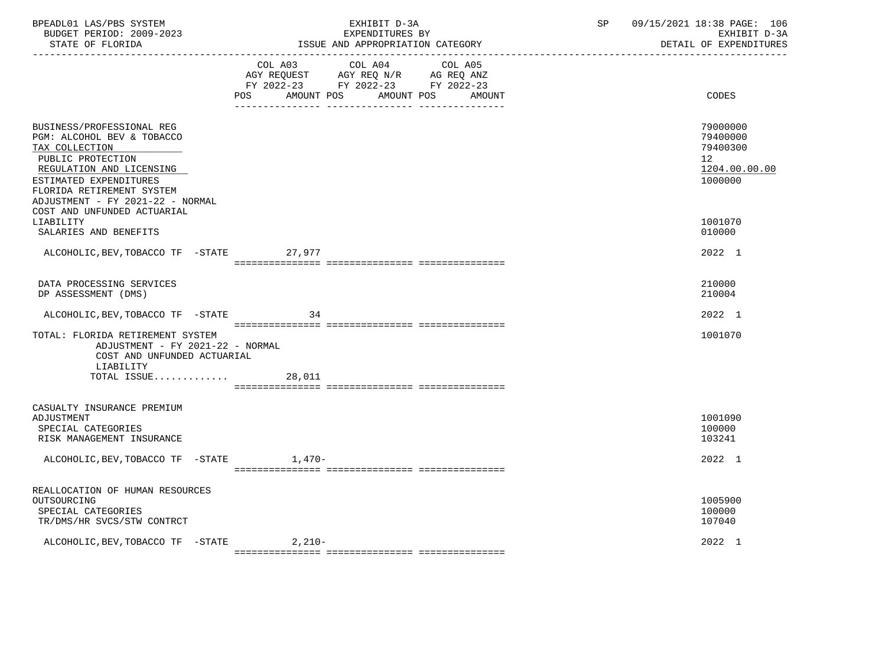BPEADL01 LAS/PBS SYSTEM | EXHIBIT D-3A | SP 09/15/2021 18:38 PAGE: 106
BUDGET PERIOD: 2009-2023 | EXPENDITURES BY | EXHIBIT D-3A
STATE OF FLORIDA | ISSUE AND APPROPRIATION CATEGORY | DETAIL OF EXPENDITURES

| | COL A03 AGY REQUEST FY 2022-23 POS AMOUNT | COL A04 AGY REQ N/R FY 2022-23 POS AMOUNT | COL A05 AG REQ ANZ FY 2022-23 POS AMOUNT | CODES |
|---|---|---|---|---|
| BUSINESS/PROFESSIONAL REG | | | | 79000000 |
| PGM: ALCOHOL BEV & TOBACCO | | | | 79400000 |
| TAX COLLECTION | | | | 79400300 |
| PUBLIC PROTECTION | | | | 12 |
| REGULATION AND LICENSING | | | | 1204.00.00.00 |
| ESTIMATED EXPENDITURES | | | | 1000000 |
| FLORIDA RETIREMENT SYSTEM ADJUSTMENT - FY 2021-22 - NORMAL COST AND UNFUNDED ACTUARIAL LIABILITY | | | | 1001070 |
| SALARIES AND BENEFITS | | | | 010000 |
| ALCOHOLIC,BEV,TOBACCO TF -STATE | 27,977 | | | 2022 1 |
| DATA PROCESSING SERVICES | | | | 210000 |
| DP ASSESSMENT (DMS) | | | | 210004 |
| ALCOHOLIC,BEV,TOBACCO TF -STATE | 34 | | | 2022 1 |
| TOTAL: FLORIDA RETIREMENT SYSTEM ADJUSTMENT - FY 2021-22 - NORMAL COST AND UNFUNDED ACTUARIAL LIABILITY | | | | 1001070 |
| TOTAL ISSUE............. | 28,011 | | | |
| CASUALTY INSURANCE PREMIUM ADJUSTMENT | | | | 1001090 |
| SPECIAL CATEGORIES | | | | 100000 |
| RISK MANAGEMENT INSURANCE | | | | 103241 |
| ALCOHOLIC,BEV,TOBACCO TF -STATE | 1,470- | | | 2022 1 |
| REALLOCATION OF HUMAN RESOURCES OUTSOURCING | | | | 1005900 |
| SPECIAL CATEGORIES | | | | 100000 |
| TR/DMS/HR SVCS/STW CONTRCT | | | | 107040 |
| ALCOHOLIC,BEV,TOBACCO TF -STATE | 2,210- | | | 2022 1 |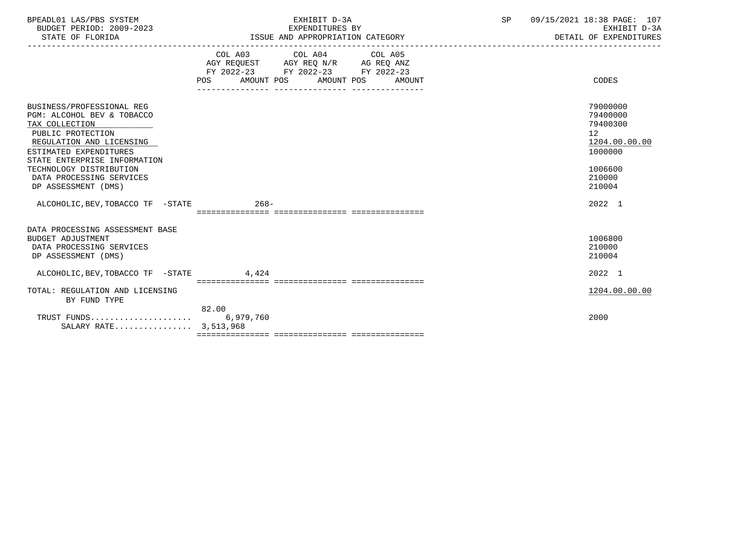| | COL A03 AGY REQUEST FY 2022-23 POS AMOUNT | COL A04 AGY REQ N/R FY 2022-23 POS AMOUNT | COL A05 AG REQ ANZ FY 2022-23 POS AMOUNT | CODES |
|---|---|---|---|---|
| BUSINESS/PROFESSIONAL REG | | | | 79000000 |
| PGM: ALCOHOL BEV & TOBACCO | | | | 79400000 |
| TAX COLLECTION | | | | 79400300 |
| PUBLIC PROTECTION | | | | 12 |
| REGULATION AND LICENSING | | | | 1204.00.00.00 |
| ESTIMATED EXPENDITURES | | | | 1000000 |
| STATE ENTERPRISE INFORMATION TECHNOLOGY DISTRIBUTION | | | | 1006600 |
| DATA PROCESSING SERVICES | | | | 210000 |
| DP ASSESSMENT (DMS) | | | | 210004 |
| ALCOHOLIC,BEV,TOBACCO TF -STATE | 268- | | | 2022 1 |
| DATA PROCESSING ASSESSMENT BASE BUDGET ADJUSTMENT | | | | 1006800 |
| DATA PROCESSING SERVICES | | | | 210000 |
| DP ASSESSMENT (DMS) | | | | 210004 |
| ALCOHOLIC,BEV,TOBACCO TF -STATE | 4,424 | | | 2022 1 |
| TOTAL: REGULATION AND LICENSING BY FUND TYPE | | | | 1204.00.00.00 |
| TRUST FUNDS | 82.00 6,979,760 | | | 2000 |
| SALARY RATE | 3,513,968 | | | |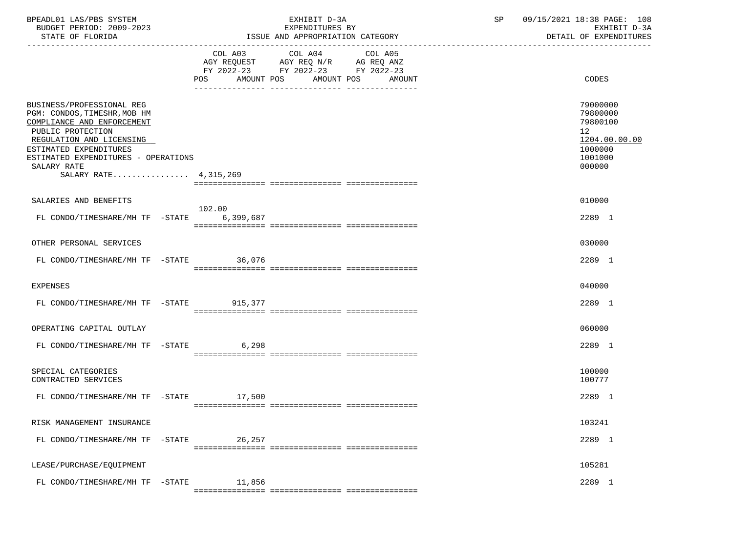BPEADL01 LAS/PBS SYSTEM — EXHIBIT D-3A — EXPENDITURES BY ISSUE AND APPROPRIATION CATEGORY

BUDGET PERIOD: 2009-2023 — STATE OF FLORIDA — SP 09/15/2021 18:38 — EXHIBIT D-3A DETAIL OF EXPENDITURES

| | COL A03 AGY REQUEST FY 2022-23 POS | AMOUNT | COL A04 AGY REQ N/R FY 2022-23 POS | AMOUNT | COL A05 AG REQ ANZ FY 2022-23 POS | AMOUNT | CODES |
|---|---|---|---|---|---|---|---|
| BUSINESS/PROFESSIONAL REG | | | | | | | 79000000 |
| PGM: CONDOS,TIMESHR,MOB HM | | | | | | | 79800000 |
| COMPLIANCE AND ENFORCEMENT | | | | | | | 79800100 |
| PUBLIC PROTECTION | | | | | | | 12 |
| REGULATION AND LICENSING | | | | | | | 1204.00.00.00 |
| ESTIMATED EXPENDITURES | | | | | | | 1000000 |
| ESTIMATED EXPENDITURES - OPERATIONS | | | | | | | 1001000 |
| SALARY RATE | | | | | | | 000000 |
| SALARY RATE................ 4,315,269 | | | | | | | |
| SALARIES AND BENEFITS | | | | | | | 010000 |
| FL CONDO/TIMESHARE/MH TF -STATE | 102.00 | 6,399,687 | | | | | 2289 1 |
| OTHER PERSONAL SERVICES | | | | | | | 030000 |
| FL CONDO/TIMESHARE/MH TF -STATE | | 36,076 | | | | | 2289 1 |
| EXPENSES | | | | | | | 040000 |
| FL CONDO/TIMESHARE/MH TF -STATE | | 915,377 | | | | | 2289 1 |
| OPERATING CAPITAL OUTLAY | | | | | | | 060000 |
| FL CONDO/TIMESHARE/MH TF -STATE | | 6,298 | | | | | 2289 1 |
| SPECIAL CATEGORIES | | | | | | | 100000 |
| CONTRACTED SERVICES | | | | | | | 100777 |
| FL CONDO/TIMESHARE/MH TF -STATE | | 17,500 | | | | | 2289 1 |
| RISK MANAGEMENT INSURANCE | | | | | | | 103241 |
| FL CONDO/TIMESHARE/MH TF -STATE | | 26,257 | | | | | 2289 1 |
| LEASE/PURCHASE/EQUIPMENT | | | | | | | 105281 |
| FL CONDO/TIMESHARE/MH TF -STATE | | 11,856 | | | | | 2289 1 |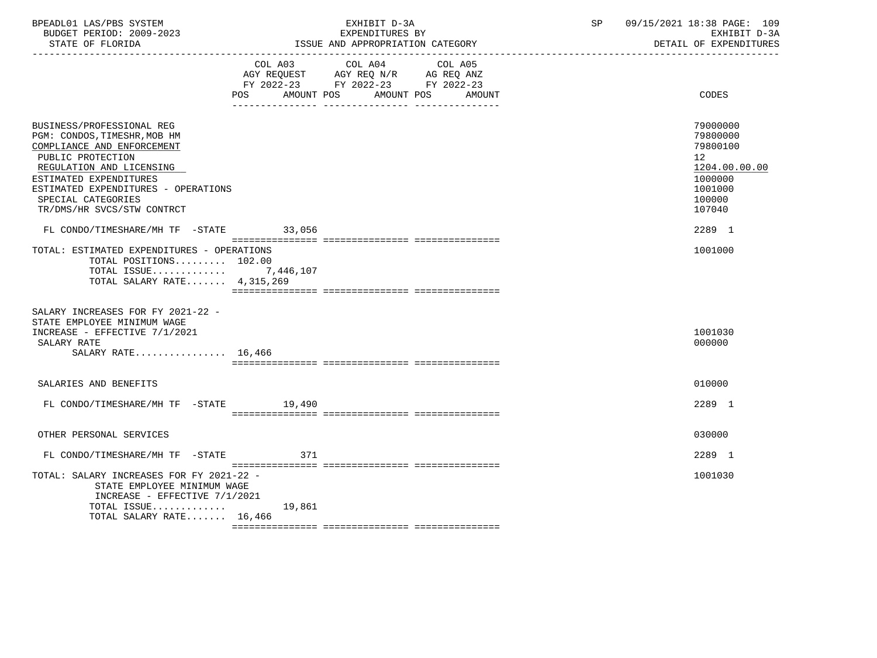BPEADL01 LAS/PBS SYSTEM — EXHIBIT D-3A — EXPENDITURES BY ISSUE AND APPROPRIATION CATEGORY — SP 09/15/2021 18:38 PAGE: 109
BUDGET PERIOD: 2009-2023 — EXHIBIT D-3A
STATE OF FLORIDA — DETAIL OF EXPENDITURES

| | COL A03 AGY REQUEST FY 2022-23 POS AMOUNT | COL A04 AGY REQ N/R FY 2022-23 POS AMOUNT | COL A05 AG REQ ANZ FY 2022-23 POS AMOUNT | CODES |
|---|---|---|---|---|
| BUSINESS/PROFESSIONAL REG | | | | 79000000 |
| PGM: CONDOS,TIMESHR,MOB HM | | | | 79800000 |
| COMPLIANCE AND ENFORCEMENT | | | | 79800100 |
| PUBLIC PROTECTION | | | | 12 |
| REGULATION AND LICENSING | | | | 1204.00.00.00 |
| ESTIMATED EXPENDITURES | | | | 1000000 |
| ESTIMATED EXPENDITURES - OPERATIONS | | | | 1001000 |
| SPECIAL CATEGORIES | | | | 100000 |
| TR/DMS/HR SVCS/STW CONTRCT | | | | 107040 |
| FL CONDO/TIMESHARE/MH TF -STATE | 33,056 | | | 2289 1 |
| TOTAL: ESTIMATED EXPENDITURES - OPERATIONS | | | | 1001000 |
| TOTAL POSITIONS......... | 102.00 | | | |
| TOTAL ISSUE............. | 7,446,107 | | | |
| TOTAL SALARY RATE....... | 4,315,269 | | | |
| SALARY INCREASES FOR FY 2021-22 - STATE EMPLOYEE MINIMUM WAGE INCREASE - EFFECTIVE 7/1/2021 | | | | 1001030 |
| SALARY RATE | | | | 000000 |
| SALARY RATE................ | 16,466 | | | |
| SALARIES AND BENEFITS | | | | 010000 |
| FL CONDO/TIMESHARE/MH TF -STATE | 19,490 | | | 2289 1 |
| OTHER PERSONAL SERVICES | | | | 030000 |
| FL CONDO/TIMESHARE/MH TF -STATE | 371 | | | 2289 1 |
| TOTAL: SALARY INCREASES FOR FY 2021-22 - STATE EMPLOYEE MINIMUM WAGE INCREASE - EFFECTIVE 7/1/2021 | | | | 1001030 |
| TOTAL ISSUE............. | 19,861 | | | |
| TOTAL SALARY RATE....... | 16,466 | | | |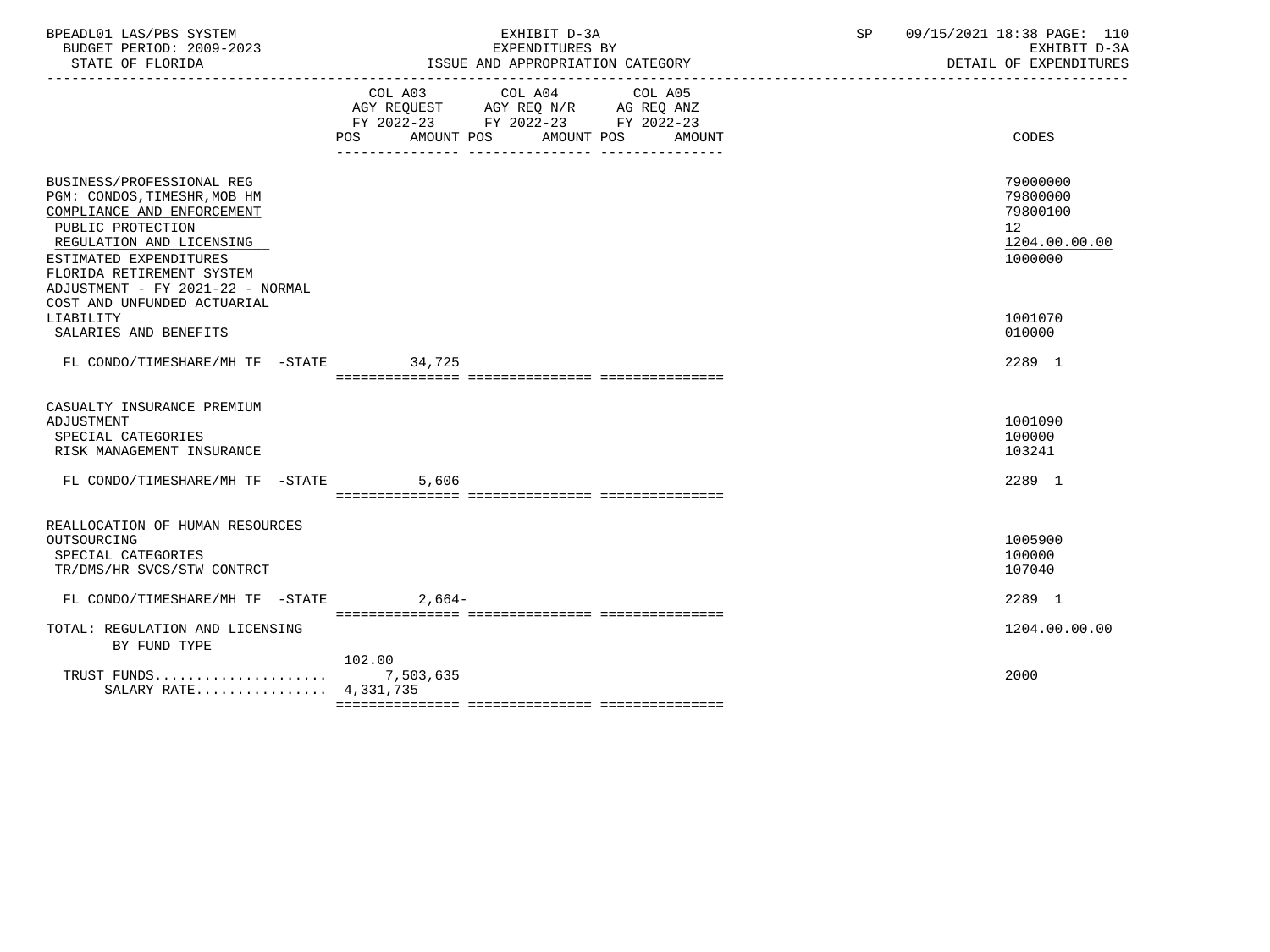BPEADL01 LAS/PBS SYSTEM
BUDGET PERIOD: 2009-2023
STATE OF FLORIDA

EXHIBIT D-3A
EXPENDITURES BY
ISSUE AND APPROPRIATION CATEGORY

SP 09/15/2021 18:38

EXHIBIT D-3A
DETAIL OF EXPENDITURES

| | COL A03 AGY REQUEST FY 2022-23 POS | AMOUNT | COL A04 AGY REQ N/R FY 2022-23 POS | AMOUNT | COL A05 AG REQ ANZ FY 2022-23 POS | AMOUNT | CODES |
|---|---|---|---|---|---|---|---|
| BUSINESS/PROFESSIONAL REG | | | | | | | 79000000 |
| PGM: CONDOS,TIMESHR,MOB HM | | | | | | | 79800000 |
| COMPLIANCE AND ENFORCEMENT | | | | | | | 79800100 |
| PUBLIC PROTECTION | | | | | | | 12 |
| REGULATION AND LICENSING | | | | | | | 1204.00.00.00 |
| ESTIMATED EXPENDITURES | | | | | | | 1000000 |
| FLORIDA RETIREMENT SYSTEM ADJUSTMENT - FY 2021-22 - NORMAL COST AND UNFUNDED ACTUARIAL LIABILITY | | | | | | | 1001070 |
| SALARIES AND BENEFITS | | | | | | | 010000 |
| FL CONDO/TIMESHARE/MH TF -STATE | | 34,725 | | | | | 2289 1 |
| CASUALTY INSURANCE PREMIUM ADJUSTMENT | | | | | | | 1001090 |
| SPECIAL CATEGORIES | | | | | | | 100000 |
| RISK MANAGEMENT INSURANCE | | | | | | | 103241 |
| FL CONDO/TIMESHARE/MH TF -STATE | | 5,606 | | | | | 2289 1 |
| REALLOCATION OF HUMAN RESOURCES OUTSOURCING | | | | | | | 1005900 |
| SPECIAL CATEGORIES | | | | | | | 100000 |
| TR/DMS/HR SVCS/STW CONTRCT | | | | | | | 107040 |
| FL CONDO/TIMESHARE/MH TF -STATE | | 2,664- | | | | | 2289 1 |
| TOTAL: REGULATION AND LICENSING | | | | | | | 1204.00.00.00 |
| BY FUND TYPE | | | | | | | |
| TRUST FUNDS.................... | 102.00 | 7,503,635 | | | | | 2000 |
| SALARY RATE................ | | 4,331,735 | | | | | |